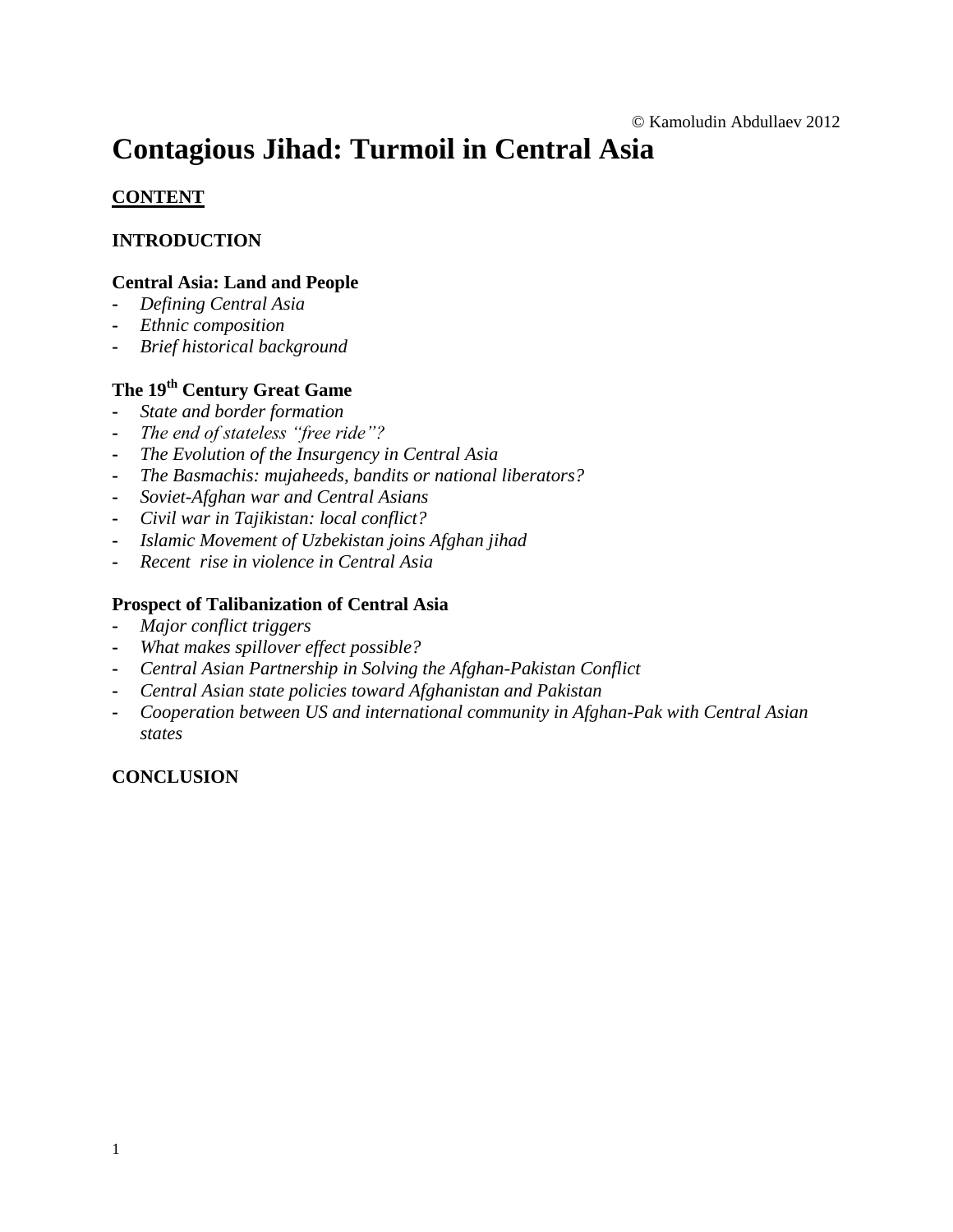© Kamoludin Abdullaev 2012

# Contagious Jihad: Turmoil in Central Asia

**CONTENT**

**INTRODUCTION**

**Central Asia: Land and People**

- *Defining Central Asia*
- *Ethnic composition*
- *Brief historical background*

**The 19th Century Great Game**

- *State and border formation*
- *The end of stateless "free ride"?*
- *The Evolution of the Insurgency in Central Asia*
- *The Basmachis: mujaheeds, bandits or national liberators?*
- *Soviet-Afghan war and Central Asians*
- *Civil war in Tajikistan: local conflict?*
- *Islamic Movement of Uzbekistan joins Afghan jihad*
- *Recent rise in violence in Central Asia*

**Prospect of Talibanization of Central Asia**

- *Major conflict triggers*
- *What makes spillover effect possible?*
- *Central Asian Partnership in Solving the Afghan-Pakistan Conflict*
- *Central Asian state policies toward Afghanistan and Pakistan*
- *Cooperation between US and international community in Afghan-Pak with Central Asian states*

**CONCLUSION**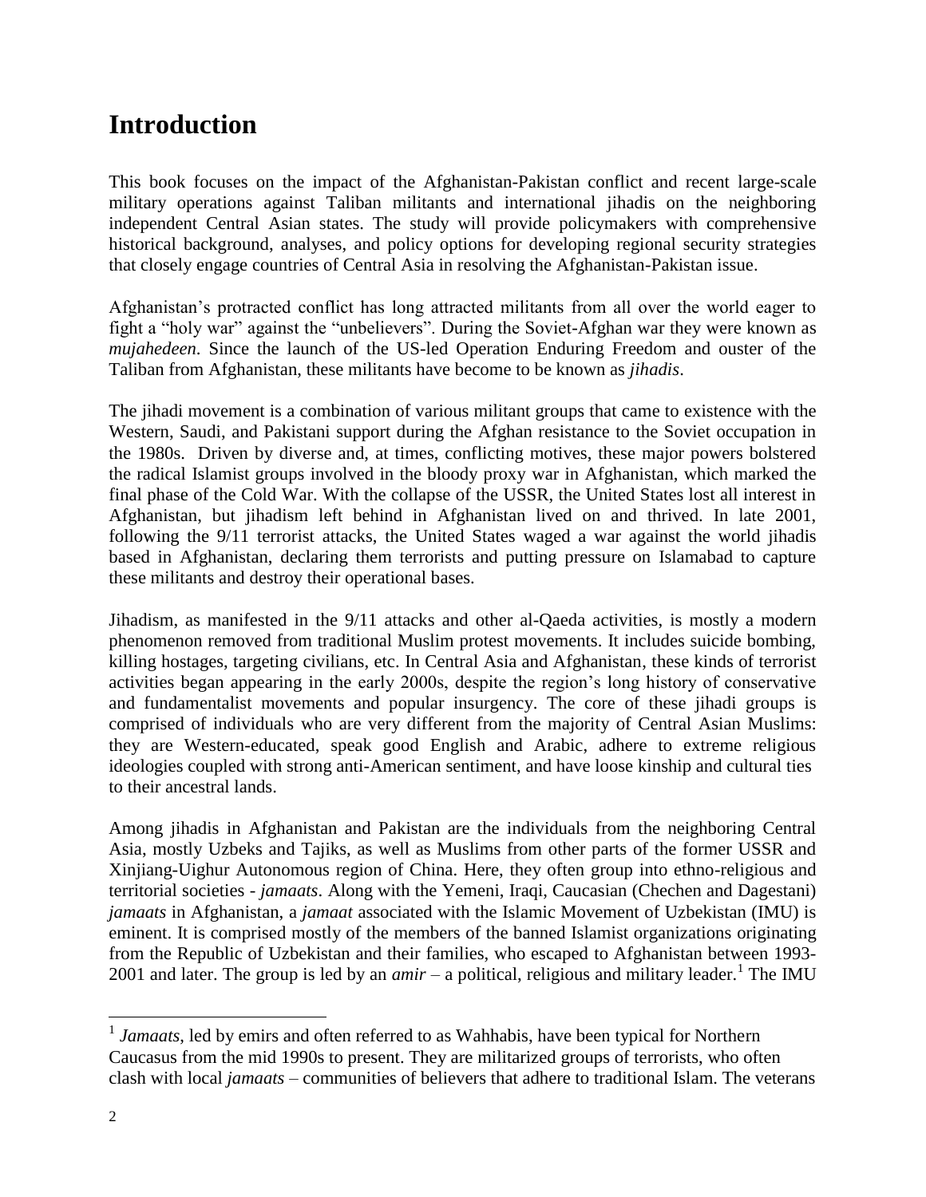# Introduction

This book focuses on the impact of the Afghanistan-Pakistan conflict and recent large-scale military operations against Taliban militants and international jihadis on the neighboring independent Central Asian states. The study will provide policymakers with comprehensive historical background, analyses, and policy options for developing regional security strategies that closely engage countries of Central Asia in resolving the Afghanistan-Pakistan issue.

Afghanistan's protracted conflict has long attracted militants from all over the world eager to fight a "holy war" against the "unbelievers". During the Soviet-Afghan war they were known as *mujahedeen*. Since the launch of the US-led Operation Enduring Freedom and ouster of the Taliban from Afghanistan, these militants have become to be known as *jihadis*.

The jihadi movement is a combination of various militant groups that came to existence with the Western, Saudi, and Pakistani support during the Afghan resistance to the Soviet occupation in the 1980s. Driven by diverse and, at times, conflicting motives, these major powers bolstered the radical Islamist groups involved in the bloody proxy war in Afghanistan, which marked the final phase of the Cold War. With the collapse of the USSR, the United States lost all interest in Afghanistan, but jihadism left behind in Afghanistan lived on and thrived. In late 2001, following the 9/11 terrorist attacks, the United States waged a war against the world jihadis based in Afghanistan, declaring them terrorists and putting pressure on Islamabad to capture these militants and destroy their operational bases.

Jihadism, as manifested in the 9/11 attacks and other al-Qaeda activities, is mostly a modern phenomenon removed from traditional Muslim protest movements. It includes suicide bombing, killing hostages, targeting civilians, etc. In Central Asia and Afghanistan, these kinds of terrorist activities began appearing in the early 2000s, despite the region's long history of conservative and fundamentalist movements and popular insurgency. The core of these jihadi groups is comprised of individuals who are very different from the majority of Central Asian Muslims: they are Western-educated, speak good English and Arabic, adhere to extreme religious ideologies coupled with strong anti-American sentiment, and have loose kinship and cultural ties to their ancestral lands.

Among jihadis in Afghanistan and Pakistan are the individuals from the neighboring Central Asia, mostly Uzbeks and Tajiks, as well as Muslims from other parts of the former USSR and Xinjiang-Uighur Autonomous region of China. Here, they often group into ethno-religious and territorial societies - *jamaats*. Along with the Yemeni, Iraqi, Caucasian (Chechen and Dagestani) *jamaats* in Afghanistan, a *jamaat* associated with the Islamic Movement of Uzbekistan (IMU) is eminent. It is comprised mostly of the members of the banned Islamist organizations originating from the Republic of Uzbekistan and their families, who escaped to Afghanistan between 1993-2001 and later. The group is led by an *amir* – a political, religious and military leader.[1] The IMU

[1] *Jamaats*, led by emirs and often referred to as Wahhabis, have been typical for Northern Caucasus from the mid 1990s to present. They are militarized groups of terrorists, who often clash with local *jamaats* – communities of believers that adhere to traditional Islam. The veterans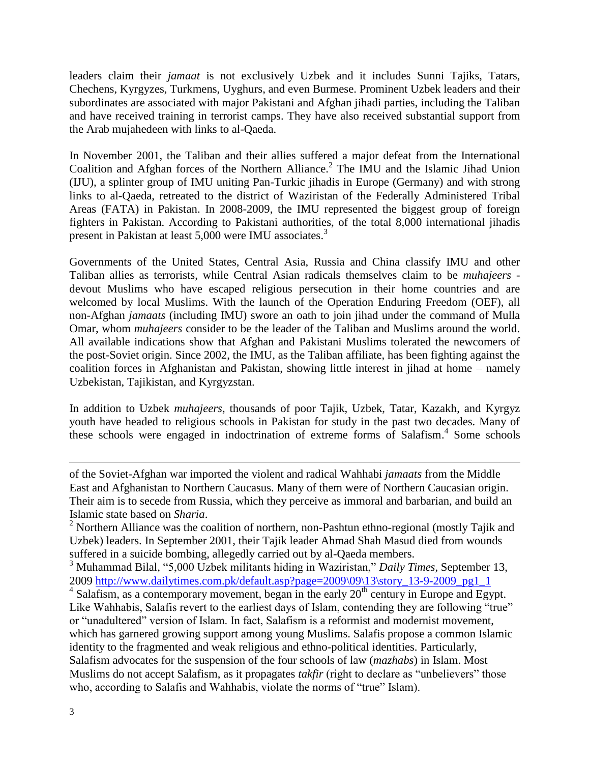leaders claim their *jamaat* is not exclusively Uzbek and it includes Sunni Tajiks, Tatars, Chechens, Kyrgyzes, Turkmens, Uyghurs, and even Burmese. Prominent Uzbek leaders and their subordinates are associated with major Pakistani and Afghan jihadi parties, including the Taliban and have received training in terrorist camps. They have also received substantial support from the Arab mujahedeen with links to al-Qaeda.

In November 2001, the Taliban and their allies suffered a major defeat from the International Coalition and Afghan forces of the Northern Alliance.[2] The IMU and the Islamic Jihad Union (IJU), a splinter group of IMU uniting Pan-Turkic jihadis in Europe (Germany) and with strong links to al-Qaeda, retreated to the district of Waziristan of the Federally Administered Tribal Areas (FATA) in Pakistan. In 2008-2009, the IMU represented the biggest group of foreign fighters in Pakistan. According to Pakistani authorities, of the total 8,000 international jihadis present in Pakistan at least 5,000 were IMU associates.[3]

Governments of the United States, Central Asia, Russia and China classify IMU and other Taliban allies as terrorists, while Central Asian radicals themselves claim to be *muhajeers* - devout Muslims who have escaped religious persecution in their home countries and are welcomed by local Muslims. With the launch of the Operation Enduring Freedom (OEF), all non-Afghan *jamaats* (including IMU) swore an oath to join jihad under the command of Mulla Omar, whom *muhajeers* consider to be the leader of the Taliban and Muslims around the world. All available indications show that Afghan and Pakistani Muslims tolerated the newcomers of the post-Soviet origin. Since 2002, the IMU, as the Taliban affiliate, has been fighting against the coalition forces in Afghanistan and Pakistan, showing little interest in jihad at home – namely Uzbekistan, Tajikistan, and Kyrgyzstan.

In addition to Uzbek *muhajeers*, thousands of poor Tajik, Uzbek, Tatar, Kazakh, and Kyrgyz youth have headed to religious schools in Pakistan for study in the past two decades. Many of these schools were engaged in indoctrination of extreme forms of Salafism.[4] Some schools

---

of the Soviet-Afghan war imported the violent and radical Wahhabi *jamaats* from the Middle East and Afghanistan to Northern Caucasus. Many of them were of Northern Caucasian origin. Their aim is to secede from Russia, which they perceive as immoral and barbarian, and build an Islamic state based on *Sharia*.

[2] Northern Alliance was the coalition of northern, non-Pashtun ethno-regional (mostly Tajik and Uzbek) leaders. In September 2001, their Tajik leader Ahmad Shah Masud died from wounds suffered in a suicide bombing, allegedly carried out by al-Qaeda members.

[3] Muhammad Bilal, "5,000 Uzbek militants hiding in Waziristan," *Daily Times*, September 13, 2009 http://www.dailytimes.com.pk/default.asp?page=2009\09\13\story_13-9-2009_pg1_1

[4] Salafism, as a contemporary movement, began in the early 20th century in Europe and Egypt. Like Wahhabis, Salafis revert to the earliest days of Islam, contending they are following "true" or "unadultered" version of Islam. In fact, Salafism is a reformist and modernist movement, which has garnered growing support among young Muslims. Salafis propose a common Islamic identity to the fragmented and weak religious and ethno-political identities. Particularly, Salafism advocates for the suspension of the four schools of law (*mazhabs*) in Islam. Most Muslims do not accept Salafism, as it propagates *takfir* (right to declare as "unbelievers" those who, according to Salafis and Wahhabis, violate the norms of "true" Islam).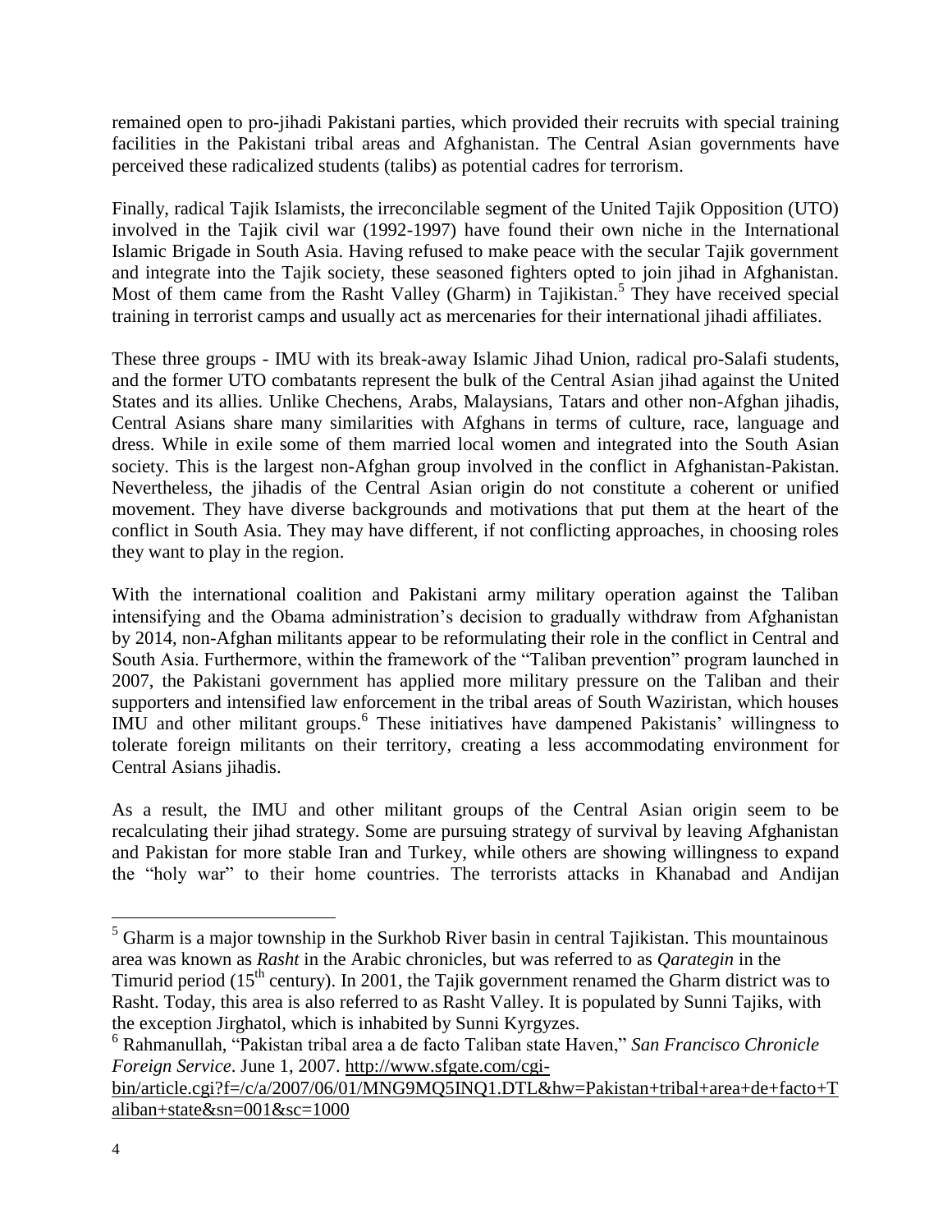remained open to pro-jihadi Pakistani parties, which provided their recruits with special training facilities in the Pakistani tribal areas and Afghanistan. The Central Asian governments have perceived these radicalized students (talibs) as potential cadres for terrorism.

Finally, radical Tajik Islamists, the irreconcilable segment of the United Tajik Opposition (UTO) involved in the Tajik civil war (1992-1997) have found their own niche in the International Islamic Brigade in South Asia. Having refused to make peace with the secular Tajik government and integrate into the Tajik society, these seasoned fighters opted to join jihad in Afghanistan. Most of them came from the Rasht Valley (Gharm) in Tajikistan.[5] They have received special training in terrorist camps and usually act as mercenaries for their international jihadi affiliates.

These three groups - IMU with its break-away Islamic Jihad Union, radical pro-Salafi students, and the former UTO combatants represent the bulk of the Central Asian jihad against the United States and its allies. Unlike Chechens, Arabs, Malaysians, Tatars and other non-Afghan jihadis, Central Asians share many similarities with Afghans in terms of culture, race, language and dress. While in exile some of them married local women and integrated into the South Asian society. This is the largest non-Afghan group involved in the conflict in Afghanistan-Pakistan. Nevertheless, the jihadis of the Central Asian origin do not constitute a coherent or unified movement. They have diverse backgrounds and motivations that put them at the heart of the conflict in South Asia. They may have different, if not conflicting approaches, in choosing roles they want to play in the region.

With the international coalition and Pakistani army military operation against the Taliban intensifying and the Obama administration's decision to gradually withdraw from Afghanistan by 2014, non-Afghan militants appear to be reformulating their role in the conflict in Central and South Asia. Furthermore, within the framework of the "Taliban prevention" program launched in 2007, the Pakistani government has applied more military pressure on the Taliban and their supporters and intensified law enforcement in the tribal areas of South Waziristan, which houses IMU and other militant groups.[6] These initiatives have dampened Pakistanis' willingness to tolerate foreign militants on their territory, creating a less accommodating environment for Central Asians jihadis.

As a result, the IMU and other militant groups of the Central Asian origin seem to be recalculating their jihad strategy. Some are pursuing strategy of survival by leaving Afghanistan and Pakistan for more stable Iran and Turkey, while others are showing willingness to expand the "holy war" to their home countries. The terrorists attacks in Khanabad and Andijan

---

[5] Gharm is a major township in the Surkhob River basin in central Tajikistan. This mountainous area was known as *Rasht* in the Arabic chronicles, but was referred to as *Qarategin* in the Timurid period (15th century). In 2001, the Tajik government renamed the Gharm district was to Rasht. Today, this area is also referred to as Rasht Valley. It is populated by Sunni Tajiks, with the exception Jirghatol, which is inhabited by Sunni Kyrgyzes.

[6] Rahmanullah, "Pakistan tribal area a de facto Taliban state Haven," *San Francisco Chronicle Foreign Service*. June 1, 2007. http://www.sfgate.com/cgi-bin/article.cgi?f=/c/a/2007/06/01/MNG9MQ5INQ1.DTL&hw=Pakistan+tribal+area+de+facto+Taliban+state&sn=001&sc=1000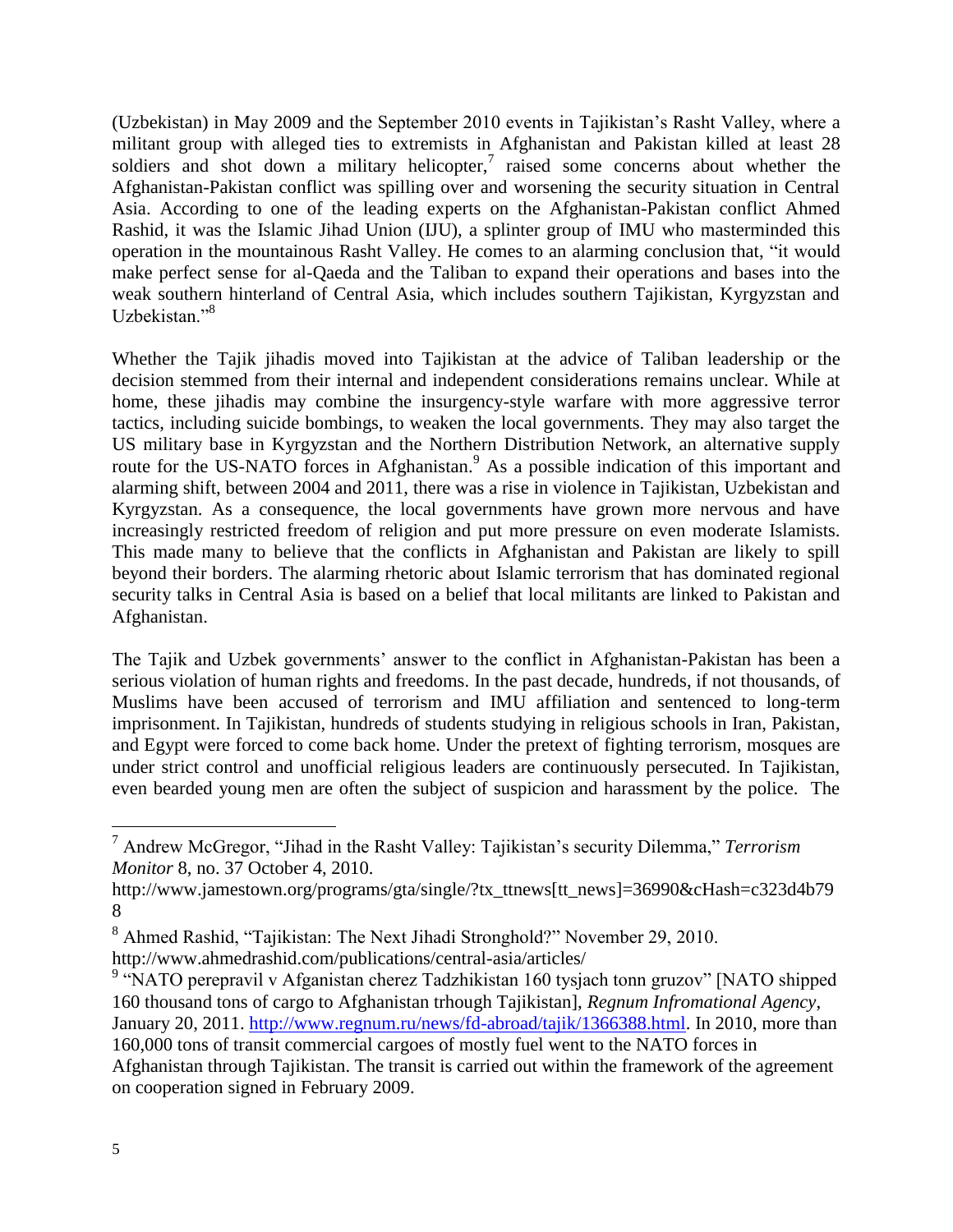(Uzbekistan) in May 2009 and the September 2010 events in Tajikistan's Rasht Valley, where a militant group with alleged ties to extremists in Afghanistan and Pakistan killed at least 28 soldiers and shot down a military helicopter,[7] raised some concerns about whether the Afghanistan-Pakistan conflict was spilling over and worsening the security situation in Central Asia. According to one of the leading experts on the Afghanistan-Pakistan conflict Ahmed Rashid, it was the Islamic Jihad Union (IJU), a splinter group of IMU who masterminded this operation in the mountainous Rasht Valley. He comes to an alarming conclusion that, "it would make perfect sense for al-Qaeda and the Taliban to expand their operations and bases into the weak southern hinterland of Central Asia, which includes southern Tajikistan, Kyrgyzstan and Uzbekistan."[8]

Whether the Tajik jihadis moved into Tajikistan at the advice of Taliban leadership or the decision stemmed from their internal and independent considerations remains unclear. While at home, these jihadis may combine the insurgency-style warfare with more aggressive terror tactics, including suicide bombings, to weaken the local governments. They may also target the US military base in Kyrgyzstan and the Northern Distribution Network, an alternative supply route for the US-NATO forces in Afghanistan.[9] As a possible indication of this important and alarming shift, between 2004 and 2011, there was a rise in violence in Tajikistan, Uzbekistan and Kyrgyzstan. As a consequence, the local governments have grown more nervous and have increasingly restricted freedom of religion and put more pressure on even moderate Islamists. This made many to believe that the conflicts in Afghanistan and Pakistan are likely to spill beyond their borders. The alarming rhetoric about Islamic terrorism that has dominated regional security talks in Central Asia is based on a belief that local militants are linked to Pakistan and Afghanistan.

The Tajik and Uzbek governments' answer to the conflict in Afghanistan-Pakistan has been a serious violation of human rights and freedoms. In the past decade, hundreds, if not thousands, of Muslims have been accused of terrorism and IMU affiliation and sentenced to long-term imprisonment. In Tajikistan, hundreds of students studying in religious schools in Iran, Pakistan, and Egypt were forced to come back home. Under the pretext of fighting terrorism, mosques are under strict control and unofficial religious leaders are continuously persecuted. In Tajikistan, even bearded young men are often the subject of suspicion and harassment by the police. The

---

[7] Andrew McGregor, "Jihad in the Rasht Valley: Tajikistan's security Dilemma," *Terrorism Monitor* 8, no. 37 October 4, 2010.
http://www.jamestown.org/programs/gta/single/?tx_ttnews[tt_news]=36990&cHash=c323d4b798

[8] Ahmed Rashid, "Tajikistan: The Next Jihadi Stronghold?" November 29, 2010.
http://www.ahmedrashid.com/publications/central-asia/articles/

[9] "NATO perepravil v Afganistan cherez Tadzhikistan 160 tysjach tonn gruzov" [NATO shipped 160 thousand tons of cargo to Afghanistan trhough Tajikistan], *Regnum Infromational Agency*, January 20, 2011. http://www.regnum.ru/news/fd-abroad/tajik/1366388.html. In 2010, more than 160,000 tons of transit commercial cargoes of mostly fuel went to the NATO forces in Afghanistan through Tajikistan. The transit is carried out within the framework of the agreement on cooperation signed in February 2009.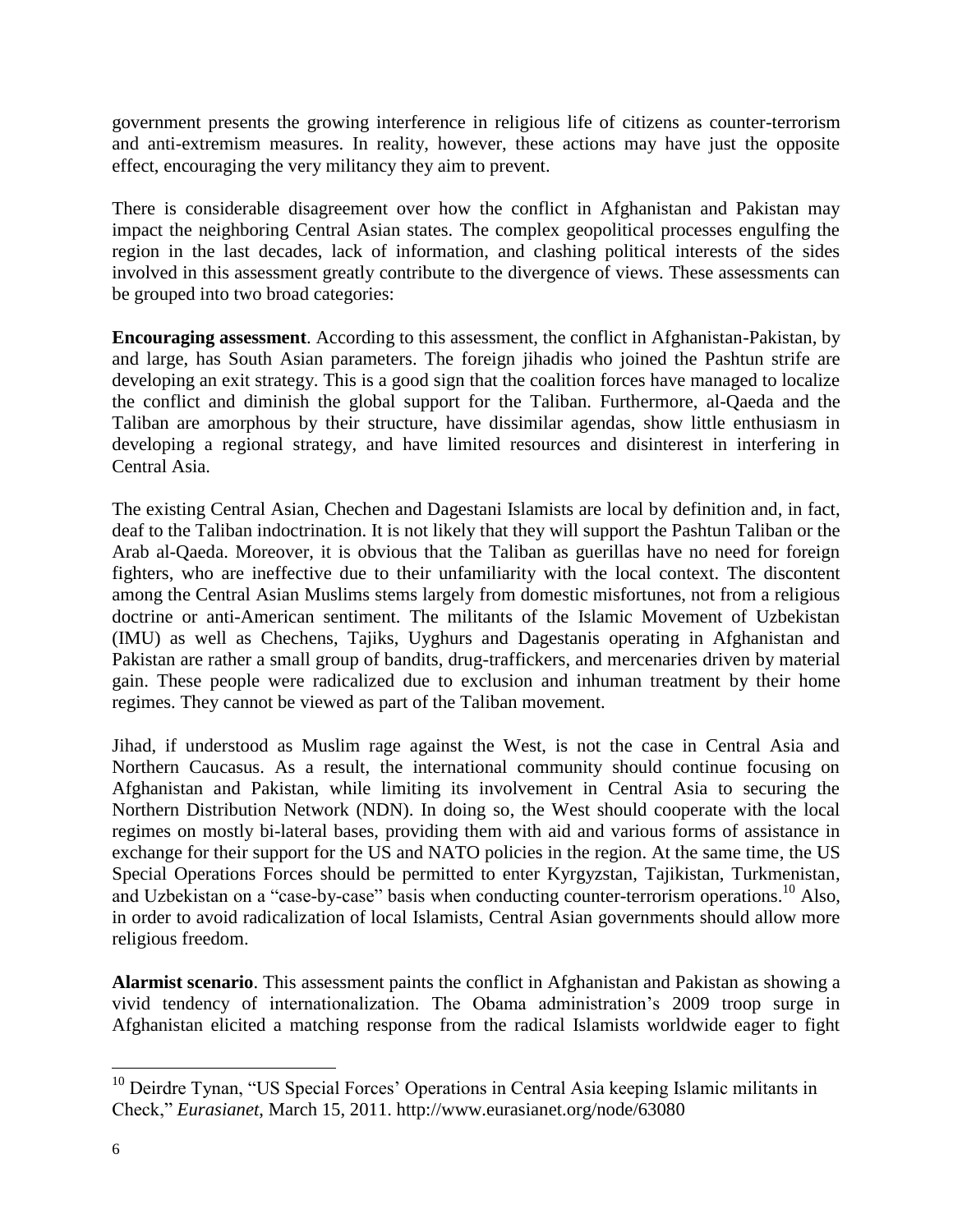government presents the growing interference in religious life of citizens as counter-terrorism and anti-extremism measures. In reality, however, these actions may have just the opposite effect, encouraging the very militancy they aim to prevent.

There is considerable disagreement over how the conflict in Afghanistan and Pakistan may impact the neighboring Central Asian states. The complex geopolitical processes engulfing the region in the last decades, lack of information, and clashing political interests of the sides involved in this assessment greatly contribute to the divergence of views. These assessments can be grouped into two broad categories:

**Encouraging assessment**. According to this assessment, the conflict in Afghanistan-Pakistan, by and large, has South Asian parameters. The foreign jihadis who joined the Pashtun strife are developing an exit strategy. This is a good sign that the coalition forces have managed to localize the conflict and diminish the global support for the Taliban. Furthermore, al-Qaeda and the Taliban are amorphous by their structure, have dissimilar agendas, show little enthusiasm in developing a regional strategy, and have limited resources and disinterest in interfering in Central Asia.

The existing Central Asian, Chechen and Dagestani Islamists are local by definition and, in fact, deaf to the Taliban indoctrination. It is not likely that they will support the Pashtun Taliban or the Arab al-Qaeda. Moreover, it is obvious that the Taliban as guerillas have no need for foreign fighters, who are ineffective due to their unfamiliarity with the local context. The discontent among the Central Asian Muslims stems largely from domestic misfortunes, not from a religious doctrine or anti-American sentiment. The militants of the Islamic Movement of Uzbekistan (IMU) as well as Chechens, Tajiks, Uyghurs and Dagestanis operating in Afghanistan and Pakistan are rather a small group of bandits, drug-traffickers, and mercenaries driven by material gain. These people were radicalized due to exclusion and inhuman treatment by their home regimes. They cannot be viewed as part of the Taliban movement.

Jihad, if understood as Muslim rage against the West, is not the case in Central Asia and Northern Caucasus. As a result, the international community should continue focusing on Afghanistan and Pakistan, while limiting its involvement in Central Asia to securing the Northern Distribution Network (NDN). In doing so, the West should cooperate with the local regimes on mostly bi-lateral bases, providing them with aid and various forms of assistance in exchange for their support for the US and NATO policies in the region. At the same time, the US Special Operations Forces should be permitted to enter Kyrgyzstan, Tajikistan, Turkmenistan, and Uzbekistan on a "case-by-case" basis when conducting counter-terrorism operations.[10] Also, in order to avoid radicalization of local Islamists, Central Asian governments should allow more religious freedom.

**Alarmist scenario**. This assessment paints the conflict in Afghanistan and Pakistan as showing a vivid tendency of internationalization. The Obama administration's 2009 troop surge in Afghanistan elicited a matching response from the radical Islamists worldwide eager to fight

---

[10] Deirdre Tynan, "US Special Forces' Operations in Central Asia keeping Islamic militants in Check," *Eurasianet*, March 15, 2011. http://www.eurasianet.org/node/63080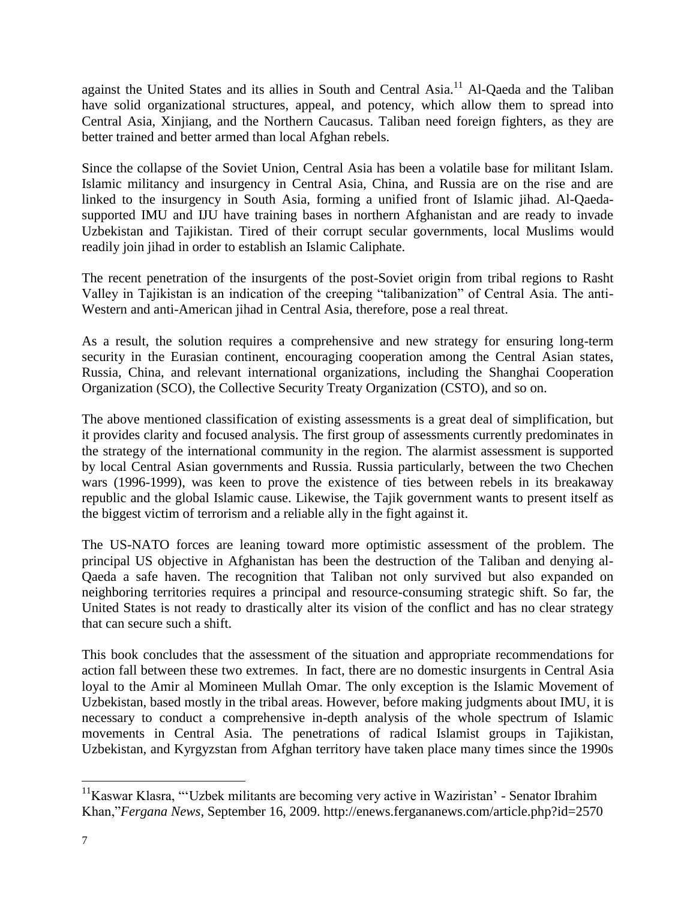against the United States and its allies in South and Central Asia.[11] Al-Qaeda and the Taliban have solid organizational structures, appeal, and potency, which allow them to spread into Central Asia, Xinjiang, and the Northern Caucasus. Taliban need foreign fighters, as they are better trained and better armed than local Afghan rebels.

Since the collapse of the Soviet Union, Central Asia has been a volatile base for militant Islam. Islamic militancy and insurgency in Central Asia, China, and Russia are on the rise and are linked to the insurgency in South Asia, forming a unified front of Islamic jihad. Al-Qaeda-supported IMU and IJU have training bases in northern Afghanistan and are ready to invade Uzbekistan and Tajikistan. Tired of their corrupt secular governments, local Muslims would readily join jihad in order to establish an Islamic Caliphate.

The recent penetration of the insurgents of the post-Soviet origin from tribal regions to Rasht Valley in Tajikistan is an indication of the creeping "talibanization" of Central Asia. The anti-Western and anti-American jihad in Central Asia, therefore, pose a real threat.

As a result, the solution requires a comprehensive and new strategy for ensuring long-term security in the Eurasian continent, encouraging cooperation among the Central Asian states, Russia, China, and relevant international organizations, including the Shanghai Cooperation Organization (SCO), the Collective Security Treaty Organization (CSTO), and so on.

The above mentioned classification of existing assessments is a great deal of simplification, but it provides clarity and focused analysis. The first group of assessments currently predominates in the strategy of the international community in the region. The alarmist assessment is supported by local Central Asian governments and Russia. Russia particularly, between the two Chechen wars (1996-1999), was keen to prove the existence of ties between rebels in its breakaway republic and the global Islamic cause. Likewise, the Tajik government wants to present itself as the biggest victim of terrorism and a reliable ally in the fight against it.

The US-NATO forces are leaning toward more optimistic assessment of the problem. The principal US objective in Afghanistan has been the destruction of the Taliban and denying al-Qaeda a safe haven. The recognition that Taliban not only survived but also expanded on neighboring territories requires a principal and resource-consuming strategic shift. So far, the United States is not ready to drastically alter its vision of the conflict and has no clear strategy that can secure such a shift.

This book concludes that the assessment of the situation and appropriate recommendations for action fall between these two extremes. In fact, there are no domestic insurgents in Central Asia loyal to the Amir al Momineen Mullah Omar. The only exception is the Islamic Movement of Uzbekistan, based mostly in the tribal areas. However, before making judgments about IMU, it is necessary to conduct a comprehensive in-depth analysis of the whole spectrum of Islamic movements in Central Asia. The penetrations of radical Islamist groups in Tajikistan, Uzbekistan, and Kyrgyzstan from Afghan territory have taken place many times since the 1990s

---

[11] Kaswar Klasra, "'Uzbek militants are becoming very active in Waziristan' - Senator Ibrahim Khan," *Fergana News*, September 16, 2009. http://enews.fergananews.com/article.php?id=2570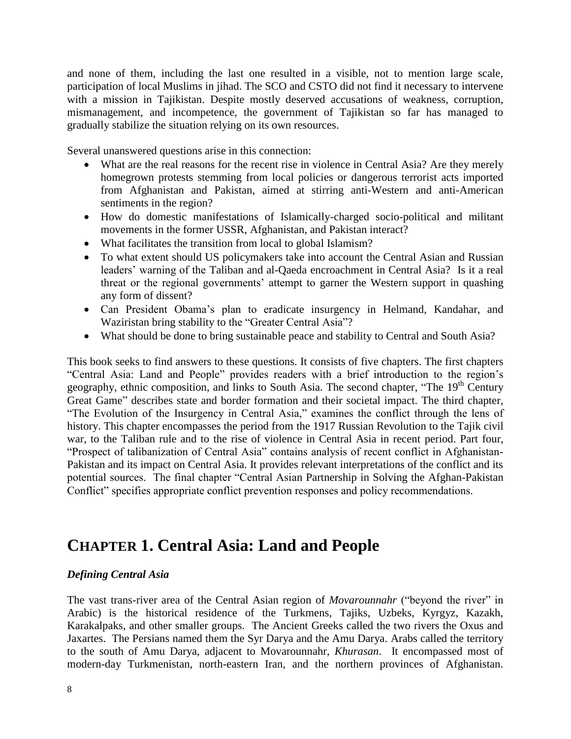and none of them, including the last one resulted in a visible, not to mention large scale, participation of local Muslims in jihad. The SCO and CSTO did not find it necessary to intervene with a mission in Tajikistan. Despite mostly deserved accusations of weakness, corruption, mismanagement, and incompetence, the government of Tajikistan so far has managed to gradually stabilize the situation relying on its own resources.

Several unanswered questions arise in this connection:

- What are the real reasons for the recent rise in violence in Central Asia? Are they merely homegrown protests stemming from local policies or dangerous terrorist acts imported from Afghanistan and Pakistan, aimed at stirring anti-Western and anti-American sentiments in the region?
- How do domestic manifestations of Islamically-charged socio-political and militant movements in the former USSR, Afghanistan, and Pakistan interact?
- What facilitates the transition from local to global Islamism?
- To what extent should US policymakers take into account the Central Asian and Russian leaders' warning of the Taliban and al-Qaeda encroachment in Central Asia? Is it a real threat or the regional governments' attempt to garner the Western support in quashing any form of dissent?
- Can President Obama's plan to eradicate insurgency in Helmand, Kandahar, and Waziristan bring stability to the "Greater Central Asia"?
- What should be done to bring sustainable peace and stability to Central and South Asia?

This book seeks to find answers to these questions. It consists of five chapters. The first chapters "Central Asia: Land and People" provides readers with a brief introduction to the region's geography, ethnic composition, and links to South Asia. The second chapter, "The 19th Century Great Game" describes state and border formation and their societal impact. The third chapter, "The Evolution of the Insurgency in Central Asia," examines the conflict through the lens of history. This chapter encompasses the period from the 1917 Russian Revolution to the Tajik civil war, to the Taliban rule and to the rise of violence in Central Asia in recent period. Part four, "Prospect of talibanization of Central Asia" contains analysis of recent conflict in Afghanistan-Pakistan and its impact on Central Asia. It provides relevant interpretations of the conflict and its potential sources. The final chapter "Central Asian Partnership in Solving the Afghan-Pakistan Conflict" specifies appropriate conflict prevention responses and policy recommendations.

# CHAPTER 1. Central Asia: Land and People

### *Defining Central Asia*

The vast trans-river area of the Central Asian region of *Movarounnahr* ("beyond the river" in Arabic) is the historical residence of the Turkmens, Tajiks, Uzbeks, Kyrgyz, Kazakh, Karakalpaks, and other smaller groups. The Ancient Greeks called the two rivers the Oxus and Jaxartes. The Persians named them the Syr Darya and the Amu Darya. Arabs called the territory to the south of Amu Darya, adjacent to Movarounnahr, *Khurasan*. It encompassed most of modern-day Turkmenistan, north-eastern Iran, and the northern provinces of Afghanistan.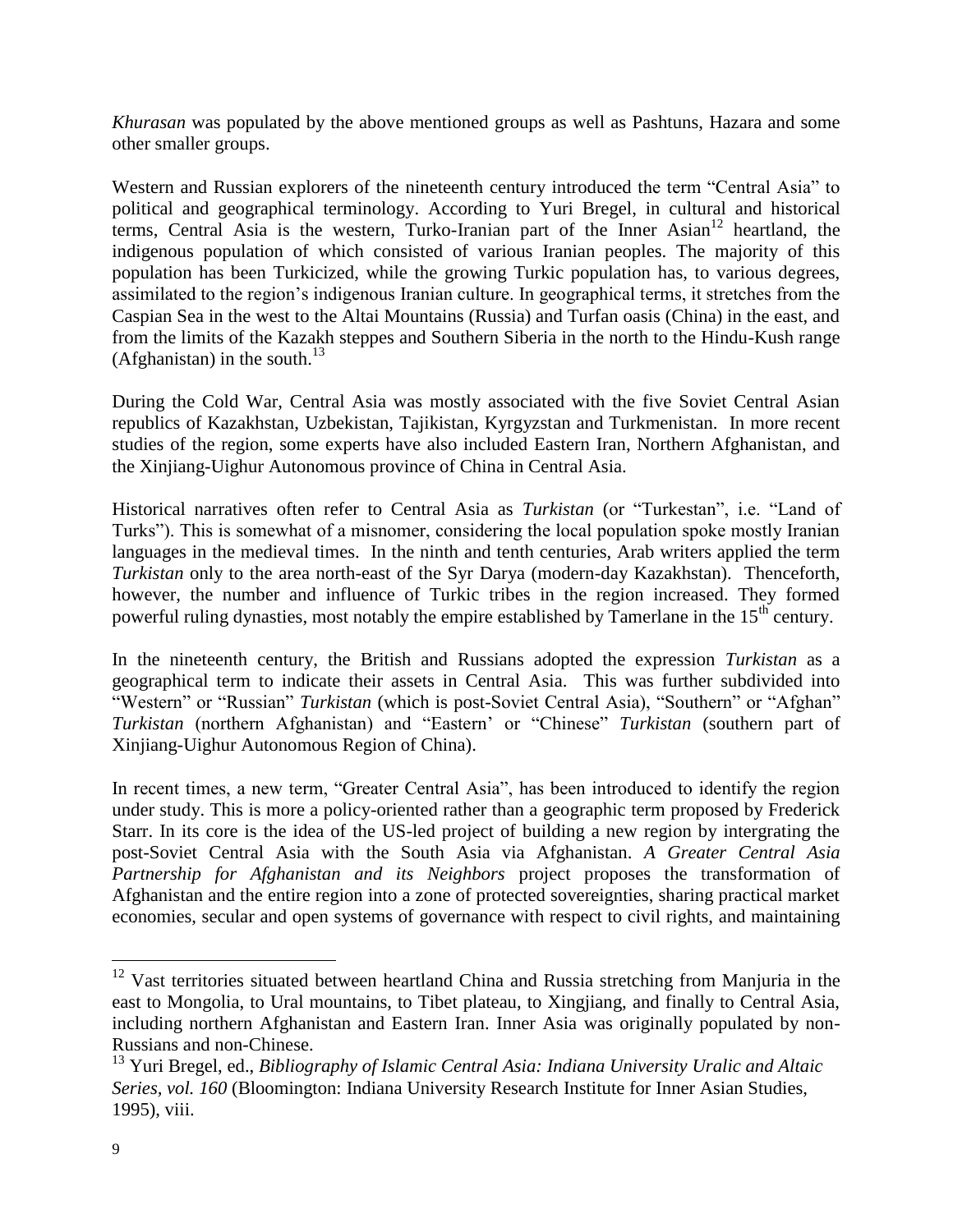*Khurasan* was populated by the above mentioned groups as well as Pashtuns, Hazara and some other smaller groups.

Western and Russian explorers of the nineteenth century introduced the term "Central Asia" to political and geographical terminology. According to Yuri Bregel, in cultural and historical terms, Central Asia is the western, Turko-Iranian part of the Inner Asian[12] heartland, the indigenous population of which consisted of various Iranian peoples. The majority of this population has been Turkicized, while the growing Turkic population has, to various degrees, assimilated to the region's indigenous Iranian culture. In geographical terms, it stretches from the Caspian Sea in the west to the Altai Mountains (Russia) and Turfan oasis (China) in the east, and from the limits of the Kazakh steppes and Southern Siberia in the north to the Hindu-Kush range (Afghanistan) in the south.[13]

During the Cold War, Central Asia was mostly associated with the five Soviet Central Asian republics of Kazakhstan, Uzbekistan, Tajikistan, Kyrgyzstan and Turkmenistan. In more recent studies of the region, some experts have also included Eastern Iran, Northern Afghanistan, and the Xinjiang-Uighur Autonomous province of China in Central Asia.

Historical narratives often refer to Central Asia as *Turkistan* (or "Turkestan", i.e. "Land of Turks"). This is somewhat of a misnomer, considering the local population spoke mostly Iranian languages in the medieval times. In the ninth and tenth centuries, Arab writers applied the term *Turkistan* only to the area north-east of the Syr Darya (modern-day Kazakhstan). Thenceforth, however, the number and influence of Turkic tribes in the region increased. They formed powerful ruling dynasties, most notably the empire established by Tamerlane in the 15th century.

In the nineteenth century, the British and Russians adopted the expression *Turkistan* as a geographical term to indicate their assets in Central Asia. This was further subdivided into "Western" or "Russian" *Turkistan* (which is post-Soviet Central Asia), "Southern" or "Afghan" *Turkistan* (northern Afghanistan) and "Eastern' or "Chinese" *Turkistan* (southern part of Xinjiang-Uighur Autonomous Region of China).

In recent times, a new term, "Greater Central Asia", has been introduced to identify the region under study. This is more a policy-oriented rather than a geographic term proposed by Frederick Starr. In its core is the idea of the US-led project of building a new region by intergrating the post-Soviet Central Asia with the South Asia via Afghanistan. *A Greater Central Asia Partnership for Afghanistan and its Neighbors* project proposes the transformation of Afghanistan and the entire region into a zone of protected sovereignties, sharing practical market economies, secular and open systems of governance with respect to civil rights, and maintaining

---

[12] Vast territories situated between heartland China and Russia stretching from Manjuria in the east to Mongolia, to Ural mountains, to Tibet plateau, to Xingjiang, and finally to Central Asia, including northern Afghanistan and Eastern Iran. Inner Asia was originally populated by non-Russians and non-Chinese.

[13] Yuri Bregel, ed., *Bibliography of Islamic Central Asia: Indiana University Uralic and Altaic Series, vol. 160* (Bloomington: Indiana University Research Institute for Inner Asian Studies, 1995), viii.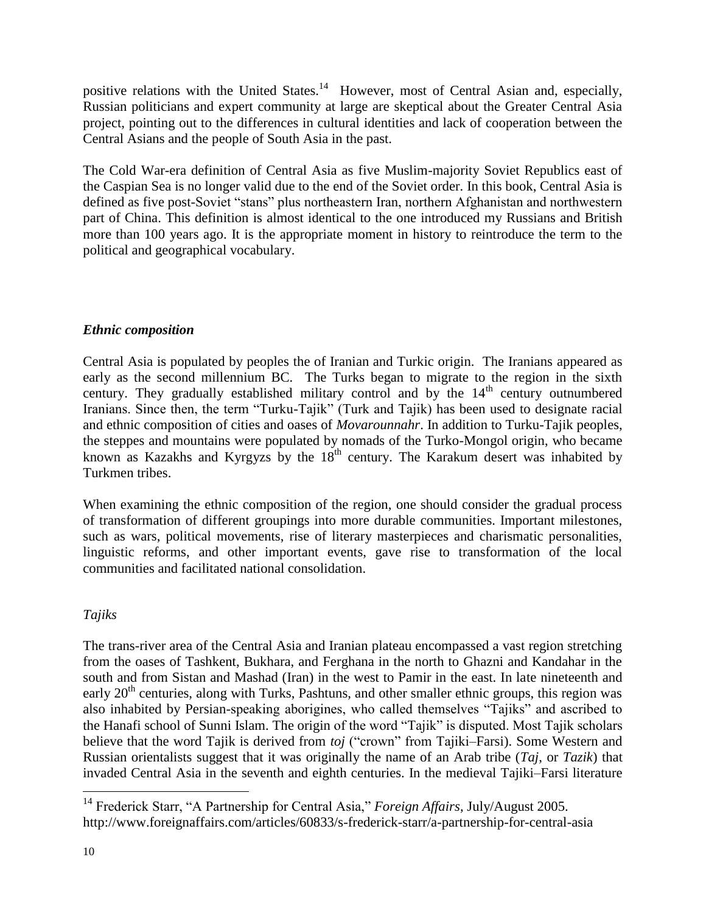positive relations with the United States.[14] However, most of Central Asian and, especially, Russian politicians and expert community at large are skeptical about the Greater Central Asia project, pointing out to the differences in cultural identities and lack of cooperation between the Central Asians and the people of South Asia in the past.

The Cold War-era definition of Central Asia as five Muslim-majority Soviet Republics east of the Caspian Sea is no longer valid due to the end of the Soviet order. In this book, Central Asia is defined as five post-Soviet "stans" plus northeastern Iran, northern Afghanistan and northwestern part of China. This definition is almost identical to the one introduced my Russians and British more than 100 years ago. It is the appropriate moment in history to reintroduce the term to the political and geographical vocabulary.

### *Ethnic composition*

Central Asia is populated by peoples the of Iranian and Turkic origin. The Iranians appeared as early as the second millennium BC. The Turks began to migrate to the region in the sixth century. They gradually established military control and by the 14th century outnumbered Iranians. Since then, the term "Turku-Tajik" (Turk and Tajik) has been used to designate racial and ethnic composition of cities and oases of *Movarounnahr*. In addition to Turku-Tajik peoples, the steppes and mountains were populated by nomads of the Turko-Mongol origin, who became known as Kazakhs and Kyrgyzs by the 18th century. The Karakum desert was inhabited by Turkmen tribes.

When examining the ethnic composition of the region, one should consider the gradual process of transformation of different groupings into more durable communities. Important milestones, such as wars, political movements, rise of literary masterpieces and charismatic personalities, linguistic reforms, and other important events, gave rise to transformation of the local communities and facilitated national consolidation.

#### *Tajiks*

The trans-river area of the Central Asia and Iranian plateau encompassed a vast region stretching from the oases of Tashkent, Bukhara, and Ferghana in the north to Ghazni and Kandahar in the south and from Sistan and Mashad (Iran) in the west to Pamir in the east. In late nineteenth and early 20th centuries, along with Turks, Pashtuns, and other smaller ethnic groups, this region was also inhabited by Persian-speaking aborigines, who called themselves "Tajiks" and ascribed to the Hanafi school of Sunni Islam. The origin of the word "Tajik" is disputed. Most Tajik scholars believe that the word Tajik is derived from *toj* ("crown" from Tajiki–Farsi). Some Western and Russian orientalists suggest that it was originally the name of an Arab tribe (*Taj*, or *Tazik*) that invaded Central Asia in the seventh and eighth centuries. In the medieval Tajiki–Farsi literature

---

[14] Frederick Starr, "A Partnership for Central Asia," *Foreign Affairs*, July/August 2005. http://www.foreignaffairs.com/articles/60833/s-frederick-starr/a-partnership-for-central-asia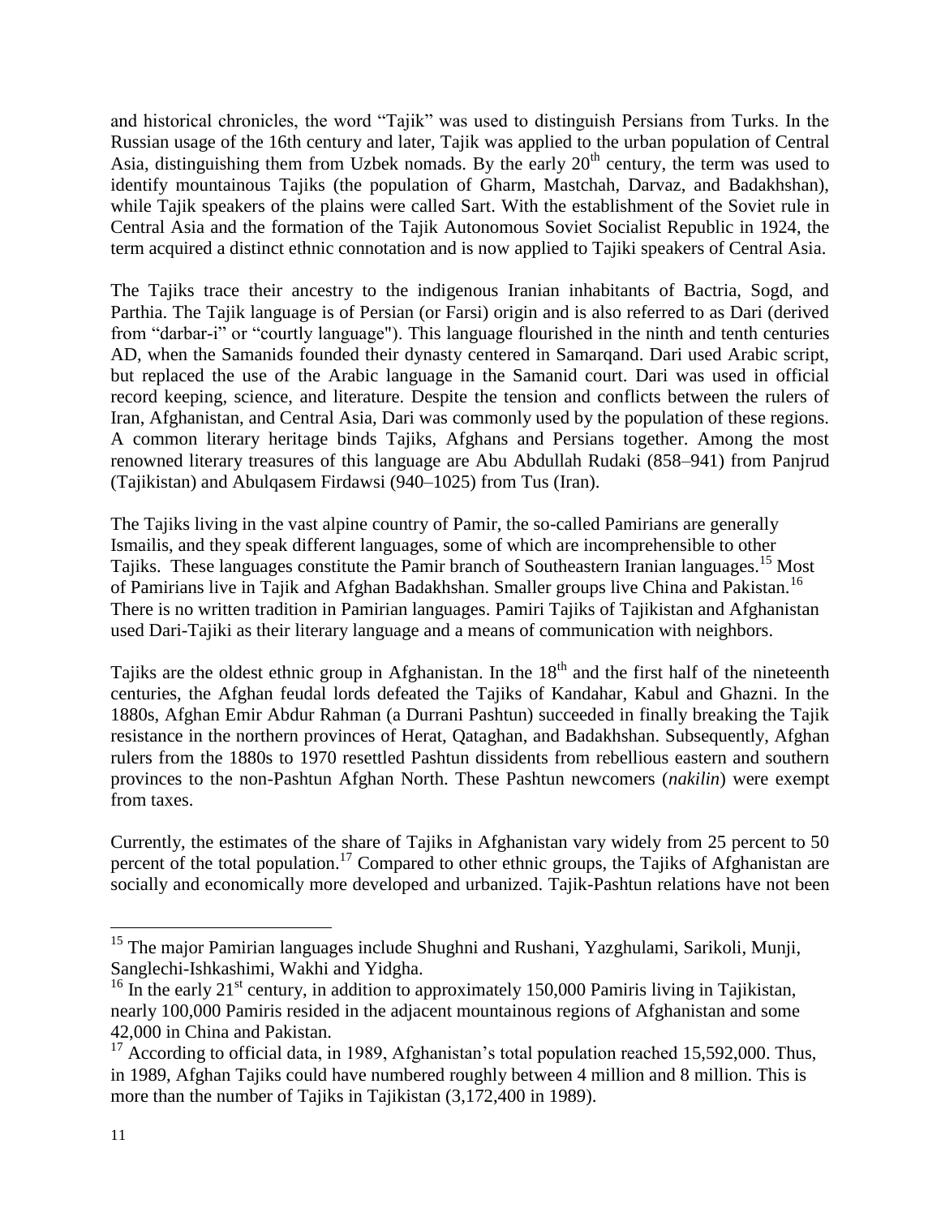and historical chronicles, the word "Tajik" was used to distinguish Persians from Turks. In the Russian usage of the 16th century and later, Tajik was applied to the urban population of Central Asia, distinguishing them from Uzbek nomads. By the early 20th century, the term was used to identify mountainous Tajiks (the population of Gharm, Mastchah, Darvaz, and Badakhshan), while Tajik speakers of the plains were called Sart. With the establishment of the Soviet rule in Central Asia and the formation of the Tajik Autonomous Soviet Socialist Republic in 1924, the term acquired a distinct ethnic connotation and is now applied to Tajiki speakers of Central Asia.

The Tajiks trace their ancestry to the indigenous Iranian inhabitants of Bactria, Sogd, and Parthia. The Tajik language is of Persian (or Farsi) origin and is also referred to as Dari (derived from "darbar-i" or "courtly language"). This language flourished in the ninth and tenth centuries AD, when the Samanids founded their dynasty centered in Samarqand. Dari used Arabic script, but replaced the use of the Arabic language in the Samanid court. Dari was used in official record keeping, science, and literature. Despite the tension and conflicts between the rulers of Iran, Afghanistan, and Central Asia, Dari was commonly used by the population of these regions. A common literary heritage binds Tajiks, Afghans and Persians together. Among the most renowned literary treasures of this language are Abu Abdullah Rudaki (858–941) from Panjrud (Tajikistan) and Abulqasem Firdawsi (940–1025) from Tus (Iran).

The Tajiks living in the vast alpine country of Pamir, the so-called Pamirians are generally Ismailis, and they speak different languages, some of which are incomprehensible to other Tajiks. These languages constitute the Pamir branch of Southeastern Iranian languages.[15] Most of Pamirians live in Tajik and Afghan Badakhshan. Smaller groups live China and Pakistan.[16] There is no written tradition in Pamirian languages. Pamiri Tajiks of Tajikistan and Afghanistan used Dari-Tajiki as their literary language and a means of communication with neighbors.

Tajiks are the oldest ethnic group in Afghanistan. In the 18th and the first half of the nineteenth centuries, the Afghan feudal lords defeated the Tajiks of Kandahar, Kabul and Ghazni. In the 1880s, Afghan Emir Abdur Rahman (a Durrani Pashtun) succeeded in finally breaking the Tajik resistance in the northern provinces of Herat, Qataghan, and Badakhshan. Subsequently, Afghan rulers from the 1880s to 1970 resettled Pashtun dissidents from rebellious eastern and southern provinces to the non-Pashtun Afghan North. These Pashtun newcomers (*nakilin*) were exempt from taxes.

Currently, the estimates of the share of Tajiks in Afghanistan vary widely from 25 percent to 50 percent of the total population.[17] Compared to other ethnic groups, the Tajiks of Afghanistan are socially and economically more developed and urbanized. Tajik-Pashtun relations have not been

---

[15] The major Pamirian languages include Shughni and Rushani, Yazghulami, Sarikoli, Munji, Sanglechi-Ishkashimi, Wakhi and Yidgha.

[16] In the early 21st century, in addition to approximately 150,000 Pamiris living in Tajikistan, nearly 100,000 Pamiris resided in the adjacent mountainous regions of Afghanistan and some 42,000 in China and Pakistan.

[17] According to official data, in 1989, Afghanistan's total population reached 15,592,000. Thus, in 1989, Afghan Tajiks could have numbered roughly between 4 million and 8 million. This is more than the number of Tajiks in Tajikistan (3,172,400 in 1989).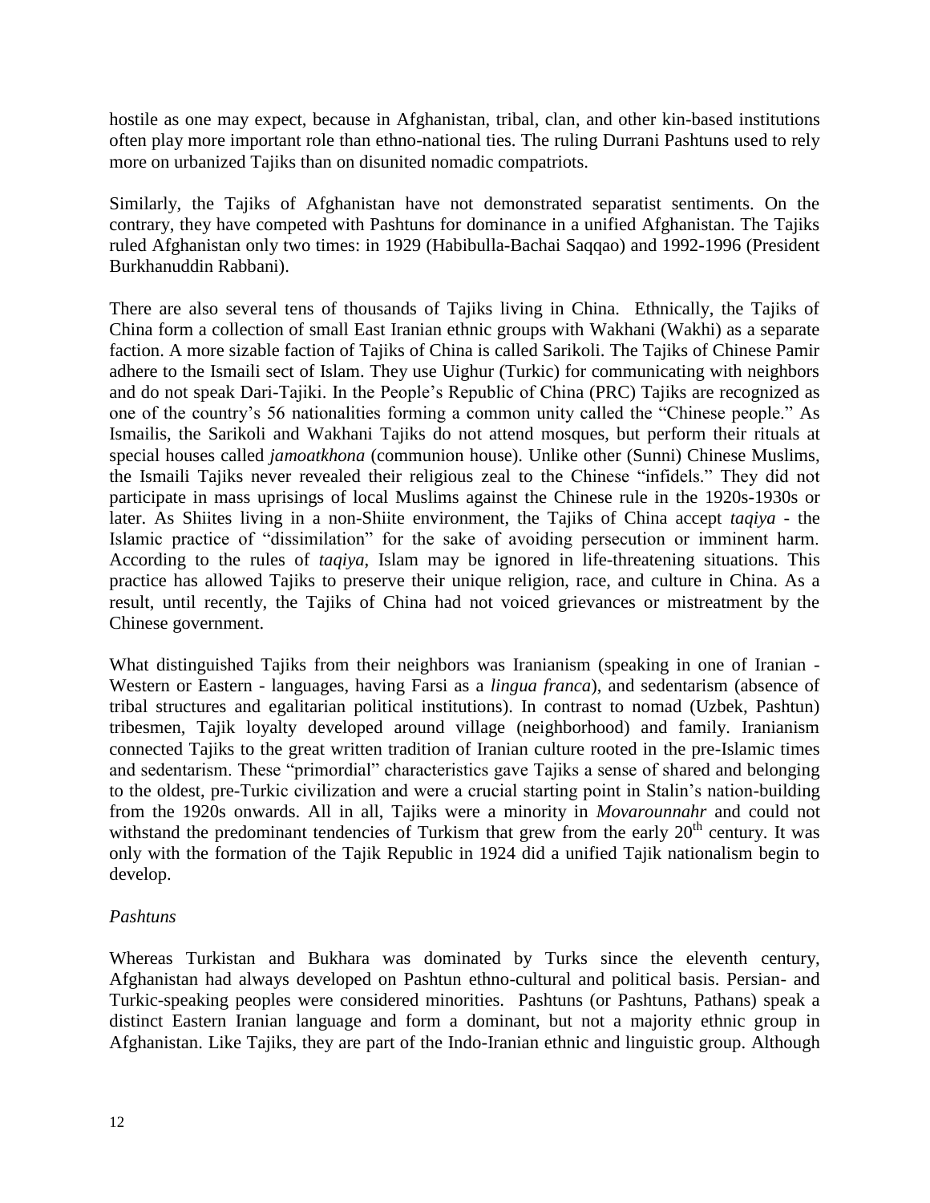hostile as one may expect, because in Afghanistan, tribal, clan, and other kin-based institutions often play more important role than ethno-national ties. The ruling Durrani Pashtuns used to rely more on urbanized Tajiks than on disunited nomadic compatriots.

Similarly, the Tajiks of Afghanistan have not demonstrated separatist sentiments. On the contrary, they have competed with Pashtuns for dominance in a unified Afghanistan. The Tajiks ruled Afghanistan only two times: in 1929 (Habibulla-Bachai Saqqao) and 1992-1996 (President Burkhanuddin Rabbani).

There are also several tens of thousands of Tajiks living in China. Ethnically, the Tajiks of China form a collection of small East Iranian ethnic groups with Wakhani (Wakhi) as a separate faction. A more sizable faction of Tajiks of China is called Sarikoli. The Tajiks of Chinese Pamir adhere to the Ismaili sect of Islam. They use Uighur (Turkic) for communicating with neighbors and do not speak Dari-Tajiki. In the People's Republic of China (PRC) Tajiks are recognized as one of the country's 56 nationalities forming a common unity called the "Chinese people." As Ismailis, the Sarikoli and Wakhani Tajiks do not attend mosques, but perform their rituals at special houses called *jamoatkhona* (communion house). Unlike other (Sunni) Chinese Muslims, the Ismaili Tajiks never revealed their religious zeal to the Chinese "infidels." They did not participate in mass uprisings of local Muslims against the Chinese rule in the 1920s-1930s or later. As Shiites living in a non-Shiite environment, the Tajiks of China accept *taqiya* - the Islamic practice of "dissimilation" for the sake of avoiding persecution or imminent harm. According to the rules of *taqiya*, Islam may be ignored in life-threatening situations. This practice has allowed Tajiks to preserve their unique religion, race, and culture in China. As a result, until recently, the Tajiks of China had not voiced grievances or mistreatment by the Chinese government.

What distinguished Tajiks from their neighbors was Iranianism (speaking in one of Iranian - Western or Eastern - languages, having Farsi as a *lingua franca*), and sedentarism (absence of tribal structures and egalitarian political institutions). In contrast to nomad (Uzbek, Pashtun) tribesmen, Tajik loyalty developed around village (neighborhood) and family. Iranianism connected Tajiks to the great written tradition of Iranian culture rooted in the pre-Islamic times and sedentarism. These "primordial" characteristics gave Tajiks a sense of shared and belonging to the oldest, pre-Turkic civilization and were a crucial starting point in Stalin's nation-building from the 1920s onwards. All in all, Tajiks were a minority in *Movarounnahr* and could not withstand the predominant tendencies of Turkism that grew from the early 20th century. It was only with the formation of the Tajik Republic in 1924 did a unified Tajik nationalism begin to develop.

*Pashtuns*

Whereas Turkistan and Bukhara was dominated by Turks since the eleventh century, Afghanistan had always developed on Pashtun ethno-cultural and political basis. Persian- and Turkic-speaking peoples were considered minorities. Pashtuns (or Pashtuns, Pathans) speak a distinct Eastern Iranian language and form a dominant, but not a majority ethnic group in Afghanistan. Like Tajiks, they are part of the Indo-Iranian ethnic and linguistic group. Although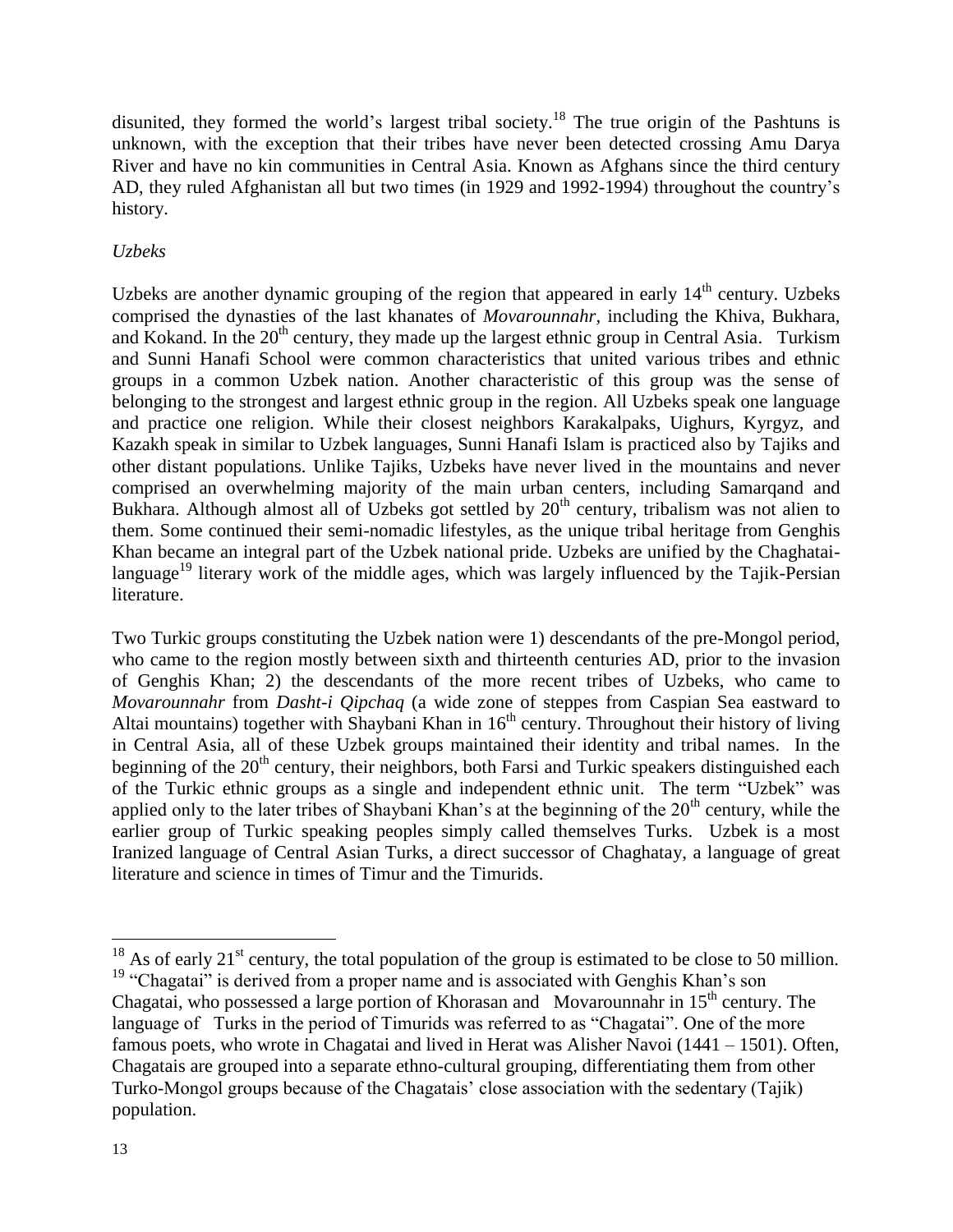disunited, they formed the world's largest tribal society.[18] The true origin of the Pashtuns is unknown, with the exception that their tribes have never been detected crossing Amu Darya River and have no kin communities in Central Asia. Known as Afghans since the third century AD, they ruled Afghanistan all but two times (in 1929 and 1992-1994) throughout the country's history.

*Uzbeks*

Uzbeks are another dynamic grouping of the region that appeared in early 14th century. Uzbeks comprised the dynasties of the last khanates of *Movarounnahr*, including the Khiva, Bukhara, and Kokand. In the 20th century, they made up the largest ethnic group in Central Asia. Turkism and Sunni Hanafi School were common characteristics that united various tribes and ethnic groups in a common Uzbek nation. Another characteristic of this group was the sense of belonging to the strongest and largest ethnic group in the region. All Uzbeks speak one language and practice one religion. While their closest neighbors Karakalpaks, Uighurs, Kyrgyz, and Kazakh speak in similar to Uzbek languages, Sunni Hanafi Islam is practiced also by Tajiks and other distant populations. Unlike Tajiks, Uzbeks have never lived in the mountains and never comprised an overwhelming majority of the main urban centers, including Samarqand and Bukhara. Although almost all of Uzbeks got settled by 20th century, tribalism was not alien to them. Some continued their semi-nomadic lifestyles, as the unique tribal heritage from Genghis Khan became an integral part of the Uzbek national pride. Uzbeks are unified by the Chaghatai-language[19] literary work of the middle ages, which was largely influenced by the Tajik-Persian literature.

Two Turkic groups constituting the Uzbek nation were 1) descendants of the pre-Mongol period, who came to the region mostly between sixth and thirteenth centuries AD, prior to the invasion of Genghis Khan; 2) the descendants of the more recent tribes of Uzbeks, who came to *Movarounnahr* from *Dasht-i Qipchaq* (a wide zone of steppes from Caspian Sea eastward to Altai mountains) together with Shaybani Khan in 16th century. Throughout their history of living in Central Asia, all of these Uzbek groups maintained their identity and tribal names. In the beginning of the 20th century, their neighbors, both Farsi and Turkic speakers distinguished each of the Turkic ethnic groups as a single and independent ethnic unit. The term "Uzbek" was applied only to the later tribes of Shaybani Khan's at the beginning of the 20th century, while the earlier group of Turkic speaking peoples simply called themselves Turks. Uzbek is a most Iranized language of Central Asian Turks, a direct successor of Chaghatay, a language of great literature and science in times of Timur and the Timurids.

---

[18] As of early 21st century, the total population of the group is estimated to be close to 50 million.

[19] "Chagatai" is derived from a proper name and is associated with Genghis Khan's son Chagatai, who possessed a large portion of Khorasan and Movarounnahr in 15th century. The language of Turks in the period of Timurids was referred to as "Chagatai". One of the more famous poets, who wrote in Chagatai and lived in Herat was Alisher Navoi (1441 – 1501). Often, Chagatais are grouped into a separate ethno-cultural grouping, differentiating them from other Turko-Mongol groups because of the Chagatais' close association with the sedentary (Tajik) population.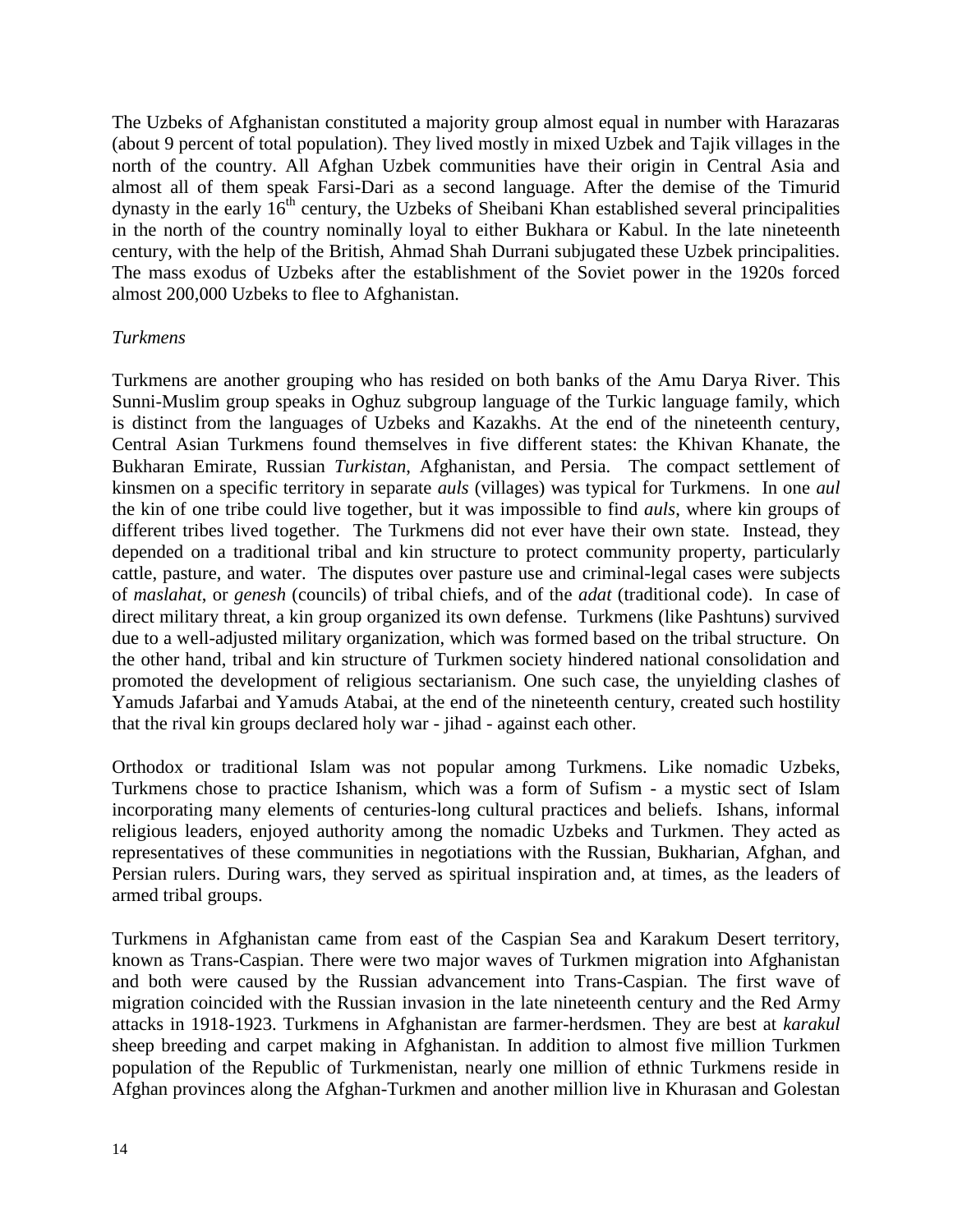The Uzbeks of Afghanistan constituted a majority group almost equal in number with Harazaras (about 9 percent of total population). They lived mostly in mixed Uzbek and Tajik villages in the north of the country. All Afghan Uzbek communities have their origin in Central Asia and almost all of them speak Farsi-Dari as a second language. After the demise of the Timurid dynasty in the early 16th century, the Uzbeks of Sheibani Khan established several principalities in the north of the country nominally loyal to either Bukhara or Kabul. In the late nineteenth century, with the help of the British, Ahmad Shah Durrani subjugated these Uzbek principalities. The mass exodus of Uzbeks after the establishment of the Soviet power in the 1920s forced almost 200,000 Uzbeks to flee to Afghanistan.

*Turkmens*

Turkmens are another grouping who has resided on both banks of the Amu Darya River. This Sunni-Muslim group speaks in Oghuz subgroup language of the Turkic language family, which is distinct from the languages of Uzbeks and Kazakhs. At the end of the nineteenth century, Central Asian Turkmens found themselves in five different states: the Khivan Khanate, the Bukharan Emirate, Russian *Turkistan*, Afghanistan, and Persia. The compact settlement of kinsmen on a specific territory in separate *auls* (villages) was typical for Turkmens. In one *aul* the kin of one tribe could live together, but it was impossible to find *auls*, where kin groups of different tribes lived together. The Turkmens did not ever have their own state. Instead, they depended on a traditional tribal and kin structure to protect community property, particularly cattle, pasture, and water. The disputes over pasture use and criminal-legal cases were subjects of *maslahat*, or *genesh* (councils) of tribal chiefs, and of the *adat* (traditional code). In case of direct military threat, a kin group organized its own defense. Turkmens (like Pashtuns) survived due to a well-adjusted military organization, which was formed based on the tribal structure. On the other hand, tribal and kin structure of Turkmen society hindered national consolidation and promoted the development of religious sectarianism. One such case, the unyielding clashes of Yamuds Jafarbai and Yamuds Atabai, at the end of the nineteenth century, created such hostility that the rival kin groups declared holy war - jihad - against each other.

Orthodox or traditional Islam was not popular among Turkmens. Like nomadic Uzbeks, Turkmens chose to practice Ishanism, which was a form of Sufism - a mystic sect of Islam incorporating many elements of centuries-long cultural practices and beliefs. Ishans, informal religious leaders, enjoyed authority among the nomadic Uzbeks and Turkmen. They acted as representatives of these communities in negotiations with the Russian, Bukharian, Afghan, and Persian rulers. During wars, they served as spiritual inspiration and, at times, as the leaders of armed tribal groups.

Turkmens in Afghanistan came from east of the Caspian Sea and Karakum Desert territory, known as Trans-Caspian. There were two major waves of Turkmen migration into Afghanistan and both were caused by the Russian advancement into Trans-Caspian. The first wave of migration coincided with the Russian invasion in the late nineteenth century and the Red Army attacks in 1918-1923. Turkmens in Afghanistan are farmer-herdsmen. They are best at *karakul* sheep breeding and carpet making in Afghanistan. In addition to almost five million Turkmen population of the Republic of Turkmenistan, nearly one million of ethnic Turkmens reside in Afghan provinces along the Afghan-Turkmen and another million live in Khurasan and Golestan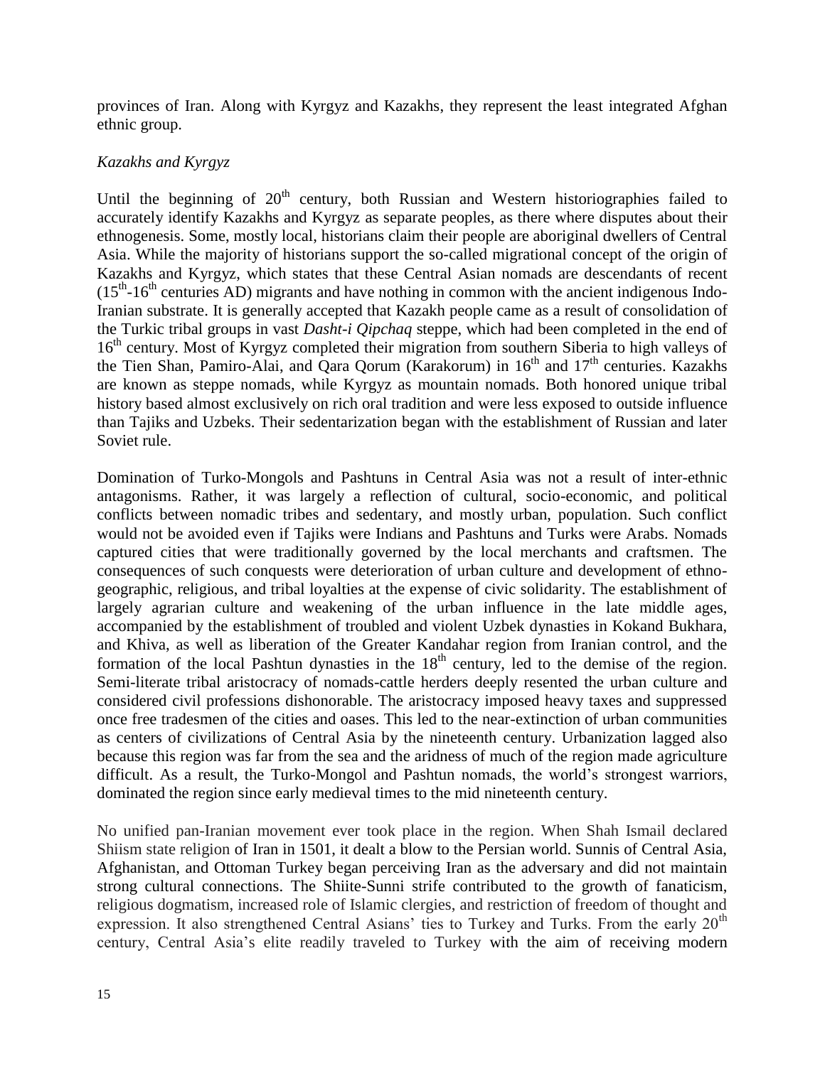provinces of Iran. Along with Kyrgyz and Kazakhs, they represent the least integrated Afghan ethnic group.

*Kazakhs and Kyrgyz*

Until the beginning of 20th century, both Russian and Western historiographies failed to accurately identify Kazakhs and Kyrgyz as separate peoples, as there where disputes about their ethnogenesis. Some, mostly local, historians claim their people are aboriginal dwellers of Central Asia. While the majority of historians support the so-called migrational concept of the origin of Kazakhs and Kyrgyz, which states that these Central Asian nomads are descendants of recent (15th-16th centuries AD) migrants and have nothing in common with the ancient indigenous Indo-Iranian substrate. It is generally accepted that Kazakh people came as a result of consolidation of the Turkic tribal groups in vast *Dasht-i Qipchaq* steppe, which had been completed in the end of 16th century. Most of Kyrgyz completed their migration from southern Siberia to high valleys of the Tien Shan, Pamiro-Alai, and Qara Qorum (Karakorum) in 16th and 17th centuries. Kazakhs are known as steppe nomads, while Kyrgyz as mountain nomads. Both honored unique tribal history based almost exclusively on rich oral tradition and were less exposed to outside influence than Tajiks and Uzbeks. Their sedentarization began with the establishment of Russian and later Soviet rule.

Domination of Turko-Mongols and Pashtuns in Central Asia was not a result of inter-ethnic antagonisms. Rather, it was largely a reflection of cultural, socio-economic, and political conflicts between nomadic tribes and sedentary, and mostly urban, population. Such conflict would not be avoided even if Tajiks were Indians and Pashtuns and Turks were Arabs. Nomads captured cities that were traditionally governed by the local merchants and craftsmen. The consequences of such conquests were deterioration of urban culture and development of ethno-geographic, religious, and tribal loyalties at the expense of civic solidarity. The establishment of largely agrarian culture and weakening of the urban influence in the late middle ages, accompanied by the establishment of troubled and violent Uzbek dynasties in Kokand Bukhara, and Khiva, as well as liberation of the Greater Kandahar region from Iranian control, and the formation of the local Pashtun dynasties in the 18th century, led to the demise of the region. Semi-literate tribal aristocracy of nomads-cattle herders deeply resented the urban culture and considered civil professions dishonorable. The aristocracy imposed heavy taxes and suppressed once free tradesmen of the cities and oases. This led to the near-extinction of urban communities as centers of civilizations of Central Asia by the nineteenth century. Urbanization lagged also because this region was far from the sea and the aridness of much of the region made agriculture difficult. As a result, the Turko-Mongol and Pashtun nomads, the world's strongest warriors, dominated the region since early medieval times to the mid nineteenth century.

No unified pan-Iranian movement ever took place in the region. When Shah Ismail declared Shiism state religion of Iran in 1501, it dealt a blow to the Persian world. Sunnis of Central Asia, Afghanistan, and Ottoman Turkey began perceiving Iran as the adversary and did not maintain strong cultural connections. The Shiite-Sunni strife contributed to the growth of fanaticism, religious dogmatism, increased role of Islamic clergies, and restriction of freedom of thought and expression. It also strengthened Central Asians' ties to Turkey and Turks. From the early 20th century, Central Asia's elite readily traveled to Turkey with the aim of receiving modern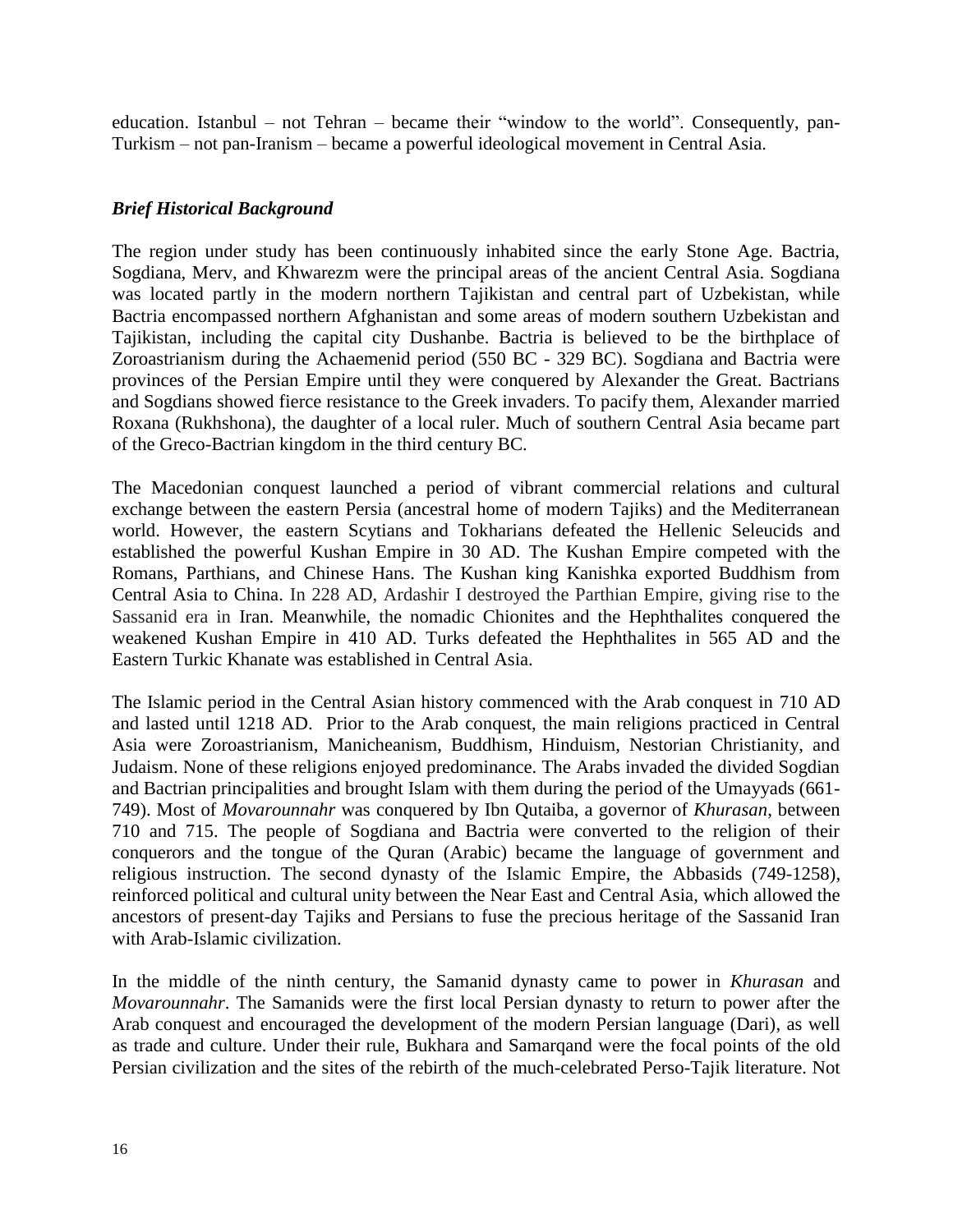education. Istanbul – not Tehran – became their "window to the world". Consequently, pan-Turkism – not pan-Iranism – became a powerful ideological movement in Central Asia.

### *Brief Historical Background*

The region under study has been continuously inhabited since the early Stone Age. Bactria, Sogdiana, Merv, and Khwarezm were the principal areas of the ancient Central Asia. Sogdiana was located partly in the modern northern Tajikistan and central part of Uzbekistan, while Bactria encompassed northern Afghanistan and some areas of modern southern Uzbekistan and Tajikistan, including the capital city Dushanbe. Bactria is believed to be the birthplace of Zoroastrianism during the Achaemenid period (550 BC - 329 BC). Sogdiana and Bactria were provinces of the Persian Empire until they were conquered by Alexander the Great. Bactrians and Sogdians showed fierce resistance to the Greek invaders. To pacify them, Alexander married Roxana (Rukhshona), the daughter of a local ruler. Much of southern Central Asia became part of the Greco-Bactrian kingdom in the third century BC.

The Macedonian conquest launched a period of vibrant commercial relations and cultural exchange between the eastern Persia (ancestral home of modern Tajiks) and the Mediterranean world. However, the eastern Scytians and Tokharians defeated the Hellenic Seleucids and established the powerful Kushan Empire in 30 AD. The Kushan Empire competed with the Romans, Parthians, and Chinese Hans. The Kushan king Kanishka exported Buddhism from Central Asia to China. In 228 AD, Ardashir I destroyed the Parthian Empire, giving rise to the Sassanid era in Iran. Meanwhile, the nomadic Chionites and the Hephthalites conquered the weakened Kushan Empire in 410 AD. Turks defeated the Hephthalites in 565 AD and the Eastern Turkic Khanate was established in Central Asia.

The Islamic period in the Central Asian history commenced with the Arab conquest in 710 AD and lasted until 1218 AD. Prior to the Arab conquest, the main religions practiced in Central Asia were Zoroastrianism, Manicheanism, Buddhism, Hinduism, Nestorian Christianity, and Judaism. None of these religions enjoyed predominance. The Arabs invaded the divided Sogdian and Bactrian principalities and brought Islam with them during the period of the Umayyads (661-749). Most of *Movarounnahr* was conquered by Ibn Qutaiba, a governor of *Khurasan*, between 710 and 715. The people of Sogdiana and Bactria were converted to the religion of their conquerors and the tongue of the Quran (Arabic) became the language of government and religious instruction. The second dynasty of the Islamic Empire, the Abbasids (749-1258), reinforced political and cultural unity between the Near East and Central Asia, which allowed the ancestors of present-day Tajiks and Persians to fuse the precious heritage of the Sassanid Iran with Arab-Islamic civilization.

In the middle of the ninth century, the Samanid dynasty came to power in *Khurasan* and *Movarounnahr*. The Samanids were the first local Persian dynasty to return to power after the Arab conquest and encouraged the development of the modern Persian language (Dari), as well as trade and culture. Under their rule, Bukhara and Samarqand were the focal points of the old Persian civilization and the sites of the rebirth of the much-celebrated Perso-Tajik literature. Not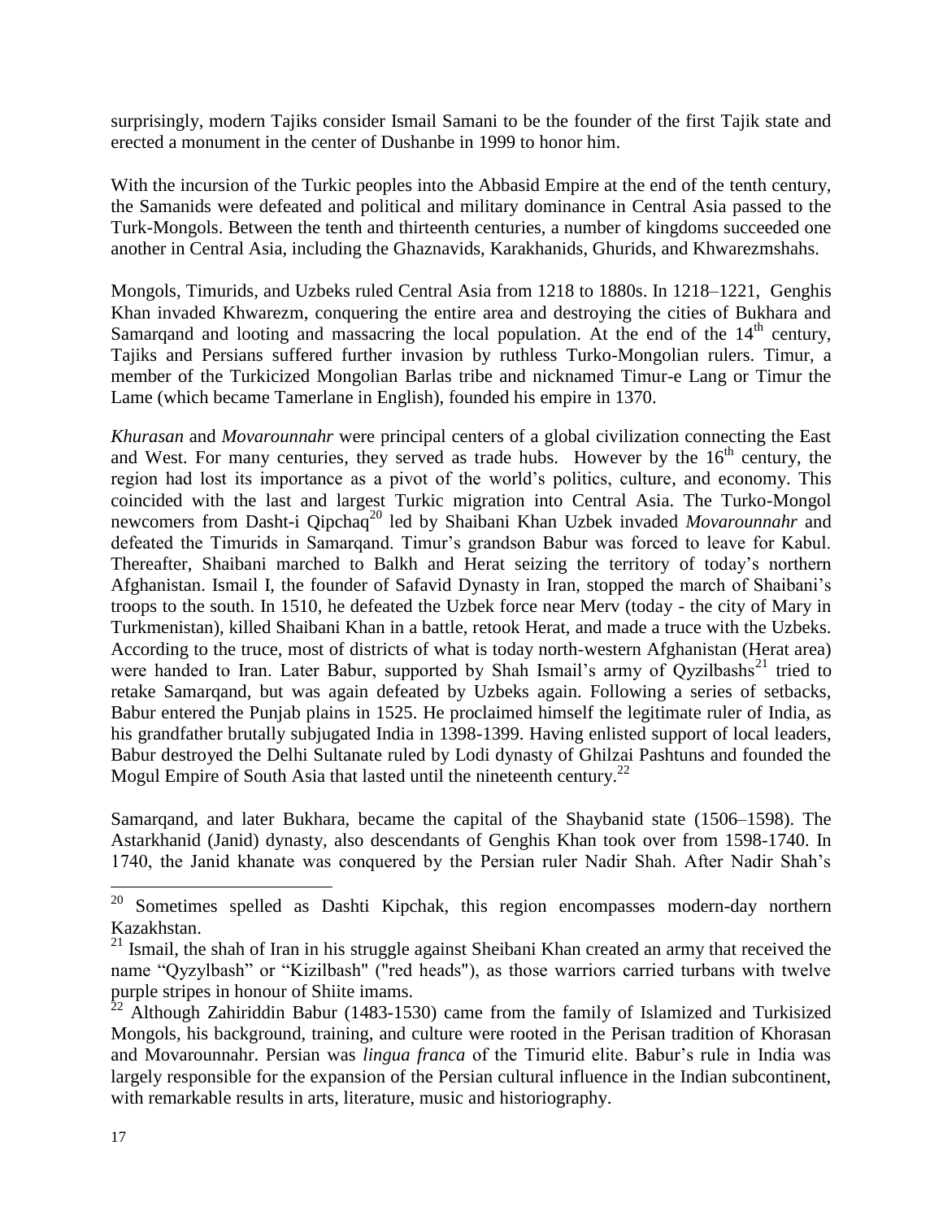surprisingly, modern Tajiks consider Ismail Samani to be the founder of the first Tajik state and erected a monument in the center of Dushanbe in 1999 to honor him.

With the incursion of the Turkic peoples into the Abbasid Empire at the end of the tenth century, the Samanids were defeated and political and military dominance in Central Asia passed to the Turk-Mongols. Between the tenth and thirteenth centuries, a number of kingdoms succeeded one another in Central Asia, including the Ghaznavids, Karakhanids, Ghurids, and Khwarezmshahs.

Mongols, Timurids, and Uzbeks ruled Central Asia from 1218 to 1880s. In 1218–1221, Genghis Khan invaded Khwarezm, conquering the entire area and destroying the cities of Bukhara and Samarqand and looting and massacring the local population. At the end of the 14th century, Tajiks and Persians suffered further invasion by ruthless Turko-Mongolian rulers. Timur, a member of the Turkicized Mongolian Barlas tribe and nicknamed Timur-e Lang or Timur the Lame (which became Tamerlane in English), founded his empire in 1370.

*Khurasan* and *Movarounnahr* were principal centers of a global civilization connecting the East and West. For many centuries, they served as trade hubs. However by the 16th century, the region had lost its importance as a pivot of the world's politics, culture, and economy. This coincided with the last and largest Turkic migration into Central Asia. The Turko-Mongol newcomers from Dasht-i Qipchaq[20] led by Shaibani Khan Uzbek invaded *Movarounnahr* and defeated the Timurids in Samarqand. Timur's grandson Babur was forced to leave for Kabul. Thereafter, Shaibani marched to Balkh and Herat seizing the territory of today's northern Afghanistan. Ismail I, the founder of Safavid Dynasty in Iran, stopped the march of Shaibani's troops to the south. In 1510, he defeated the Uzbek force near Merv (today - the city of Mary in Turkmenistan), killed Shaibani Khan in a battle, retook Herat, and made a truce with the Uzbeks. According to the truce, most of districts of what is today north-western Afghanistan (Herat area) were handed to Iran. Later Babur, supported by Shah Ismail's army of Qyzilbashs[21] tried to retake Samarqand, but was again defeated by Uzbeks again. Following a series of setbacks, Babur entered the Punjab plains in 1525. He proclaimed himself the legitimate ruler of India, as his grandfather brutally subjugated India in 1398-1399. Having enlisted support of local leaders, Babur destroyed the Delhi Sultanate ruled by Lodi dynasty of Ghilzai Pashtuns and founded the Mogul Empire of South Asia that lasted until the nineteenth century.[22]

Samarqand, and later Bukhara, became the capital of the Shaybanid state (1506–1598). The Astarkhanid (Janid) dynasty, also descendants of Genghis Khan took over from 1598-1740. In 1740, the Janid khanate was conquered by the Persian ruler Nadir Shah. After Nadir Shah's

---

[20] Sometimes spelled as Dashti Kipchak, this region encompasses modern-day northern Kazakhstan.

[21] Ismail, the shah of Iran in his struggle against Sheibani Khan created an army that received the name "Qyzylbash" or "Kizilbash" ("red heads"), as those warriors carried turbans with twelve purple stripes in honour of Shiite imams.

[22] Although Zahiriddin Babur (1483-1530) came from the family of Islamized and Turkisized Mongols, his background, training, and culture were rooted in the Perisan tradition of Khorasan and Movarounnahr. Persian was *lingua franca* of the Timurid elite. Babur's rule in India was largely responsible for the expansion of the Persian cultural influence in the Indian subcontinent, with remarkable results in arts, literature, music and historiography.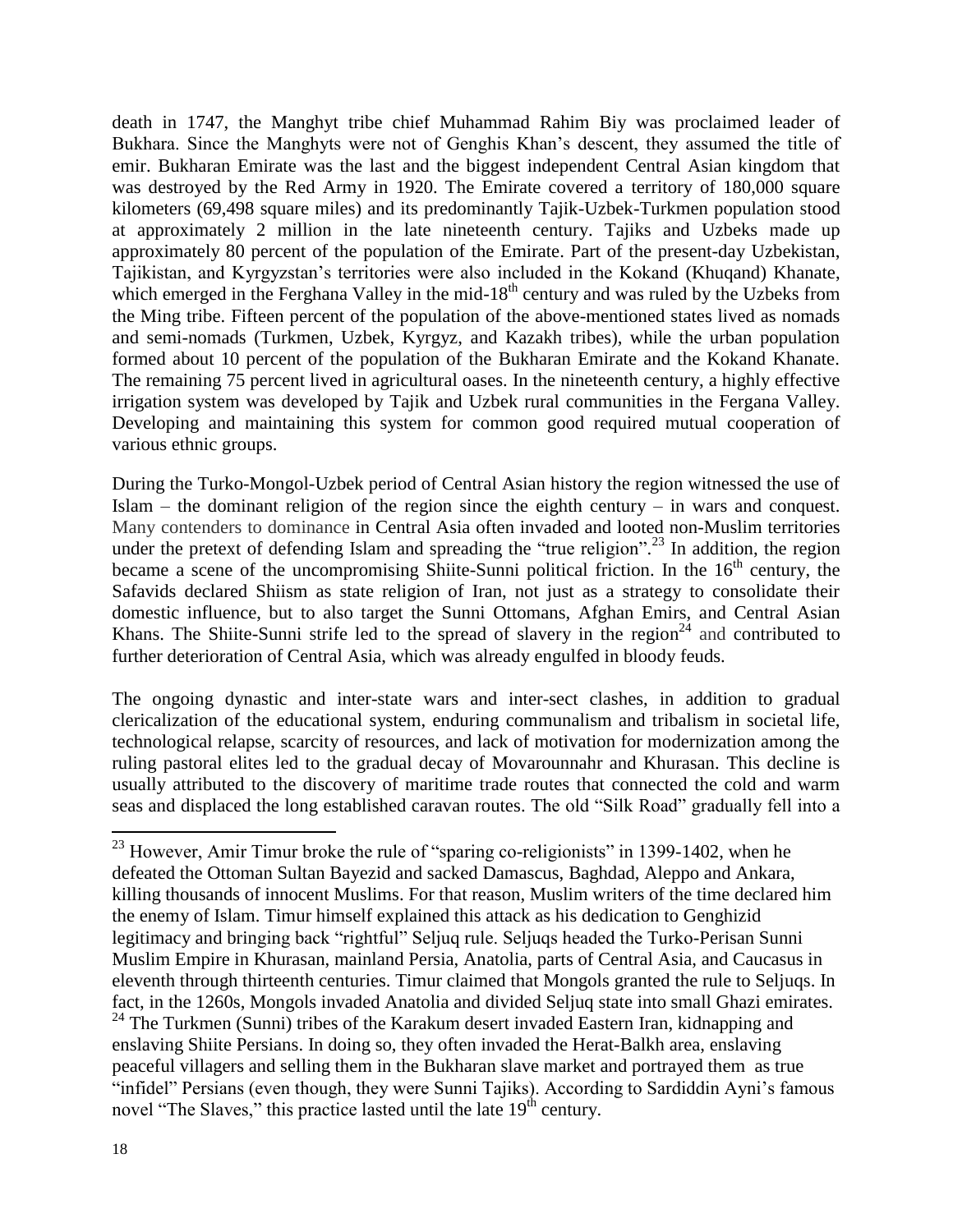death in 1747, the Manghyt tribe chief Muhammad Rahim Biy was proclaimed leader of Bukhara. Since the Manghyts were not of Genghis Khan's descent, they assumed the title of emir. Bukharan Emirate was the last and the biggest independent Central Asian kingdom that was destroyed by the Red Army in 1920. The Emirate covered a territory of 180,000 square kilometers (69,498 square miles) and its predominantly Tajik-Uzbek-Turkmen population stood at approximately 2 million in the late nineteenth century. Tajiks and Uzbeks made up approximately 80 percent of the population of the Emirate. Part of the present-day Uzbekistan, Tajikistan, and Kyrgyzstan's territories were also included in the Kokand (Khuqand) Khanate, which emerged in the Ferghana Valley in the mid-18th century and was ruled by the Uzbeks from the Ming tribe. Fifteen percent of the population of the above-mentioned states lived as nomads and semi-nomads (Turkmen, Uzbek, Kyrgyz, and Kazakh tribes), while the urban population formed about 10 percent of the population of the Bukharan Emirate and the Kokand Khanate. The remaining 75 percent lived in agricultural oases. In the nineteenth century, a highly effective irrigation system was developed by Tajik and Uzbek rural communities in the Fergana Valley. Developing and maintaining this system for common good required mutual cooperation of various ethnic groups.

During the Turko-Mongol-Uzbek period of Central Asian history the region witnessed the use of Islam – the dominant religion of the region since the eighth century – in wars and conquest. Many contenders to dominance in Central Asia often invaded and looted non-Muslim territories under the pretext of defending Islam and spreading the "true religion".[23] In addition, the region became a scene of the uncompromising Shiite-Sunni political friction. In the 16th century, the Safavids declared Shiism as state religion of Iran, not just as a strategy to consolidate their domestic influence, but to also target the Sunni Ottomans, Afghan Emirs, and Central Asian Khans. The Shiite-Sunni strife led to the spread of slavery in the region[24] and contributed to further deterioration of Central Asia, which was already engulfed in bloody feuds.

The ongoing dynastic and inter-state wars and inter-sect clashes, in addition to gradual clericalization of the educational system, enduring communalism and tribalism in societal life, technological relapse, scarcity of resources, and lack of motivation for modernization among the ruling pastoral elites led to the gradual decay of Movarounnahr and Khurasan. This decline is usually attributed to the discovery of maritime trade routes that connected the cold and warm seas and displaced the long established caravan routes. The old "Silk Road" gradually fell into a

---

[23] However, Amir Timur broke the rule of "sparing co-religionists" in 1399-1402, when he defeated the Ottoman Sultan Bayezid and sacked Damascus, Baghdad, Aleppo and Ankara, killing thousands of innocent Muslims. For that reason, Muslim writers of the time declared him the enemy of Islam. Timur himself explained this attack as his dedication to Genghizid legitimacy and bringing back "rightful" Seljuq rule. Seljuqs headed the Turko-Perisan Sunni Muslim Empire in Khurasan, mainland Persia, Anatolia, parts of Central Asia, and Caucasus in eleventh through thirteenth centuries. Timur claimed that Mongols granted the rule to Seljuqs. In fact, in the 1260s, Mongols invaded Anatolia and divided Seljuq state into small Ghazi emirates.

[24] The Turkmen (Sunni) tribes of the Karakum desert invaded Eastern Iran, kidnapping and enslaving Shiite Persians. In doing so, they often invaded the Herat-Balkh area, enslaving peaceful villagers and selling them in the Bukharan slave market and portrayed them as true "infidel" Persians (even though, they were Sunni Tajiks). According to Sardiddin Ayni's famous novel "The Slaves," this practice lasted until the late 19th century.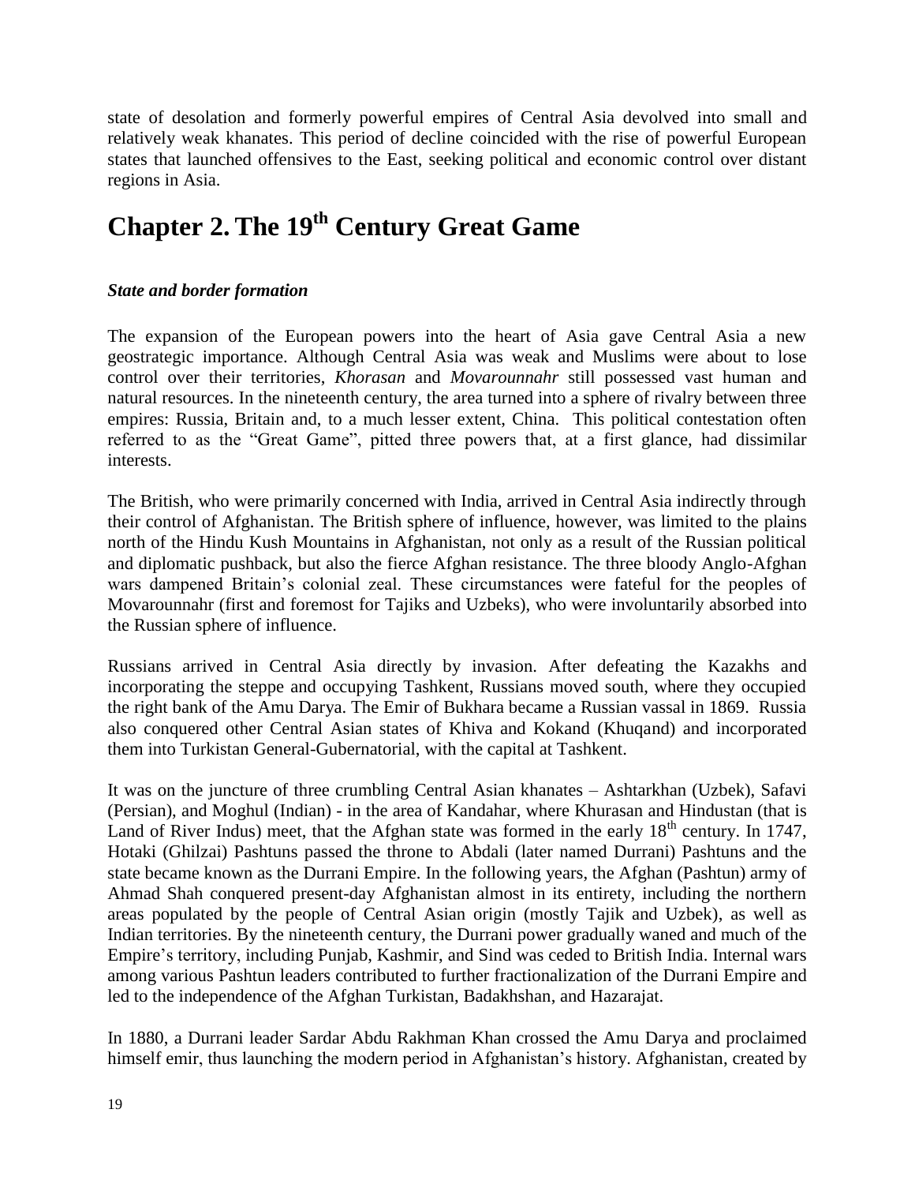state of desolation and formerly powerful empires of Central Asia devolved into small and relatively weak khanates. This period of decline coincided with the rise of powerful European states that launched offensives to the East, seeking political and economic control over distant regions in Asia.

# Chapter 2. The 19th Century Great Game

***State and border formation***

The expansion of the European powers into the heart of Asia gave Central Asia a new geostrategic importance. Although Central Asia was weak and Muslims were about to lose control over their territories, *Khorasan* and *Movarounnahr* still possessed vast human and natural resources. In the nineteenth century, the area turned into a sphere of rivalry between three empires: Russia, Britain and, to a much lesser extent, China. This political contestation often referred to as the "Great Game", pitted three powers that, at a first glance, had dissimilar interests.

The British, who were primarily concerned with India, arrived in Central Asia indirectly through their control of Afghanistan. The British sphere of influence, however, was limited to the plains north of the Hindu Kush Mountains in Afghanistan, not only as a result of the Russian political and diplomatic pushback, but also the fierce Afghan resistance. The three bloody Anglo-Afghan wars dampened Britain's colonial zeal. These circumstances were fateful for the peoples of Movarounnahr (first and foremost for Tajiks and Uzbeks), who were involuntarily absorbed into the Russian sphere of influence.

Russians arrived in Central Asia directly by invasion. After defeating the Kazakhs and incorporating the steppe and occupying Tashkent, Russians moved south, where they occupied the right bank of the Amu Darya. The Emir of Bukhara became a Russian vassal in 1869. Russia also conquered other Central Asian states of Khiva and Kokand (Khuqand) and incorporated them into Turkistan General-Gubernatorial, with the capital at Tashkent.

It was on the juncture of three crumbling Central Asian khanates – Ashtarkhan (Uzbek), Safavi (Persian), and Moghul (Indian) - in the area of Kandahar, where Khurasan and Hindustan (that is Land of River Indus) meet, that the Afghan state was formed in the early 18th century. In 1747, Hotaki (Ghilzai) Pashtuns passed the throne to Abdali (later named Durrani) Pashtuns and the state became known as the Durrani Empire. In the following years, the Afghan (Pashtun) army of Ahmad Shah conquered present-day Afghanistan almost in its entirety, including the northern areas populated by the people of Central Asian origin (mostly Tajik and Uzbek), as well as Indian territories. By the nineteenth century, the Durrani power gradually waned and much of the Empire's territory, including Punjab, Kashmir, and Sind was ceded to British India. Internal wars among various Pashtun leaders contributed to further fractionalization of the Durrani Empire and led to the independence of the Afghan Turkistan, Badakhshan, and Hazarajat.

In 1880, a Durrani leader Sardar Abdu Rakhman Khan crossed the Amu Darya and proclaimed himself emir, thus launching the modern period in Afghanistan's history. Afghanistan, created by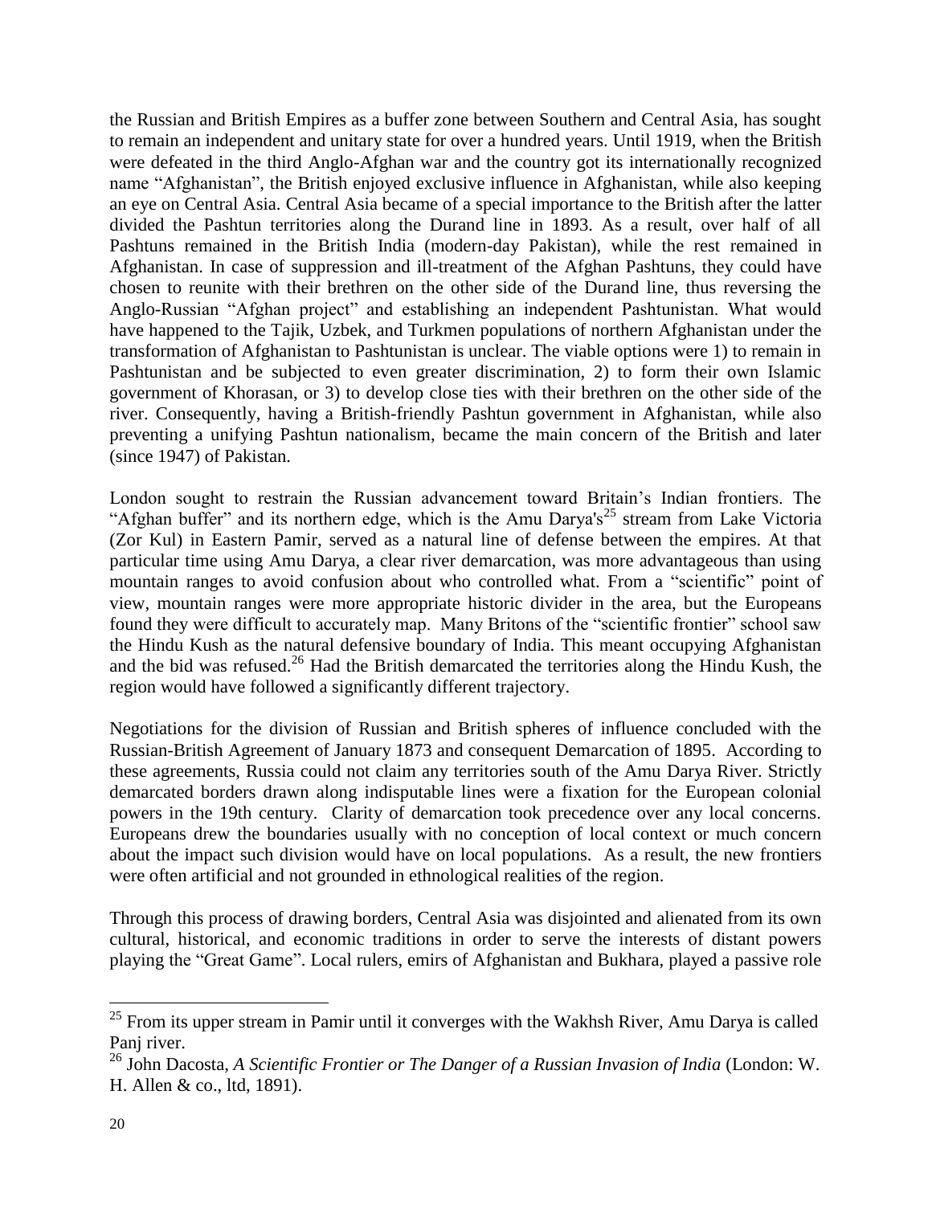the Russian and British Empires as a buffer zone between Southern and Central Asia, has sought to remain an independent and unitary state for over a hundred years. Until 1919, when the British were defeated in the third Anglo-Afghan war and the country got its internationally recognized name "Afghanistan", the British enjoyed exclusive influence in Afghanistan, while also keeping an eye on Central Asia. Central Asia became of a special importance to the British after the latter divided the Pashtun territories along the Durand line in 1893. As a result, over half of all Pashtuns remained in the British India (modern-day Pakistan), while the rest remained in Afghanistan. In case of suppression and ill-treatment of the Afghan Pashtuns, they could have chosen to reunite with their brethren on the other side of the Durand line, thus reversing the Anglo-Russian "Afghan project" and establishing an independent Pashtunistan. What would have happened to the Tajik, Uzbek, and Turkmen populations of northern Afghanistan under the transformation of Afghanistan to Pashtunistan is unclear. The viable options were 1) to remain in Pashtunistan and be subjected to even greater discrimination, 2) to form their own Islamic government of Khorasan, or 3) to develop close ties with their brethren on the other side of the river. Consequently, having a British-friendly Pashtun government in Afghanistan, while also preventing a unifying Pashtun nationalism, became the main concern of the British and later (since 1947) of Pakistan.

London sought to restrain the Russian advancement toward Britain's Indian frontiers. The "Afghan buffer" and its northern edge, which is the Amu Darya's[25] stream from Lake Victoria (Zor Kul) in Eastern Pamir, served as a natural line of defense between the empires. At that particular time using Amu Darya, a clear river demarcation, was more advantageous than using mountain ranges to avoid confusion about who controlled what. From a "scientific" point of view, mountain ranges were more appropriate historic divider in the area, but the Europeans found they were difficult to accurately map. Many Britons of the "scientific frontier" school saw the Hindu Kush as the natural defensive boundary of India. This meant occupying Afghanistan and the bid was refused.[26] Had the British demarcated the territories along the Hindu Kush, the region would have followed a significantly different trajectory.

Negotiations for the division of Russian and British spheres of influence concluded with the Russian-British Agreement of January 1873 and consequent Demarcation of 1895. According to these agreements, Russia could not claim any territories south of the Amu Darya River. Strictly demarcated borders drawn along indisputable lines were a fixation for the European colonial powers in the 19th century. Clarity of demarcation took precedence over any local concerns. Europeans drew the boundaries usually with no conception of local context or much concern about the impact such division would have on local populations. As a result, the new frontiers were often artificial and not grounded in ethnological realities of the region.

Through this process of drawing borders, Central Asia was disjointed and alienated from its own cultural, historical, and economic traditions in order to serve the interests of distant powers playing the "Great Game". Local rulers, emirs of Afghanistan and Bukhara, played a passive role

---

[25] From its upper stream in Pamir until it converges with the Wakhsh River, Amu Darya is called Panj river.

[26] John Dacosta, *A Scientific Frontier or The Danger of a Russian Invasion of India* (London: W. H. Allen & co., ltd, 1891).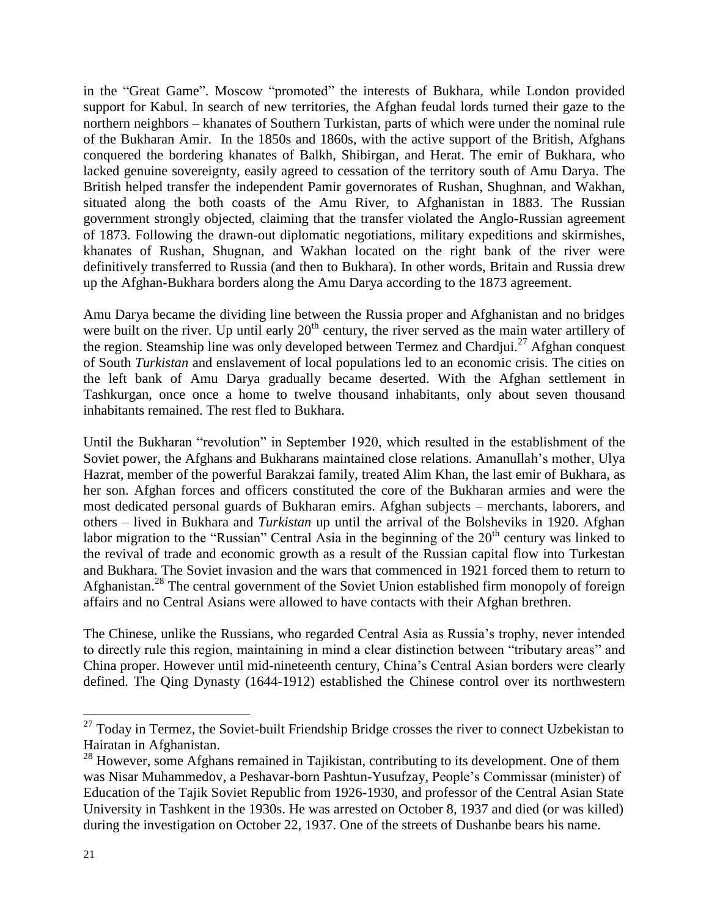in the "Great Game". Moscow "promoted" the interests of Bukhara, while London provided support for Kabul. In search of new territories, the Afghan feudal lords turned their gaze to the northern neighbors – khanates of Southern Turkistan, parts of which were under the nominal rule of the Bukharan Amir. In the 1850s and 1860s, with the active support of the British, Afghans conquered the bordering khanates of Balkh, Shibirgan, and Herat. The emir of Bukhara, who lacked genuine sovereignty, easily agreed to cessation of the territory south of Amu Darya. The British helped transfer the independent Pamir governorates of Rushan, Shughnan, and Wakhan, situated along the both coasts of the Amu River, to Afghanistan in 1883. The Russian government strongly objected, claiming that the transfer violated the Anglo-Russian agreement of 1873. Following the drawn-out diplomatic negotiations, military expeditions and skirmishes, khanates of Rushan, Shugnan, and Wakhan located on the right bank of the river were definitively transferred to Russia (and then to Bukhara). In other words, Britain and Russia drew up the Afghan-Bukhara borders along the Amu Darya according to the 1873 agreement.

Amu Darya became the dividing line between the Russia proper and Afghanistan and no bridges were built on the river. Up until early 20th century, the river served as the main water artillery of the region. Steamship line was only developed between Termez and Chardjui.[27] Afghan conquest of South *Turkistan* and enslavement of local populations led to an economic crisis. The cities on the left bank of Amu Darya gradually became deserted. With the Afghan settlement in Tashkurgan, once once a home to twelve thousand inhabitants, only about seven thousand inhabitants remained. The rest fled to Bukhara.

Until the Bukharan "revolution" in September 1920, which resulted in the establishment of the Soviet power, the Afghans and Bukharans maintained close relations. Amanullah's mother, Ulya Hazrat, member of the powerful Barakzai family, treated Alim Khan, the last emir of Bukhara, as her son. Afghan forces and officers constituted the core of the Bukharan armies and were the most dedicated personal guards of Bukharan emirs. Afghan subjects – merchants, laborers, and others – lived in Bukhara and *Turkistan* up until the arrival of the Bolsheviks in 1920. Afghan labor migration to the "Russian" Central Asia in the beginning of the 20th century was linked to the revival of trade and economic growth as a result of the Russian capital flow into Turkestan and Bukhara. The Soviet invasion and the wars that commenced in 1921 forced them to return to Afghanistan.[28] The central government of the Soviet Union established firm monopoly of foreign affairs and no Central Asians were allowed to have contacts with their Afghan brethren.

The Chinese, unlike the Russians, who regarded Central Asia as Russia's trophy, never intended to directly rule this region, maintaining in mind a clear distinction between "tributary areas" and China proper. However until mid-nineteenth century, China's Central Asian borders were clearly defined. The Qing Dynasty (1644-1912) established the Chinese control over its northwestern

---

[27] Today in Termez, the Soviet-built Friendship Bridge crosses the river to connect Uzbekistan to Hairatan in Afghanistan.

[28] However, some Afghans remained in Tajikistan, contributing to its development. One of them was Nisar Muhammedov, a Peshavar-born Pashtun-Yusufzay, People's Commissar (minister) of Education of the Tajik Soviet Republic from 1926-1930, and professor of the Central Asian State University in Tashkent in the 1930s. He was arrested on October 8, 1937 and died (or was killed) during the investigation on October 22, 1937. One of the streets of Dushanbe bears his name.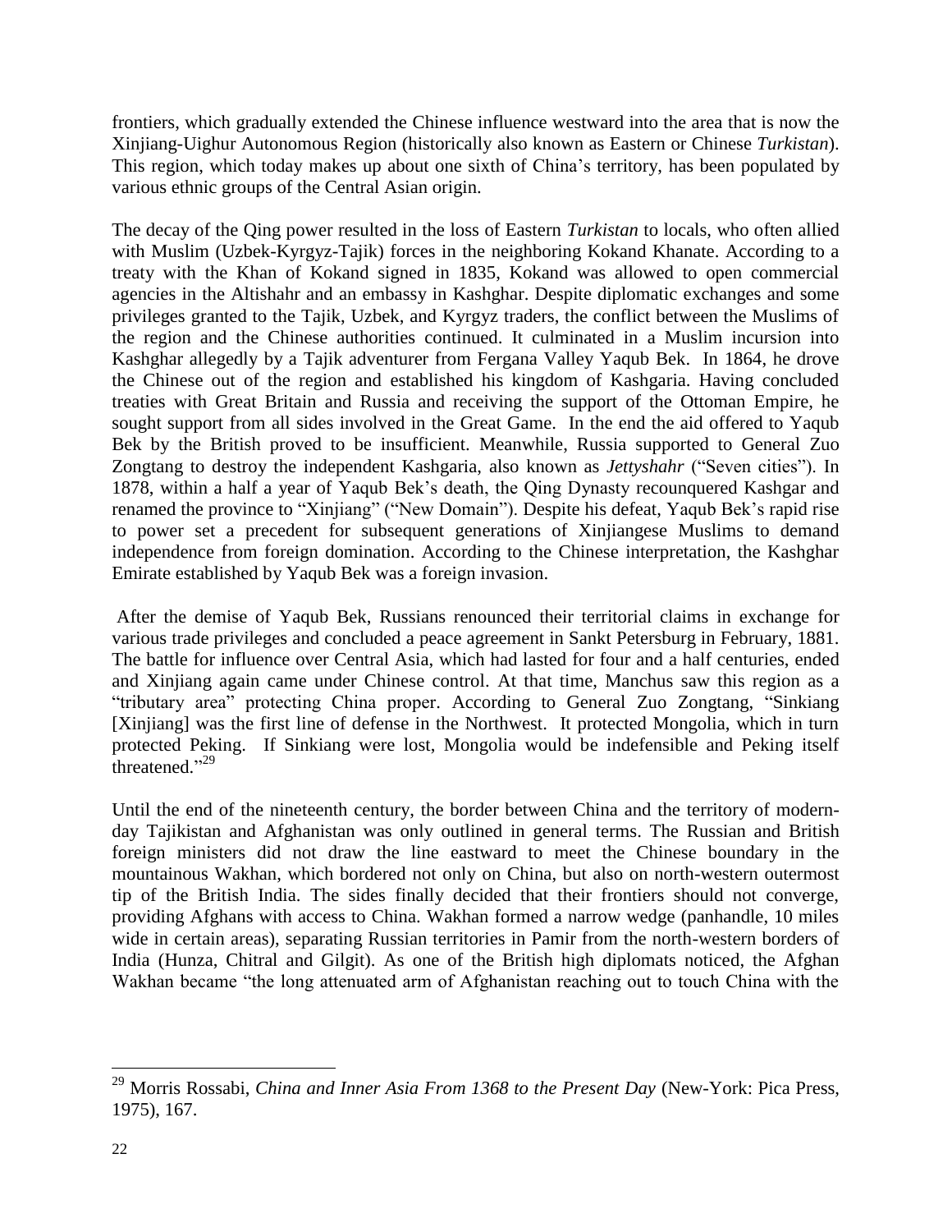frontiers, which gradually extended the Chinese influence westward into the area that is now the Xinjiang-Uighur Autonomous Region (historically also known as Eastern or Chinese *Turkistan*). This region, which today makes up about one sixth of China's territory, has been populated by various ethnic groups of the Central Asian origin.

The decay of the Qing power resulted in the loss of Eastern *Turkistan* to locals, who often allied with Muslim (Uzbek-Kyrgyz-Tajik) forces in the neighboring Kokand Khanate. According to a treaty with the Khan of Kokand signed in 1835, Kokand was allowed to open commercial agencies in the Altishahr and an embassy in Kashghar. Despite diplomatic exchanges and some privileges granted to the Tajik, Uzbek, and Kyrgyz traders, the conflict between the Muslims of the region and the Chinese authorities continued. It culminated in a Muslim incursion into Kashghar allegedly by a Tajik adventurer from Fergana Valley Yaqub Bek. In 1864, he drove the Chinese out of the region and established his kingdom of Kashgaria. Having concluded treaties with Great Britain and Russia and receiving the support of the Ottoman Empire, he sought support from all sides involved in the Great Game. In the end the aid offered to Yaqub Bek by the British proved to be insufficient. Meanwhile, Russia supported to General Zuo Zongtang to destroy the independent Kashgaria, also known as *Jettyshahr* ("Seven cities"). In 1878, within a half a year of Yaqub Bek's death, the Qing Dynasty recounquered Kashgar and renamed the province to "Xinjiang" ("New Domain"). Despite his defeat, Yaqub Bek's rapid rise to power set a precedent for subsequent generations of Xinjiangese Muslims to demand independence from foreign domination. According to the Chinese interpretation, the Kashghar Emirate established by Yaqub Bek was a foreign invasion.

After the demise of Yaqub Bek, Russians renounced their territorial claims in exchange for various trade privileges and concluded a peace agreement in Sankt Petersburg in February, 1881. The battle for influence over Central Asia, which had lasted for four and a half centuries, ended and Xinjiang again came under Chinese control. At that time, Manchus saw this region as a "tributary area" protecting China proper. According to General Zuo Zongtang, "Sinkiang [Xinjiang] was the first line of defense in the Northwest. It protected Mongolia, which in turn protected Peking. If Sinkiang were lost, Mongolia would be indefensible and Peking itself threatened."[29]

Until the end of the nineteenth century, the border between China and the territory of modern-day Tajikistan and Afghanistan was only outlined in general terms. The Russian and British foreign ministers did not draw the line eastward to meet the Chinese boundary in the mountainous Wakhan, which bordered not only on China, but also on north-western outermost tip of the British India. The sides finally decided that their frontiers should not converge, providing Afghans with access to China. Wakhan formed a narrow wedge (panhandle, 10 miles wide in certain areas), separating Russian territories in Pamir from the north-western borders of India (Hunza, Chitral and Gilgit). As one of the British high diplomats noticed, the Afghan Wakhan became "the long attenuated arm of Afghanistan reaching out to touch China with the

---

[29] Morris Rossabi, *China and Inner Asia From 1368 to the Present Day* (New-York: Pica Press, 1975), 167.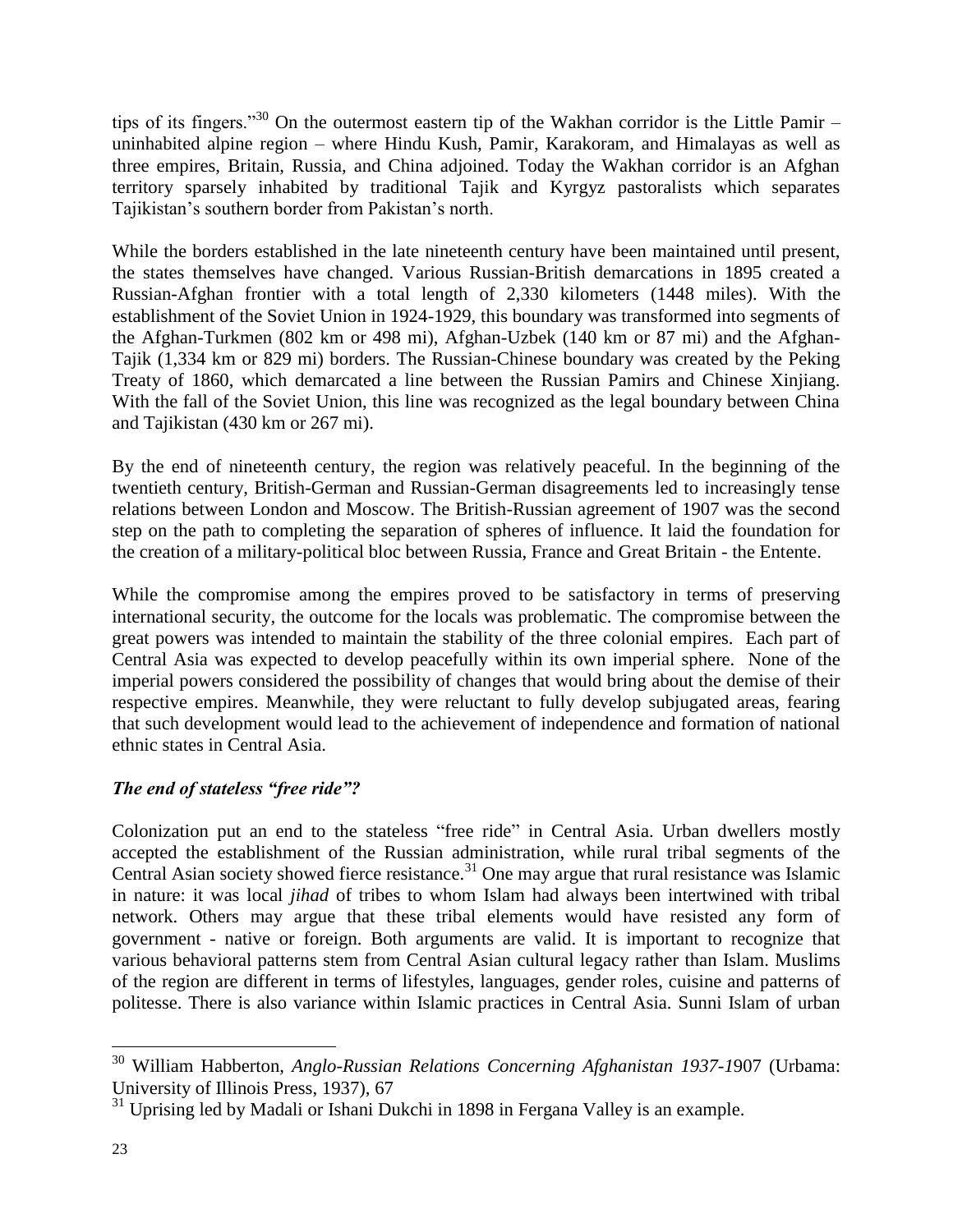tips of its fingers."[30] On the outermost eastern tip of the Wakhan corridor is the Little Pamir – uninhabited alpine region – where Hindu Kush, Pamir, Karakoram, and Himalayas as well as three empires, Britain, Russia, and China adjoined. Today the Wakhan corridor is an Afghan territory sparsely inhabited by traditional Tajik and Kyrgyz pastoralists which separates Tajikistan's southern border from Pakistan's north.

While the borders established in the late nineteenth century have been maintained until present, the states themselves have changed. Various Russian-British demarcations in 1895 created a Russian-Afghan frontier with a total length of 2,330 kilometers (1448 miles). With the establishment of the Soviet Union in 1924-1929, this boundary was transformed into segments of the Afghan-Turkmen (802 km or 498 mi), Afghan-Uzbek (140 km or 87 mi) and the Afghan-Tajik (1,334 km or 829 mi) borders. The Russian-Chinese boundary was created by the Peking Treaty of 1860, which demarcated a line between the Russian Pamirs and Chinese Xinjiang. With the fall of the Soviet Union, this line was recognized as the legal boundary between China and Tajikistan (430 km or 267 mi).

By the end of nineteenth century, the region was relatively peaceful. In the beginning of the twentieth century, British-German and Russian-German disagreements led to increasingly tense relations between London and Moscow. The British-Russian agreement of 1907 was the second step on the path to completing the separation of spheres of influence. It laid the foundation for the creation of a military-political bloc between Russia, France and Great Britain - the Entente.

While the compromise among the empires proved to be satisfactory in terms of preserving international security, the outcome for the locals was problematic. The compromise between the great powers was intended to maintain the stability of the three colonial empires. Each part of Central Asia was expected to develop peacefully within its own imperial sphere. None of the imperial powers considered the possibility of changes that would bring about the demise of their respective empires. Meanwhile, they were reluctant to fully develop subjugated areas, fearing that such development would lead to the achievement of independence and formation of national ethnic states in Central Asia.

### *The end of stateless "free ride"?*

Colonization put an end to the stateless "free ride" in Central Asia. Urban dwellers mostly accepted the establishment of the Russian administration, while rural tribal segments of the Central Asian society showed fierce resistance.[31] One may argue that rural resistance was Islamic in nature: it was local *jihad* of tribes to whom Islam had always been intertwined with tribal network. Others may argue that these tribal elements would have resisted any form of government - native or foreign. Both arguments are valid. It is important to recognize that various behavioral patterns stem from Central Asian cultural legacy rather than Islam. Muslims of the region are different in terms of lifestyles, languages, gender roles, cuisine and patterns of politesse. There is also variance within Islamic practices in Central Asia. Sunni Islam of urban

---

[30] William Habberton, *Anglo-Russian Relations Concerning Afghanistan 1937-1907* (Urbama: University of Illinois Press, 1937), 67

[31] Uprising led by Madali or Ishani Dukchi in 1898 in Fergana Valley is an example.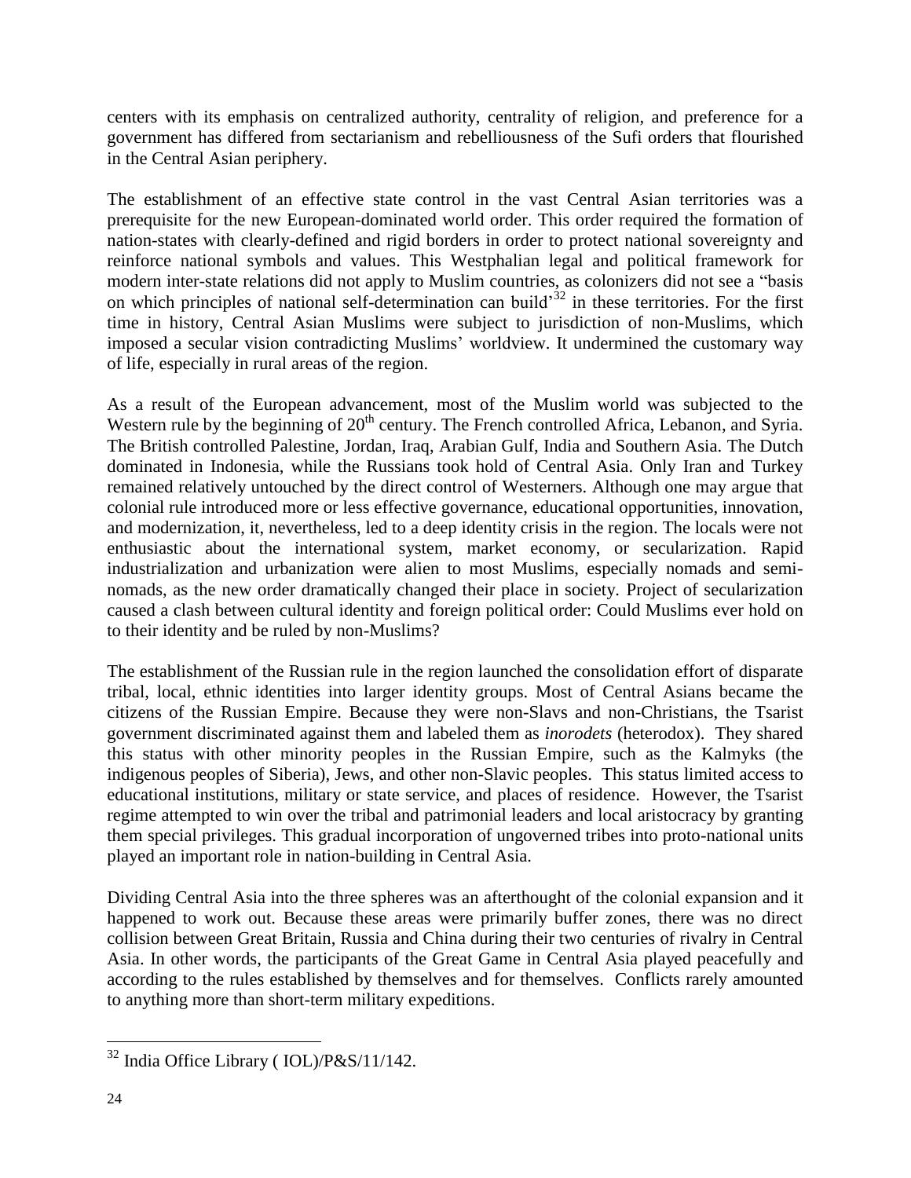centers with its emphasis on centralized authority, centrality of religion, and preference for a government has differed from sectarianism and rebelliousness of the Sufi orders that flourished in the Central Asian periphery.

The establishment of an effective state control in the vast Central Asian territories was a prerequisite for the new European-dominated world order. This order required the formation of nation-states with clearly-defined and rigid borders in order to protect national sovereignty and reinforce national symbols and values. This Westphalian legal and political framework for modern inter-state relations did not apply to Muslim countries, as colonizers did not see a "basis on which principles of national self-determination can build'[32] in these territories. For the first time in history, Central Asian Muslims were subject to jurisdiction of non-Muslims, which imposed a secular vision contradicting Muslims' worldview. It undermined the customary way of life, especially in rural areas of the region.

As a result of the European advancement, most of the Muslim world was subjected to the Western rule by the beginning of 20th century. The French controlled Africa, Lebanon, and Syria. The British controlled Palestine, Jordan, Iraq, Arabian Gulf, India and Southern Asia. The Dutch dominated in Indonesia, while the Russians took hold of Central Asia. Only Iran and Turkey remained relatively untouched by the direct control of Westerners. Although one may argue that colonial rule introduced more or less effective governance, educational opportunities, innovation, and modernization, it, nevertheless, led to a deep identity crisis in the region. The locals were not enthusiastic about the international system, market economy, or secularization. Rapid industrialization and urbanization were alien to most Muslims, especially nomads and semi-nomads, as the new order dramatically changed their place in society. Project of secularization caused a clash between cultural identity and foreign political order: Could Muslims ever hold on to their identity and be ruled by non-Muslims?

The establishment of the Russian rule in the region launched the consolidation effort of disparate tribal, local, ethnic identities into larger identity groups. Most of Central Asians became the citizens of the Russian Empire. Because they were non-Slavs and non-Christians, the Tsarist government discriminated against them and labeled them as *inorodets* (heterodox). They shared this status with other minority peoples in the Russian Empire, such as the Kalmyks (the indigenous peoples of Siberia), Jews, and other non-Slavic peoples. This status limited access to educational institutions, military or state service, and places of residence. However, the Tsarist regime attempted to win over the tribal and patrimonial leaders and local aristocracy by granting them special privileges. This gradual incorporation of ungoverned tribes into proto-national units played an important role in nation-building in Central Asia.

Dividing Central Asia into the three spheres was an afterthought of the colonial expansion and it happened to work out. Because these areas were primarily buffer zones, there was no direct collision between Great Britain, Russia and China during their two centuries of rivalry in Central Asia. In other words, the participants of the Great Game in Central Asia played peacefully and according to the rules established by themselves and for themselves. Conflicts rarely amounted to anything more than short-term military expeditions.

---

[32] India Office Library ( IOL)/P&S/11/142.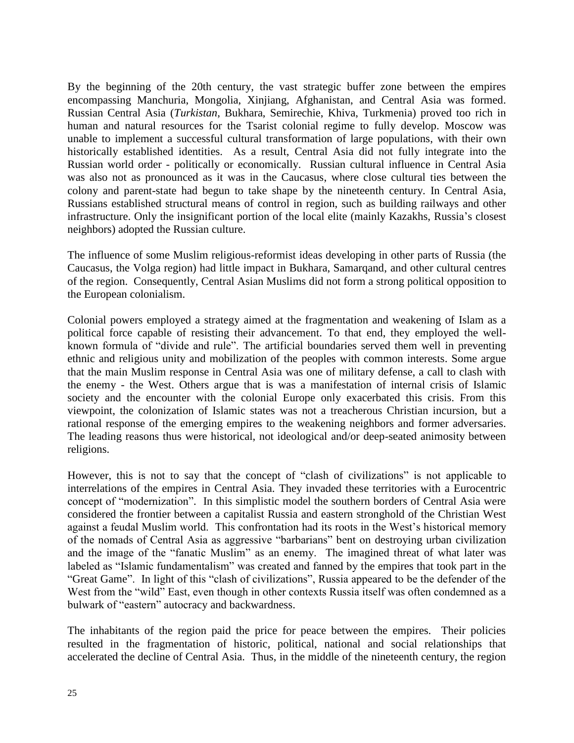By the beginning of the 20th century, the vast strategic buffer zone between the empires encompassing Manchuria, Mongolia, Xinjiang, Afghanistan, and Central Asia was formed. Russian Central Asia (*Turkistan*, Bukhara, Semirechie, Khiva, Turkmenia) proved too rich in human and natural resources for the Tsarist colonial regime to fully develop. Moscow was unable to implement a successful cultural transformation of large populations, with their own historically established identities. As a result, Central Asia did not fully integrate into the Russian world order - politically or economically. Russian cultural influence in Central Asia was also not as pronounced as it was in the Caucasus, where close cultural ties between the colony and parent-state had begun to take shape by the nineteenth century. In Central Asia, Russians established structural means of control in region, such as building railways and other infrastructure. Only the insignificant portion of the local elite (mainly Kazakhs, Russia's closest neighbors) adopted the Russian culture.

The influence of some Muslim religious-reformist ideas developing in other parts of Russia (the Caucasus, the Volga region) had little impact in Bukhara, Samarqand, and other cultural centres of the region. Consequently, Central Asian Muslims did not form a strong political opposition to the European colonialism.

Colonial powers employed a strategy aimed at the fragmentation and weakening of Islam as a political force capable of resisting their advancement. To that end, they employed the well-known formula of "divide and rule". The artificial boundaries served them well in preventing ethnic and religious unity and mobilization of the peoples with common interests. Some argue that the main Muslim response in Central Asia was one of military defense, a call to clash with the enemy - the West. Others argue that is was a manifestation of internal crisis of Islamic society and the encounter with the colonial Europe only exacerbated this crisis. From this viewpoint, the colonization of Islamic states was not a treacherous Christian incursion, but a rational response of the emerging empires to the weakening neighbors and former adversaries. The leading reasons thus were historical, not ideological and/or deep-seated animosity between religions.

However, this is not to say that the concept of "clash of civilizations" is not applicable to interrelations of the empires in Central Asia. They invaded these territories with a Eurocentric concept of "modernization". In this simplistic model the southern borders of Central Asia were considered the frontier between a capitalist Russia and eastern stronghold of the Christian West against a feudal Muslim world. This confrontation had its roots in the West's historical memory of the nomads of Central Asia as aggressive "barbarians" bent on destroying urban civilization and the image of the "fanatic Muslim" as an enemy. The imagined threat of what later was labeled as "Islamic fundamentalism" was created and fanned by the empires that took part in the "Great Game". In light of this "clash of civilizations", Russia appeared to be the defender of the West from the "wild" East, even though in other contexts Russia itself was often condemned as a bulwark of "eastern" autocracy and backwardness.

The inhabitants of the region paid the price for peace between the empires. Their policies resulted in the fragmentation of historic, political, national and social relationships that accelerated the decline of Central Asia. Thus, in the middle of the nineteenth century, the region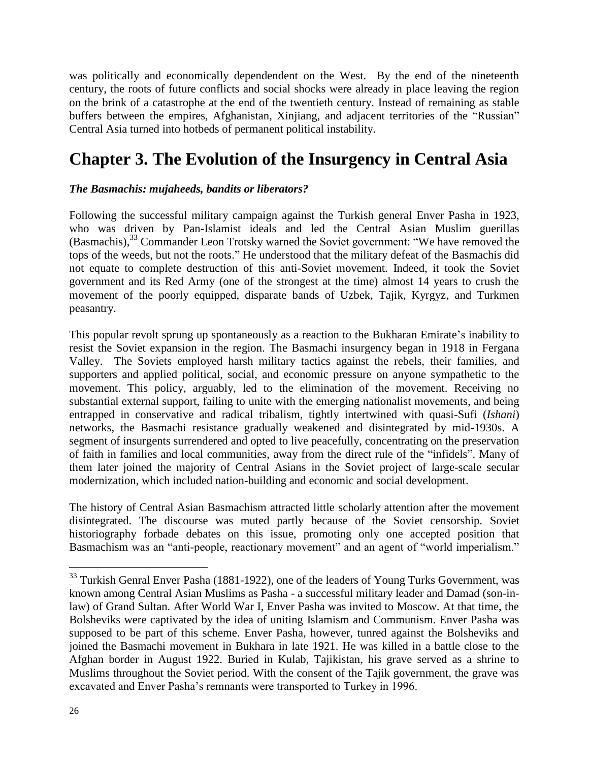was politically and economically dependendent on the West. By the end of the nineteenth century, the roots of future conflicts and social shocks were already in place leaving the region on the brink of a catastrophe at the end of the twentieth century. Instead of remaining as stable buffers between the empires, Afghanistan, Xinjiang, and adjacent territories of the "Russian" Central Asia turned into hotbeds of permanent political instability.

# Chapter 3. The Evolution of the Insurgency in Central Asia

***The Basmachis: mujaheeds, bandits or liberators?***

Following the successful military campaign against the Turkish general Enver Pasha in 1923, who was driven by Pan-Islamist ideals and led the Central Asian Muslim guerillas (Basmachis),[33] Commander Leon Trotsky warned the Soviet government: "We have removed the tops of the weeds, but not the roots." He understood that the military defeat of the Basmachis did not equate to complete destruction of this anti-Soviet movement. Indeed, it took the Soviet government and its Red Army (one of the strongest at the time) almost 14 years to crush the movement of the poorly equipped, disparate bands of Uzbek, Tajik, Kyrgyz, and Turkmen peasantry.

This popular revolt sprung up spontaneously as a reaction to the Bukharan Emirate's inability to resist the Soviet expansion in the region. The Basmachi insurgency began in 1918 in Fergana Valley. The Soviets employed harsh military tactics against the rebels, their families, and supporters and applied political, social, and economic pressure on anyone sympathetic to the movement. This policy, arguably, led to the elimination of the movement. Receiving no substantial external support, failing to unite with the emerging nationalist movements, and being entrapped in conservative and radical tribalism, tightly intertwined with quasi-Sufi (*Ishani*) networks, the Basmachi resistance gradually weakened and disintegrated by mid-1930s. A segment of insurgents surrendered and opted to live peacefully, concentrating on the preservation of faith in families and local communities, away from the direct rule of the "infidels". Many of them later joined the majority of Central Asians in the Soviet project of large-scale secular modernization, which included nation-building and economic and social development.

The history of Central Asian Basmachism attracted little scholarly attention after the movement disintegrated. The discourse was muted partly because of the Soviet censorship. Soviet historiography forbade debates on this issue, promoting only one accepted position that Basmachism was an "anti-people, reactionary movement" and an agent of "world imperialism."

---

[33] Turkish Genral Enver Pasha (1881-1922), one of the leaders of Young Turks Government, was known among Central Asian Muslims as Pasha - a successful military leader and Damad (son-in-law) of Grand Sultan. After World War I, Enver Pasha was invited to Moscow. At that time, the Bolsheviks were captivated by the idea of uniting Islamism and Communism. Enver Pasha was supposed to be part of this scheme. Enver Pasha, however, tunred against the Bolsheviks and joined the Basmachi movement in Bukhara in late 1921. He was killed in a battle close to the Afghan border in August 1922. Buried in Kulab, Tajikistan, his grave served as a shrine to Muslims throughout the Soviet period. With the consent of the Tajik government, the grave was excavated and Enver Pasha's remnants were transported to Turkey in 1996.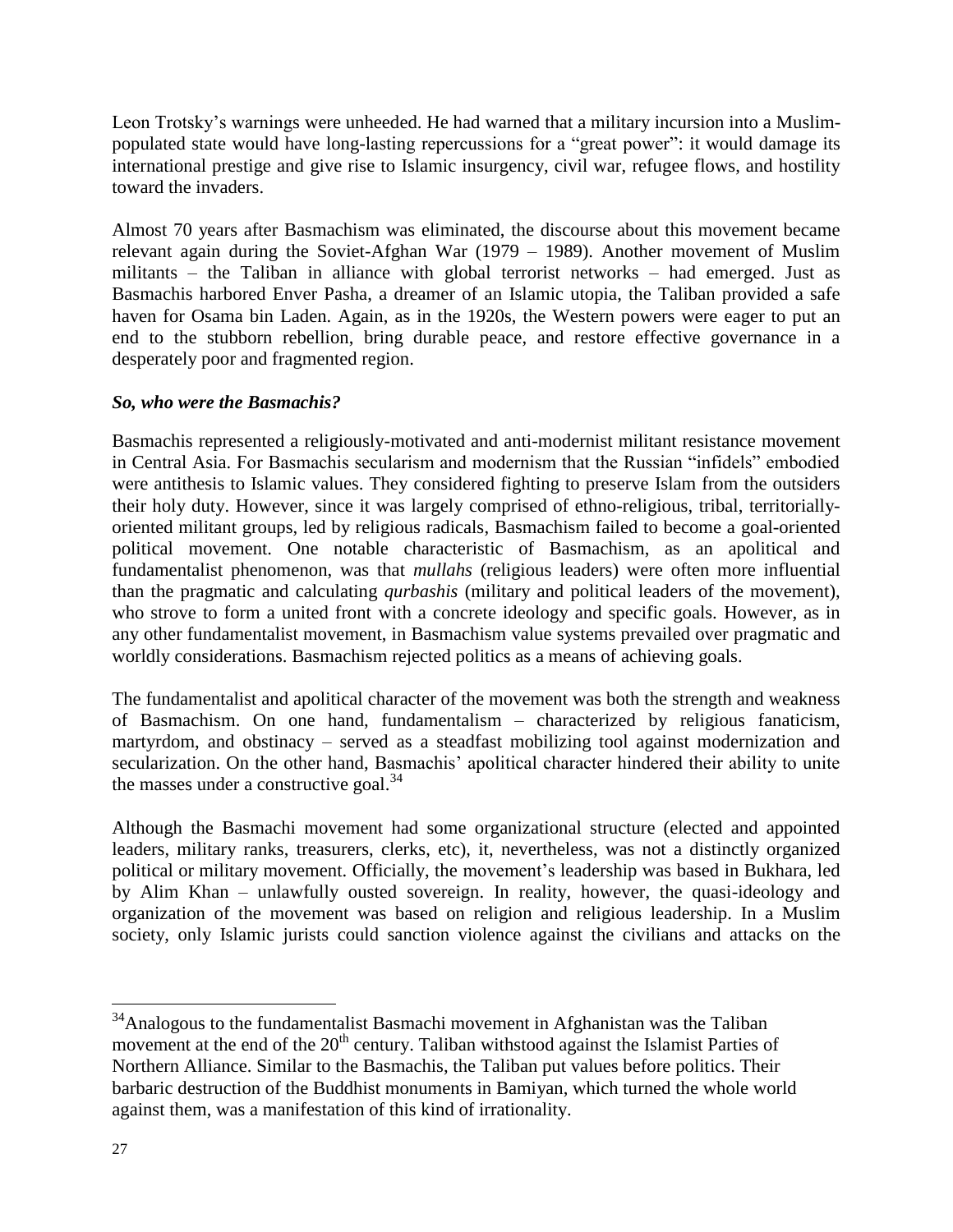Leon Trotsky's warnings were unheeded. He had warned that a military incursion into a Muslim-populated state would have long-lasting repercussions for a "great power": it would damage its international prestige and give rise to Islamic insurgency, civil war, refugee flows, and hostility toward the invaders.

Almost 70 years after Basmachism was eliminated, the discourse about this movement became relevant again during the Soviet-Afghan War (1979 – 1989). Another movement of Muslim militants – the Taliban in alliance with global terrorist networks – had emerged. Just as Basmachis harbored Enver Pasha, a dreamer of an Islamic utopia, the Taliban provided a safe haven for Osama bin Laden. Again, as in the 1920s, the Western powers were eager to put an end to the stubborn rebellion, bring durable peace, and restore effective governance in a desperately poor and fragmented region.

***So, who were the Basmachis?***

Basmachis represented a religiously-motivated and anti-modernist militant resistance movement in Central Asia. For Basmachis secularism and modernism that the Russian "infidels" embodied were antithesis to Islamic values. They considered fighting to preserve Islam from the outsiders their holy duty. However, since it was largely comprised of ethno-religious, tribal, territorially-oriented militant groups, led by religious radicals, Basmachism failed to become a goal-oriented political movement. One notable characteristic of Basmachism, as an apolitical and fundamentalist phenomenon, was that *mullahs* (religious leaders) were often more influential than the pragmatic and calculating *qurbashis* (military and political leaders of the movement), who strove to form a united front with a concrete ideology and specific goals. However, as in any other fundamentalist movement, in Basmachism value systems prevailed over pragmatic and worldly considerations. Basmachism rejected politics as a means of achieving goals.

The fundamentalist and apolitical character of the movement was both the strength and weakness of Basmachism. On one hand, fundamentalism – characterized by religious fanaticism, martyrdom, and obstinacy – served as a steadfast mobilizing tool against modernization and secularization. On the other hand, Basmachis' apolitical character hindered their ability to unite the masses under a constructive goal.[34]

Although the Basmachi movement had some organizational structure (elected and appointed leaders, military ranks, treasurers, clerks, etc), it, nevertheless, was not a distinctly organized political or military movement. Officially, the movement's leadership was based in Bukhara, led by Alim Khan – unlawfully ousted sovereign. In reality, however, the quasi-ideology and organization of the movement was based on religion and religious leadership. In a Muslim society, only Islamic jurists could sanction violence against the civilians and attacks on the

---

[34]Analogous to the fundamentalist Basmachi movement in Afghanistan was the Taliban movement at the end of the 20th century. Taliban withstood against the Islamist Parties of Northern Alliance. Similar to the Basmachis, the Taliban put values before politics. Their barbaric destruction of the Buddhist monuments in Bamiyan, which turned the whole world against them, was a manifestation of this kind of irrationality.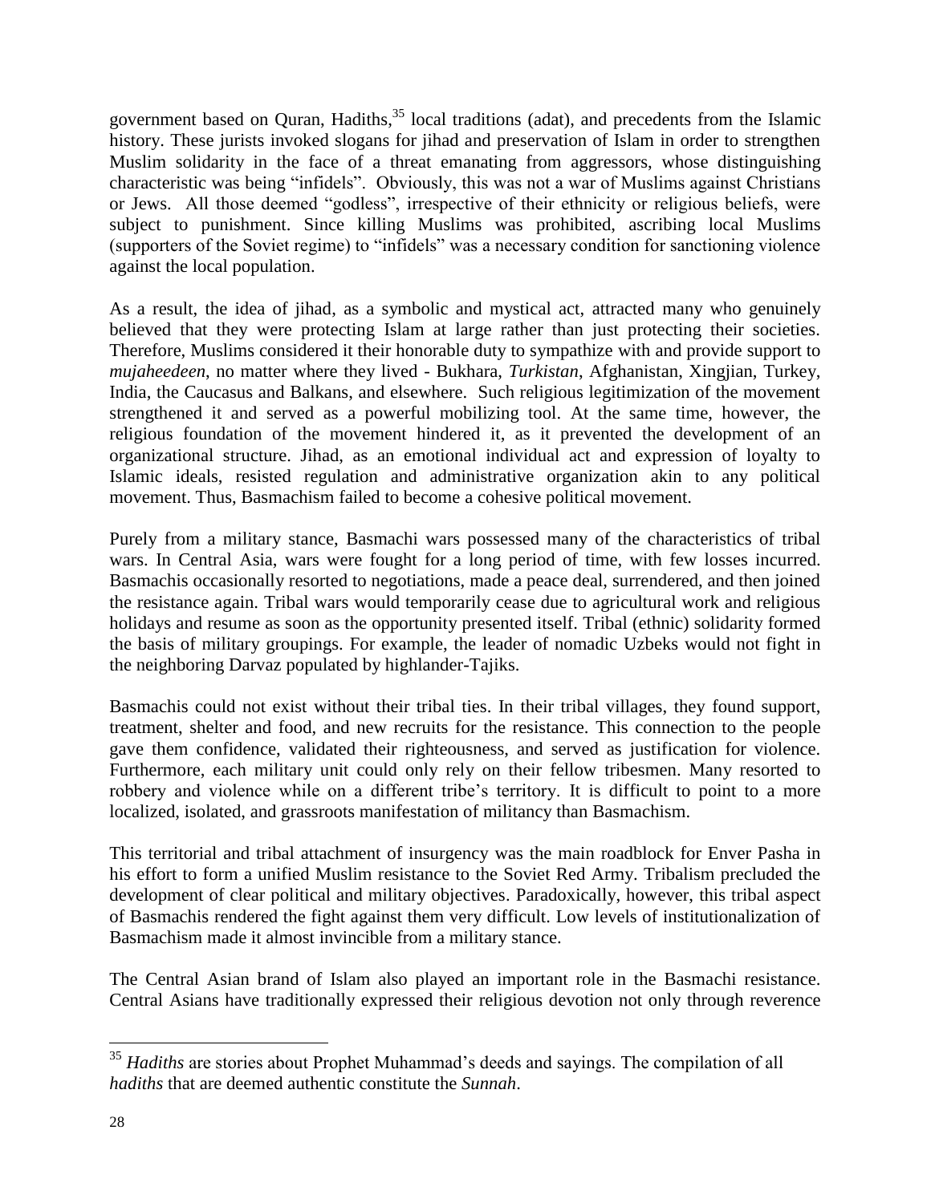government based on Quran, Hadiths,[35] local traditions (adat), and precedents from the Islamic history. These jurists invoked slogans for jihad and preservation of Islam in order to strengthen Muslim solidarity in the face of a threat emanating from aggressors, whose distinguishing characteristic was being "infidels". Obviously, this was not a war of Muslims against Christians or Jews. All those deemed "godless", irrespective of their ethnicity or religious beliefs, were subject to punishment. Since killing Muslims was prohibited, ascribing local Muslims (supporters of the Soviet regime) to "infidels" was a necessary condition for sanctioning violence against the local population.

As a result, the idea of jihad, as a symbolic and mystical act, attracted many who genuinely believed that they were protecting Islam at large rather than just protecting their societies. Therefore, Muslims considered it their honorable duty to sympathize with and provide support to *mujaheedeen*, no matter where they lived - Bukhara, *Turkistan*, Afghanistan, Xingjian, Turkey, India, the Caucasus and Balkans, and elsewhere. Such religious legitimization of the movement strengthened it and served as a powerful mobilizing tool. At the same time, however, the religious foundation of the movement hindered it, as it prevented the development of an organizational structure. Jihad, as an emotional individual act and expression of loyalty to Islamic ideals, resisted regulation and administrative organization akin to any political movement. Thus, Basmachism failed to become a cohesive political movement.

Purely from a military stance, Basmachi wars possessed many of the characteristics of tribal wars. In Central Asia, wars were fought for a long period of time, with few losses incurred. Basmachis occasionally resorted to negotiations, made a peace deal, surrendered, and then joined the resistance again. Tribal wars would temporarily cease due to agricultural work and religious holidays and resume as soon as the opportunity presented itself. Tribal (ethnic) solidarity formed the basis of military groupings. For example, the leader of nomadic Uzbeks would not fight in the neighboring Darvaz populated by highlander-Tajiks.

Basmachis could not exist without their tribal ties. In their tribal villages, they found support, treatment, shelter and food, and new recruits for the resistance. This connection to the people gave them confidence, validated their righteousness, and served as justification for violence. Furthermore, each military unit could only rely on their fellow tribesmen. Many resorted to robbery and violence while on a different tribe's territory. It is difficult to point to a more localized, isolated, and grassroots manifestation of militancy than Basmachism.

This territorial and tribal attachment of insurgency was the main roadblock for Enver Pasha in his effort to form a unified Muslim resistance to the Soviet Red Army. Tribalism precluded the development of clear political and military objectives. Paradoxically, however, this tribal aspect of Basmachis rendered the fight against them very difficult. Low levels of institutionalization of Basmachism made it almost invincible from a military stance.

The Central Asian brand of Islam also played an important role in the Basmachi resistance. Central Asians have traditionally expressed their religious devotion not only through reverence

---

[35] *Hadiths* are stories about Prophet Muhammad's deeds and sayings. The compilation of all *hadiths* that are deemed authentic constitute the *Sunnah*.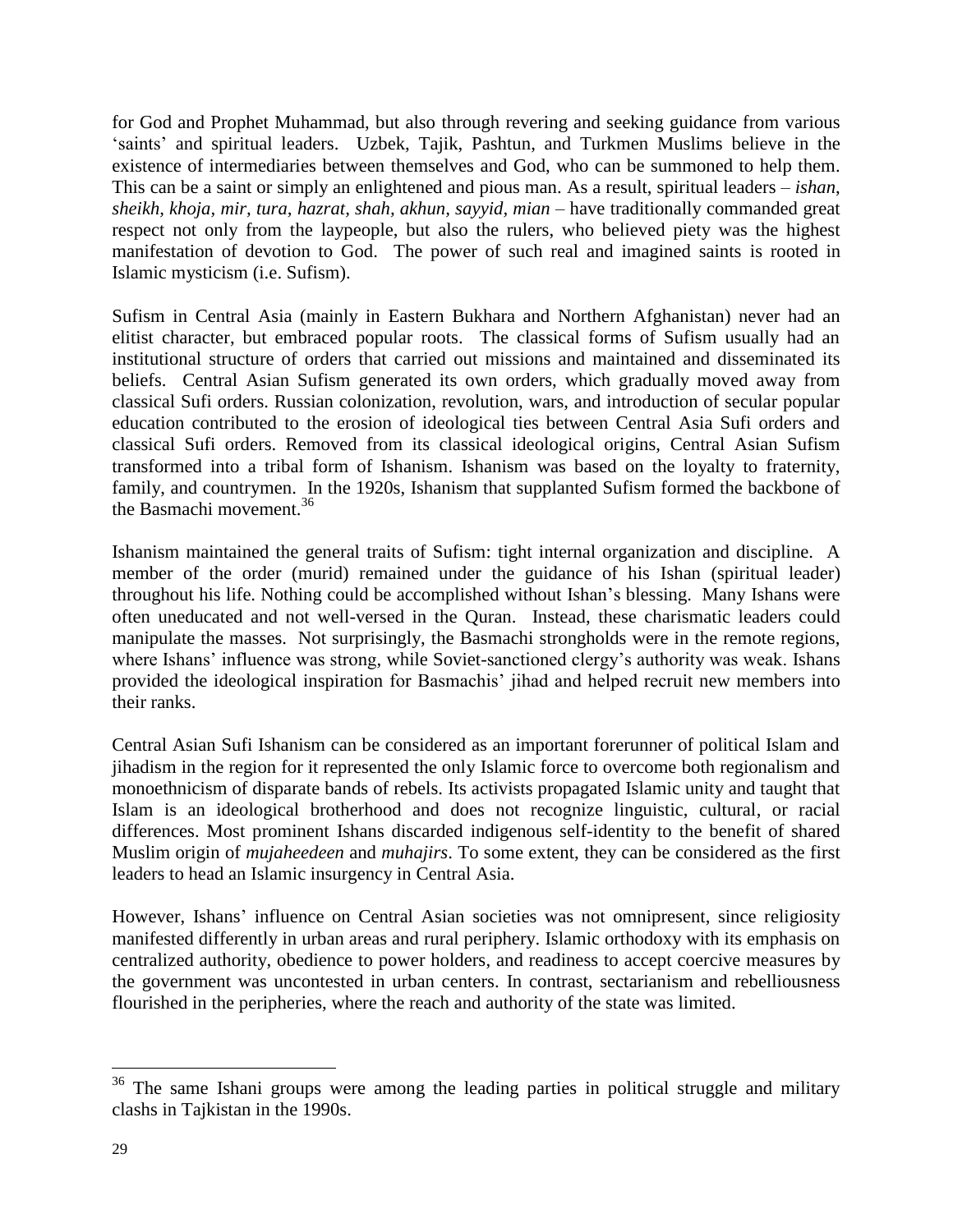for God and Prophet Muhammad, but also through revering and seeking guidance from various 'saints' and spiritual leaders. Uzbek, Tajik, Pashtun, and Turkmen Muslims believe in the existence of intermediaries between themselves and God, who can be summoned to help them. This can be a saint or simply an enlightened and pious man. As a result, spiritual leaders – *ishan*, *sheikh*, *khoja*, *mir*, *tura*, *hazrat*, *shah*, *akhun*, *sayyid*, *mian* – have traditionally commanded great respect not only from the laypeople, but also the rulers, who believed piety was the highest manifestation of devotion to God. The power of such real and imagined saints is rooted in Islamic mysticism (i.e. Sufism).

Sufism in Central Asia (mainly in Eastern Bukhara and Northern Afghanistan) never had an elitist character, but embraced popular roots. The classical forms of Sufism usually had an institutional structure of orders that carried out missions and maintained and disseminated its beliefs. Central Asian Sufism generated its own orders, which gradually moved away from classical Sufi orders. Russian colonization, revolution, wars, and introduction of secular popular education contributed to the erosion of ideological ties between Central Asia Sufi orders and classical Sufi orders. Removed from its classical ideological origins, Central Asian Sufism transformed into a tribal form of Ishanism. Ishanism was based on the loyalty to fraternity, family, and countrymen. In the 1920s, Ishanism that supplanted Sufism formed the backbone of the Basmachi movement.[36]

Ishanism maintained the general traits of Sufism: tight internal organization and discipline. A member of the order (murid) remained under the guidance of his Ishan (spiritual leader) throughout his life. Nothing could be accomplished without Ishan's blessing. Many Ishans were often uneducated and not well-versed in the Quran. Instead, these charismatic leaders could manipulate the masses. Not surprisingly, the Basmachi strongholds were in the remote regions, where Ishans' influence was strong, while Soviet-sanctioned clergy's authority was weak. Ishans provided the ideological inspiration for Basmachis' jihad and helped recruit new members into their ranks.

Central Asian Sufi Ishanism can be considered as an important forerunner of political Islam and jihadism in the region for it represented the only Islamic force to overcome both regionalism and monoethnicism of disparate bands of rebels. Its activists propagated Islamic unity and taught that Islam is an ideological brotherhood and does not recognize linguistic, cultural, or racial differences. Most prominent Ishans discarded indigenous self-identity to the benefit of shared Muslim origin of *mujaheedeen* and *muhajirs*. To some extent, they can be considered as the first leaders to head an Islamic insurgency in Central Asia.

However, Ishans' influence on Central Asian societies was not omnipresent, since religiosity manifested differently in urban areas and rural periphery. Islamic orthodoxy with its emphasis on centralized authority, obedience to power holders, and readiness to accept coercive measures by the government was uncontested in urban centers. In contrast, sectarianism and rebelliousness flourished in the peripheries, where the reach and authority of the state was limited.

---

[36] The same Ishani groups were among the leading parties in political struggle and military clashs in Tajkistan in the 1990s.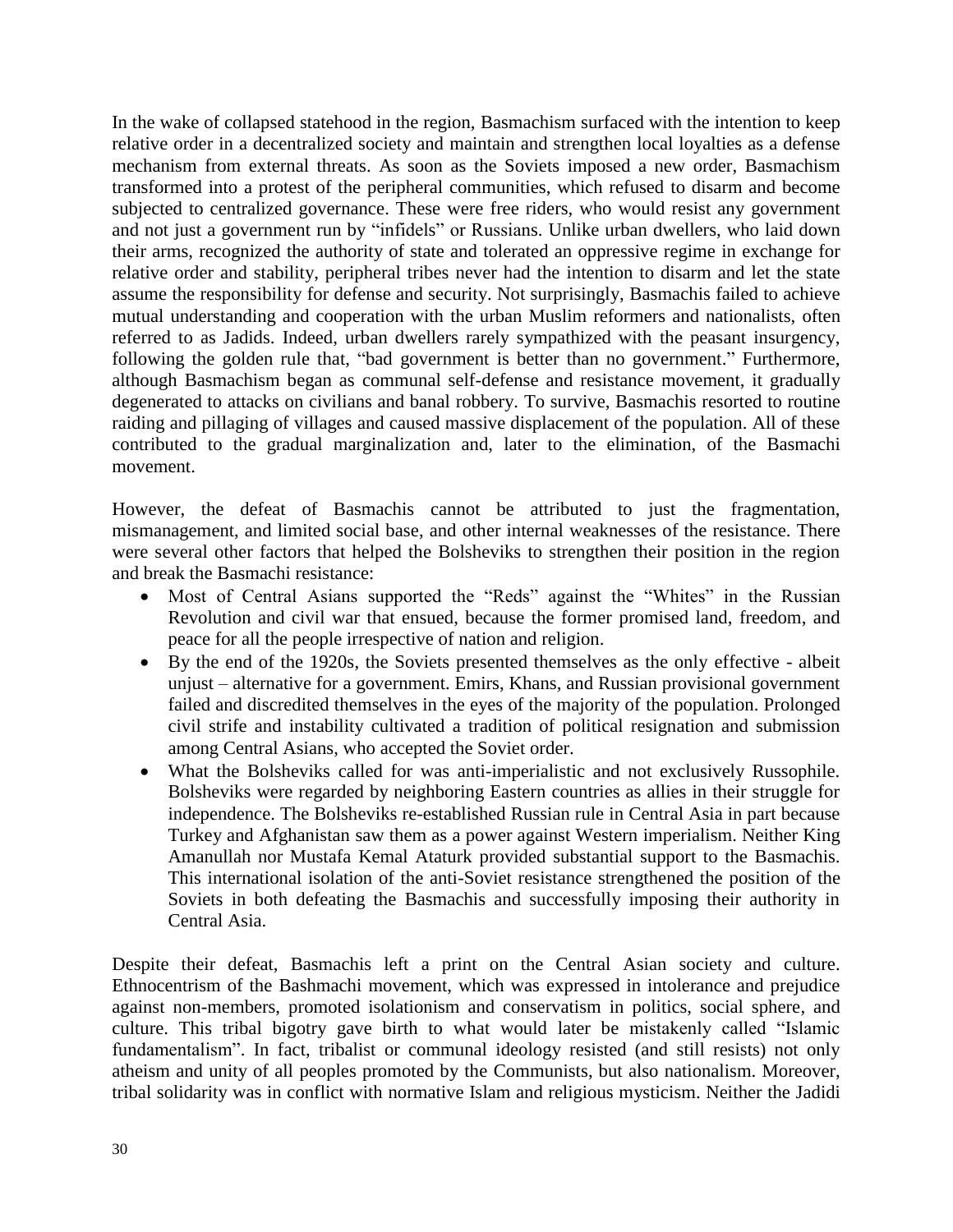In the wake of collapsed statehood in the region, Basmachism surfaced with the intention to keep relative order in a decentralized society and maintain and strengthen local loyalties as a defense mechanism from external threats. As soon as the Soviets imposed a new order, Basmachism transformed into a protest of the peripheral communities, which refused to disarm and become subjected to centralized governance. These were free riders, who would resist any government and not just a government run by "infidels" or Russians. Unlike urban dwellers, who laid down their arms, recognized the authority of state and tolerated an oppressive regime in exchange for relative order and stability, peripheral tribes never had the intention to disarm and let the state assume the responsibility for defense and security. Not surprisingly, Basmachis failed to achieve mutual understanding and cooperation with the urban Muslim reformers and nationalists, often referred to as Jadids. Indeed, urban dwellers rarely sympathized with the peasant insurgency, following the golden rule that, "bad government is better than no government." Furthermore, although Basmachism began as communal self-defense and resistance movement, it gradually degenerated to attacks on civilians and banal robbery. To survive, Basmachis resorted to routine raiding and pillaging of villages and caused massive displacement of the population. All of these contributed to the gradual marginalization and, later to the elimination, of the Basmachi movement.

However, the defeat of Basmachis cannot be attributed to just the fragmentation, mismanagement, and limited social base, and other internal weaknesses of the resistance. There were several other factors that helped the Bolsheviks to strengthen their position in the region and break the Basmachi resistance:

- Most of Central Asians supported the "Reds" against the "Whites" in the Russian Revolution and civil war that ensued, because the former promised land, freedom, and peace for all the people irrespective of nation and religion.
- By the end of the 1920s, the Soviets presented themselves as the only effective - albeit unjust – alternative for a government. Emirs, Khans, and Russian provisional government failed and discredited themselves in the eyes of the majority of the population. Prolonged civil strife and instability cultivated a tradition of political resignation and submission among Central Asians, who accepted the Soviet order.
- What the Bolsheviks called for was anti-imperialistic and not exclusively Russophile. Bolsheviks were regarded by neighboring Eastern countries as allies in their struggle for independence. The Bolsheviks re-established Russian rule in Central Asia in part because Turkey and Afghanistan saw them as a power against Western imperialism. Neither King Amanullah nor Mustafa Kemal Ataturk provided substantial support to the Basmachis. This international isolation of the anti-Soviet resistance strengthened the position of the Soviets in both defeating the Basmachis and successfully imposing their authority in Central Asia.

Despite their defeat, Basmachis left a print on the Central Asian society and culture. Ethnocentrism of the Bashmachi movement, which was expressed in intolerance and prejudice against non-members, promoted isolationism and conservatism in politics, social sphere, and culture. This tribal bigotry gave birth to what would later be mistakenly called "Islamic fundamentalism". In fact, tribalist or communal ideology resisted (and still resists) not only atheism and unity of all peoples promoted by the Communists, but also nationalism. Moreover, tribal solidarity was in conflict with normative Islam and religious mysticism. Neither the Jadidi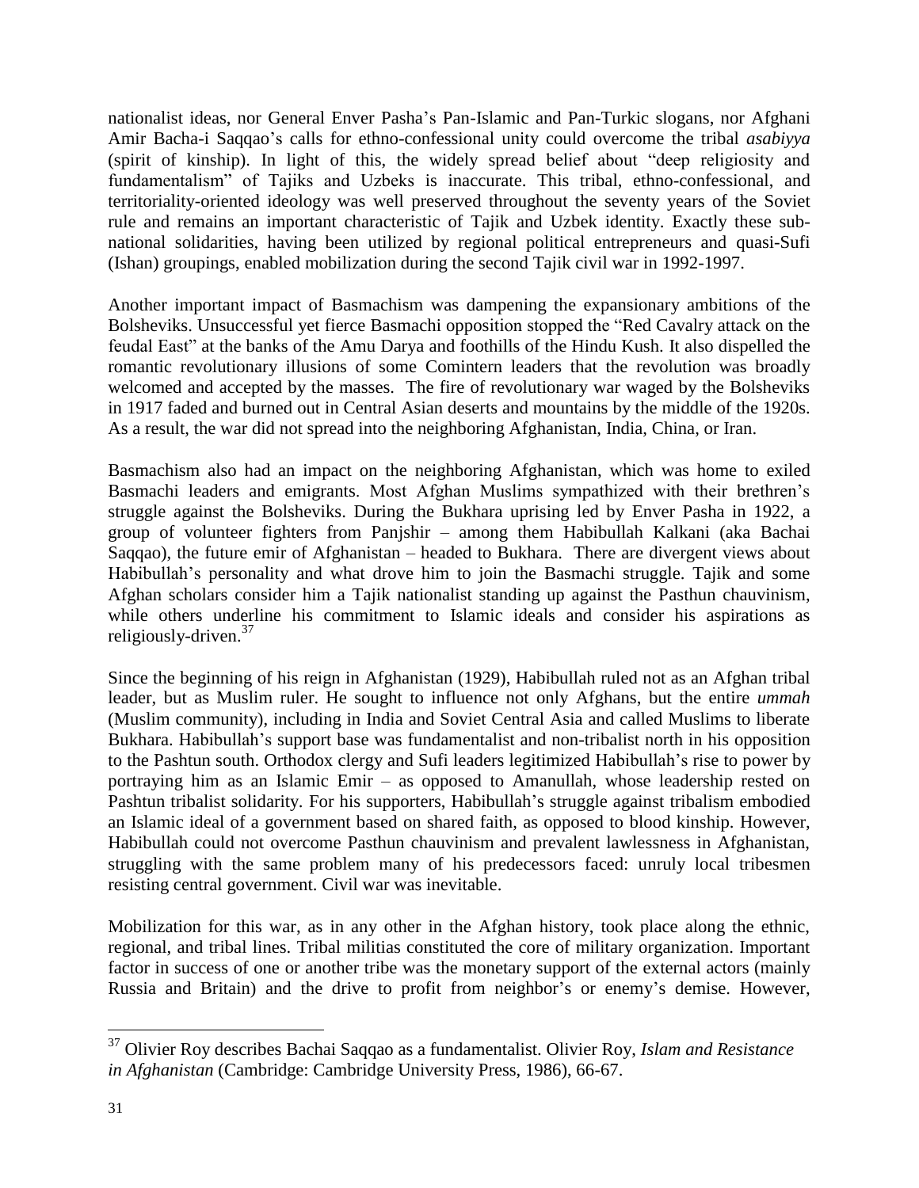nationalist ideas, nor General Enver Pasha's Pan-Islamic and Pan-Turkic slogans, nor Afghani Amir Bacha-i Saqqao's calls for ethno-confessional unity could overcome the tribal *asabiyya* (spirit of kinship). In light of this, the widely spread belief about "deep religiosity and fundamentalism" of Tajiks and Uzbeks is inaccurate. This tribal, ethno-confessional, and territoriality-oriented ideology was well preserved throughout the seventy years of the Soviet rule and remains an important characteristic of Tajik and Uzbek identity. Exactly these sub-national solidarities, having been utilized by regional political entrepreneurs and quasi-Sufi (Ishan) groupings, enabled mobilization during the second Tajik civil war in 1992-1997.

Another important impact of Basmachism was dampening the expansionary ambitions of the Bolsheviks. Unsuccessful yet fierce Basmachi opposition stopped the "Red Cavalry attack on the feudal East" at the banks of the Amu Darya and foothills of the Hindu Kush. It also dispelled the romantic revolutionary illusions of some Comintern leaders that the revolution was broadly welcomed and accepted by the masses. The fire of revolutionary war waged by the Bolsheviks in 1917 faded and burned out in Central Asian deserts and mountains by the middle of the 1920s. As a result, the war did not spread into the neighboring Afghanistan, India, China, or Iran.

Basmachism also had an impact on the neighboring Afghanistan, which was home to exiled Basmachi leaders and emigrants. Most Afghan Muslims sympathized with their brethren's struggle against the Bolsheviks. During the Bukhara uprising led by Enver Pasha in 1922, a group of volunteer fighters from Panjshir – among them Habibullah Kalkani (aka Bachai Saqqao), the future emir of Afghanistan – headed to Bukhara. There are divergent views about Habibullah's personality and what drove him to join the Basmachi struggle. Tajik and some Afghan scholars consider him a Tajik nationalist standing up against the Pasthun chauvinism, while others underline his commitment to Islamic ideals and consider his aspirations as religiously-driven.[37]

Since the beginning of his reign in Afghanistan (1929), Habibullah ruled not as an Afghan tribal leader, but as Muslim ruler. He sought to influence not only Afghans, but the entire *ummah* (Muslim community), including in India and Soviet Central Asia and called Muslims to liberate Bukhara. Habibullah's support base was fundamentalist and non-tribalist north in his opposition to the Pashtun south. Orthodox clergy and Sufi leaders legitimized Habibullah's rise to power by portraying him as an Islamic Emir – as opposed to Amanullah, whose leadership rested on Pashtun tribalist solidarity. For his supporters, Habibullah's struggle against tribalism embodied an Islamic ideal of a government based on shared faith, as opposed to blood kinship. However, Habibullah could not overcome Pasthun chauvinism and prevalent lawlessness in Afghanistan, struggling with the same problem many of his predecessors faced: unruly local tribesmen resisting central government. Civil war was inevitable.

Mobilization for this war, as in any other in the Afghan history, took place along the ethnic, regional, and tribal lines. Tribal militias constituted the core of military organization. Important factor in success of one or another tribe was the monetary support of the external actors (mainly Russia and Britain) and the drive to profit from neighbor's or enemy's demise. However,

---

[37] Olivier Roy describes Bachai Saqqao as a fundamentalist. Olivier Roy, *Islam and Resistance in Afghanistan* (Cambridge: Cambridge University Press, 1986), 66-67.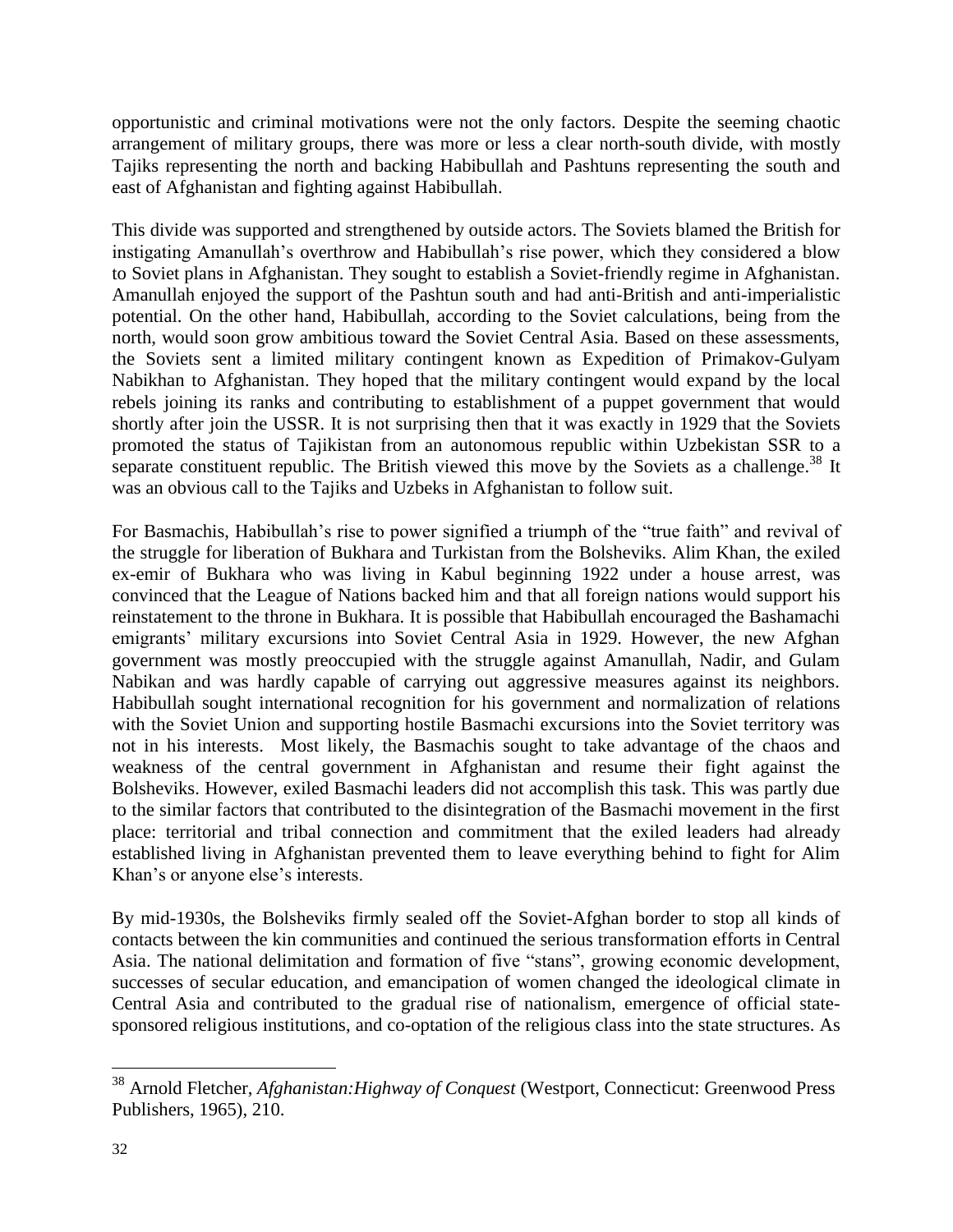opportunistic and criminal motivations were not the only factors. Despite the seeming chaotic arrangement of military groups, there was more or less a clear north-south divide, with mostly Tajiks representing the north and backing Habibullah and Pashtuns representing the south and east of Afghanistan and fighting against Habibullah.

This divide was supported and strengthened by outside actors. The Soviets blamed the British for instigating Amanullah's overthrow and Habibullah's rise power, which they considered a blow to Soviet plans in Afghanistan. They sought to establish a Soviet-friendly regime in Afghanistan. Amanullah enjoyed the support of the Pashtun south and had anti-British and anti-imperialistic potential. On the other hand, Habibullah, according to the Soviet calculations, being from the north, would soon grow ambitious toward the Soviet Central Asia. Based on these assessments, the Soviets sent a limited military contingent known as Expedition of Primakov-Gulyam Nabikhan to Afghanistan. They hoped that the military contingent would expand by the local rebels joining its ranks and contributing to establishment of a puppet government that would shortly after join the USSR. It is not surprising then that it was exactly in 1929 that the Soviets promoted the status of Tajikistan from an autonomous republic within Uzbekistan SSR to a separate constituent republic. The British viewed this move by the Soviets as a challenge.[38] It was an obvious call to the Tajiks and Uzbeks in Afghanistan to follow suit.

For Basmachis, Habibullah's rise to power signified a triumph of the "true faith" and revival of the struggle for liberation of Bukhara and Turkistan from the Bolsheviks. Alim Khan, the exiled ex-emir of Bukhara who was living in Kabul beginning 1922 under a house arrest, was convinced that the League of Nations backed him and that all foreign nations would support his reinstatement to the throne in Bukhara. It is possible that Habibullah encouraged the Bashamachi emigrants' military excursions into Soviet Central Asia in 1929. However, the new Afghan government was mostly preoccupied with the struggle against Amanullah, Nadir, and Gulam Nabikan and was hardly capable of carrying out aggressive measures against its neighbors. Habibullah sought international recognition for his government and normalization of relations with the Soviet Union and supporting hostile Basmachi excursions into the Soviet territory was not in his interests. Most likely, the Basmachis sought to take advantage of the chaos and weakness of the central government in Afghanistan and resume their fight against the Bolsheviks. However, exiled Basmachi leaders did not accomplish this task. This was partly due to the similar factors that contributed to the disintegration of the Basmachi movement in the first place: territorial and tribal connection and commitment that the exiled leaders had already established living in Afghanistan prevented them to leave everything behind to fight for Alim Khan's or anyone else's interests.

By mid-1930s, the Bolsheviks firmly sealed off the Soviet-Afghan border to stop all kinds of contacts between the kin communities and continued the serious transformation efforts in Central Asia. The national delimitation and formation of five "stans", growing economic development, successes of secular education, and emancipation of women changed the ideological climate in Central Asia and contributed to the gradual rise of nationalism, emergence of official state-sponsored religious institutions, and co-optation of the religious class into the state structures. As

---

[38] Arnold Fletcher, *Afghanistan:Highway of Conquest* (Westport, Connecticut: Greenwood Press Publishers, 1965), 210.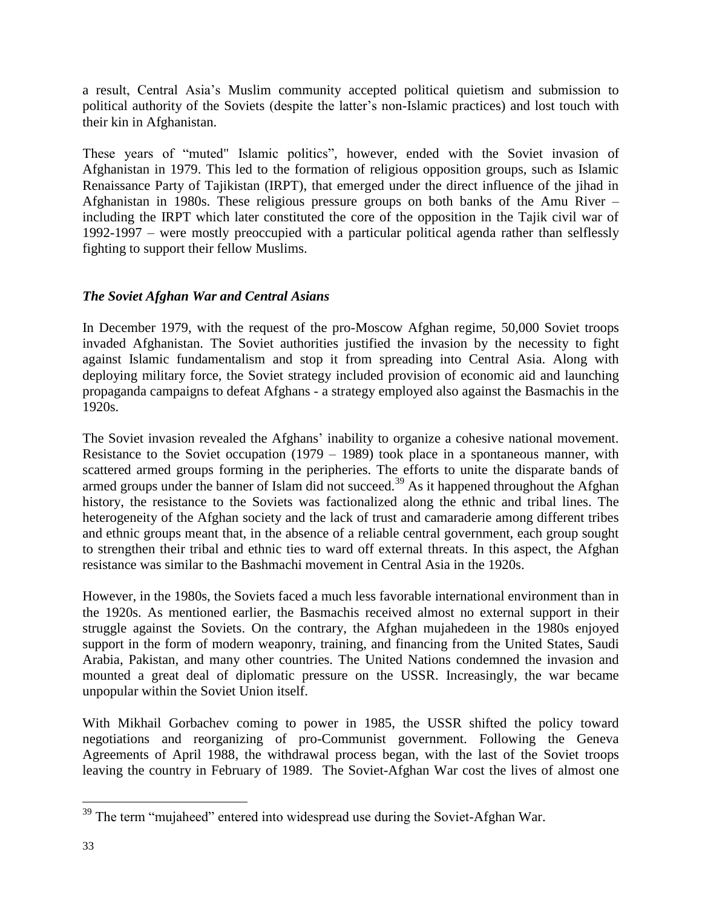a result, Central Asia's Muslim community accepted political quietism and submission to political authority of the Soviets (despite the latter's non-Islamic practices) and lost touch with their kin in Afghanistan.

These years of "muted" Islamic politics", however, ended with the Soviet invasion of Afghanistan in 1979. This led to the formation of religious opposition groups, such as Islamic Renaissance Party of Tajikistan (IRPT), that emerged under the direct influence of the jihad in Afghanistan in 1980s. These religious pressure groups on both banks of the Amu River – including the IRPT which later constituted the core of the opposition in the Tajik civil war of 1992-1997 – were mostly preoccupied with a particular political agenda rather than selflessly fighting to support their fellow Muslims.

### *The Soviet Afghan War and Central Asians*

In December 1979, with the request of the pro-Moscow Afghan regime, 50,000 Soviet troops invaded Afghanistan. The Soviet authorities justified the invasion by the necessity to fight against Islamic fundamentalism and stop it from spreading into Central Asia. Along with deploying military force, the Soviet strategy included provision of economic aid and launching propaganda campaigns to defeat Afghans - a strategy employed also against the Basmachis in the 1920s.

The Soviet invasion revealed the Afghans' inability to organize a cohesive national movement. Resistance to the Soviet occupation (1979 – 1989) took place in a spontaneous manner, with scattered armed groups forming in the peripheries. The efforts to unite the disparate bands of armed groups under the banner of Islam did not succeed.[39] As it happened throughout the Afghan history, the resistance to the Soviets was factionalized along the ethnic and tribal lines. The heterogeneity of the Afghan society and the lack of trust and camaraderie among different tribes and ethnic groups meant that, in the absence of a reliable central government, each group sought to strengthen their tribal and ethnic ties to ward off external threats. In this aspect, the Afghan resistance was similar to the Bashmachi movement in Central Asia in the 1920s.

However, in the 1980s, the Soviets faced a much less favorable international environment than in the 1920s. As mentioned earlier, the Basmachis received almost no external support in their struggle against the Soviets. On the contrary, the Afghan mujahedeen in the 1980s enjoyed support in the form of modern weaponry, training, and financing from the United States, Saudi Arabia, Pakistan, and many other countries. The United Nations condemned the invasion and mounted a great deal of diplomatic pressure on the USSR. Increasingly, the war became unpopular within the Soviet Union itself.

With Mikhail Gorbachev coming to power in 1985, the USSR shifted the policy toward negotiations and reorganizing of pro-Communist government. Following the Geneva Agreements of April 1988, the withdrawal process began, with the last of the Soviet troops leaving the country in February of 1989. The Soviet-Afghan War cost the lives of almost one

---

[39] The term "mujaheed" entered into widespread use during the Soviet-Afghan War.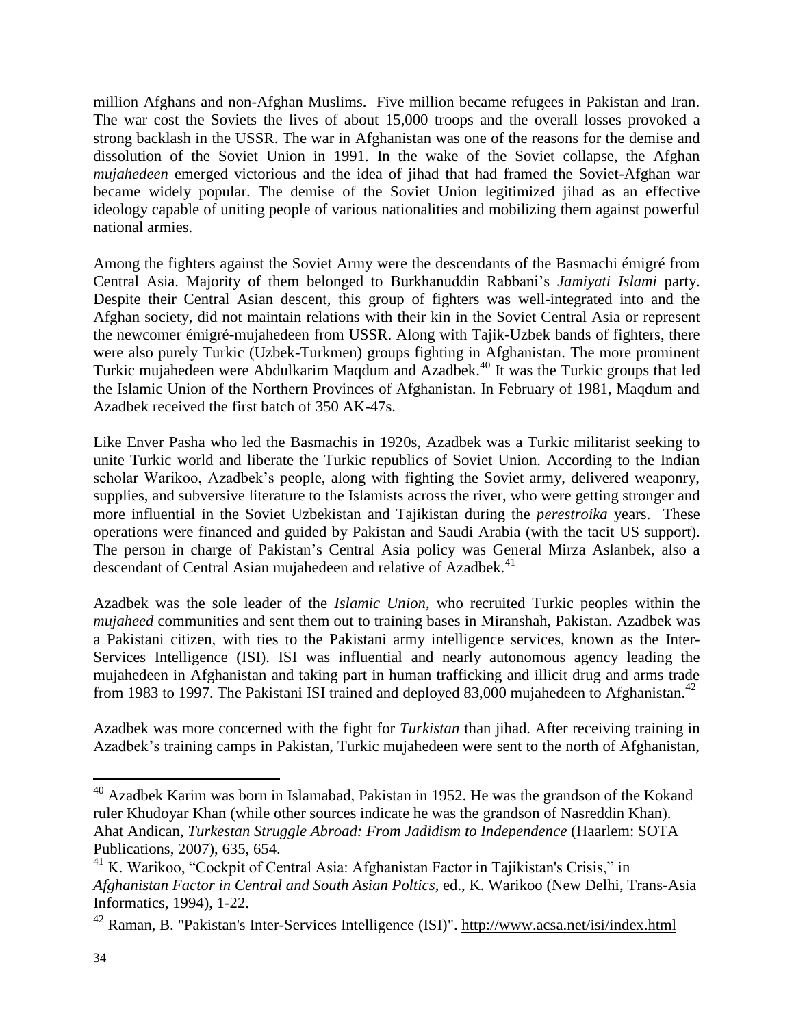million Afghans and non-Afghan Muslims. Five million became refugees in Pakistan and Iran. The war cost the Soviets the lives of about 15,000 troops and the overall losses provoked a strong backlash in the USSR. The war in Afghanistan was one of the reasons for the demise and dissolution of the Soviet Union in 1991. In the wake of the Soviet collapse, the Afghan *mujahedeen* emerged victorious and the idea of jihad that had framed the Soviet-Afghan war became widely popular. The demise of the Soviet Union legitimized jihad as an effective ideology capable of uniting people of various nationalities and mobilizing them against powerful national armies.

Among the fighters against the Soviet Army were the descendants of the Basmachi émigré from Central Asia. Majority of them belonged to Burkhanuddin Rabbani's *Jamiyati Islami* party. Despite their Central Asian descent, this group of fighters was well-integrated into and the Afghan society, did not maintain relations with their kin in the Soviet Central Asia or represent the newcomer émigré-mujahedeen from USSR. Along with Tajik-Uzbek bands of fighters, there were also purely Turkic (Uzbek-Turkmen) groups fighting in Afghanistan. The more prominent Turkic mujahedeen were Abdulkarim Maqdum and Azadbek.[40] It was the Turkic groups that led the Islamic Union of the Northern Provinces of Afghanistan. In February of 1981, Maqdum and Azadbek received the first batch of 350 AK-47s.

Like Enver Pasha who led the Basmachis in 1920s, Azadbek was a Turkic militarist seeking to unite Turkic world and liberate the Turkic republics of Soviet Union. According to the Indian scholar Warikoo, Azadbek's people, along with fighting the Soviet army, delivered weaponry, supplies, and subversive literature to the Islamists across the river, who were getting stronger and more influential in the Soviet Uzbekistan and Tajikistan during the *perestroika* years. These operations were financed and guided by Pakistan and Saudi Arabia (with the tacit US support). The person in charge of Pakistan's Central Asia policy was General Mirza Aslanbek, also a descendant of Central Asian mujahedeen and relative of Azadbek.[41]

Azadbek was the sole leader of the *Islamic Union*, who recruited Turkic peoples within the *mujaheed* communities and sent them out to training bases in Miranshah, Pakistan. Azadbek was a Pakistani citizen, with ties to the Pakistani army intelligence services, known as the Inter-Services Intelligence (ISI). ISI was influential and nearly autonomous agency leading the mujahedeen in Afghanistan and taking part in human trafficking and illicit drug and arms trade from 1983 to 1997. The Pakistani ISI trained and deployed 83,000 mujahedeen to Afghanistan.[42]

Azadbek was more concerned with the fight for *Turkistan* than jihad. After receiving training in Azadbek's training camps in Pakistan, Turkic mujahedeen were sent to the north of Afghanistan,

---

[40] Azadbek Karim was born in Islamabad, Pakistan in 1952. He was the grandson of the Kokand ruler Khudoyar Khan (while other sources indicate he was the grandson of Nasreddin Khan). Ahat Andican, *Turkestan Struggle Abroad: From Jadidism to Independence* (Haarlem: SOTA Publications, 2007), 635, 654.

[41] K. Warikoo, "Cockpit of Central Asia: Afghanistan Factor in Tajikistan's Crisis," in *Afghanistan Factor in Central and South Asian Poltics*, ed., K. Warikoo (New Delhi, Trans-Asia Informatics, 1994), 1-22.

[42] Raman, B. "Pakistan's Inter-Services Intelligence (ISI)". http://www.acsa.net/isi/index.html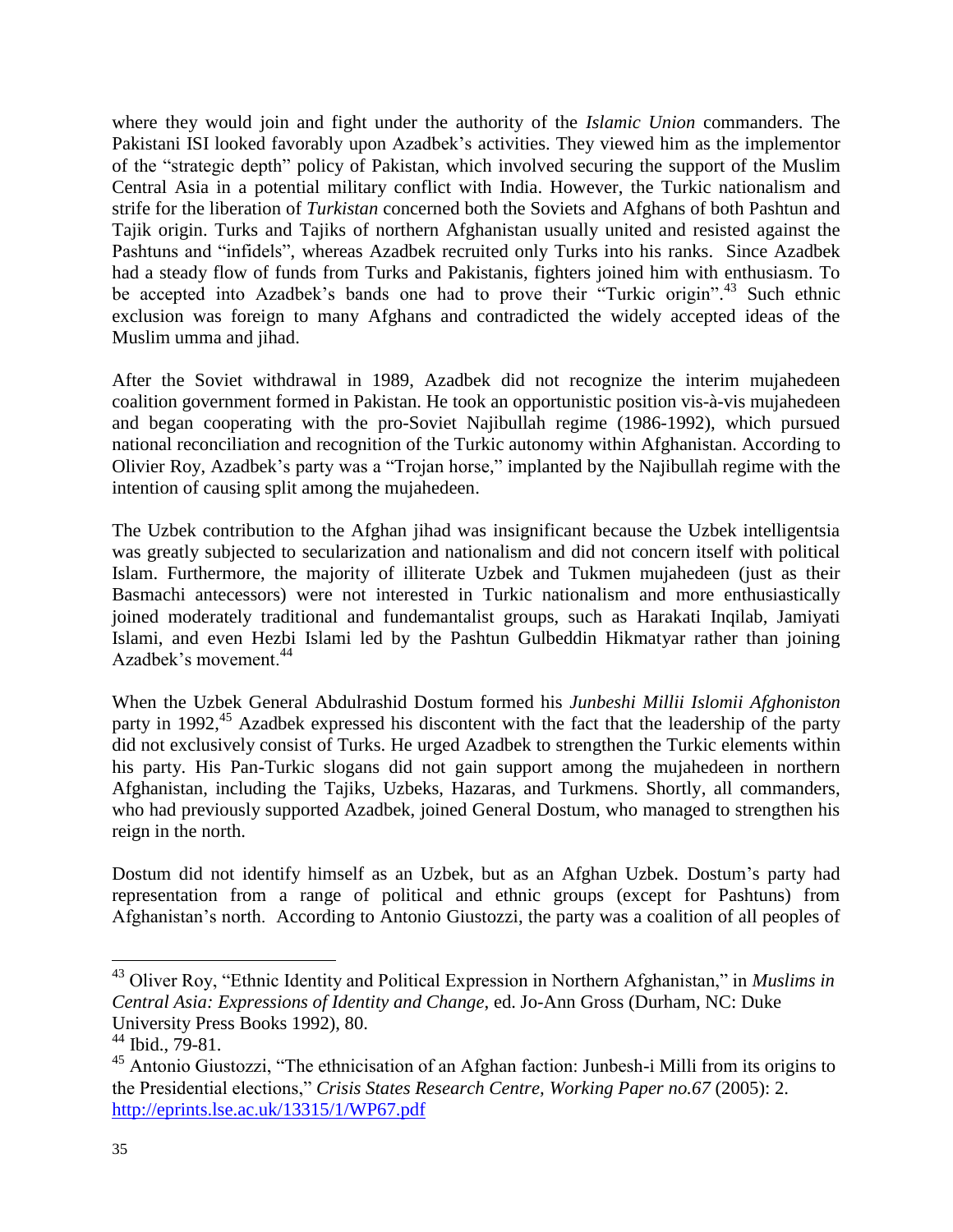where they would join and fight under the authority of the *Islamic Union* commanders. The Pakistani ISI looked favorably upon Azadbek's activities. They viewed him as the implementor of the "strategic depth" policy of Pakistan, which involved securing the support of the Muslim Central Asia in a potential military conflict with India. However, the Turkic nationalism and strife for the liberation of *Turkistan* concerned both the Soviets and Afghans of both Pashtun and Tajik origin. Turks and Tajiks of northern Afghanistan usually united and resisted against the Pashtuns and "infidels", whereas Azadbek recruited only Turks into his ranks. Since Azadbek had a steady flow of funds from Turks and Pakistanis, fighters joined him with enthusiasm. To be accepted into Azadbek's bands one had to prove their "Turkic origin".[43] Such ethnic exclusion was foreign to many Afghans and contradicted the widely accepted ideas of the Muslim umma and jihad.

After the Soviet withdrawal in 1989, Azadbek did not recognize the interim mujahedeen coalition government formed in Pakistan. He took an opportunistic position vis-à-vis mujahedeen and began cooperating with the pro-Soviet Najibullah regime (1986-1992), which pursued national reconciliation and recognition of the Turkic autonomy within Afghanistan. According to Olivier Roy, Azadbek's party was a "Trojan horse," implanted by the Najibullah regime with the intention of causing split among the mujahedeen.

The Uzbek contribution to the Afghan jihad was insignificant because the Uzbek intelligentsia was greatly subjected to secularization and nationalism and did not concern itself with political Islam. Furthermore, the majority of illiterate Uzbek and Tukmen mujahedeen (just as their Basmachi antecessors) were not interested in Turkic nationalism and more enthusiastically joined moderately traditional and fundemantalist groups, such as Harakati Inqilab, Jamiyati Islami, and even Hezbi Islami led by the Pashtun Gulbeddin Hikmatyar rather than joining Azadbek's movement.[44]

When the Uzbek General Abdulrashid Dostum formed his *Junbeshi Millii Islomii Afghoniston* party in 1992,[45] Azadbek expressed his discontent with the fact that the leadership of the party did not exclusively consist of Turks. He urged Azadbek to strengthen the Turkic elements within his party. His Pan-Turkic slogans did not gain support among the mujahedeen in northern Afghanistan, including the Tajiks, Uzbeks, Hazaras, and Turkmens. Shortly, all commanders, who had previously supported Azadbek, joined General Dostum, who managed to strengthen his reign in the north.

Dostum did not identify himself as an Uzbek, but as an Afghan Uzbek. Dostum's party had representation from a range of political and ethnic groups (except for Pashtuns) from Afghanistan's north. According to Antonio Giustozzi, the party was a coalition of all peoples of

---

[43] Oliver Roy, "Ethnic Identity and Political Expression in Northern Afghanistan," in *Muslims in Central Asia: Expressions of Identity and Change*, ed. Jo-Ann Gross (Durham, NC: Duke University Press Books 1992), 80.

[44] Ibid., 79-81.

[45] Antonio Giustozzi, "The ethnicisation of an Afghan faction: Junbesh-i Milli from its origins to the Presidential elections," *Crisis States Research Centre, Working Paper no.67* (2005): 2. http://eprints.lse.ac.uk/13315/1/WP67.pdf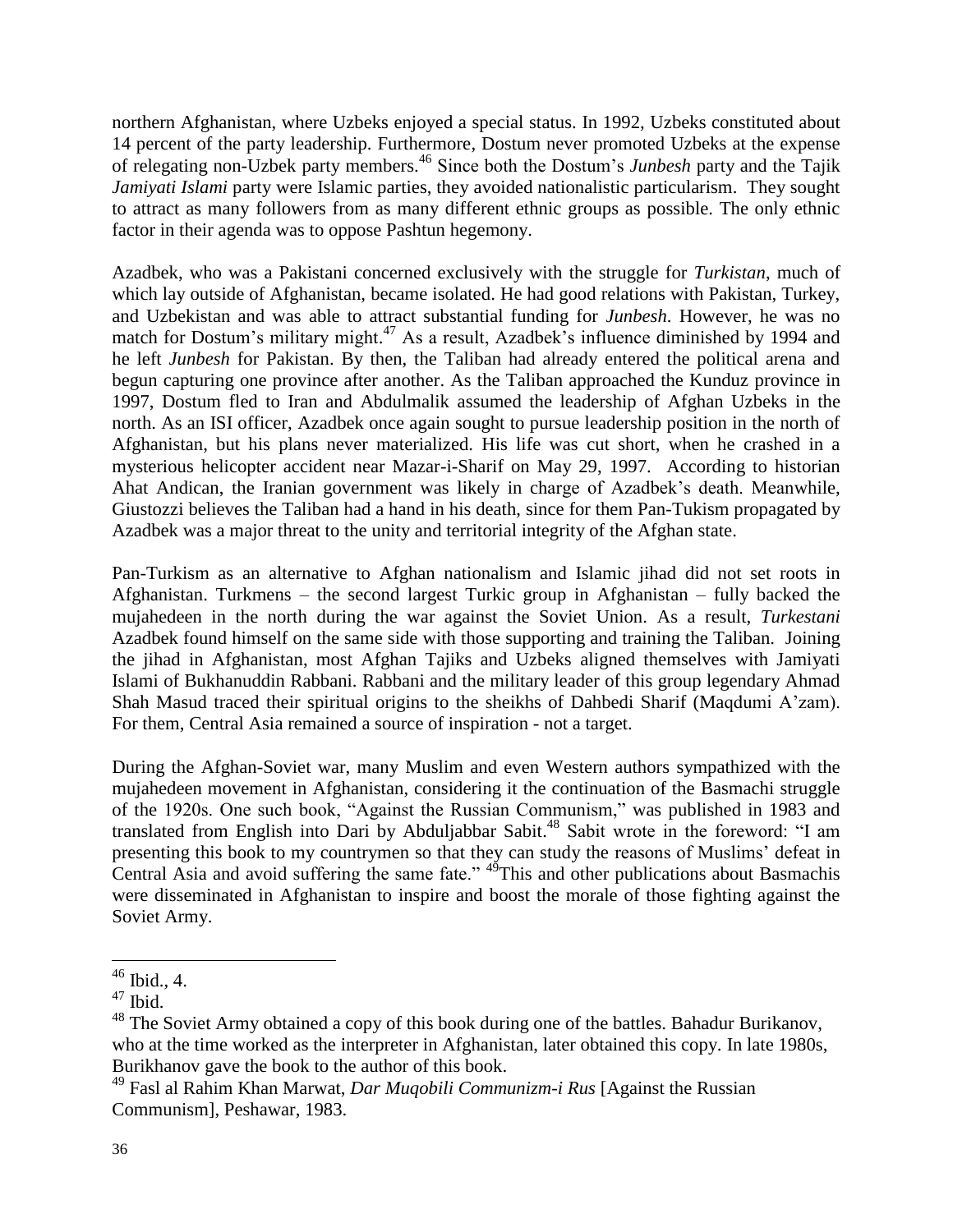northern Afghanistan, where Uzbeks enjoyed a special status. In 1992, Uzbeks constituted about 14 percent of the party leadership. Furthermore, Dostum never promoted Uzbeks at the expense of relegating non-Uzbek party members.[46] Since both the Dostum's *Junbesh* party and the Tajik *Jamiyati Islami* party were Islamic parties, they avoided nationalistic particularism. They sought to attract as many followers from as many different ethnic groups as possible. The only ethnic factor in their agenda was to oppose Pashtun hegemony.

Azadbek, who was a Pakistani concerned exclusively with the struggle for *Turkistan*, much of which lay outside of Afghanistan, became isolated. He had good relations with Pakistan, Turkey, and Uzbekistan and was able to attract substantial funding for *Junbesh*. However, he was no match for Dostum's military might.[47] As a result, Azadbek's influence diminished by 1994 and he left *Junbesh* for Pakistan. By then, the Taliban had already entered the political arena and begun capturing one province after another. As the Taliban approached the Kunduz province in 1997, Dostum fled to Iran and Abdulmalik assumed the leadership of Afghan Uzbeks in the north. As an ISI officer, Azadbek once again sought to pursue leadership position in the north of Afghanistan, but his plans never materialized. His life was cut short, when he crashed in a mysterious helicopter accident near Mazar-i-Sharif on May 29, 1997. According to historian Ahat Andican, the Iranian government was likely in charge of Azadbek's death. Meanwhile, Giustozzi believes the Taliban had a hand in his death, since for them Pan-Tukism propagated by Azadbek was a major threat to the unity and territorial integrity of the Afghan state.

Pan-Turkism as an alternative to Afghan nationalism and Islamic jihad did not set roots in Afghanistan. Turkmens – the second largest Turkic group in Afghanistan – fully backed the mujahedeen in the north during the war against the Soviet Union. As a result, *Turkestani* Azadbek found himself on the same side with those supporting and training the Taliban. Joining the jihad in Afghanistan, most Afghan Tajiks and Uzbeks aligned themselves with Jamiyati Islami of Bukhanuddin Rabbani. Rabbani and the military leader of this group legendary Ahmad Shah Masud traced their spiritual origins to the sheikhs of Dahbedi Sharif (Maqdumi A'zam). For them, Central Asia remained a source of inspiration - not a target.

During the Afghan-Soviet war, many Muslim and even Western authors sympathized with the mujahedeen movement in Afghanistan, considering it the continuation of the Basmachi struggle of the 1920s. One such book, "Against the Russian Communism," was published in 1983 and translated from English into Dari by Abduljabbar Sabit.[48] Sabit wrote in the foreword: "I am presenting this book to my countrymen so that they can study the reasons of Muslims' defeat in Central Asia and avoid suffering the same fate." [49]This and other publications about Basmachis were disseminated in Afghanistan to inspire and boost the morale of those fighting against the Soviet Army.

---

[46] Ibid., 4.

[47] Ibid.

[48] The Soviet Army obtained a copy of this book during one of the battles. Bahadur Burikanov, who at the time worked as the interpreter in Afghanistan, later obtained this copy. In late 1980s, Burikhanov gave the book to the author of this book.

[49] Fasl al Rahim Khan Marwat, *Dar Muqobili Communizm-i Rus* [Against the Russian Communism], Peshawar, 1983.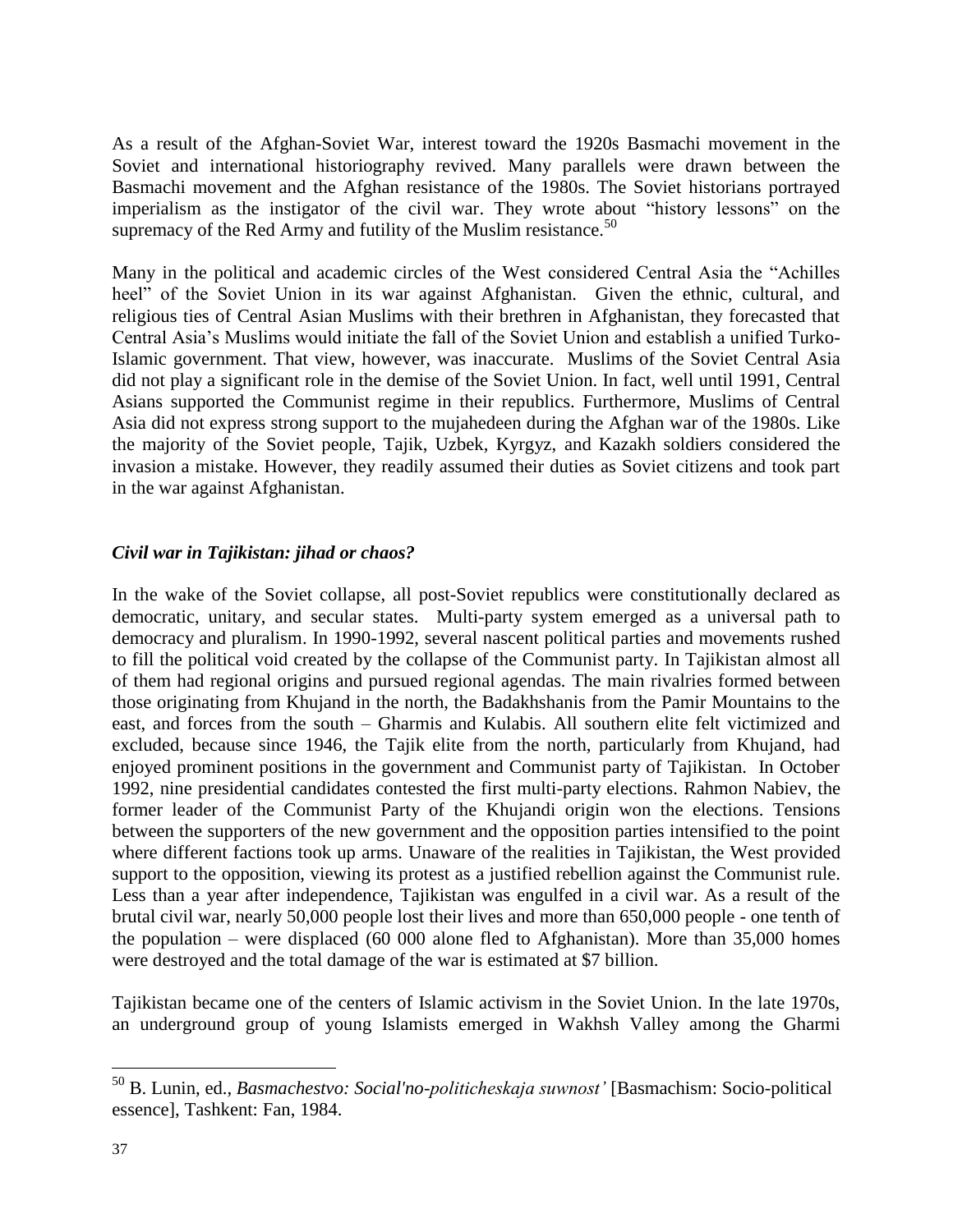As a result of the Afghan-Soviet War, interest toward the 1920s Basmachi movement in the Soviet and international historiography revived. Many parallels were drawn between the Basmachi movement and the Afghan resistance of the 1980s. The Soviet historians portrayed imperialism as the instigator of the civil war. They wrote about "history lessons" on the supremacy of the Red Army and futility of the Muslim resistance.[50]

Many in the political and academic circles of the West considered Central Asia the "Achilles heel" of the Soviet Union in its war against Afghanistan. Given the ethnic, cultural, and religious ties of Central Asian Muslims with their brethren in Afghanistan, they forecasted that Central Asia's Muslims would initiate the fall of the Soviet Union and establish a unified Turko-Islamic government. That view, however, was inaccurate. Muslims of the Soviet Central Asia did not play a significant role in the demise of the Soviet Union. In fact, well until 1991, Central Asians supported the Communist regime in their republics. Furthermore, Muslims of Central Asia did not express strong support to the mujahedeen during the Afghan war of the 1980s. Like the majority of the Soviet people, Tajik, Uzbek, Kyrgyz, and Kazakh soldiers considered the invasion a mistake. However, they readily assumed their duties as Soviet citizens and took part in the war against Afghanistan.

### *Civil war in Tajikistan: jihad or chaos?*

In the wake of the Soviet collapse, all post-Soviet republics were constitutionally declared as democratic, unitary, and secular states. Multi-party system emerged as a universal path to democracy and pluralism. In 1990-1992, several nascent political parties and movements rushed to fill the political void created by the collapse of the Communist party. In Tajikistan almost all of them had regional origins and pursued regional agendas. The main rivalries formed between those originating from Khujand in the north, the Badakhshanis from the Pamir Mountains to the east, and forces from the south – Gharmis and Kulabis. All southern elite felt victimized and excluded, because since 1946, the Tajik elite from the north, particularly from Khujand, had enjoyed prominent positions in the government and Communist party of Tajikistan. In October 1992, nine presidential candidates contested the first multi-party elections. Rahmon Nabiev, the former leader of the Communist Party of the Khujandi origin won the elections. Tensions between the supporters of the new government and the opposition parties intensified to the point where different factions took up arms. Unaware of the realities in Tajikistan, the West provided support to the opposition, viewing its protest as a justified rebellion against the Communist rule. Less than a year after independence, Tajikistan was engulfed in a civil war. As a result of the brutal civil war, nearly 50,000 people lost their lives and more than 650,000 people - one tenth of the population – were displaced (60 000 alone fled to Afghanistan). More than 35,000 homes were destroyed and the total damage of the war is estimated at $7 billion.

Tajikistan became one of the centers of Islamic activism in the Soviet Union. In the late 1970s, an underground group of young Islamists emerged in Wakhsh Valley among the Gharmi

---

[50] B. Lunin, ed., *Basmachestvo: Social'no-politicheskaja suwnost'* [Basmachism: Socio-political essence], Tashkent: Fan, 1984.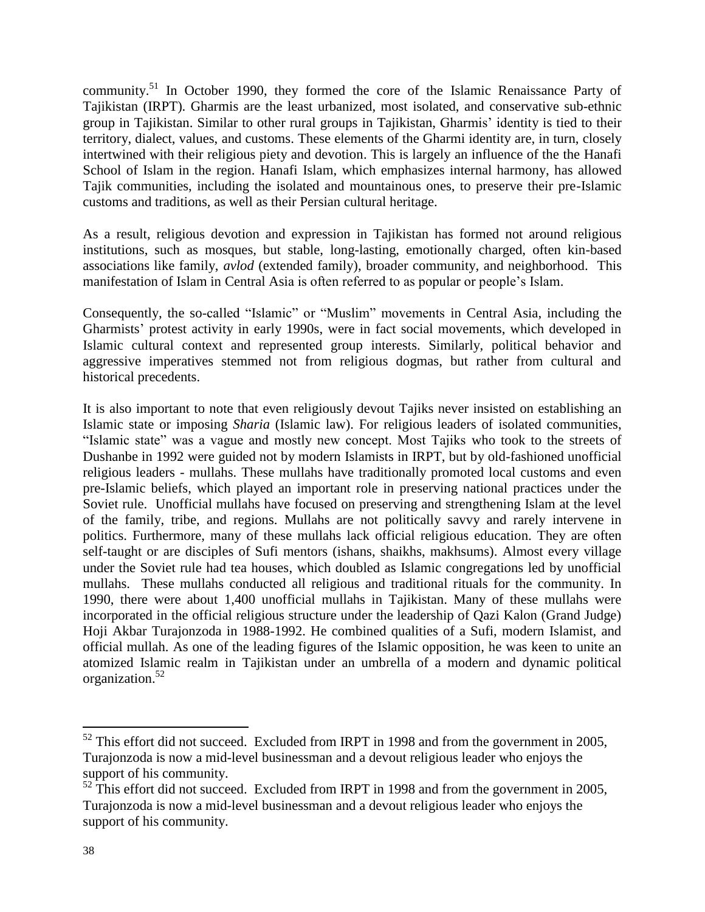community.[51] In October 1990, they formed the core of the Islamic Renaissance Party of Tajikistan (IRPT). Gharmis are the least urbanized, most isolated, and conservative sub-ethnic group in Tajikistan. Similar to other rural groups in Tajikistan, Gharmis' identity is tied to their territory, dialect, values, and customs. These elements of the Gharmi identity are, in turn, closely intertwined with their religious piety and devotion. This is largely an influence of the the Hanafi School of Islam in the region. Hanafi Islam, which emphasizes internal harmony, has allowed Tajik communities, including the isolated and mountainous ones, to preserve their pre-Islamic customs and traditions, as well as their Persian cultural heritage.

As a result, religious devotion and expression in Tajikistan has formed not around religious institutions, such as mosques, but stable, long-lasting, emotionally charged, often kin-based associations like family, *avlod* (extended family), broader community, and neighborhood. This manifestation of Islam in Central Asia is often referred to as popular or people's Islam.

Consequently, the so-called "Islamic" or "Muslim" movements in Central Asia, including the Gharmists' protest activity in early 1990s, were in fact social movements, which developed in Islamic cultural context and represented group interests. Similarly, political behavior and aggressive imperatives stemmed not from religious dogmas, but rather from cultural and historical precedents.

It is also important to note that even religiously devout Tajiks never insisted on establishing an Islamic state or imposing *Sharia* (Islamic law). For religious leaders of isolated communities, "Islamic state" was a vague and mostly new concept. Most Tajiks who took to the streets of Dushanbe in 1992 were guided not by modern Islamists in IRPT, but by old-fashioned unofficial religious leaders - mullahs. These mullahs have traditionally promoted local customs and even pre-Islamic beliefs, which played an important role in preserving national practices under the Soviet rule. Unofficial mullahs have focused on preserving and strengthening Islam at the level of the family, tribe, and regions. Mullahs are not politically savvy and rarely intervene in politics. Furthermore, many of these mullahs lack official religious education. They are often self-taught or are disciples of Sufi mentors (ishans, shaikhs, makhsums). Almost every village under the Soviet rule had tea houses, which doubled as Islamic congregations led by unofficial mullahs. These mullahs conducted all religious and traditional rituals for the community. In 1990, there were about 1,400 unofficial mullahs in Tajikistan. Many of these mullahs were incorporated in the official religious structure under the leadership of Qazi Kalon (Grand Judge) Hoji Akbar Turajonzoda in 1988-1992. He combined qualities of a Sufi, modern Islamist, and official mullah. As one of the leading figures of the Islamic opposition, he was keen to unite an atomized Islamic realm in Tajikistan under an umbrella of a modern and dynamic political organization.[52]

---

[52] This effort did not succeed. Excluded from IRPT in 1998 and from the government in 2005, Turajonzoda is now a mid-level businessman and a devout religious leader who enjoys the support of his community.

[52] This effort did not succeed. Excluded from IRPT in 1998 and from the government in 2005, Turajonzoda is now a mid-level businessman and a devout religious leader who enjoys the support of his community.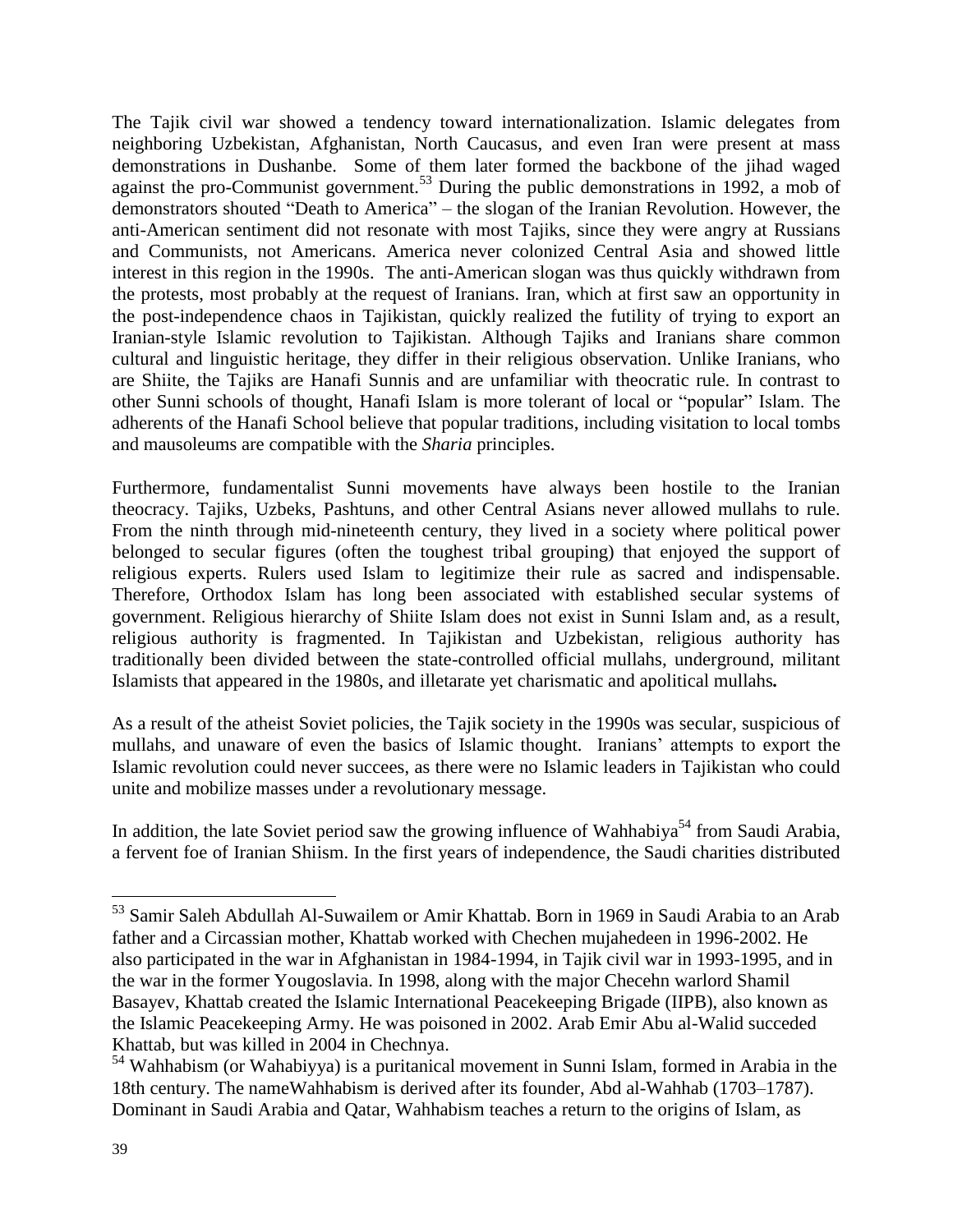The Tajik civil war showed a tendency toward internationalization. Islamic delegates from neighboring Uzbekistan, Afghanistan, North Caucasus, and even Iran were present at mass demonstrations in Dushanbe. Some of them later formed the backbone of the jihad waged against the pro-Communist government.[53] During the public demonstrations in 1992, a mob of demonstrators shouted "Death to America" – the slogan of the Iranian Revolution. However, the anti-American sentiment did not resonate with most Tajiks, since they were angry at Russians and Communists, not Americans. America never colonized Central Asia and showed little interest in this region in the 1990s. The anti-American slogan was thus quickly withdrawn from the protests, most probably at the request of Iranians. Iran, which at first saw an opportunity in the post-independence chaos in Tajikistan, quickly realized the futility of trying to export an Iranian-style Islamic revolution to Tajikistan. Although Tajiks and Iranians share common cultural and linguistic heritage, they differ in their religious observation. Unlike Iranians, who are Shiite, the Tajiks are Hanafi Sunnis and are unfamiliar with theocratic rule. In contrast to other Sunni schools of thought, Hanafi Islam is more tolerant of local or "popular" Islam. The adherents of the Hanafi School believe that popular traditions, including visitation to local tombs and mausoleums are compatible with the *Sharia* principles.

Furthermore, fundamentalist Sunni movements have always been hostile to the Iranian theocracy. Tajiks, Uzbeks, Pashtuns, and other Central Asians never allowed mullahs to rule. From the ninth through mid-nineteenth century, they lived in a society where political power belonged to secular figures (often the toughest tribal grouping) that enjoyed the support of religious experts. Rulers used Islam to legitimize their rule as sacred and indispensable. Therefore, Orthodox Islam has long been associated with established secular systems of government. Religious hierarchy of Shiite Islam does not exist in Sunni Islam and, as a result, religious authority is fragmented. In Tajikistan and Uzbekistan, religious authority has traditionally been divided between the state-controlled official mullahs, underground, militant Islamists that appeared in the 1980s, and illetarate yet charismatic and apolitical mullahs**.**

As a result of the atheist Soviet policies, the Tajik society in the 1990s was secular, suspicious of mullahs, and unaware of even the basics of Islamic thought. Iranians' attempts to export the Islamic revolution could never succees, as there were no Islamic leaders in Tajikistan who could unite and mobilize masses under a revolutionary message.

In addition, the late Soviet period saw the growing influence of Wahhabiya[54] from Saudi Arabia, a fervent foe of Iranian Shiism. In the first years of independence, the Saudi charities distributed

---

[53] Samir Saleh Abdullah Al-Suwailem or Amir Khattab. Born in 1969 in Saudi Arabia to an Arab father and a Circassian mother, Khattab worked with Chechen mujahedeen in 1996-2002. He also participated in the war in Afghanistan in 1984-1994, in Tajik civil war in 1993-1995, and in the war in the former Yougoslavia. In 1998, along with the major Checehn warlord Shamil Basayev, Khattab created the Islamic International Peacekeeping Brigade (IIPB), also known as the Islamic Peacekeeping Army. He was poisoned in 2002. Arab Emir Abu al-Walid succeded Khattab, but was killed in 2004 in Chechnya.

[54] Wahhabism (or Wahabiyya) is a puritanical movement in Sunni Islam, formed in Arabia in the 18th century. The nameWahhabism is derived after its founder, Abd al-Wahhab (1703–1787). Dominant in Saudi Arabia and Qatar, Wahhabism teaches a return to the origins of Islam, as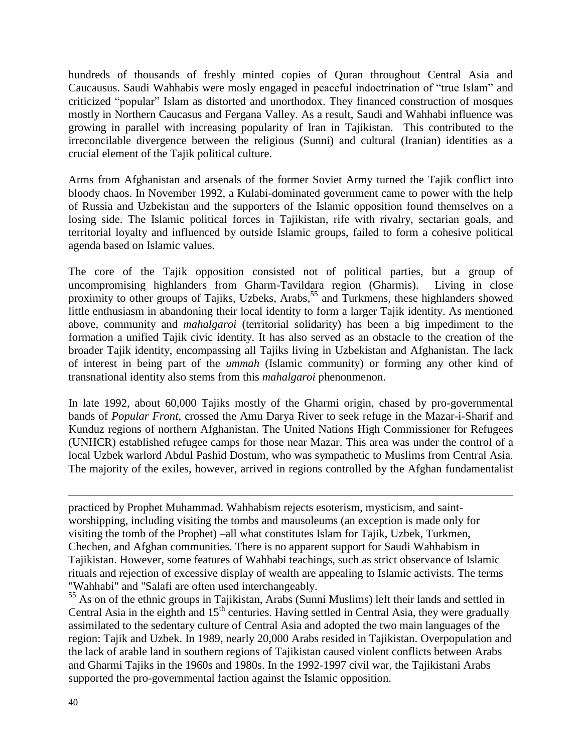hundreds of thousands of freshly minted copies of Quran throughout Central Asia and Caucausus. Saudi Wahhabis were mosly engaged in peaceful indoctrination of "true Islam" and criticized "popular" Islam as distorted and unorthodox. They financed construction of mosques mostly in Northern Caucasus and Fergana Valley. As a result, Saudi and Wahhabi influence was growing in parallel with increasing popularity of Iran in Tajikistan. This contributed to the irreconcilable divergence between the religious (Sunni) and cultural (Iranian) identities as a crucial element of the Tajik political culture.

Arms from Afghanistan and arsenals of the former Soviet Army turned the Tajik conflict into bloody chaos. In November 1992, a Kulabi-dominated government came to power with the help of Russia and Uzbekistan and the supporters of the Islamic opposition found themselves on a losing side. The Islamic political forces in Tajikistan, rife with rivalry, sectarian goals, and territorial loyalty and influenced by outside Islamic groups, failed to form a cohesive political agenda based on Islamic values.

The core of the Tajik opposition consisted not of political parties, but a group of uncompromising highlanders from Gharm-Tavildara region (Gharmis). Living in close proximity to other groups of Tajiks, Uzbeks, Arabs,[55] and Turkmens, these highlanders showed little enthusiasm in abandoning their local identity to form a larger Tajik identity. As mentioned above, community and *mahalgaroi* (territorial solidarity) has been a big impediment to the formation a unified Tajik civic identity. It has also served as an obstacle to the creation of the broader Tajik identity, encompassing all Tajiks living in Uzbekistan and Afghanistan. The lack of interest in being part of the *ummah* (Islamic community) or forming any other kind of transnational identity also stems from this *mahalgaroi* phenonmenon.

In late 1992, about 60,000 Tajiks mostly of the Gharmi origin, chased by pro-governmental bands of *Popular Front*, crossed the Amu Darya River to seek refuge in the Mazar-i-Sharif and Kunduz regions of northern Afghanistan. The United Nations High Commissioner for Refugees (UNHCR) established refugee camps for those near Mazar. This area was under the control of a local Uzbek warlord Abdul Pashid Dostum, who was sympathetic to Muslims from Central Asia. The majority of the exiles, however, arrived in regions controlled by the Afghan fundamentalist

---

practiced by Prophet Muhammad. Wahhabism rejects esoterism, mysticism, and saint-worshipping, including visiting the tombs and mausoleums (an exception is made only for visiting the tomb of the Prophet) –all what constitutes Islam for Tajik, Uzbek, Turkmen, Chechen, and Afghan communities. There is no apparent support for Saudi Wahhabism in Tajikistan. However, some features of Wahhabi teachings, such as strict observance of Islamic rituals and rejection of excessive display of wealth are appealing to Islamic activists. The terms "Wahhabi" and "Salafi are often used interchangeably.

[55] As on of the ethnic groups in Tajikistan, Arabs (Sunni Muslims) left their lands and settled in Central Asia in the eighth and 15th centuries. Having settled in Central Asia, they were gradually assimilated to the sedentary culture of Central Asia and adopted the two main languages of the region: Tajik and Uzbek. In 1989, nearly 20,000 Arabs resided in Tajikistan. Overpopulation and the lack of arable land in southern regions of Tajikistan caused violent conflicts between Arabs and Gharmi Tajiks in the 1960s and 1980s. In the 1992-1997 civil war, the Tajikistani Arabs supported the pro-governmental faction against the Islamic opposition.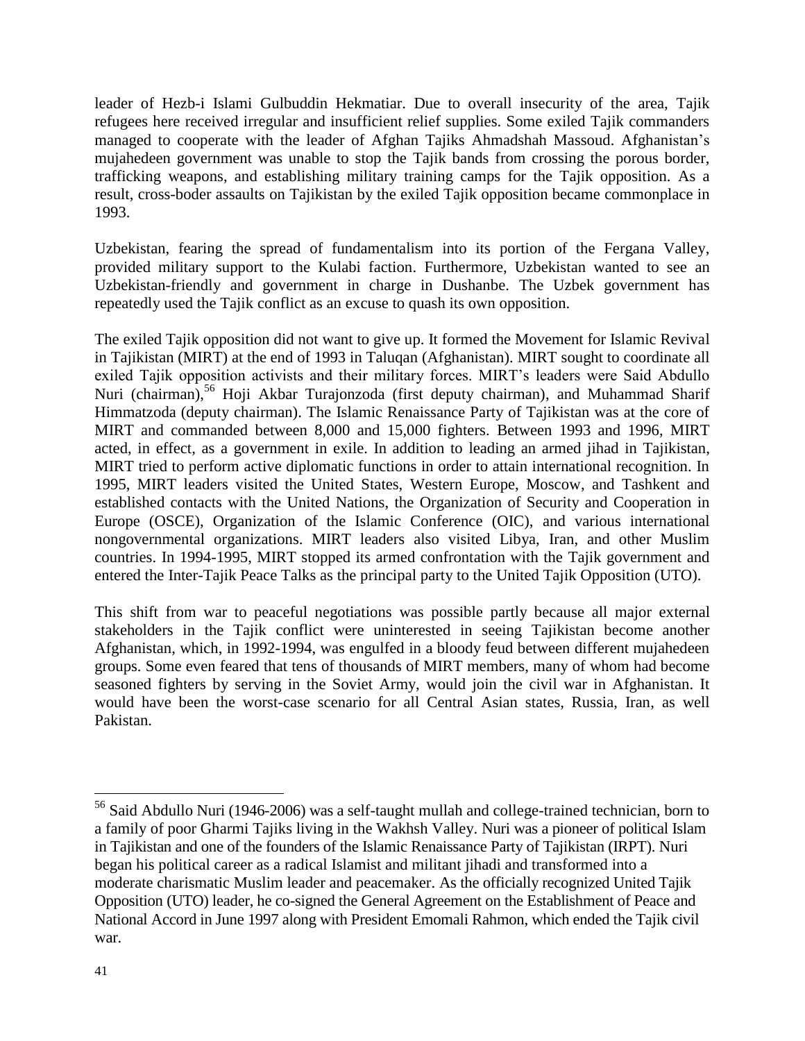leader of Hezb-i Islami Gulbuddin Hekmatiar. Due to overall insecurity of the area, Tajik refugees here received irregular and insufficient relief supplies. Some exiled Tajik commanders managed to cooperate with the leader of Afghan Tajiks Ahmadshah Massoud. Afghanistan's mujahedeen government was unable to stop the Tajik bands from crossing the porous border, trafficking weapons, and establishing military training camps for the Tajik opposition. As a result, cross-boder assaults on Tajikistan by the exiled Tajik opposition became commonplace in 1993.

Uzbekistan, fearing the spread of fundamentalism into its portion of the Fergana Valley, provided military support to the Kulabi faction. Furthermore, Uzbekistan wanted to see an Uzbekistan-friendly and government in charge in Dushanbe. The Uzbek government has repeatedly used the Tajik conflict as an excuse to quash its own opposition.

The exiled Tajik opposition did not want to give up. It formed the Movement for Islamic Revival in Tajikistan (MIRT) at the end of 1993 in Taluqan (Afghanistan). MIRT sought to coordinate all exiled Tajik opposition activists and their military forces. MIRT's leaders were Said Abdullo Nuri (chairman),[56] Hoji Akbar Turajonzoda (first deputy chairman), and Muhammad Sharif Himmatzoda (deputy chairman). The Islamic Renaissance Party of Tajikistan was at the core of MIRT and commanded between 8,000 and 15,000 fighters. Between 1993 and 1996, MIRT acted, in effect, as a government in exile. In addition to leading an armed jihad in Tajikistan, MIRT tried to perform active diplomatic functions in order to attain international recognition. In 1995, MIRT leaders visited the United States, Western Europe, Moscow, and Tashkent and established contacts with the United Nations, the Organization of Security and Cooperation in Europe (OSCE), Organization of the Islamic Conference (OIC), and various international nongovernmental organizations. MIRT leaders also visited Libya, Iran, and other Muslim countries. In 1994-1995, MIRT stopped its armed confrontation with the Tajik government and entered the Inter-Tajik Peace Talks as the principal party to the United Tajik Opposition (UTO).

This shift from war to peaceful negotiations was possible partly because all major external stakeholders in the Tajik conflict were uninterested in seeing Tajikistan become another Afghanistan, which, in 1992-1994, was engulfed in a bloody feud between different mujahedeen groups. Some even feared that tens of thousands of MIRT members, many of whom had become seasoned fighters by serving in the Soviet Army, would join the civil war in Afghanistan. It would have been the worst-case scenario for all Central Asian states, Russia, Iran, as well Pakistan.

---

[56] Said Abdullo Nuri (1946-2006) was a self-taught mullah and college-trained technician, born to a family of poor Gharmi Tajiks living in the Wakhsh Valley. Nuri was a pioneer of political Islam in Tajikistan and one of the founders of the Islamic Renaissance Party of Tajikistan (IRPT). Nuri began his political career as a radical Islamist and militant jihadi and transformed into a moderate charismatic Muslim leader and peacemaker. As the officially recognized United Tajik Opposition (UTO) leader, he co-signed the General Agreement on the Establishment of Peace and National Accord in June 1997 along with President Emomali Rahmon, which ended the Tajik civil war.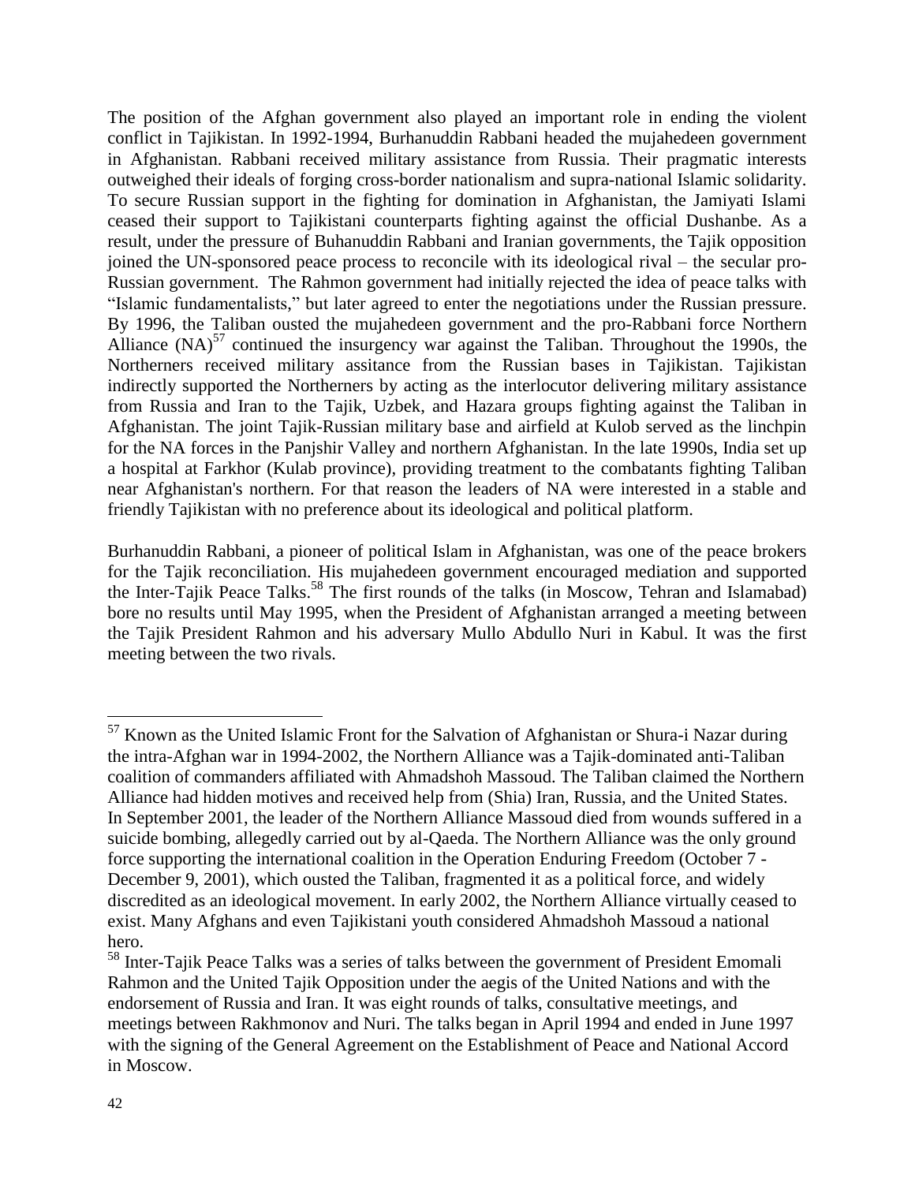The position of the Afghan government also played an important role in ending the violent conflict in Tajikistan. In 1992-1994, Burhanuddin Rabbani headed the mujahedeen government in Afghanistan. Rabbani received military assistance from Russia. Their pragmatic interests outweighed their ideals of forging cross-border nationalism and supra-national Islamic solidarity. To secure Russian support in the fighting for domination in Afghanistan, the Jamiyati Islami ceased their support to Tajikistani counterparts fighting against the official Dushanbe. As a result, under the pressure of Buhanuddin Rabbani and Iranian governments, the Tajik opposition joined the UN-sponsored peace process to reconcile with its ideological rival – the secular pro-Russian government. The Rahmon government had initially rejected the idea of peace talks with "Islamic fundamentalists," but later agreed to enter the negotiations under the Russian pressure. By 1996, the Taliban ousted the mujahedeen government and the pro-Rabbani force Northern Alliance (NA)[57] continued the insurgency war against the Taliban. Throughout the 1990s, the Northerners received military assitance from the Russian bases in Tajikistan. Tajikistan indirectly supported the Northerners by acting as the interlocutor delivering military assistance from Russia and Iran to the Tajik, Uzbek, and Hazara groups fighting against the Taliban in Afghanistan. The joint Tajik-Russian military base and airfield at Kulob served as the linchpin for the NA forces in the Panjshir Valley and northern Afghanistan. In the late 1990s, India set up a hospital at Farkhor (Kulab province), providing treatment to the combatants fighting Taliban near Afghanistan's northern. For that reason the leaders of NA were interested in a stable and friendly Tajikistan with no preference about its ideological and political platform.

Burhanuddin Rabbani, a pioneer of political Islam in Afghanistan, was one of the peace brokers for the Tajik reconciliation. His mujahedeen government encouraged mediation and supported the Inter-Tajik Peace Talks.[58] The first rounds of the talks (in Moscow, Tehran and Islamabad) bore no results until May 1995, when the President of Afghanistan arranged a meeting between the Tajik President Rahmon and his adversary Mullo Abdullo Nuri in Kabul. It was the first meeting between the two rivals.

---

[57] Known as the United Islamic Front for the Salvation of Afghanistan or Shura-i Nazar during the intra-Afghan war in 1994-2002, the Northern Alliance was a Tajik-dominated anti-Taliban coalition of commanders affiliated with Ahmadshoh Massoud. The Taliban claimed the Northern Alliance had hidden motives and received help from (Shia) Iran, Russia, and the United States. In September 2001, the leader of the Northern Alliance Massoud died from wounds suffered in a suicide bombing, allegedly carried out by al-Qaeda. The Northern Alliance was the only ground force supporting the international coalition in the Operation Enduring Freedom (October 7 - December 9, 2001), which ousted the Taliban, fragmented it as a political force, and widely discredited as an ideological movement. In early 2002, the Northern Alliance virtually ceased to exist. Many Afghans and even Tajikistani youth considered Ahmadshoh Massoud a national hero.

[58] Inter-Tajik Peace Talks was a series of talks between the government of President Emomali Rahmon and the United Tajik Opposition under the aegis of the United Nations and with the endorsement of Russia and Iran. It was eight rounds of talks, consultative meetings, and meetings between Rakhmonov and Nuri. The talks began in April 1994 and ended in June 1997 with the signing of the General Agreement on the Establishment of Peace and National Accord in Moscow.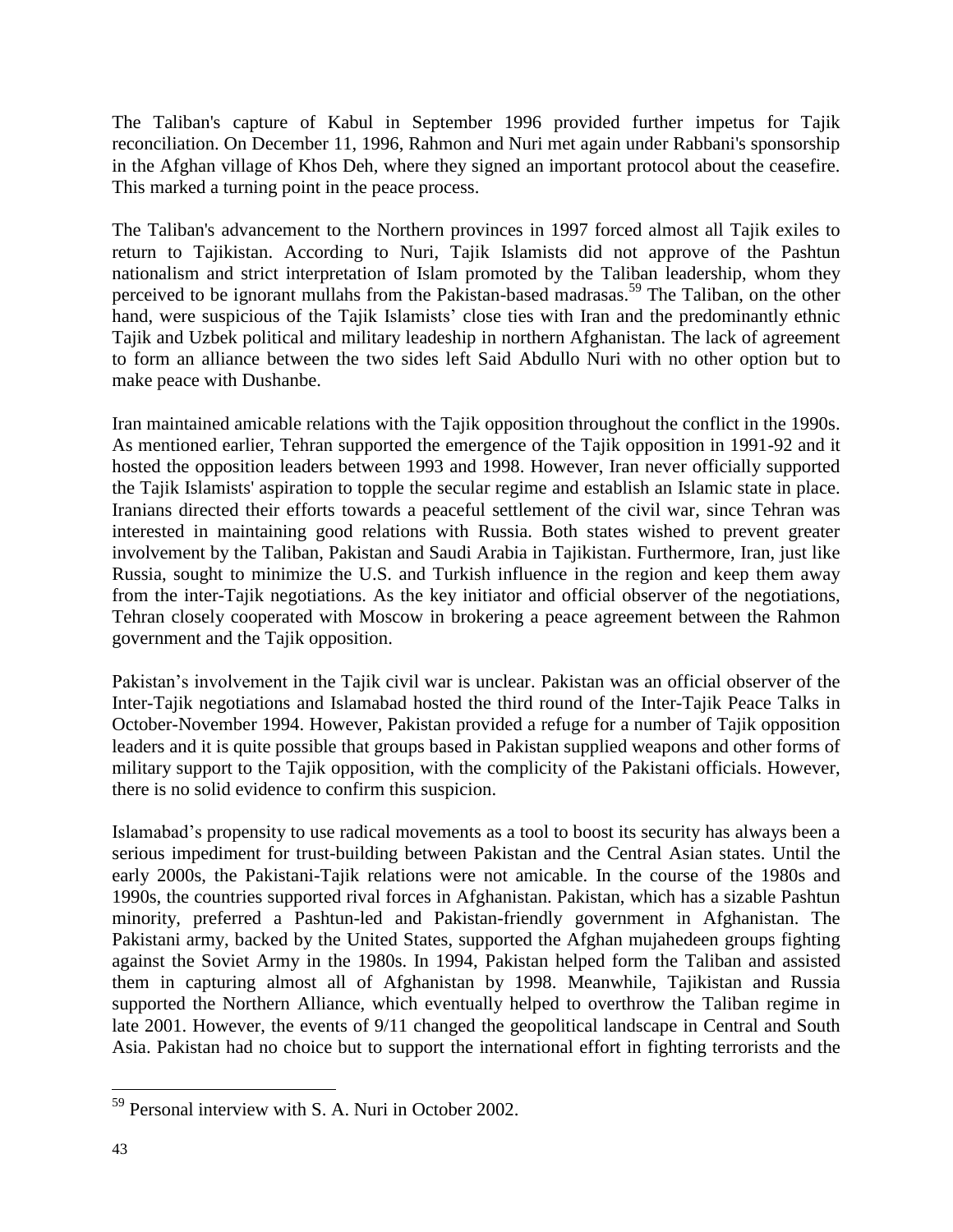The Taliban's capture of Kabul in September 1996 provided further impetus for Tajik reconciliation. On December 11, 1996, Rahmon and Nuri met again under Rabbani's sponsorship in the Afghan village of Khos Deh, where they signed an important protocol about the ceasefire. This marked a turning point in the peace process.

The Taliban's advancement to the Northern provinces in 1997 forced almost all Tajik exiles to return to Tajikistan. According to Nuri, Tajik Islamists did not approve of the Pashtun nationalism and strict interpretation of Islam promoted by the Taliban leadership, whom they perceived to be ignorant mullahs from the Pakistan-based madrasas.[59] The Taliban, on the other hand, were suspicious of the Tajik Islamists' close ties with Iran and the predominantly ethnic Tajik and Uzbek political and military leadeship in northern Afghanistan. The lack of agreement to form an alliance between the two sides left Said Abdullo Nuri with no other option but to make peace with Dushanbe.

Iran maintained amicable relations with the Tajik opposition throughout the conflict in the 1990s. As mentioned earlier, Tehran supported the emergence of the Tajik opposition in 1991-92 and it hosted the opposition leaders between 1993 and 1998. However, Iran never officially supported the Tajik Islamists' aspiration to topple the secular regime and establish an Islamic state in place. Iranians directed their efforts towards a peaceful settlement of the civil war, since Tehran was interested in maintaining good relations with Russia. Both states wished to prevent greater involvement by the Taliban, Pakistan and Saudi Arabia in Tajikistan. Furthermore, Iran, just like Russia, sought to minimize the U.S. and Turkish influence in the region and keep them away from the inter-Tajik negotiations. As the key initiator and official observer of the negotiations, Tehran closely cooperated with Moscow in brokering a peace agreement between the Rahmon government and the Tajik opposition.

Pakistan's involvement in the Tajik civil war is unclear. Pakistan was an official observer of the Inter-Tajik negotiations and Islamabad hosted the third round of the Inter-Tajik Peace Talks in October-November 1994. However, Pakistan provided a refuge for a number of Tajik opposition leaders and it is quite possible that groups based in Pakistan supplied weapons and other forms of military support to the Tajik opposition, with the complicity of the Pakistani officials. However, there is no solid evidence to confirm this suspicion.

Islamabad's propensity to use radical movements as a tool to boost its security has always been a serious impediment for trust-building between Pakistan and the Central Asian states. Until the early 2000s, the Pakistani-Tajik relations were not amicable. In the course of the 1980s and 1990s, the countries supported rival forces in Afghanistan. Pakistan, which has a sizable Pashtun minority, preferred a Pashtun-led and Pakistan-friendly government in Afghanistan. The Pakistani army, backed by the United States, supported the Afghan mujahedeen groups fighting against the Soviet Army in the 1980s. In 1994, Pakistan helped form the Taliban and assisted them in capturing almost all of Afghanistan by 1998. Meanwhile, Tajikistan and Russia supported the Northern Alliance, which eventually helped to overthrow the Taliban regime in late 2001. However, the events of 9/11 changed the geopolitical landscape in Central and South Asia. Pakistan had no choice but to support the international effort in fighting terrorists and the

[59] Personal interview with S. A. Nuri in October 2002.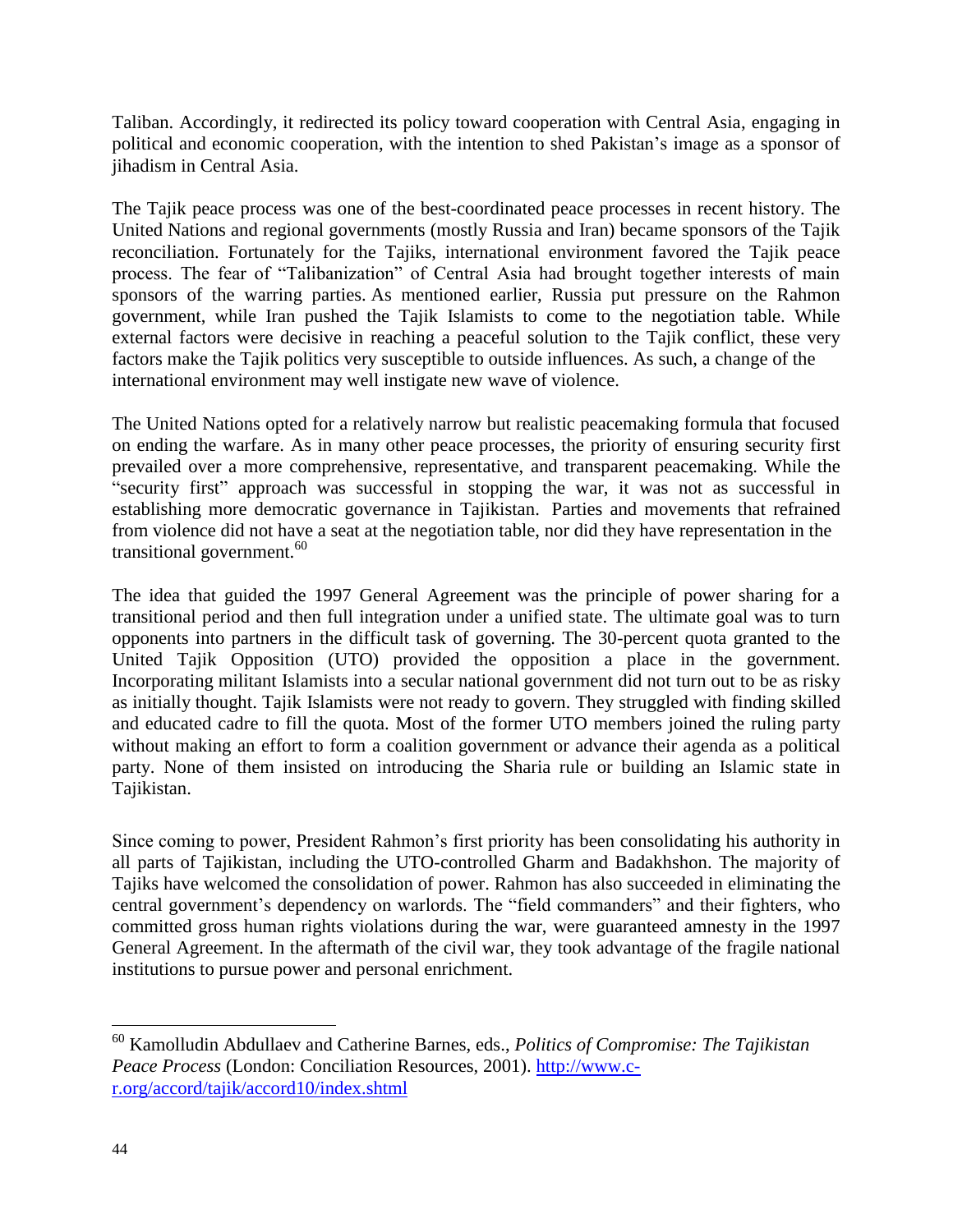Taliban. Accordingly, it redirected its policy toward cooperation with Central Asia, engaging in political and economic cooperation, with the intention to shed Pakistan's image as a sponsor of jihadism in Central Asia.

The Tajik peace process was one of the best-coordinated peace processes in recent history. The United Nations and regional governments (mostly Russia and Iran) became sponsors of the Tajik reconciliation. Fortunately for the Tajiks, international environment favored the Tajik peace process. The fear of "Talibanization" of Central Asia had brought together interests of main sponsors of the warring parties. As mentioned earlier, Russia put pressure on the Rahmon government, while Iran pushed the Tajik Islamists to come to the negotiation table. While external factors were decisive in reaching a peaceful solution to the Tajik conflict, these very factors make the Tajik politics very susceptible to outside influences. As such, a change of the international environment may well instigate new wave of violence.

The United Nations opted for a relatively narrow but realistic peacemaking formula that focused on ending the warfare. As in many other peace processes, the priority of ensuring security first prevailed over a more comprehensive, representative, and transparent peacemaking. While the "security first" approach was successful in stopping the war, it was not as successful in establishing more democratic governance in Tajikistan. Parties and movements that refrained from violence did not have a seat at the negotiation table, nor did they have representation in the transitional government.[60]

The idea that guided the 1997 General Agreement was the principle of power sharing for a transitional period and then full integration under a unified state. The ultimate goal was to turn opponents into partners in the difficult task of governing. The 30-percent quota granted to the United Tajik Opposition (UTO) provided the opposition a place in the government. Incorporating militant Islamists into a secular national government did not turn out to be as risky as initially thought. Tajik Islamists were not ready to govern. They struggled with finding skilled and educated cadre to fill the quota. Most of the former UTO members joined the ruling party without making an effort to form a coalition government or advance their agenda as a political party. None of them insisted on introducing the Sharia rule or building an Islamic state in Tajikistan.

Since coming to power, President Rahmon's first priority has been consolidating his authority in all parts of Tajikistan, including the UTO-controlled Gharm and Badakhshon. The majority of Tajiks have welcomed the consolidation of power. Rahmon has also succeeded in eliminating the central government's dependency on warlords. The "field commanders" and their fighters, who committed gross human rights violations during the war, were guaranteed amnesty in the 1997 General Agreement. In the aftermath of the civil war, they took advantage of the fragile national institutions to pursue power and personal enrichment.

---

[60] Kamolludin Abdullaev and Catherine Barnes, eds., *Politics of Compromise: The Tajikistan Peace Process* (London: Conciliation Resources, 2001). http://www.c-r.org/accord/tajik/accord10/index.shtml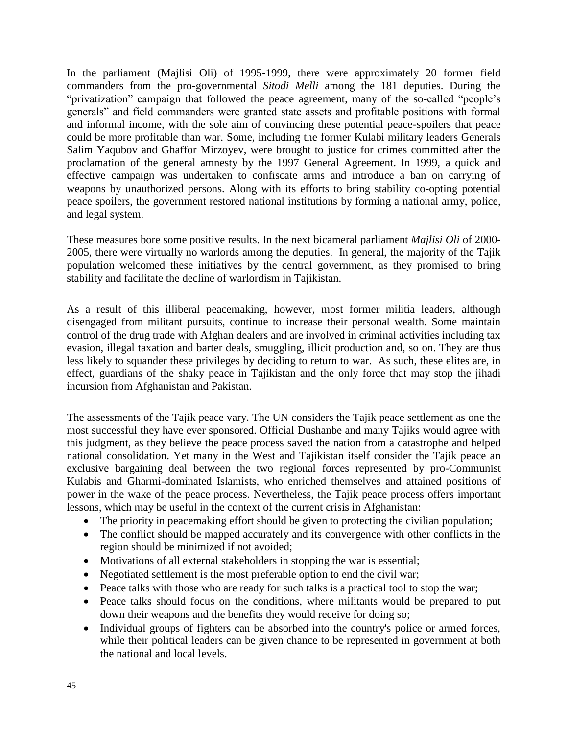In the parliament (Majlisi Oli) of 1995-1999, there were approximately 20 former field commanders from the pro-governmental *Sitodi Melli* among the 181 deputies. During the "privatization" campaign that followed the peace agreement, many of the so-called "people's generals" and field commanders were granted state assets and profitable positions with formal and informal income, with the sole aim of convincing these potential peace-spoilers that peace could be more profitable than war. Some, including the former Kulabi military leaders Generals Salim Yaqubov and Ghaffor Mirzoyev, were brought to justice for crimes committed after the proclamation of the general amnesty by the 1997 General Agreement. In 1999, a quick and effective campaign was undertaken to confiscate arms and introduce a ban on carrying of weapons by unauthorized persons. Along with its efforts to bring stability co-opting potential peace spoilers, the government restored national institutions by forming a national army, police, and legal system.

These measures bore some positive results. In the next bicameral parliament *Majlisi Oli* of 2000-2005, there were virtually no warlords among the deputies. In general, the majority of the Tajik population welcomed these initiatives by the central government, as they promised to bring stability and facilitate the decline of warlordism in Tajikistan.

As a result of this illiberal peacemaking, however, most former militia leaders, although disengaged from militant pursuits, continue to increase their personal wealth. Some maintain control of the drug trade with Afghan dealers and are involved in criminal activities including tax evasion, illegal taxation and barter deals, smuggling, illicit production and, so on. They are thus less likely to squander these privileges by deciding to return to war. As such, these elites are, in effect, guardians of the shaky peace in Tajikistan and the only force that may stop the jihadi incursion from Afghanistan and Pakistan.

The assessments of the Tajik peace vary. The UN considers the Tajik peace settlement as one the most successful they have ever sponsored. Official Dushanbe and many Tajiks would agree with this judgment, as they believe the peace process saved the nation from a catastrophe and helped national consolidation. Yet many in the West and Tajikistan itself consider the Tajik peace an exclusive bargaining deal between the two regional forces represented by pro-Communist Kulabis and Gharmi-dominated Islamists, who enriched themselves and attained positions of power in the wake of the peace process. Nevertheless, the Tajik peace process offers important lessons, which may be useful in the context of the current crisis in Afghanistan:

- The priority in peacemaking effort should be given to protecting the civilian population;
- The conflict should be mapped accurately and its convergence with other conflicts in the region should be minimized if not avoided;
- Motivations of all external stakeholders in stopping the war is essential;
- Negotiated settlement is the most preferable option to end the civil war;
- Peace talks with those who are ready for such talks is a practical tool to stop the war;
- Peace talks should focus on the conditions, where militants would be prepared to put down their weapons and the benefits they would receive for doing so;
- Individual groups of fighters can be absorbed into the country's police or armed forces, while their political leaders can be given chance to be represented in government at both the national and local levels.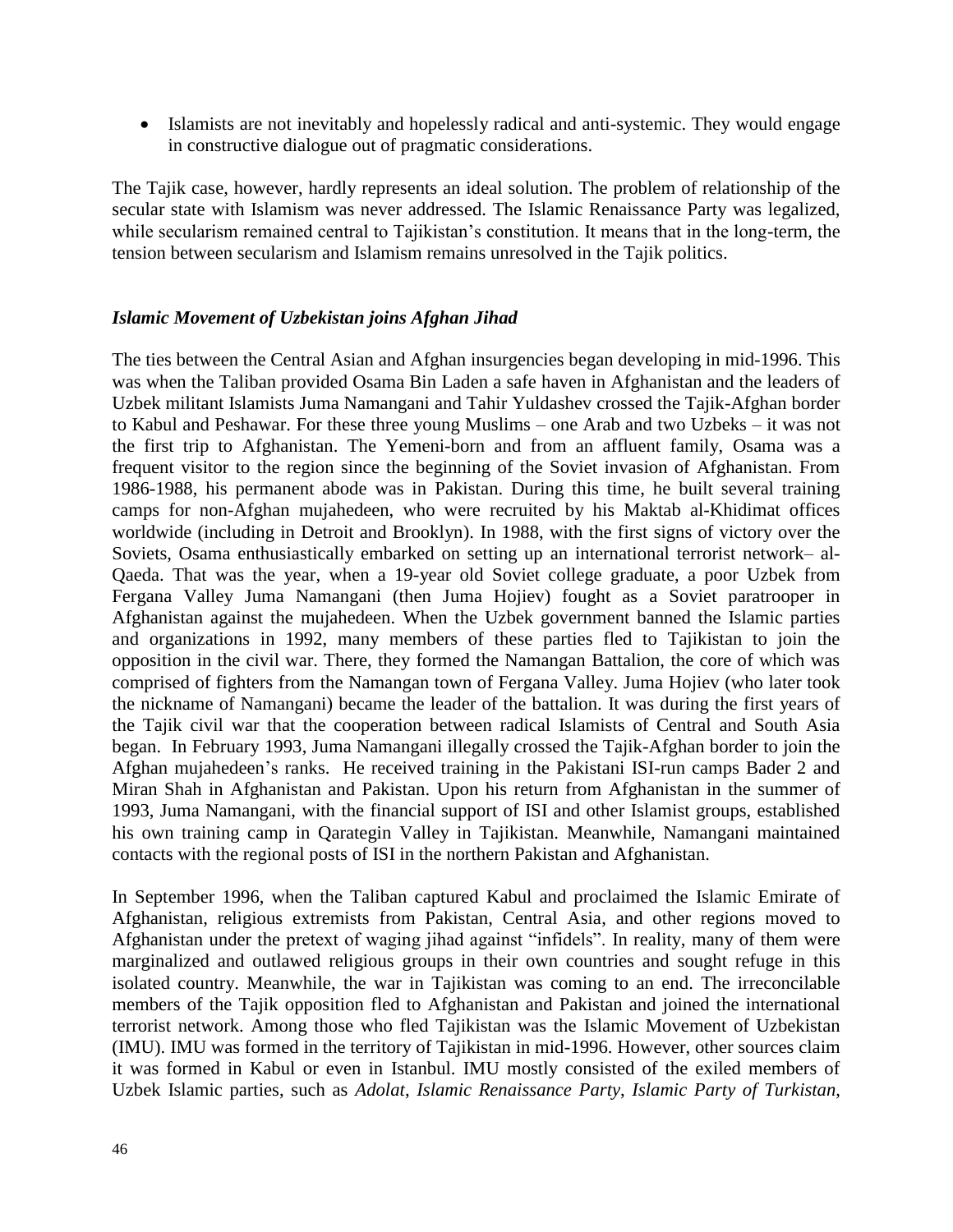- Islamists are not inevitably and hopelessly radical and anti-systemic. They would engage in constructive dialogue out of pragmatic considerations.

The Tajik case, however, hardly represents an ideal solution. The problem of relationship of the secular state with Islamism was never addressed. The Islamic Renaissance Party was legalized, while secularism remained central to Tajikistan's constitution. It means that in the long-term, the tension between secularism and Islamism remains unresolved in the Tajik politics.

### *Islamic Movement of Uzbekistan joins Afghan Jihad*

The ties between the Central Asian and Afghan insurgencies began developing in mid-1996. This was when the Taliban provided Osama Bin Laden a safe haven in Afghanistan and the leaders of Uzbek militant Islamists Juma Namangani and Tahir Yuldashev crossed the Tajik-Afghan border to Kabul and Peshawar. For these three young Muslims – one Arab and two Uzbeks – it was not the first trip to Afghanistan. The Yemeni-born and from an affluent family, Osama was a frequent visitor to the region since the beginning of the Soviet invasion of Afghanistan. From 1986-1988, his permanent abode was in Pakistan. During this time, he built several training camps for non-Afghan mujahedeen, who were recruited by his Maktab al-Khidimat offices worldwide (including in Detroit and Brooklyn). In 1988, with the first signs of victory over the Soviets, Osama enthusiastically embarked on setting up an international terrorist network– al-Qaeda. That was the year, when a 19-year old Soviet college graduate, a poor Uzbek from Fergana Valley Juma Namangani (then Juma Hojiev) fought as a Soviet paratrooper in Afghanistan against the mujahedeen. When the Uzbek government banned the Islamic parties and organizations in 1992, many members of these parties fled to Tajikistan to join the opposition in the civil war. There, they formed the Namangan Battalion, the core of which was comprised of fighters from the Namangan town of Fergana Valley. Juma Hojiev (who later took the nickname of Namangani) became the leader of the battalion. It was during the first years of the Tajik civil war that the cooperation between radical Islamists of Central and South Asia began. In February 1993, Juma Namangani illegally crossed the Tajik-Afghan border to join the Afghan mujahedeen's ranks. He received training in the Pakistani ISI-run camps Bader 2 and Miran Shah in Afghanistan and Pakistan. Upon his return from Afghanistan in the summer of 1993, Juma Namangani, with the financial support of ISI and other Islamist groups, established his own training camp in Qarategin Valley in Tajikistan. Meanwhile, Namangani maintained contacts with the regional posts of ISI in the northern Pakistan and Afghanistan.

In September 1996, when the Taliban captured Kabul and proclaimed the Islamic Emirate of Afghanistan, religious extremists from Pakistan, Central Asia, and other regions moved to Afghanistan under the pretext of waging jihad against "infidels". In reality, many of them were marginalized and outlawed religious groups in their own countries and sought refuge in this isolated country. Meanwhile, the war in Tajikistan was coming to an end. The irreconcilable members of the Tajik opposition fled to Afghanistan and Pakistan and joined the international terrorist network. Among those who fled Tajikistan was the Islamic Movement of Uzbekistan (IMU). IMU was formed in the territory of Tajikistan in mid-1996. However, other sources claim it was formed in Kabul or even in Istanbul. IMU mostly consisted of the exiled members of Uzbek Islamic parties, such as *Adolat*, *Islamic Renaissance Party*, *Islamic Party of Turkistan*,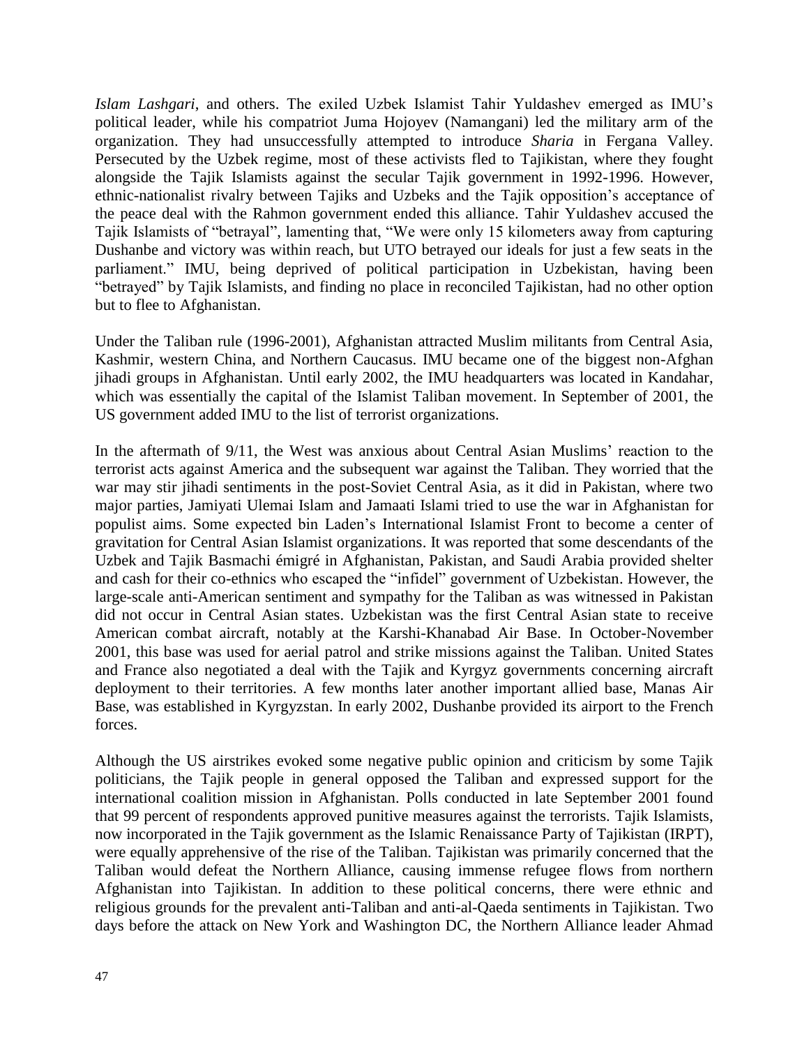*Islam Lashgari*, and others. The exiled Uzbek Islamist Tahir Yuldashev emerged as IMU's political leader, while his compatriot Juma Hojoyev (Namangani) led the military arm of the organization. They had unsuccessfully attempted to introduce *Sharia* in Fergana Valley. Persecuted by the Uzbek regime, most of these activists fled to Tajikistan, where they fought alongside the Tajik Islamists against the secular Tajik government in 1992-1996. However, ethnic-nationalist rivalry between Tajiks and Uzbeks and the Tajik opposition's acceptance of the peace deal with the Rahmon government ended this alliance. Tahir Yuldashev accused the Tajik Islamists of "betrayal", lamenting that, "We were only 15 kilometers away from capturing Dushanbe and victory was within reach, but UTO betrayed our ideals for just a few seats in the parliament." IMU, being deprived of political participation in Uzbekistan, having been "betrayed" by Tajik Islamists, and finding no place in reconciled Tajikistan, had no other option but to flee to Afghanistan.

Under the Taliban rule (1996-2001), Afghanistan attracted Muslim militants from Central Asia, Kashmir, western China, and Northern Caucasus. IMU became one of the biggest non-Afghan jihadi groups in Afghanistan. Until early 2002, the IMU headquarters was located in Kandahar, which was essentially the capital of the Islamist Taliban movement. In September of 2001, the US government added IMU to the list of terrorist organizations.

In the aftermath of 9/11, the West was anxious about Central Asian Muslims' reaction to the terrorist acts against America and the subsequent war against the Taliban. They worried that the war may stir jihadi sentiments in the post-Soviet Central Asia, as it did in Pakistan, where two major parties, Jamiyati Ulemai Islam and Jamaati Islami tried to use the war in Afghanistan for populist aims. Some expected bin Laden's International Islamist Front to become a center of gravitation for Central Asian Islamist organizations. It was reported that some descendants of the Uzbek and Tajik Basmachi émigré in Afghanistan, Pakistan, and Saudi Arabia provided shelter and cash for their co-ethnics who escaped the "infidel" government of Uzbekistan. However, the large-scale anti-American sentiment and sympathy for the Taliban as was witnessed in Pakistan did not occur in Central Asian states. Uzbekistan was the first Central Asian state to receive American combat aircraft, notably at the Karshi-Khanabad Air Base. In October-November 2001, this base was used for aerial patrol and strike missions against the Taliban. United States and France also negotiated a deal with the Tajik and Kyrgyz governments concerning aircraft deployment to their territories. A few months later another important allied base, Manas Air Base, was established in Kyrgyzstan. In early 2002, Dushanbe provided its airport to the French forces.

Although the US airstrikes evoked some negative public opinion and criticism by some Tajik politicians, the Tajik people in general opposed the Taliban and expressed support for the international coalition mission in Afghanistan. Polls conducted in late September 2001 found that 99 percent of respondents approved punitive measures against the terrorists. Tajik Islamists, now incorporated in the Tajik government as the Islamic Renaissance Party of Tajikistan (IRPT), were equally apprehensive of the rise of the Taliban. Tajikistan was primarily concerned that the Taliban would defeat the Northern Alliance, causing immense refugee flows from northern Afghanistan into Tajikistan. In addition to these political concerns, there were ethnic and religious grounds for the prevalent anti-Taliban and anti-al-Qaeda sentiments in Tajikistan. Two days before the attack on New York and Washington DC, the Northern Alliance leader Ahmad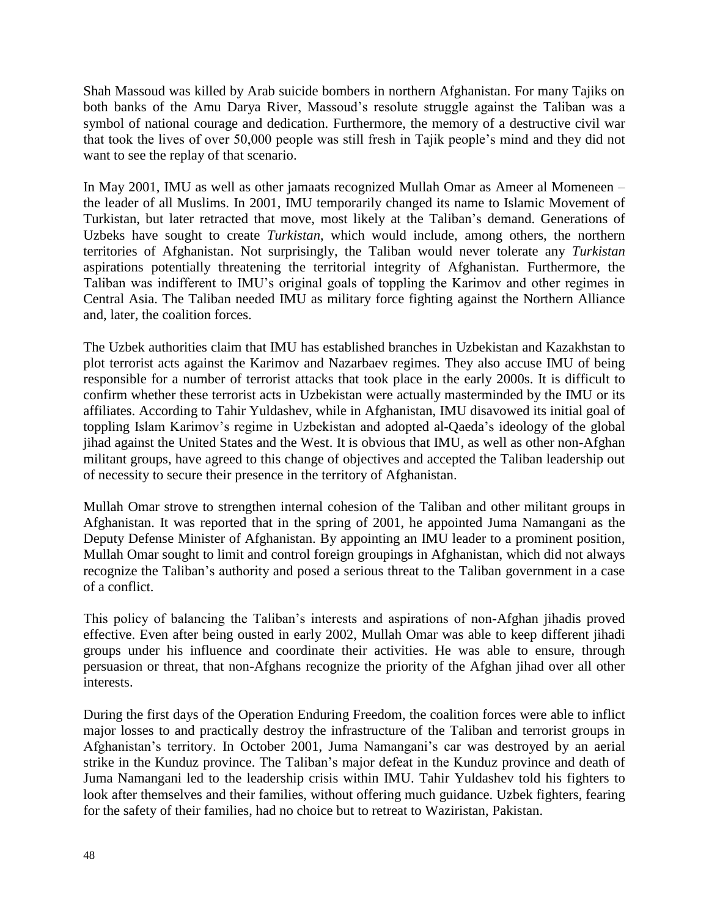Shah Massoud was killed by Arab suicide bombers in northern Afghanistan. For many Tajiks on both banks of the Amu Darya River, Massoud's resolute struggle against the Taliban was a symbol of national courage and dedication. Furthermore, the memory of a destructive civil war that took the lives of over 50,000 people was still fresh in Tajik people's mind and they did not want to see the replay of that scenario.

In May 2001, IMU as well as other jamaats recognized Mullah Omar as Ameer al Momeneen – the leader of all Muslims. In 2001, IMU temporarily changed its name to Islamic Movement of Turkistan, but later retracted that move, most likely at the Taliban's demand. Generations of Uzbeks have sought to create *Turkistan*, which would include, among others, the northern territories of Afghanistan. Not surprisingly, the Taliban would never tolerate any *Turkistan* aspirations potentially threatening the territorial integrity of Afghanistan. Furthermore, the Taliban was indifferent to IMU's original goals of toppling the Karimov and other regimes in Central Asia. The Taliban needed IMU as military force fighting against the Northern Alliance and, later, the coalition forces.

The Uzbek authorities claim that IMU has established branches in Uzbekistan and Kazakhstan to plot terrorist acts against the Karimov and Nazarbaev regimes. They also accuse IMU of being responsible for a number of terrorist attacks that took place in the early 2000s. It is difficult to confirm whether these terrorist acts in Uzbekistan were actually masterminded by the IMU or its affiliates. According to Tahir Yuldashev, while in Afghanistan, IMU disavowed its initial goal of toppling Islam Karimov's regime in Uzbekistan and adopted al-Qaeda's ideology of the global jihad against the United States and the West. It is obvious that IMU, as well as other non-Afghan militant groups, have agreed to this change of objectives and accepted the Taliban leadership out of necessity to secure their presence in the territory of Afghanistan.

Mullah Omar strove to strengthen internal cohesion of the Taliban and other militant groups in Afghanistan. It was reported that in the spring of 2001, he appointed Juma Namangani as the Deputy Defense Minister of Afghanistan. By appointing an IMU leader to a prominent position, Mullah Omar sought to limit and control foreign groupings in Afghanistan, which did not always recognize the Taliban's authority and posed a serious threat to the Taliban government in a case of a conflict.

This policy of balancing the Taliban's interests and aspirations of non-Afghan jihadis proved effective. Even after being ousted in early 2002, Mullah Omar was able to keep different jihadi groups under his influence and coordinate their activities. He was able to ensure, through persuasion or threat, that non-Afghans recognize the priority of the Afghan jihad over all other interests.

During the first days of the Operation Enduring Freedom, the coalition forces were able to inflict major losses to and practically destroy the infrastructure of the Taliban and terrorist groups in Afghanistan's territory. In October 2001, Juma Namangani's car was destroyed by an aerial strike in the Kunduz province. The Taliban's major defeat in the Kunduz province and death of Juma Namangani led to the leadership crisis within IMU. Tahir Yuldashev told his fighters to look after themselves and their families, without offering much guidance. Uzbek fighters, fearing for the safety of their families, had no choice but to retreat to Waziristan, Pakistan.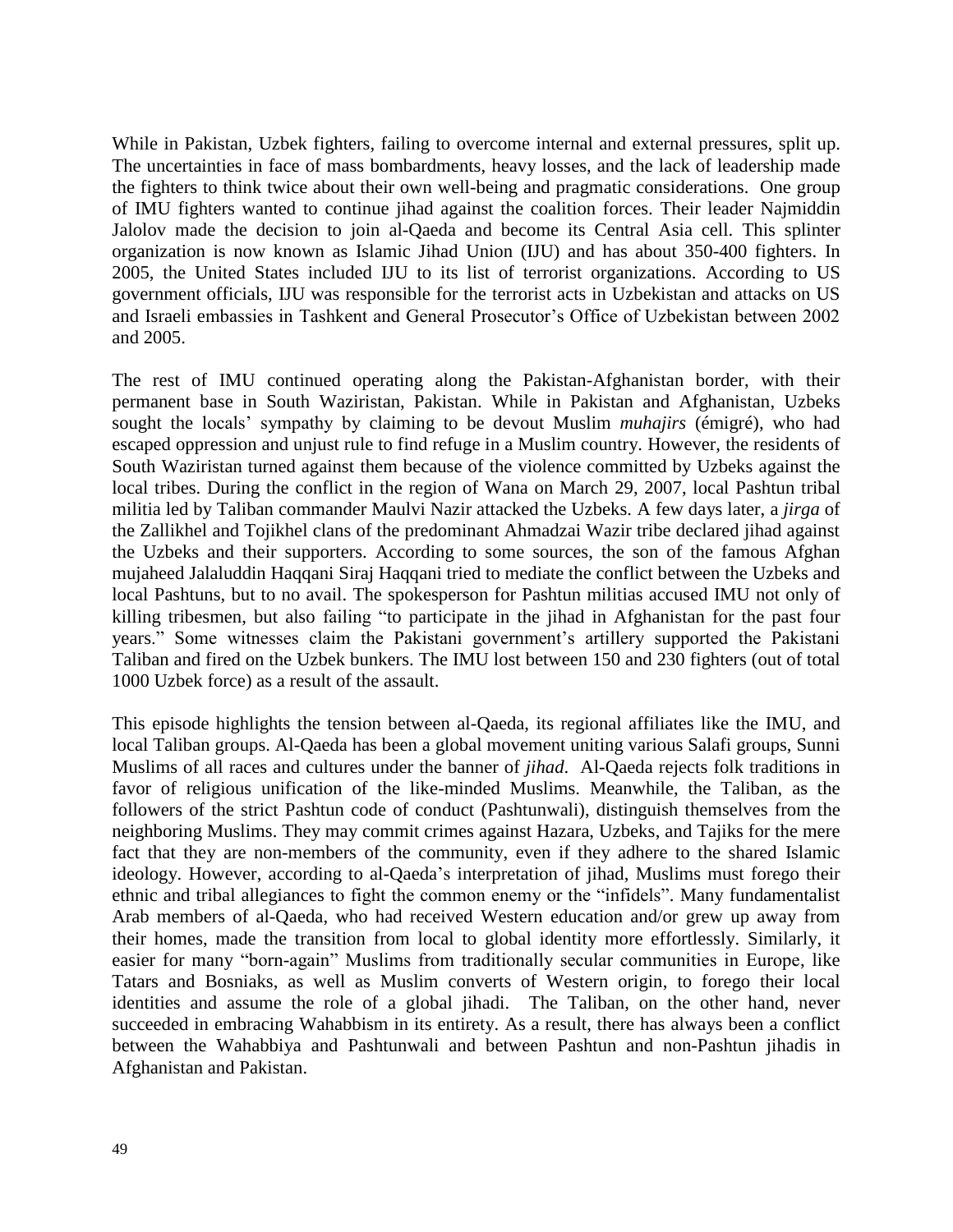While in Pakistan, Uzbek fighters, failing to overcome internal and external pressures, split up. The uncertainties in face of mass bombardments, heavy losses, and the lack of leadership made the fighters to think twice about their own well-being and pragmatic considerations. One group of IMU fighters wanted to continue jihad against the coalition forces. Their leader Najmiddin Jalolov made the decision to join al-Qaeda and become its Central Asia cell. This splinter organization is now known as Islamic Jihad Union (IJU) and has about 350-400 fighters. In 2005, the United States included IJU to its list of terrorist organizations. According to US government officials, IJU was responsible for the terrorist acts in Uzbekistan and attacks on US and Israeli embassies in Tashkent and General Prosecutor's Office of Uzbekistan between 2002 and 2005.

The rest of IMU continued operating along the Pakistan-Afghanistan border, with their permanent base in South Waziristan, Pakistan. While in Pakistan and Afghanistan, Uzbeks sought the locals' sympathy by claiming to be devout Muslim *muhajirs* (émigré), who had escaped oppression and unjust rule to find refuge in a Muslim country. However, the residents of South Waziristan turned against them because of the violence committed by Uzbeks against the local tribes. During the conflict in the region of Wana on March 29, 2007, local Pashtun tribal militia led by Taliban commander Maulvi Nazir attacked the Uzbeks. A few days later, a *jirga* of the Zallikhel and Tojikhel clans of the predominant Ahmadzai Wazir tribe declared jihad against the Uzbeks and their supporters. According to some sources, the son of the famous Afghan mujaheed Jalaluddin Haqqani Siraj Haqqani tried to mediate the conflict between the Uzbeks and local Pashtuns, but to no avail. The spokesperson for Pashtun militias accused IMU not only of killing tribesmen, but also failing "to participate in the jihad in Afghanistan for the past four years." Some witnesses claim the Pakistani government's artillery supported the Pakistani Taliban and fired on the Uzbek bunkers. The IMU lost between 150 and 230 fighters (out of total 1000 Uzbek force) as a result of the assault.

This episode highlights the tension between al-Qaeda, its regional affiliates like the IMU, and local Taliban groups. Al-Qaeda has been a global movement uniting various Salafi groups, Sunni Muslims of all races and cultures under the banner of *jihad*. Al-Qaeda rejects folk traditions in favor of religious unification of the like-minded Muslims. Meanwhile, the Taliban, as the followers of the strict Pashtun code of conduct (Pashtunwali), distinguish themselves from the neighboring Muslims. They may commit crimes against Hazara, Uzbeks, and Tajiks for the mere fact that they are non-members of the community, even if they adhere to the shared Islamic ideology. However, according to al-Qaeda's interpretation of jihad, Muslims must forego their ethnic and tribal allegiances to fight the common enemy or the "infidels". Many fundamentalist Arab members of al-Qaeda, who had received Western education and/or grew up away from their homes, made the transition from local to global identity more effortlessly. Similarly, it easier for many "born-again" Muslims from traditionally secular communities in Europe, like Tatars and Bosniaks, as well as Muslim converts of Western origin, to forego their local identities and assume the role of a global jihadi. The Taliban, on the other hand, never succeeded in embracing Wahabbism in its entirety. As a result, there has always been a conflict between the Wahabbiya and Pashtunwali and between Pashtun and non-Pashtun jihadis in Afghanistan and Pakistan.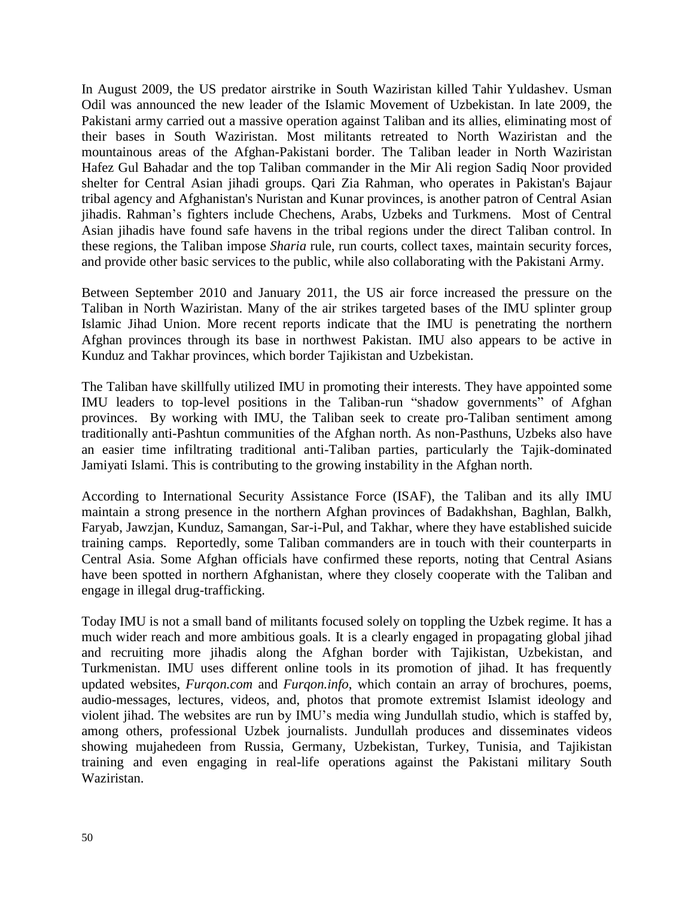In August 2009, the US predator airstrike in South Waziristan killed Tahir Yuldashev. Usman Odil was announced the new leader of the Islamic Movement of Uzbekistan. In late 2009, the Pakistani army carried out a massive operation against Taliban and its allies, eliminating most of their bases in South Waziristan. Most militants retreated to North Waziristan and the mountainous areas of the Afghan-Pakistani border. The Taliban leader in North Waziristan Hafez Gul Bahadar and the top Taliban commander in the Mir Ali region Sadiq Noor provided shelter for Central Asian jihadi groups. Qari Zia Rahman, who operates in Pakistan's Bajaur tribal agency and Afghanistan's Nuristan and Kunar provinces, is another patron of Central Asian jihadis. Rahman's fighters include Chechens, Arabs, Uzbeks and Turkmens. Most of Central Asian jihadis have found safe havens in the tribal regions under the direct Taliban control. In these regions, the Taliban impose *Sharia* rule, run courts, collect taxes, maintain security forces, and provide other basic services to the public, while also collaborating with the Pakistani Army.

Between September 2010 and January 2011, the US air force increased the pressure on the Taliban in North Waziristan. Many of the air strikes targeted bases of the IMU splinter group Islamic Jihad Union. More recent reports indicate that the IMU is penetrating the northern Afghan provinces through its base in northwest Pakistan. IMU also appears to be active in Kunduz and Takhar provinces, which border Tajikistan and Uzbekistan.

The Taliban have skillfully utilized IMU in promoting their interests. They have appointed some IMU leaders to top-level positions in the Taliban-run "shadow governments" of Afghan provinces. By working with IMU, the Taliban seek to create pro-Taliban sentiment among traditionally anti-Pashtun communities of the Afghan north. As non-Pasthuns, Uzbeks also have an easier time infiltrating traditional anti-Taliban parties, particularly the Tajik-dominated Jamiyati Islami. This is contributing to the growing instability in the Afghan north.

According to International Security Assistance Force (ISAF), the Taliban and its ally IMU maintain a strong presence in the northern Afghan provinces of Badakhshan, Baghlan, Balkh, Faryab, Jawzjan, Kunduz, Samangan, Sar-i-Pul, and Takhar, where they have established suicide training camps. Reportedly, some Taliban commanders are in touch with their counterparts in Central Asia. Some Afghan officials have confirmed these reports, noting that Central Asians have been spotted in northern Afghanistan, where they closely cooperate with the Taliban and engage in illegal drug-trafficking.

Today IMU is not a small band of militants focused solely on toppling the Uzbek regime. It has a much wider reach and more ambitious goals. It is a clearly engaged in propagating global jihad and recruiting more jihadis along the Afghan border with Tajikistan, Uzbekistan, and Turkmenistan. IMU uses different online tools in its promotion of jihad. It has frequently updated websites, *Furqon.com* and *Furqon.info*, which contain an array of brochures, poems, audio-messages, lectures, videos, and, photos that promote extremist Islamist ideology and violent jihad. The websites are run by IMU's media wing Jundullah studio, which is staffed by, among others, professional Uzbek journalists. Jundullah produces and disseminates videos showing mujahedeen from Russia, Germany, Uzbekistan, Turkey, Tunisia, and Tajikistan training and even engaging in real-life operations against the Pakistani military South Waziristan.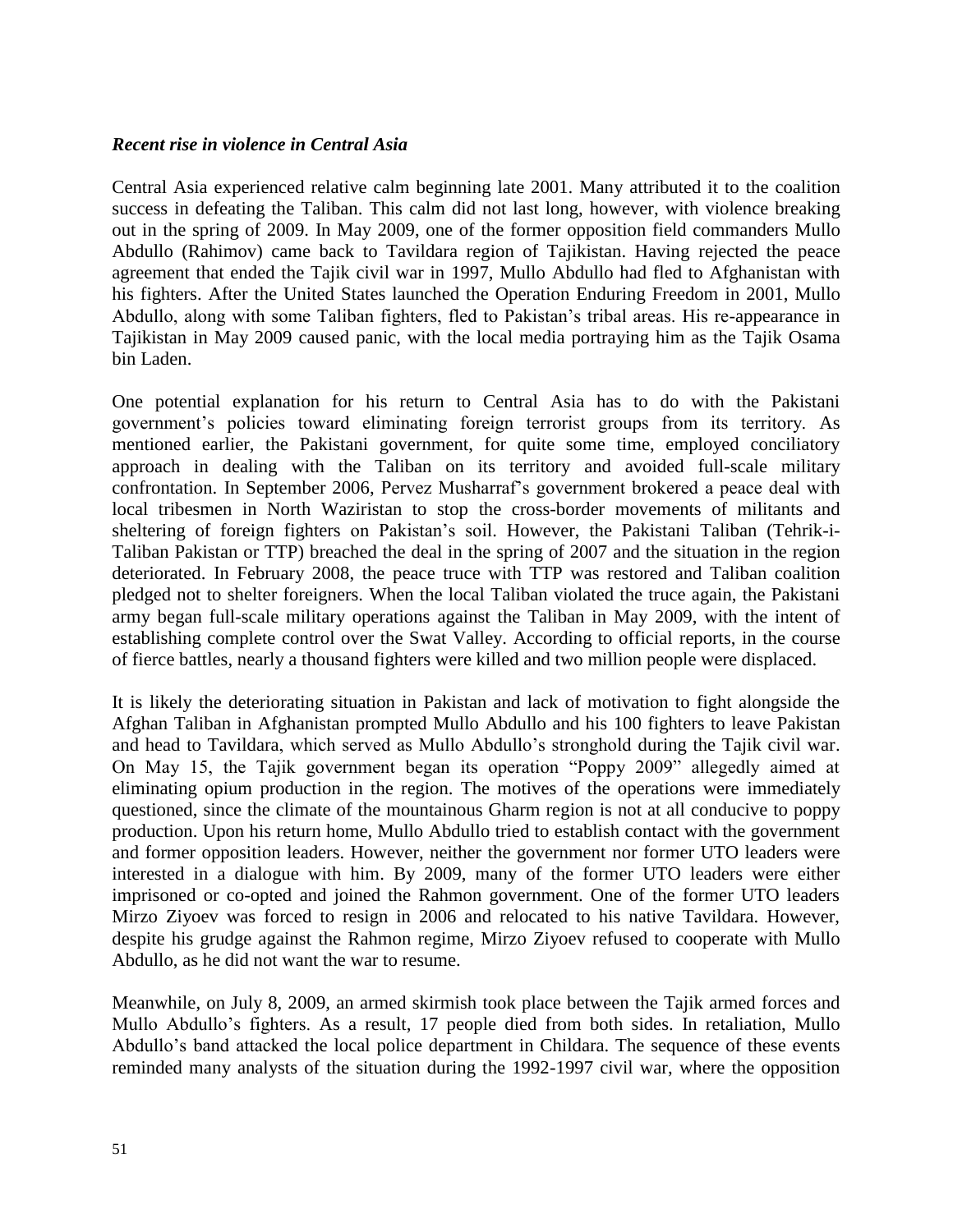***Recent rise in violence in Central Asia***

Central Asia experienced relative calm beginning late 2001. Many attributed it to the coalition success in defeating the Taliban. This calm did not last long, however, with violence breaking out in the spring of 2009. In May 2009, one of the former opposition field commanders Mullo Abdullo (Rahimov) came back to Tavildara region of Tajikistan. Having rejected the peace agreement that ended the Tajik civil war in 1997, Mullo Abdullo had fled to Afghanistan with his fighters. After the United States launched the Operation Enduring Freedom in 2001, Mullo Abdullo, along with some Taliban fighters, fled to Pakistan's tribal areas. His re-appearance in Tajikistan in May 2009 caused panic, with the local media portraying him as the Tajik Osama bin Laden.

One potential explanation for his return to Central Asia has to do with the Pakistani government's policies toward eliminating foreign terrorist groups from its territory. As mentioned earlier, the Pakistani government, for quite some time, employed conciliatory approach in dealing with the Taliban on its territory and avoided full-scale military confrontation. In September 2006, Pervez Musharraf's government brokered a peace deal with local tribesmen in North Waziristan to stop the cross-border movements of militants and sheltering of foreign fighters on Pakistan's soil. However, the Pakistani Taliban (Tehrik-i-Taliban Pakistan or TTP) breached the deal in the spring of 2007 and the situation in the region deteriorated. In February 2008, the peace truce with TTP was restored and Taliban coalition pledged not to shelter foreigners. When the local Taliban violated the truce again, the Pakistani army began full-scale military operations against the Taliban in May 2009, with the intent of establishing complete control over the Swat Valley. According to official reports, in the course of fierce battles, nearly a thousand fighters were killed and two million people were displaced.

It is likely the deteriorating situation in Pakistan and lack of motivation to fight alongside the Afghan Taliban in Afghanistan prompted Mullo Abdullo and his 100 fighters to leave Pakistan and head to Tavildara, which served as Mullo Abdullo's stronghold during the Tajik civil war. On May 15, the Tajik government began its operation "Poppy 2009" allegedly aimed at eliminating opium production in the region. The motives of the operations were immediately questioned, since the climate of the mountainous Gharm region is not at all conducive to poppy production. Upon his return home, Mullo Abdullo tried to establish contact with the government and former opposition leaders. However, neither the government nor former UTO leaders were interested in a dialogue with him. By 2009, many of the former UTO leaders were either imprisoned or co-opted and joined the Rahmon government. One of the former UTO leaders Mirzo Ziyoev was forced to resign in 2006 and relocated to his native Tavildara. However, despite his grudge against the Rahmon regime, Mirzo Ziyoev refused to cooperate with Mullo Abdullo, as he did not want the war to resume.

Meanwhile, on July 8, 2009, an armed skirmish took place between the Tajik armed forces and Mullo Abdullo's fighters. As a result, 17 people died from both sides. In retaliation, Mullo Abdullo's band attacked the local police department in Childara. The sequence of these events reminded many analysts of the situation during the 1992-1997 civil war, where the opposition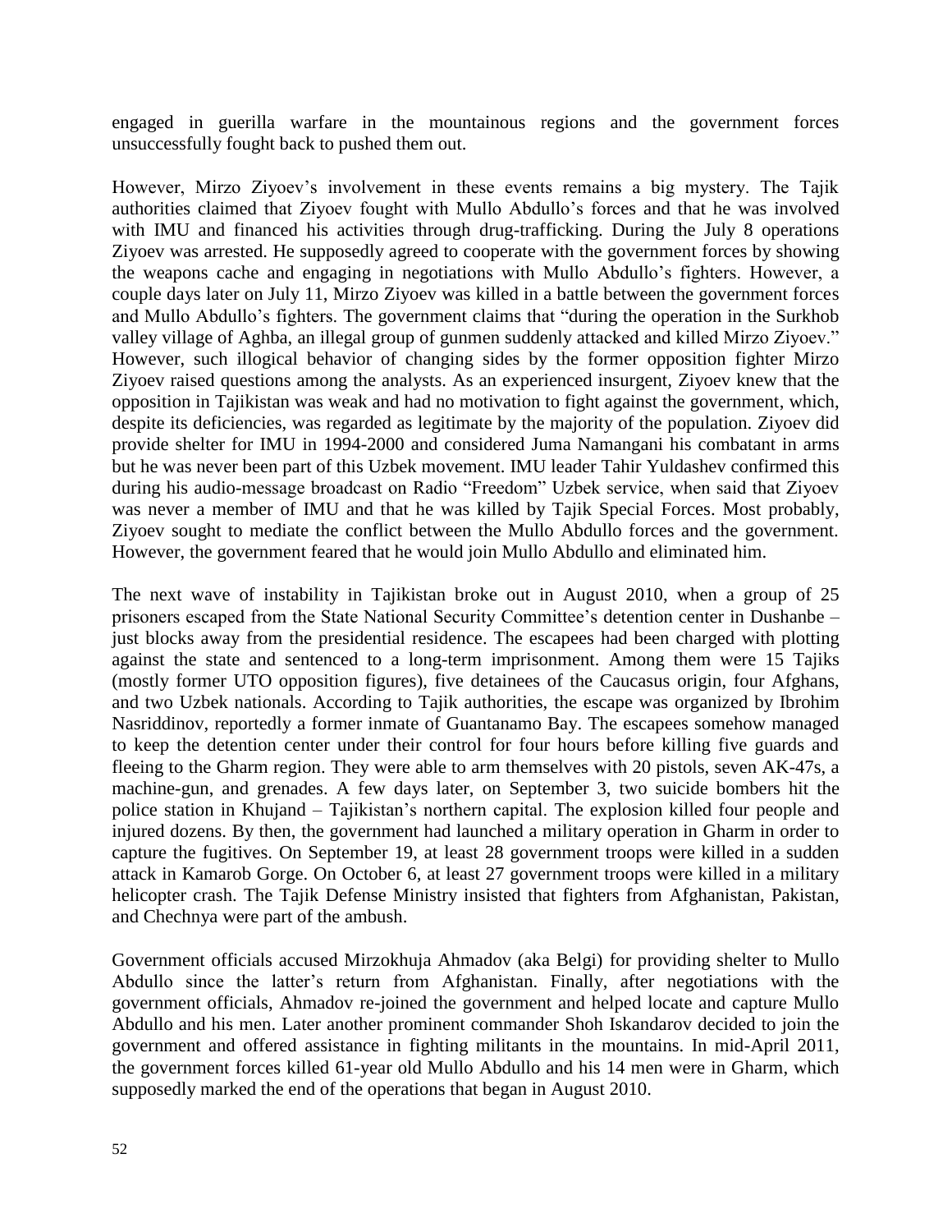engaged in guerilla warfare in the mountainous regions and the government forces unsuccessfully fought back to pushed them out.

However, Mirzo Ziyoev's involvement in these events remains a big mystery. The Tajik authorities claimed that Ziyoev fought with Mullo Abdullo's forces and that he was involved with IMU and financed his activities through drug-trafficking. During the July 8 operations Ziyoev was arrested. He supposedly agreed to cooperate with the government forces by showing the weapons cache and engaging in negotiations with Mullo Abdullo's fighters. However, a couple days later on July 11, Mirzo Ziyoev was killed in a battle between the government forces and Mullo Abdullo's fighters. The government claims that "during the operation in the Surkhob valley village of Aghba, an illegal group of gunmen suddenly attacked and killed Mirzo Ziyoev." However, such illogical behavior of changing sides by the former opposition fighter Mirzo Ziyoev raised questions among the analysts. As an experienced insurgent, Ziyoev knew that the opposition in Tajikistan was weak and had no motivation to fight against the government, which, despite its deficiencies, was regarded as legitimate by the majority of the population. Ziyoev did provide shelter for IMU in 1994-2000 and considered Juma Namangani his combatant in arms but he was never been part of this Uzbek movement. IMU leader Tahir Yuldashev confirmed this during his audio-message broadcast on Radio "Freedom" Uzbek service, when said that Ziyoev was never a member of IMU and that he was killed by Tajik Special Forces. Most probably, Ziyoev sought to mediate the conflict between the Mullo Abdullo forces and the government. However, the government feared that he would join Mullo Abdullo and eliminated him.

The next wave of instability in Tajikistan broke out in August 2010, when a group of 25 prisoners escaped from the State National Security Committee's detention center in Dushanbe – just blocks away from the presidential residence. The escapees had been charged with plotting against the state and sentenced to a long-term imprisonment. Among them were 15 Tajiks (mostly former UTO opposition figures), five detainees of the Caucasus origin, four Afghans, and two Uzbek nationals. According to Tajik authorities, the escape was organized by Ibrohim Nasriddinov, reportedly a former inmate of Guantanamo Bay. The escapees somehow managed to keep the detention center under their control for four hours before killing five guards and fleeing to the Gharm region. They were able to arm themselves with 20 pistols, seven AK-47s, a machine-gun, and grenades. A few days later, on September 3, two suicide bombers hit the police station in Khujand – Tajikistan's northern capital. The explosion killed four people and injured dozens. By then, the government had launched a military operation in Gharm in order to capture the fugitives. On September 19, at least 28 government troops were killed in a sudden attack in Kamarob Gorge. On October 6, at least 27 government troops were killed in a military helicopter crash. The Tajik Defense Ministry insisted that fighters from Afghanistan, Pakistan, and Chechnya were part of the ambush.

Government officials accused Mirzokhuja Ahmadov (aka Belgi) for providing shelter to Mullo Abdullo since the latter's return from Afghanistan. Finally, after negotiations with the government officials, Ahmadov re-joined the government and helped locate and capture Mullo Abdullo and his men. Later another prominent commander Shoh Iskandarov decided to join the government and offered assistance in fighting militants in the mountains. In mid-April 2011, the government forces killed 61-year old Mullo Abdullo and his 14 men were in Gharm, which supposedly marked the end of the operations that began in August 2010.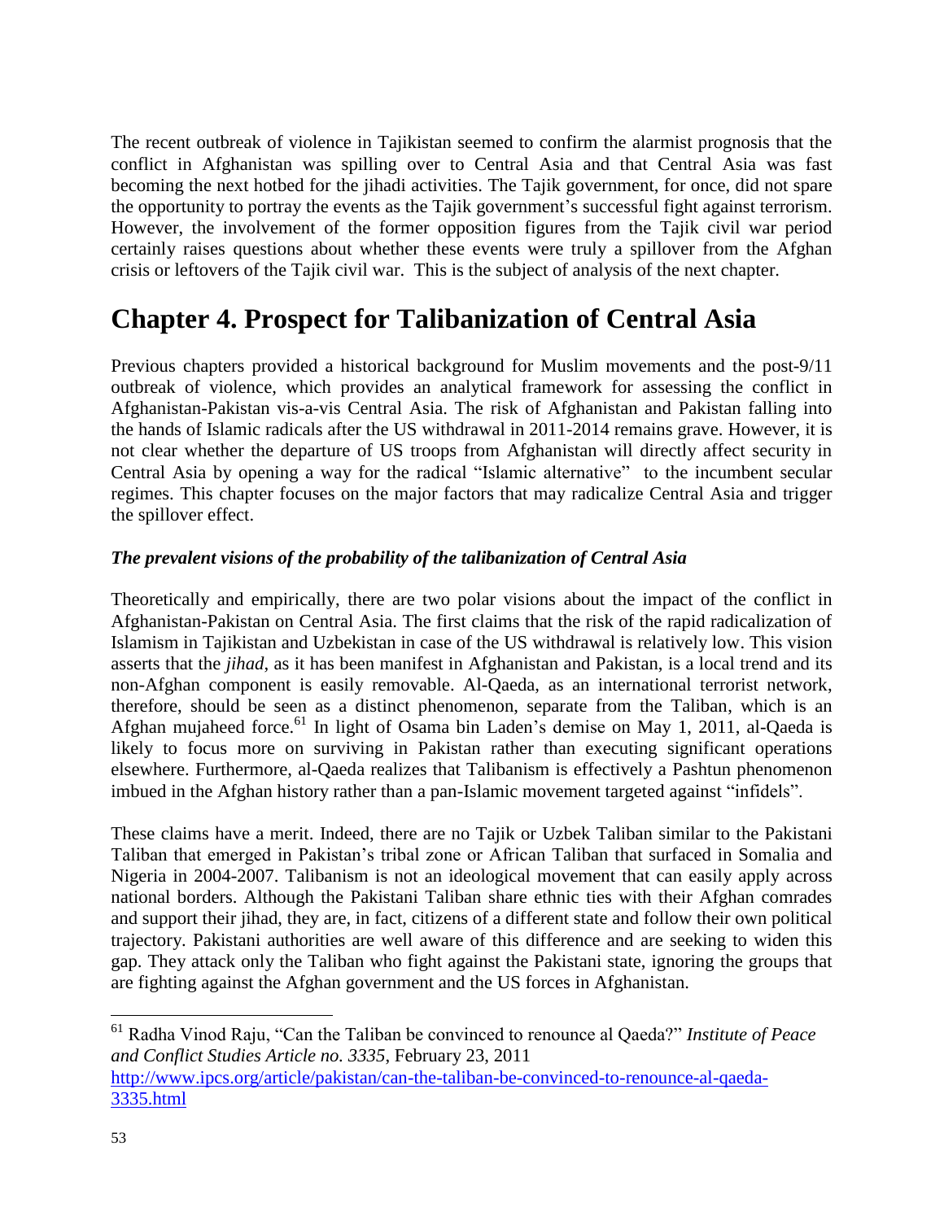The recent outbreak of violence in Tajikistan seemed to confirm the alarmist prognosis that the conflict in Afghanistan was spilling over to Central Asia and that Central Asia was fast becoming the next hotbed for the jihadi activities. The Tajik government, for once, did not spare the opportunity to portray the events as the Tajik government's successful fight against terrorism. However, the involvement of the former opposition figures from the Tajik civil war period certainly raises questions about whether these events were truly a spillover from the Afghan crisis or leftovers of the Tajik civil war. This is the subject of analysis of the next chapter.

# Chapter 4. Prospect for Talibanization of Central Asia

Previous chapters provided a historical background for Muslim movements and the post-9/11 outbreak of violence, which provides an analytical framework for assessing the conflict in Afghanistan-Pakistan vis-a-vis Central Asia. The risk of Afghanistan and Pakistan falling into the hands of Islamic radicals after the US withdrawal in 2011-2014 remains grave. However, it is not clear whether the departure of US troops from Afghanistan will directly affect security in Central Asia by opening a way for the radical "Islamic alternative" to the incumbent secular regimes. This chapter focuses on the major factors that may radicalize Central Asia and trigger the spillover effect.

### *The prevalent visions of the probability of the talibanization of Central Asia*

Theoretically and empirically, there are two polar visions about the impact of the conflict in Afghanistan-Pakistan on Central Asia. The first claims that the risk of the rapid radicalization of Islamism in Tajikistan and Uzbekistan in case of the US withdrawal is relatively low. This vision asserts that the *jihad*, as it has been manifest in Afghanistan and Pakistan, is a local trend and its non-Afghan component is easily removable. Al-Qaeda, as an international terrorist network, therefore, should be seen as a distinct phenomenon, separate from the Taliban, which is an Afghan mujaheed force.[61] In light of Osama bin Laden's demise on May 1, 2011, al-Qaeda is likely to focus more on surviving in Pakistan rather than executing significant operations elsewhere. Furthermore, al-Qaeda realizes that Talibanism is effectively a Pashtun phenomenon imbued in the Afghan history rather than a pan-Islamic movement targeted against "infidels".

These claims have a merit. Indeed, there are no Tajik or Uzbek Taliban similar to the Pakistani Taliban that emerged in Pakistan's tribal zone or African Taliban that surfaced in Somalia and Nigeria in 2004-2007. Talibanism is not an ideological movement that can easily apply across national borders. Although the Pakistani Taliban share ethnic ties with their Afghan comrades and support their jihad, they are, in fact, citizens of a different state and follow their own political trajectory. Pakistani authorities are well aware of this difference and are seeking to widen this gap. They attack only the Taliban who fight against the Pakistani state, ignoring the groups that are fighting against the Afghan government and the US forces in Afghanistan.

---

[61] Radha Vinod Raju, "Can the Taliban be convinced to renounce al Qaeda?" *Institute of Peace and Conflict Studies Article no. 3335*, February 23, 2011 http://www.ipcs.org/article/pakistan/can-the-taliban-be-convinced-to-renounce-al-qaeda-3335.html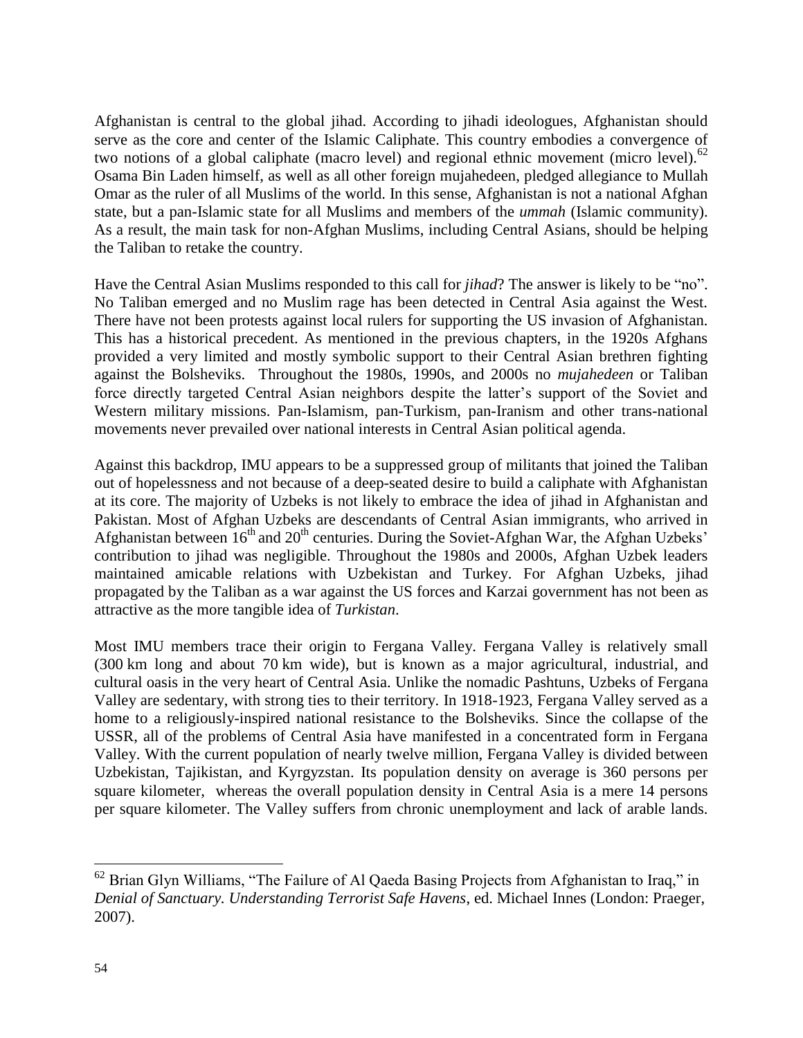Afghanistan is central to the global jihad. According to jihadi ideologues, Afghanistan should serve as the core and center of the Islamic Caliphate. This country embodies a convergence of two notions of a global caliphate (macro level) and regional ethnic movement (micro level).[62] Osama Bin Laden himself, as well as all other foreign mujahedeen, pledged allegiance to Mullah Omar as the ruler of all Muslims of the world. In this sense, Afghanistan is not a national Afghan state, but a pan-Islamic state for all Muslims and members of the *ummah* (Islamic community). As a result, the main task for non-Afghan Muslims, including Central Asians, should be helping the Taliban to retake the country.

Have the Central Asian Muslims responded to this call for *jihad*? The answer is likely to be "no". No Taliban emerged and no Muslim rage has been detected in Central Asia against the West. There have not been protests against local rulers for supporting the US invasion of Afghanistan. This has a historical precedent. As mentioned in the previous chapters, in the 1920s Afghans provided a very limited and mostly symbolic support to their Central Asian brethren fighting against the Bolsheviks. Throughout the 1980s, 1990s, and 2000s no *mujahedeen* or Taliban force directly targeted Central Asian neighbors despite the latter's support of the Soviet and Western military missions. Pan-Islamism, pan-Turkism, pan-Iranism and other trans-national movements never prevailed over national interests in Central Asian political agenda.

Against this backdrop, IMU appears to be a suppressed group of militants that joined the Taliban out of hopelessness and not because of a deep-seated desire to build a caliphate with Afghanistan at its core. The majority of Uzbeks is not likely to embrace the idea of jihad in Afghanistan and Pakistan. Most of Afghan Uzbeks are descendants of Central Asian immigrants, who arrived in Afghanistan between 16th and 20th centuries. During the Soviet-Afghan War, the Afghan Uzbeks' contribution to jihad was negligible. Throughout the 1980s and 2000s, Afghan Uzbek leaders maintained amicable relations with Uzbekistan and Turkey. For Afghan Uzbeks, jihad propagated by the Taliban as a war against the US forces and Karzai government has not been as attractive as the more tangible idea of *Turkistan*.

Most IMU members trace their origin to Fergana Valley. Fergana Valley is relatively small (300 km long and about 70 km wide), but is known as a major agricultural, industrial, and cultural oasis in the very heart of Central Asia. Unlike the nomadic Pashtuns, Uzbeks of Fergana Valley are sedentary, with strong ties to their territory. In 1918-1923, Fergana Valley served as a home to a religiously-inspired national resistance to the Bolsheviks. Since the collapse of the USSR, all of the problems of Central Asia have manifested in a concentrated form in Fergana Valley. With the current population of nearly twelve million, Fergana Valley is divided between Uzbekistan, Tajikistan, and Kyrgyzstan. Its population density on average is 360 persons per square kilometer, whereas the overall population density in Central Asia is a mere 14 persons per square kilometer. The Valley suffers from chronic unemployment and lack of arable lands.

---

[62] Brian Glyn Williams, "The Failure of Al Qaeda Basing Projects from Afghanistan to Iraq," in *Denial of Sanctuary. Understanding Terrorist Safe Havens*, ed. Michael Innes (London: Praeger, 2007).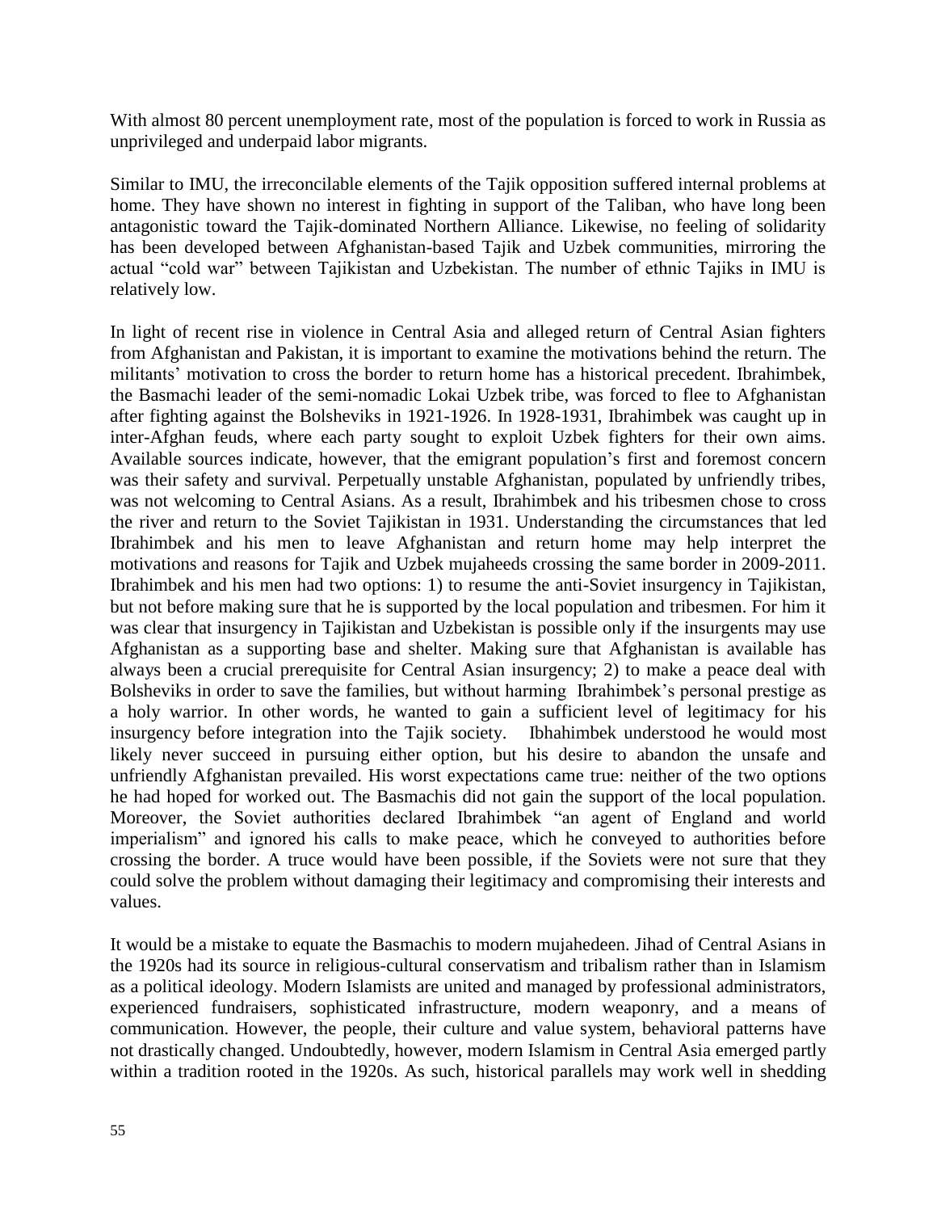With almost 80 percent unemployment rate, most of the population is forced to work in Russia as unprivileged and underpaid labor migrants.

Similar to IMU, the irreconcilable elements of the Tajik opposition suffered internal problems at home. They have shown no interest in fighting in support of the Taliban, who have long been antagonistic toward the Tajik-dominated Northern Alliance. Likewise, no feeling of solidarity has been developed between Afghanistan-based Tajik and Uzbek communities, mirroring the actual "cold war" between Tajikistan and Uzbekistan. The number of ethnic Tajiks in IMU is relatively low.

In light of recent rise in violence in Central Asia and alleged return of Central Asian fighters from Afghanistan and Pakistan, it is important to examine the motivations behind the return. The militants' motivation to cross the border to return home has a historical precedent. Ibrahimbek, the Basmachi leader of the semi-nomadic Lokai Uzbek tribe, was forced to flee to Afghanistan after fighting against the Bolsheviks in 1921-1926. In 1928-1931, Ibrahimbek was caught up in inter-Afghan feuds, where each party sought to exploit Uzbek fighters for their own aims. Available sources indicate, however, that the emigrant population's first and foremost concern was their safety and survival. Perpetually unstable Afghanistan, populated by unfriendly tribes, was not welcoming to Central Asians. As a result, Ibrahimbek and his tribesmen chose to cross the river and return to the Soviet Tajikistan in 1931. Understanding the circumstances that led Ibrahimbek and his men to leave Afghanistan and return home may help interpret the motivations and reasons for Tajik and Uzbek mujaheeds crossing the same border in 2009-2011. Ibrahimbek and his men had two options: 1) to resume the anti-Soviet insurgency in Tajikistan, but not before making sure that he is supported by the local population and tribesmen. For him it was clear that insurgency in Tajikistan and Uzbekistan is possible only if the insurgents may use Afghanistan as a supporting base and shelter. Making sure that Afghanistan is available has always been a crucial prerequisite for Central Asian insurgency; 2) to make a peace deal with Bolsheviks in order to save the families, but without harming Ibrahimbek's personal prestige as a holy warrior. In other words, he wanted to gain a sufficient level of legitimacy for his insurgency before integration into the Tajik society. Ibhahimbek understood he would most likely never succeed in pursuing either option, but his desire to abandon the unsafe and unfriendly Afghanistan prevailed. His worst expectations came true: neither of the two options he had hoped for worked out. The Basmachis did not gain the support of the local population. Moreover, the Soviet authorities declared Ibrahimbek "an agent of England and world imperialism" and ignored his calls to make peace, which he conveyed to authorities before crossing the border. A truce would have been possible, if the Soviets were not sure that they could solve the problem without damaging their legitimacy and compromising their interests and values.

It would be a mistake to equate the Basmachis to modern mujahedeen. Jihad of Central Asians in the 1920s had its source in religious-cultural conservatism and tribalism rather than in Islamism as a political ideology. Modern Islamists are united and managed by professional administrators, experienced fundraisers, sophisticated infrastructure, modern weaponry, and a means of communication. However, the people, their culture and value system, behavioral patterns have not drastically changed. Undoubtedly, however, modern Islamism in Central Asia emerged partly within a tradition rooted in the 1920s. As such, historical parallels may work well in shedding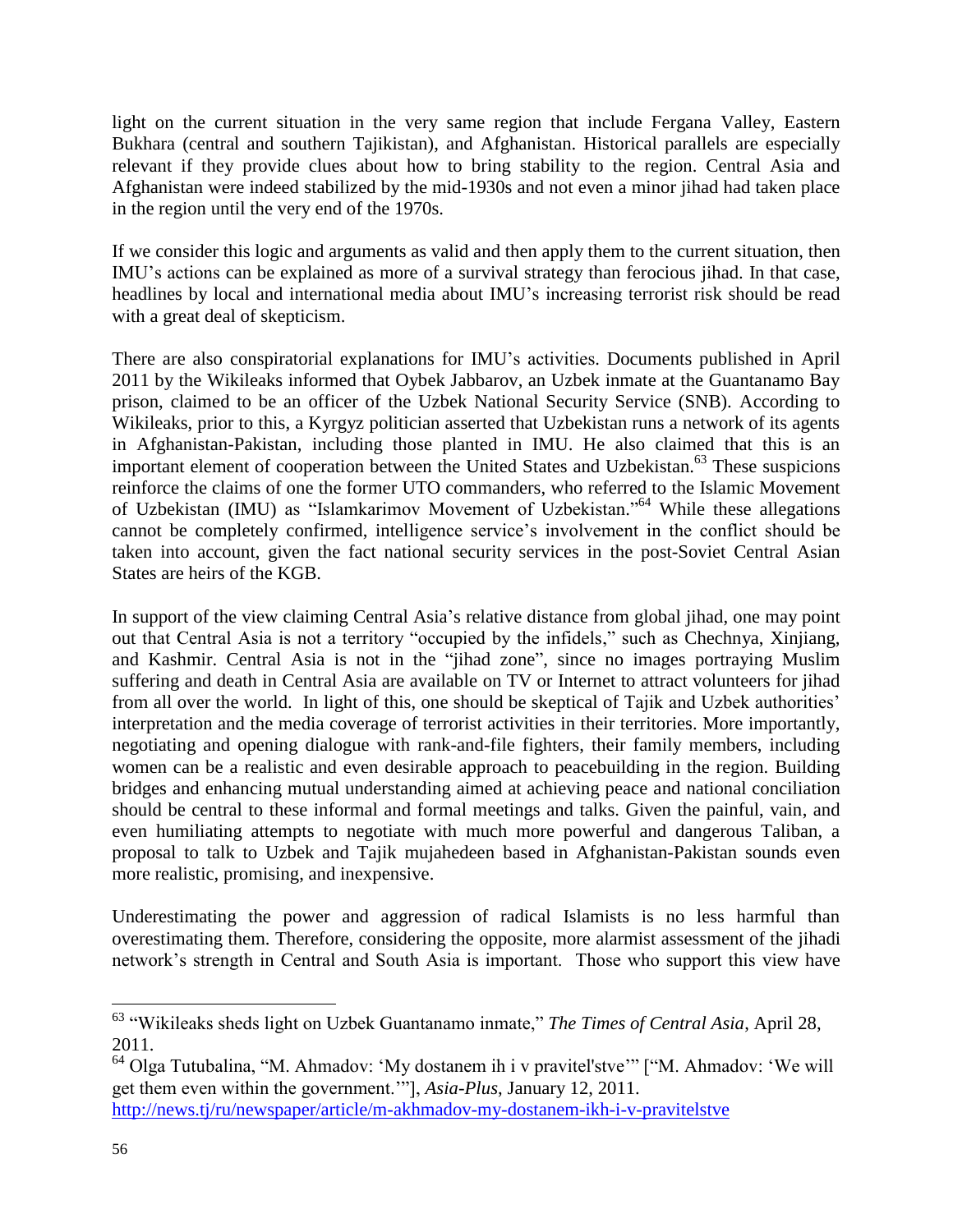light on the current situation in the very same region that include Fergana Valley, Eastern Bukhara (central and southern Tajikistan), and Afghanistan. Historical parallels are especially relevant if they provide clues about how to bring stability to the region. Central Asia and Afghanistan were indeed stabilized by the mid-1930s and not even a minor jihad had taken place in the region until the very end of the 1970s.

If we consider this logic and arguments as valid and then apply them to the current situation, then IMU's actions can be explained as more of a survival strategy than ferocious jihad. In that case, headlines by local and international media about IMU's increasing terrorist risk should be read with a great deal of skepticism.

There are also conspiratorial explanations for IMU's activities. Documents published in April 2011 by the Wikileaks informed that Oybek Jabbarov, an Uzbek inmate at the Guantanamo Bay prison, claimed to be an officer of the Uzbek National Security Service (SNB). According to Wikileaks, prior to this, a Kyrgyz politician asserted that Uzbekistan runs a network of its agents in Afghanistan-Pakistan, including those planted in IMU. He also claimed that this is an important element of cooperation between the United States and Uzbekistan.[63] These suspicions reinforce the claims of one the former UTO commanders, who referred to the Islamic Movement of Uzbekistan (IMU) as "Islamkarimov Movement of Uzbekistan."[64] While these allegations cannot be completely confirmed, intelligence service's involvement in the conflict should be taken into account, given the fact national security services in the post-Soviet Central Asian States are heirs of the KGB.

In support of the view claiming Central Asia's relative distance from global jihad, one may point out that Central Asia is not a territory "occupied by the infidels," such as Chechnya, Xinjiang, and Kashmir. Central Asia is not in the "jihad zone", since no images portraying Muslim suffering and death in Central Asia are available on TV or Internet to attract volunteers for jihad from all over the world. In light of this, one should be skeptical of Tajik and Uzbek authorities' interpretation and the media coverage of terrorist activities in their territories. More importantly, negotiating and opening dialogue with rank-and-file fighters, their family members, including women can be a realistic and even desirable approach to peacebuilding in the region. Building bridges and enhancing mutual understanding aimed at achieving peace and national conciliation should be central to these informal and formal meetings and talks. Given the painful, vain, and even humiliating attempts to negotiate with much more powerful and dangerous Taliban, a proposal to talk to Uzbek and Tajik mujahedeen based in Afghanistan-Pakistan sounds even more realistic, promising, and inexpensive.

Underestimating the power and aggression of radical Islamists is no less harmful than overestimating them. Therefore, considering the opposite, more alarmist assessment of the jihadi network's strength in Central and South Asia is important. Those who support this view have

---

[63] "Wikileaks sheds light on Uzbek Guantanamo inmate," *The Times of Central Asia*, April 28, 2011.

[64] Olga Tutubalina, "M. Ahmadov: 'My dostanem ih i v pravitel'stve'" ["M. Ahmadov: 'We will get them even within the government.'"], *Asia-Plus*, January 12, 2011. http://news.tj/ru/newspaper/article/m-akhmadov-my-dostanem-ikh-i-v-pravitelstve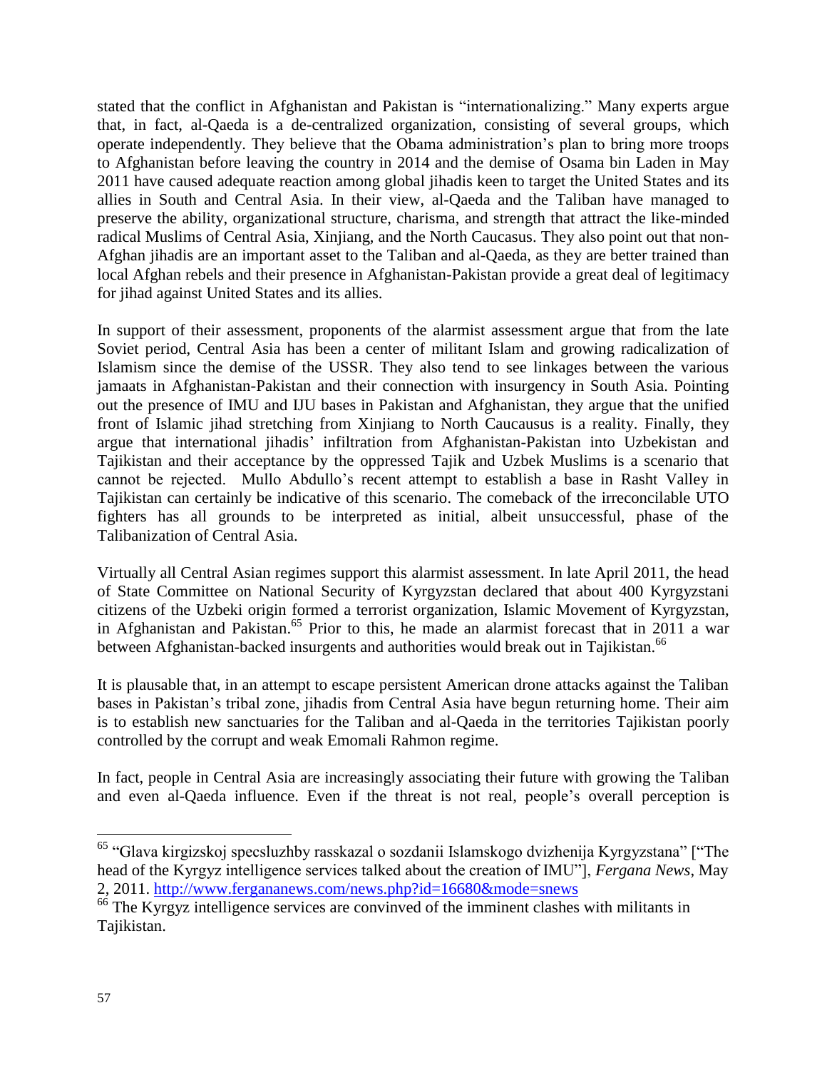stated that the conflict in Afghanistan and Pakistan is "internationalizing." Many experts argue that, in fact, al-Qaeda is a de-centralized organization, consisting of several groups, which operate independently. They believe that the Obama administration's plan to bring more troops to Afghanistan before leaving the country in 2014 and the demise of Osama bin Laden in May 2011 have caused adequate reaction among global jihadis keen to target the United States and its allies in South and Central Asia. In their view, al-Qaeda and the Taliban have managed to preserve the ability, organizational structure, charisma, and strength that attract the like-minded radical Muslims of Central Asia, Xinjiang, and the North Caucasus. They also point out that non-Afghan jihadis are an important asset to the Taliban and al-Qaeda, as they are better trained than local Afghan rebels and their presence in Afghanistan-Pakistan provide a great deal of legitimacy for jihad against United States and its allies.

In support of their assessment, proponents of the alarmist assessment argue that from the late Soviet period, Central Asia has been a center of militant Islam and growing radicalization of Islamism since the demise of the USSR. They also tend to see linkages between the various jamaats in Afghanistan-Pakistan and their connection with insurgency in South Asia. Pointing out the presence of IMU and IJU bases in Pakistan and Afghanistan, they argue that the unified front of Islamic jihad stretching from Xinjiang to North Caucausus is a reality. Finally, they argue that international jihadis' infiltration from Afghanistan-Pakistan into Uzbekistan and Tajikistan and their acceptance by the oppressed Tajik and Uzbek Muslims is a scenario that cannot be rejected. Mullo Abdullo's recent attempt to establish a base in Rasht Valley in Tajikistan can certainly be indicative of this scenario. The comeback of the irreconcilable UTO fighters has all grounds to be interpreted as initial, albeit unsuccessful, phase of the Talibanization of Central Asia.

Virtually all Central Asian regimes support this alarmist assessment. In late April 2011, the head of State Committee on National Security of Kyrgyzstan declared that about 400 Kyrgyzstani citizens of the Uzbeki origin formed a terrorist organization, Islamic Movement of Kyrgyzstan, in Afghanistan and Pakistan.[65] Prior to this, he made an alarmist forecast that in 2011 a war between Afghanistan-backed insurgents and authorities would break out in Tajikistan.[66]

It is plausable that, in an attempt to escape persistent American drone attacks against the Taliban bases in Pakistan's tribal zone, jihadis from Central Asia have begun returning home. Their aim is to establish new sanctuaries for the Taliban and al-Qaeda in the territories Tajikistan poorly controlled by the corrupt and weak Emomali Rahmon regime.

In fact, people in Central Asia are increasingly associating their future with growing the Taliban and even al-Qaeda influence. Even if the threat is not real, people's overall perception is

---

[65] "Glava kirgizskoj specsluzhby rasskazal o sozdanii Islamskogo dvizhenija Kyrgyzstana" ["The head of the Kyrgyz intelligence services talked about the creation of IMU"], *Fergana News*, May 2, 2011. http://www.ferganananews.com/news.php?id=16680&mode=snews

[66] The Kyrgyz intelligence services are convinved of the imminent clashes with militants in Tajikistan.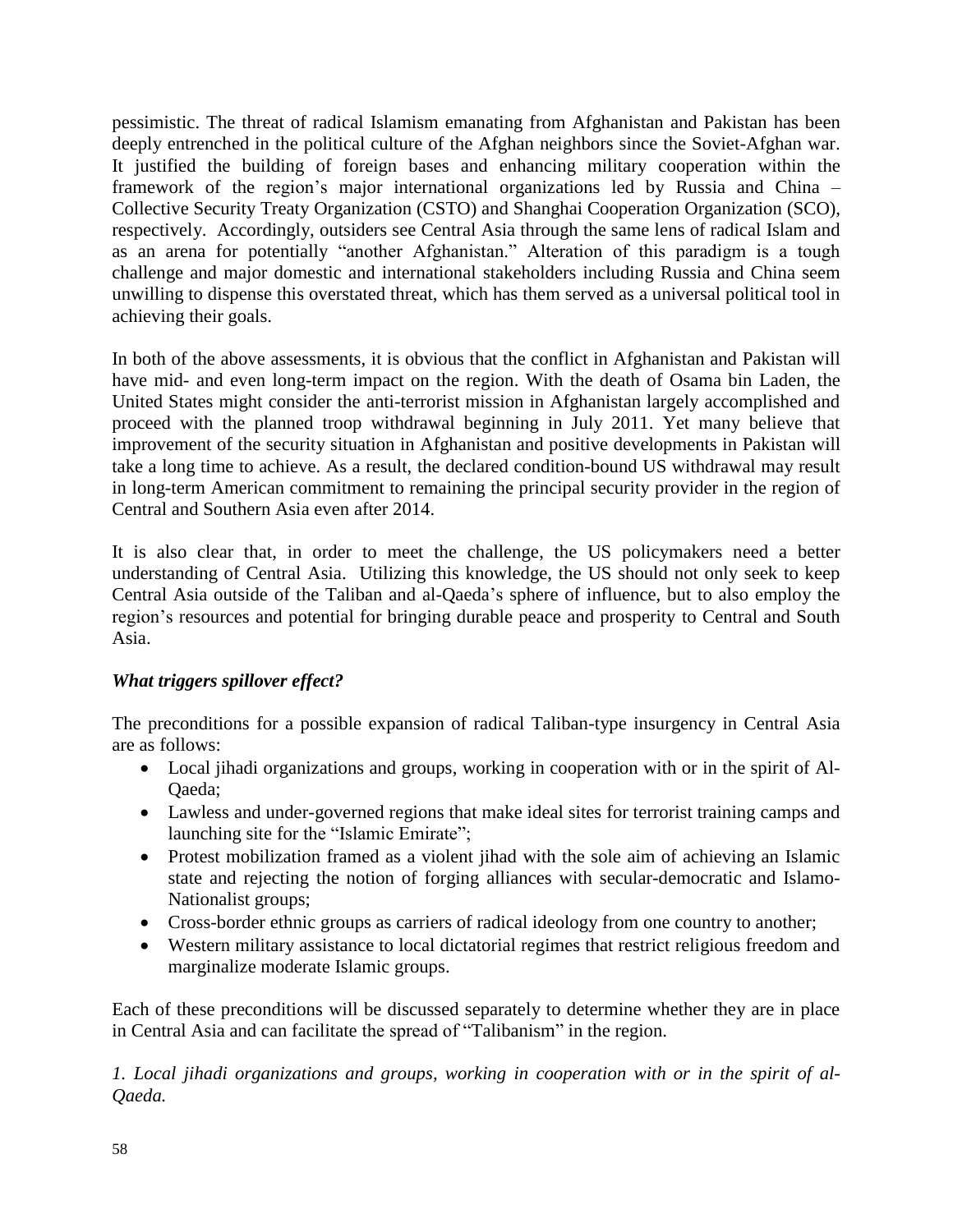pessimistic. The threat of radical Islamism emanating from Afghanistan and Pakistan has been deeply entrenched in the political culture of the Afghan neighbors since the Soviet-Afghan war. It justified the building of foreign bases and enhancing military cooperation within the framework of the region's major international organizations led by Russia and China – Collective Security Treaty Organization (CSTO) and Shanghai Cooperation Organization (SCO), respectively. Accordingly, outsiders see Central Asia through the same lens of radical Islam and as an arena for potentially "another Afghanistan." Alteration of this paradigm is a tough challenge and major domestic and international stakeholders including Russia and China seem unwilling to dispense this overstated threat, which has them served as a universal political tool in achieving their goals.

In both of the above assessments, it is obvious that the conflict in Afghanistan and Pakistan will have mid- and even long-term impact on the region. With the death of Osama bin Laden, the United States might consider the anti-terrorist mission in Afghanistan largely accomplished and proceed with the planned troop withdrawal beginning in July 2011. Yet many believe that improvement of the security situation in Afghanistan and positive developments in Pakistan will take a long time to achieve. As a result, the declared condition-bound US withdrawal may result in long-term American commitment to remaining the principal security provider in the region of Central and Southern Asia even after 2014.

It is also clear that, in order to meet the challenge, the US policymakers need a better understanding of Central Asia. Utilizing this knowledge, the US should not only seek to keep Central Asia outside of the Taliban and al-Qaeda's sphere of influence, but to also employ the region's resources and potential for bringing durable peace and prosperity to Central and South Asia.

### *What triggers spillover effect?*

The preconditions for a possible expansion of radical Taliban-type insurgency in Central Asia are as follows:

- Local jihadi organizations and groups, working in cooperation with or in the spirit of Al-Qaeda;
- Lawless and under-governed regions that make ideal sites for terrorist training camps and launching site for the "Islamic Emirate";
- Protest mobilization framed as a violent jihad with the sole aim of achieving an Islamic state and rejecting the notion of forging alliances with secular-democratic and Islamo-Nationalist groups;
- Cross-border ethnic groups as carriers of radical ideology from one country to another;
- Western military assistance to local dictatorial regimes that restrict religious freedom and marginalize moderate Islamic groups.

Each of these preconditions will be discussed separately to determine whether they are in place in Central Asia and can facilitate the spread of "Talibanism" in the region.

*1. Local jihadi organizations and groups, working in cooperation with or in the spirit of al-Qaeda.*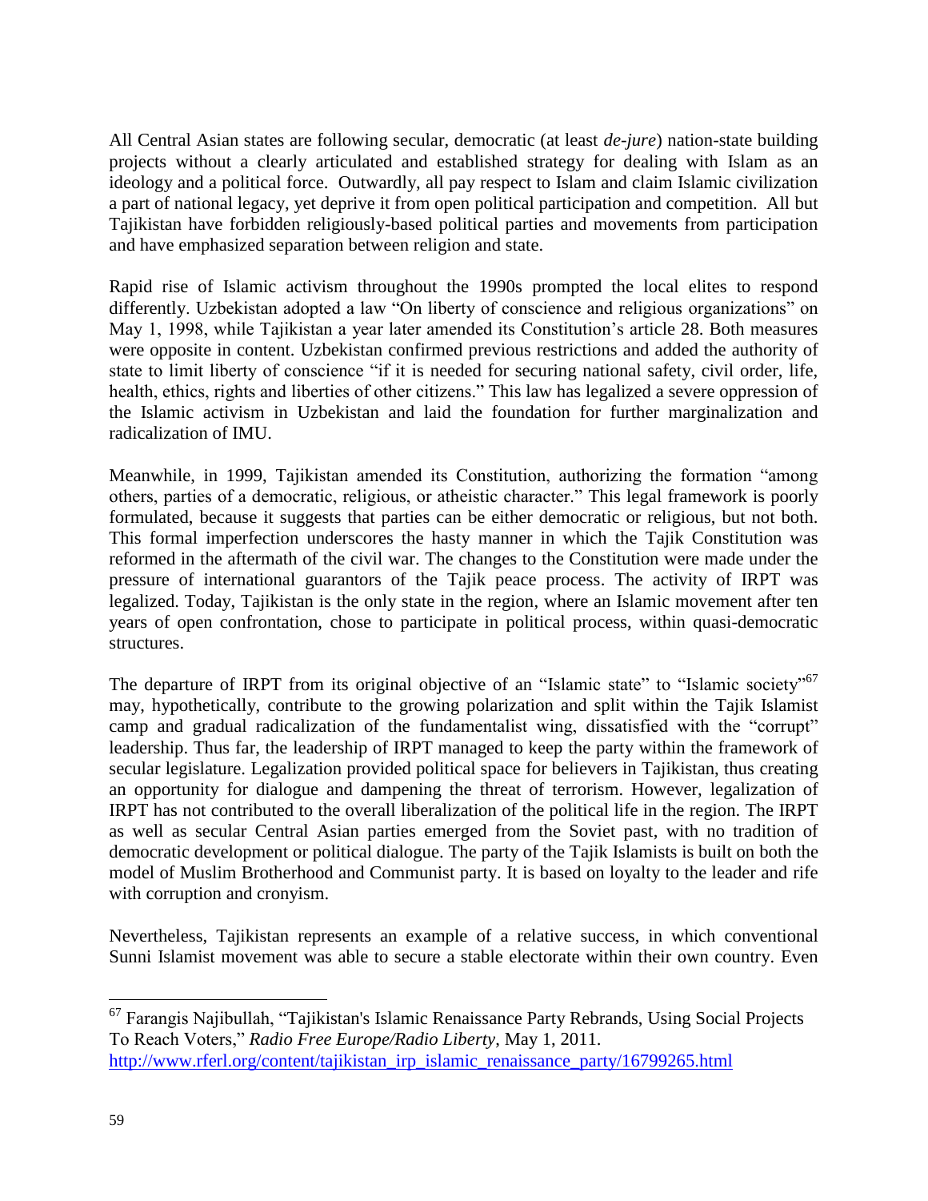All Central Asian states are following secular, democratic (at least *de-jure*) nation-state building projects without a clearly articulated and established strategy for dealing with Islam as an ideology and a political force. Outwardly, all pay respect to Islam and claim Islamic civilization a part of national legacy, yet deprive it from open political participation and competition. All but Tajikistan have forbidden religiously-based political parties and movements from participation and have emphasized separation between religion and state.

Rapid rise of Islamic activism throughout the 1990s prompted the local elites to respond differently. Uzbekistan adopted a law "On liberty of conscience and religious organizations" on May 1, 1998, while Tajikistan a year later amended its Constitution's article 28. Both measures were opposite in content. Uzbekistan confirmed previous restrictions and added the authority of state to limit liberty of conscience "if it is needed for securing national safety, civil order, life, health, ethics, rights and liberties of other citizens." This law has legalized a severe oppression of the Islamic activism in Uzbekistan and laid the foundation for further marginalization and radicalization of IMU.

Meanwhile, in 1999, Tajikistan amended its Constitution, authorizing the formation "among others, parties of a democratic, religious, or atheistic character." This legal framework is poorly formulated, because it suggests that parties can be either democratic or religious, but not both. This formal imperfection underscores the hasty manner in which the Tajik Constitution was reformed in the aftermath of the civil war. The changes to the Constitution were made under the pressure of international guarantors of the Tajik peace process. The activity of IRPT was legalized. Today, Tajikistan is the only state in the region, where an Islamic movement after ten years of open confrontation, chose to participate in political process, within quasi-democratic structures.

The departure of IRPT from its original objective of an "Islamic state" to "Islamic society"[67] may, hypothetically, contribute to the growing polarization and split within the Tajik Islamist camp and gradual radicalization of the fundamentalist wing, dissatisfied with the "corrupt" leadership. Thus far, the leadership of IRPT managed to keep the party within the framework of secular legislature. Legalization provided political space for believers in Tajikistan, thus creating an opportunity for dialogue and dampening the threat of terrorism. However, legalization of IRPT has not contributed to the overall liberalization of the political life in the region. The IRPT as well as secular Central Asian parties emerged from the Soviet past, with no tradition of democratic development or political dialogue. The party of the Tajik Islamists is built on both the model of Muslim Brotherhood and Communist party. It is based on loyalty to the leader and rife with corruption and cronyism.

Nevertheless, Tajikistan represents an example of a relative success, in which conventional Sunni Islamist movement was able to secure a stable electorate within their own country. Even

---

[67] Farangis Najibullah, "Tajikistan's Islamic Renaissance Party Rebrands, Using Social Projects To Reach Voters," *Radio Free Europe/Radio Liberty*, May 1, 2011. http://www.rferl.org/content/tajikistan_irp_islamic_renaissance_party/16799265.html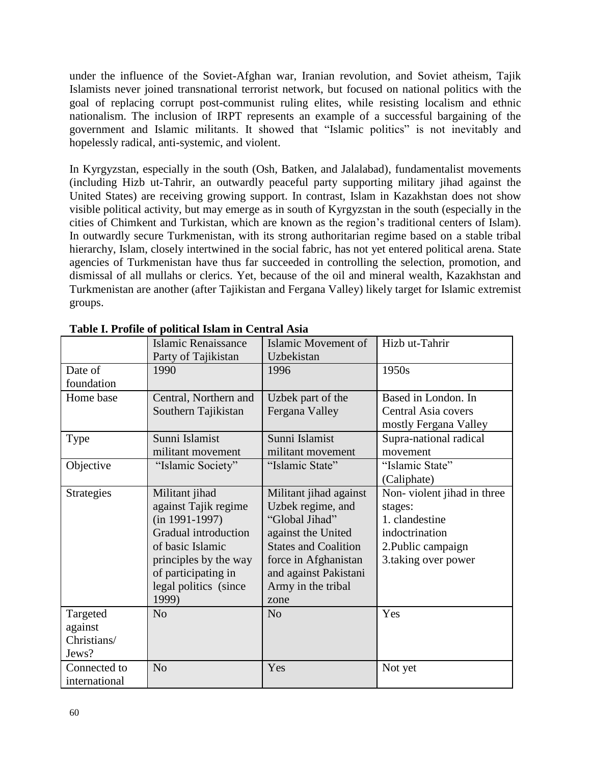under the influence of the Soviet-Afghan war, Iranian revolution, and Soviet atheism, Tajik Islamists never joined transnational terrorist network, but focused on national politics with the goal of replacing corrupt post-communist ruling elites, while resisting localism and ethnic nationalism. The inclusion of IRPT represents an example of a successful bargaining of the government and Islamic militants. It showed that "Islamic politics" is not inevitably and hopelessly radical, anti-systemic, and violent.

In Kyrgyzstan, especially in the south (Osh, Batken, and Jalalabad), fundamentalist movements (including Hizb ut-Tahrir, an outwardly peaceful party supporting military jihad against the United States) are receiving growing support. In contrast, Islam in Kazakhstan does not show visible political activity, but may emerge as in south of Kyrgyzstan in the south (especially in the cities of Chimkent and Turkistan, which are known as the region's traditional centers of Islam). In outwardly secure Turkmenistan, with its strong authoritarian regime based on a stable tribal hierarchy, Islam, closely intertwined in the social fabric, has not yet entered political arena. State agencies of Turkmenistan have thus far succeeded in controlling the selection, promotion, and dismissal of all mullahs or clerics. Yet, because of the oil and mineral wealth, Kazakhstan and Turkmenistan are another (after Tajikistan and Fergana Valley) likely target for Islamic extremist groups.

**Table I. Profile of political Islam in Central Asia**

| | Islamic Renaissance Party of Tajikistan | Islamic Movement of Uzbekistan | Hizb ut-Tahrir |
|---|---|---|---|
| Date of foundation | 1990 | 1996 | 1950s |
| Home base | Central, Northern and Southern Tajikistan | Uzbek part of the Fergana Valley | Based in London. In Central Asia covers mostly Fergana Valley |
| Type | Sunni Islamist militant movement | Sunni Islamist militant movement | Supra-national radical movement |
| Objective | "Islamic Society" | "Islamic State" | "Islamic State" (Caliphate) |
| Strategies | Militant jihad against Tajik regime (in 1991-1997) Gradual introduction of basic Islamic principles by the way of participating in legal politics (since 1999) | Militant jihad against Uzbek regime, and "Global Jihad" against the United States and Coalition force in Afghanistan and against Pakistani Army in the tribal zone | Non- violent jihad in three stages: 1. clandestine indoctrination 2.Public campaign 3.taking over power |
| Targeted against Christians/ Jews? | No | No | Yes |
| Connected to international | No | Yes | Not yet |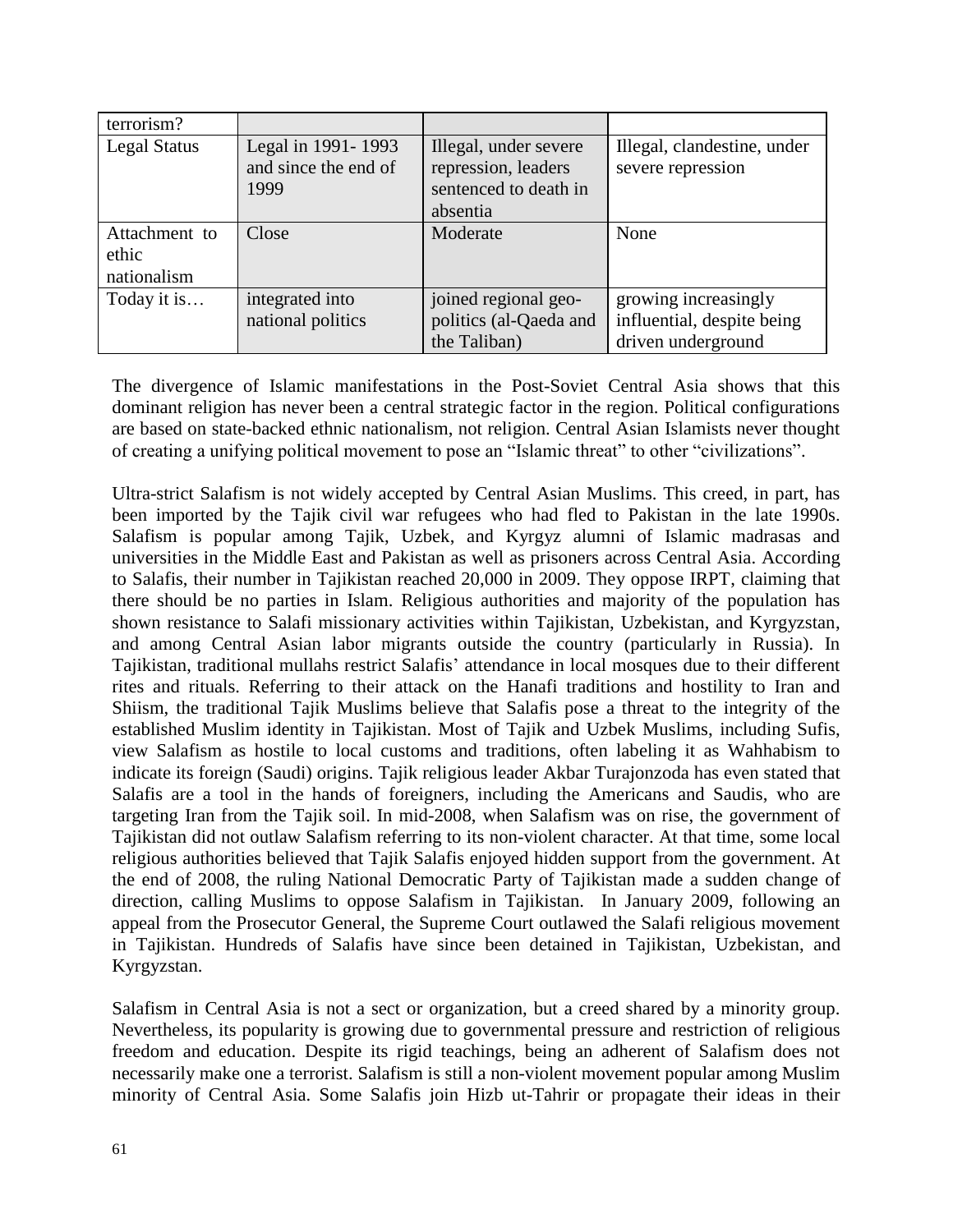| terrorism? | | | |
|---|---|---|---|
| Legal Status | Legal in 1991- 1993 and since the end of 1999 | Illegal, under severe repression, leaders sentenced to death in absentia | Illegal, clandestine, under severe repression |
| Attachment to ethic nationalism | Close | Moderate | None |
| Today it is… | integrated into national politics | joined regional geo-politics (al-Qaeda and the Taliban) | growing increasingly influential, despite being driven underground |

The divergence of Islamic manifestations in the Post-Soviet Central Asia shows that this dominant religion has never been a central strategic factor in the region. Political configurations are based on state-backed ethnic nationalism, not religion. Central Asian Islamists never thought of creating a unifying political movement to pose an "Islamic threat" to other "civilizations".

Ultra-strict Salafism is not widely accepted by Central Asian Muslims. This creed, in part, has been imported by the Tajik civil war refugees who had fled to Pakistan in the late 1990s. Salafism is popular among Tajik, Uzbek, and Kyrgyz alumni of Islamic madrasas and universities in the Middle East and Pakistan as well as prisoners across Central Asia. According to Salafis, their number in Tajikistan reached 20,000 in 2009. They oppose IRPT, claiming that there should be no parties in Islam. Religious authorities and majority of the population has shown resistance to Salafi missionary activities within Tajikistan, Uzbekistan, and Kyrgyzstan, and among Central Asian labor migrants outside the country (particularly in Russia). In Tajikistan, traditional mullahs restrict Salafis' attendance in local mosques due to their different rites and rituals. Referring to their attack on the Hanafi traditions and hostility to Iran and Shiism, the traditional Tajik Muslims believe that Salafis pose a threat to the integrity of the established Muslim identity in Tajikistan. Most of Tajik and Uzbek Muslims, including Sufis, view Salafism as hostile to local customs and traditions, often labeling it as Wahhabism to indicate its foreign (Saudi) origins. Tajik religious leader Akbar Turajonzoda has even stated that Salafis are a tool in the hands of foreigners, including the Americans and Saudis, who are targeting Iran from the Tajik soil. In mid-2008, when Salafism was on rise, the government of Tajikistan did not outlaw Salafism referring to its non-violent character. At that time, some local religious authorities believed that Tajik Salafis enjoyed hidden support from the government. At the end of 2008, the ruling National Democratic Party of Tajikistan made a sudden change of direction, calling Muslims to oppose Salafism in Tajikistan. In January 2009, following an appeal from the Prosecutor General, the Supreme Court outlawed the Salafi religious movement in Tajikistan. Hundreds of Salafis have since been detained in Tajikistan, Uzbekistan, and Kyrgyzstan.

Salafism in Central Asia is not a sect or organization, but a creed shared by a minority group. Nevertheless, its popularity is growing due to governmental pressure and restriction of religious freedom and education. Despite its rigid teachings, being an adherent of Salafism does not necessarily make one a terrorist. Salafism is still a non-violent movement popular among Muslim minority of Central Asia. Some Salafis join Hizb ut-Tahrir or propagate their ideas in their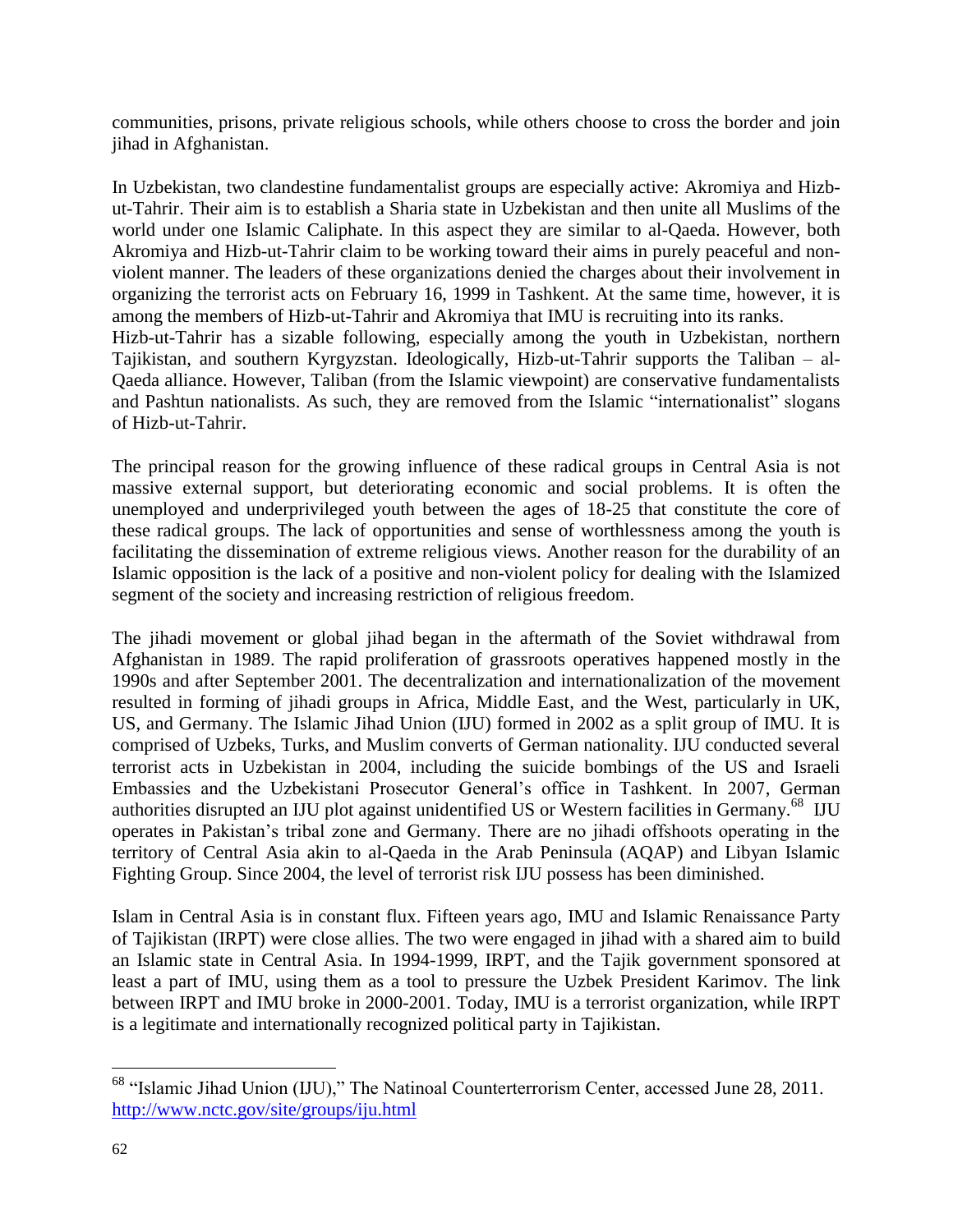communities, prisons, private religious schools, while others choose to cross the border and join jihad in Afghanistan.

In Uzbekistan, two clandestine fundamentalist groups are especially active: Akromiya and Hizb-ut-Tahrir. Their aim is to establish a Sharia state in Uzbekistan and then unite all Muslims of the world under one Islamic Caliphate. In this aspect they are similar to al-Qaeda. However, both Akromiya and Hizb-ut-Tahrir claim to be working toward their aims in purely peaceful and non-violent manner. The leaders of these organizations denied the charges about their involvement in organizing the terrorist acts on February 16, 1999 in Tashkent. At the same time, however, it is among the members of Hizb-ut-Tahrir and Akromiya that IMU is recruiting into its ranks.
Hizb-ut-Tahrir has a sizable following, especially among the youth in Uzbekistan, northern Tajikistan, and southern Kyrgyzstan. Ideologically, Hizb-ut-Tahrir supports the Taliban – al-Qaeda alliance. However, Taliban (from the Islamic viewpoint) are conservative fundamentalists and Pashtun nationalists. As such, they are removed from the Islamic "internationalist" slogans of Hizb-ut-Tahrir.

The principal reason for the growing influence of these radical groups in Central Asia is not massive external support, but deteriorating economic and social problems. It is often the unemployed and underprivileged youth between the ages of 18-25 that constitute the core of these radical groups. The lack of opportunities and sense of worthlessness among the youth is facilitating the dissemination of extreme religious views. Another reason for the durability of an Islamic opposition is the lack of a positive and non-violent policy for dealing with the Islamized segment of the society and increasing restriction of religious freedom.

The jihadi movement or global jihad began in the aftermath of the Soviet withdrawal from Afghanistan in 1989. The rapid proliferation of grassroots operatives happened mostly in the 1990s and after September 2001. The decentralization and internationalization of the movement resulted in forming of jihadi groups in Africa, Middle East, and the West, particularly in UK, US, and Germany. The Islamic Jihad Union (IJU) formed in 2002 as a split group of IMU. It is comprised of Uzbeks, Turks, and Muslim converts of German nationality. IJU conducted several terrorist acts in Uzbekistan in 2004, including the suicide bombings of the US and Israeli Embassies and the Uzbekistani Prosecutor General's office in Tashkent. In 2007, German authorities disrupted an IJU plot against unidentified US or Western facilities in Germany.[68] IJU operates in Pakistan's tribal zone and Germany. There are no jihadi offshoots operating in the territory of Central Asia akin to al-Qaeda in the Arab Peninsula (AQAP) and Libyan Islamic Fighting Group. Since 2004, the level of terrorist risk IJU possess has been diminished.

Islam in Central Asia is in constant flux. Fifteen years ago, IMU and Islamic Renaissance Party of Tajikistan (IRPT) were close allies. The two were engaged in jihad with a shared aim to build an Islamic state in Central Asia. In 1994-1999, IRPT, and the Tajik government sponsored at least a part of IMU, using them as a tool to pressure the Uzbek President Karimov. The link between IRPT and IMU broke in 2000-2001. Today, IMU is a terrorist organization, while IRPT is a legitimate and internationally recognized political party in Tajikistan.

[68] "Islamic Jihad Union (IJU)," The Natinoal Counterterrorism Center, accessed June 28, 2011. http://www.nctc.gov/site/groups/iju.html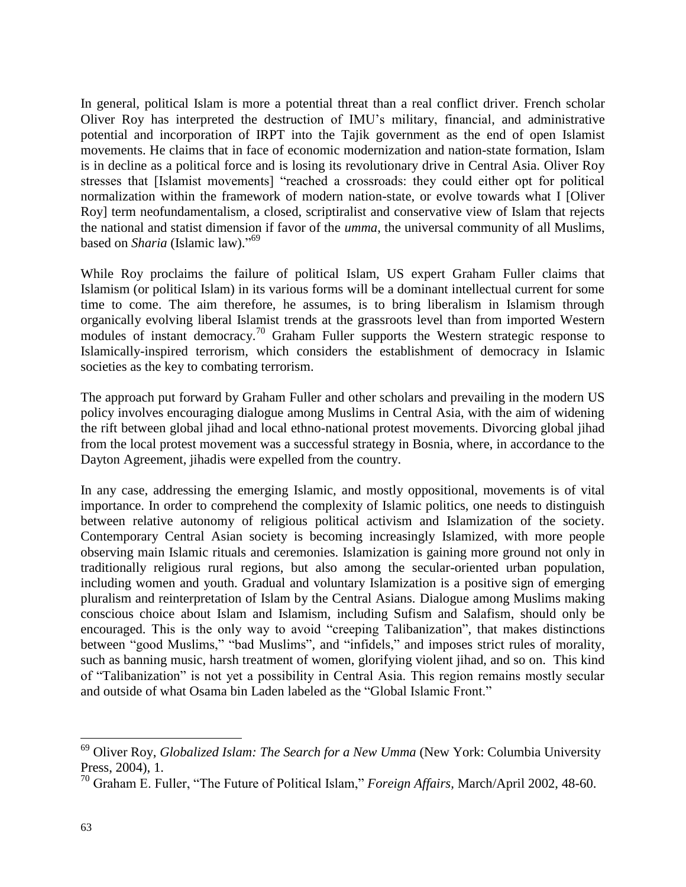In general, political Islam is more a potential threat than a real conflict driver. French scholar Oliver Roy has interpreted the destruction of IMU's military, financial, and administrative potential and incorporation of IRPT into the Tajik government as the end of open Islamist movements. He claims that in face of economic modernization and nation-state formation, Islam is in decline as a political force and is losing its revolutionary drive in Central Asia. Oliver Roy stresses that [Islamist movements] "reached a crossroads: they could either opt for political normalization within the framework of modern nation-state, or evolve towards what I [Oliver Roy] term neofundamentalism, a closed, scriptiralist and conservative view of Islam that rejects the national and statist dimension if favor of the *umma*, the universal community of all Muslims, based on *Sharia* (Islamic law)."[69]

While Roy proclaims the failure of political Islam, US expert Graham Fuller claims that Islamism (or political Islam) in its various forms will be a dominant intellectual current for some time to come. The aim therefore, he assumes, is to bring liberalism in Islamism through organically evolving liberal Islamist trends at the grassroots level than from imported Western modules of instant democracy.[70] Graham Fuller supports the Western strategic response to Islamically-inspired terrorism, which considers the establishment of democracy in Islamic societies as the key to combating terrorism.

The approach put forward by Graham Fuller and other scholars and prevailing in the modern US policy involves encouraging dialogue among Muslims in Central Asia, with the aim of widening the rift between global jihad and local ethno-national protest movements. Divorcing global jihad from the local protest movement was a successful strategy in Bosnia, where, in accordance to the Dayton Agreement, jihadis were expelled from the country.

In any case, addressing the emerging Islamic, and mostly oppositional, movements is of vital importance. In order to comprehend the complexity of Islamic politics, one needs to distinguish between relative autonomy of religious political activism and Islamization of the society. Contemporary Central Asian society is becoming increasingly Islamized, with more people observing main Islamic rituals and ceremonies. Islamization is gaining more ground not only in traditionally religious rural regions, but also among the secular-oriented urban population, including women and youth. Gradual and voluntary Islamization is a positive sign of emerging pluralism and reinterpretation of Islam by the Central Asians. Dialogue among Muslims making conscious choice about Islam and Islamism, including Sufism and Salafism, should only be encouraged. This is the only way to avoid "creeping Talibanization", that makes distinctions between "good Muslims," "bad Muslims", and "infidels," and imposes strict rules of morality, such as banning music, harsh treatment of women, glorifying violent jihad, and so on. This kind of "Talibanization" is not yet a possibility in Central Asia. This region remains mostly secular and outside of what Osama bin Laden labeled as the "Global Islamic Front."

---

[69] Oliver Roy, *Globalized Islam: The Search for a New Umma* (New York: Columbia University Press, 2004), 1.

[70] Graham E. Fuller, "The Future of Political Islam," *Foreign Affairs,* March/April 2002, 48-60.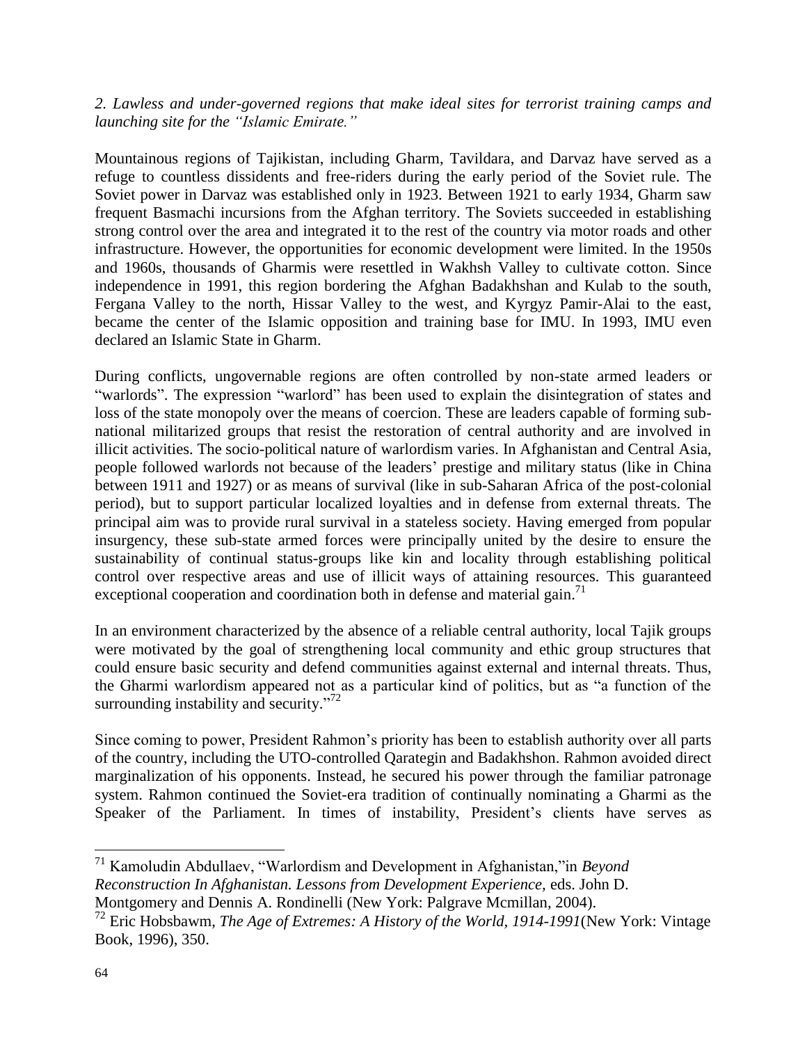*2. Lawless and under-governed regions that make ideal sites for terrorist training camps and launching site for the "Islamic Emirate."*

Mountainous regions of Tajikistan, including Gharm, Tavildara, and Darvaz have served as a refuge to countless dissidents and free-riders during the early period of the Soviet rule. The Soviet power in Darvaz was established only in 1923. Between 1921 to early 1934, Gharm saw frequent Basmachi incursions from the Afghan territory. The Soviets succeeded in establishing strong control over the area and integrated it to the rest of the country via motor roads and other infrastructure. However, the opportunities for economic development were limited. In the 1950s and 1960s, thousands of Gharmis were resettled in Wakhsh Valley to cultivate cotton. Since independence in 1991, this region bordering the Afghan Badakhshan and Kulab to the south, Fergana Valley to the north, Hissar Valley to the west, and Kyrgyz Pamir-Alai to the east, became the center of the Islamic opposition and training base for IMU. In 1993, IMU even declared an Islamic State in Gharm.

During conflicts, ungovernable regions are often controlled by non-state armed leaders or "warlords". The expression "warlord" has been used to explain the disintegration of states and loss of the state monopoly over the means of coercion. These are leaders capable of forming sub-national militarized groups that resist the restoration of central authority and are involved in illicit activities. The socio-political nature of warlordism varies. In Afghanistan and Central Asia, people followed warlords not because of the leaders' prestige and military status (like in China between 1911 and 1927) or as means of survival (like in sub-Saharan Africa of the post-colonial period), but to support particular localized loyalties and in defense from external threats. The principal aim was to provide rural survival in a stateless society. Having emerged from popular insurgency, these sub-state armed forces were principally united by the desire to ensure the sustainability of continual status-groups like kin and locality through establishing political control over respective areas and use of illicit ways of attaining resources. This guaranteed exceptional cooperation and coordination both in defense and material gain.[71]

In an environment characterized by the absence of a reliable central authority, local Tajik groups were motivated by the goal of strengthening local community and ethic group structures that could ensure basic security and defend communities against external and internal threats. Thus, the Gharmi warlordism appeared not as a particular kind of politics, but as "a function of the surrounding instability and security."[72]

Since coming to power, President Rahmon's priority has been to establish authority over all parts of the country, including the UTO-controlled Qarategin and Badakhshon. Rahmon avoided direct marginalization of his opponents. Instead, he secured his power through the familiar patronage system. Rahmon continued the Soviet-era tradition of continually nominating a Gharmi as the Speaker of the Parliament. In times of instability, President's clients have serves as

---

[71] Kamoludin Abdullaev, "Warlordism and Development in Afghanistan,"in *Beyond Reconstruction In Afghanistan. Lessons from Development Experience,* eds. John D. Montgomery and Dennis A. Rondinelli (New York: Palgrave Mcmillan, 2004).

[72] Eric Hobsbawm, *The Age of Extremes: A History of the World, 1914-1991*(New York: Vintage Book, 1996), 350.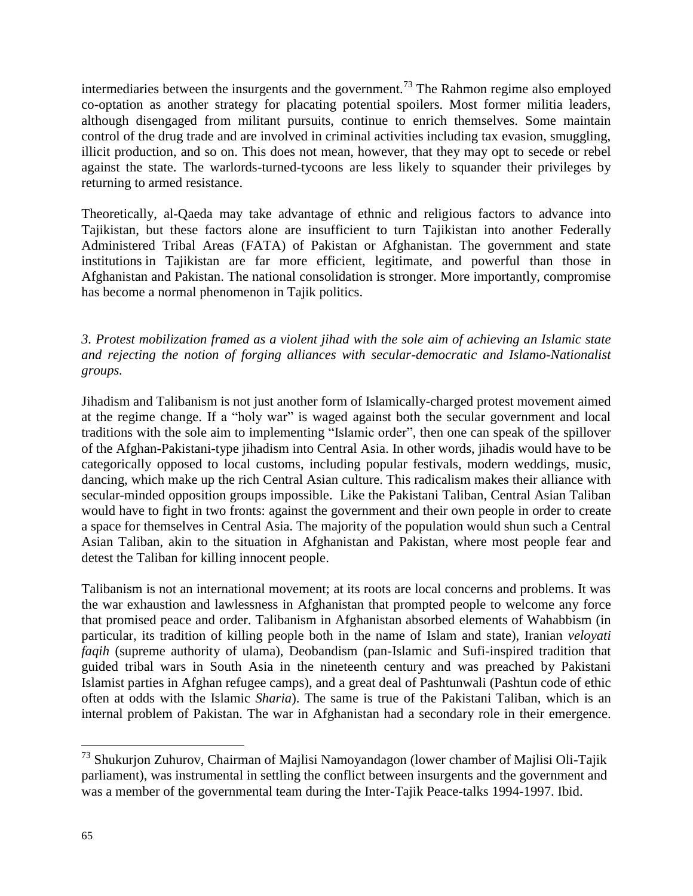intermediaries between the insurgents and the government.[73] The Rahmon regime also employed co-optation as another strategy for placating potential spoilers. Most former militia leaders, although disengaged from militant pursuits, continue to enrich themselves. Some maintain control of the drug trade and are involved in criminal activities including tax evasion, smuggling, illicit production, and so on. This does not mean, however, that they may opt to secede or rebel against the state. The warlords-turned-tycoons are less likely to squander their privileges by returning to armed resistance.

Theoretically, al-Qaeda may take advantage of ethnic and religious factors to advance into Tajikistan, but these factors alone are insufficient to turn Tajikistan into another Federally Administered Tribal Areas (FATA) of Pakistan or Afghanistan. The government and state institutions in Tajikistan are far more efficient, legitimate, and powerful than those in Afghanistan and Pakistan. The national consolidation is stronger. More importantly, compromise has become a normal phenomenon in Tajik politics.

*3. Protest mobilization framed as a violent jihad with the sole aim of achieving an Islamic state and rejecting the notion of forging alliances with secular-democratic and Islamo-Nationalist groups.*

Jihadism and Talibanism is not just another form of Islamically-charged protest movement aimed at the regime change. If a "holy war" is waged against both the secular government and local traditions with the sole aim to implementing "Islamic order", then one can speak of the spillover of the Afghan-Pakistani-type jihadism into Central Asia. In other words, jihadis would have to be categorically opposed to local customs, including popular festivals, modern weddings, music, dancing, which make up the rich Central Asian culture. This radicalism makes their alliance with secular-minded opposition groups impossible. Like the Pakistani Taliban, Central Asian Taliban would have to fight in two fronts: against the government and their own people in order to create a space for themselves in Central Asia. The majority of the population would shun such a Central Asian Taliban, akin to the situation in Afghanistan and Pakistan, where most people fear and detest the Taliban for killing innocent people.

Talibanism is not an international movement; at its roots are local concerns and problems. It was the war exhaustion and lawlessness in Afghanistan that prompted people to welcome any force that promised peace and order. Talibanism in Afghanistan absorbed elements of Wahabbism (in particular, its tradition of killing people both in the name of Islam and state), Iranian *veloyati faqih* (supreme authority of ulama), Deobandism (pan-Islamic and Sufi-inspired tradition that guided tribal wars in South Asia in the nineteenth century and was preached by Pakistani Islamist parties in Afghan refugee camps), and a great deal of Pashtunwali (Pashtun code of ethic often at odds with the Islamic *Sharia*). The same is true of the Pakistani Taliban, which is an internal problem of Pakistan. The war in Afghanistan had a secondary role in their emergence.

---

[73] Shukurjon Zuhurov, Chairman of Majlisi Namoyandagon (lower chamber of Majlisi Oli-Tajik parliament), was instrumental in settling the conflict between insurgents and the government and was a member of the governmental team during the Inter-Tajik Peace-talks 1994-1997. Ibid.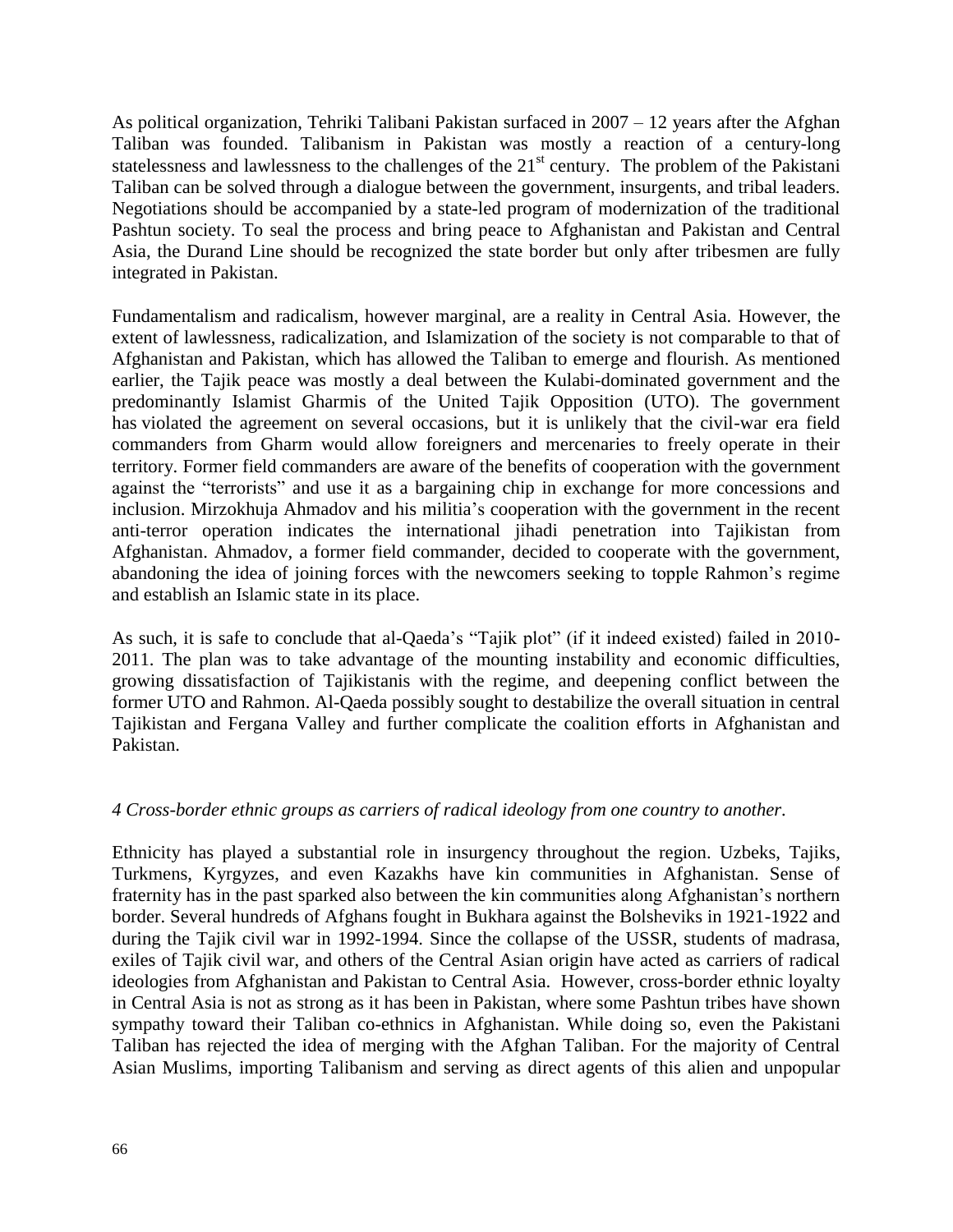As political organization, Tehriki Talibani Pakistan surfaced in 2007 – 12 years after the Afghan Taliban was founded. Talibanism in Pakistan was mostly a reaction of a century-long statelessness and lawlessness to the challenges of the 21st century. The problem of the Pakistani Taliban can be solved through a dialogue between the government, insurgents, and tribal leaders. Negotiations should be accompanied by a state-led program of modernization of the traditional Pashtun society. To seal the process and bring peace to Afghanistan and Pakistan and Central Asia, the Durand Line should be recognized the state border but only after tribesmen are fully integrated in Pakistan.

Fundamentalism and radicalism, however marginal, are a reality in Central Asia. However, the extent of lawlessness, radicalization, and Islamization of the society is not comparable to that of Afghanistan and Pakistan, which has allowed the Taliban to emerge and flourish. As mentioned earlier, the Tajik peace was mostly a deal between the Kulabi-dominated government and the predominantly Islamist Gharmis of the United Tajik Opposition (UTO). The government has violated the agreement on several occasions, but it is unlikely that the civil-war era field commanders from Gharm would allow foreigners and mercenaries to freely operate in their territory. Former field commanders are aware of the benefits of cooperation with the government against the "terrorists" and use it as a bargaining chip in exchange for more concessions and inclusion. Mirzokhuja Ahmadov and his militia's cooperation with the government in the recent anti-terror operation indicates the international jihadi penetration into Tajikistan from Afghanistan. Ahmadov, a former field commander, decided to cooperate with the government, abandoning the idea of joining forces with the newcomers seeking to topple Rahmon's regime and establish an Islamic state in its place.

As such, it is safe to conclude that al-Qaeda's "Tajik plot" (if it indeed existed) failed in 2010-2011. The plan was to take advantage of the mounting instability and economic difficulties, growing dissatisfaction of Tajikistanis with the regime, and deepening conflict between the former UTO and Rahmon. Al-Qaeda possibly sought to destabilize the overall situation in central Tajikistan and Fergana Valley and further complicate the coalition efforts in Afghanistan and Pakistan.

*4 Cross-border ethnic groups as carriers of radical ideology from one country to another.*

Ethnicity has played a substantial role in insurgency throughout the region. Uzbeks, Tajiks, Turkmens, Kyrgyzes, and even Kazakhs have kin communities in Afghanistan. Sense of fraternity has in the past sparked also between the kin communities along Afghanistan's northern border. Several hundreds of Afghans fought in Bukhara against the Bolsheviks in 1921-1922 and during the Tajik civil war in 1992-1994. Since the collapse of the USSR, students of madrasa, exiles of Tajik civil war, and others of the Central Asian origin have acted as carriers of radical ideologies from Afghanistan and Pakistan to Central Asia. However, cross-border ethnic loyalty in Central Asia is not as strong as it has been in Pakistan, where some Pashtun tribes have shown sympathy toward their Taliban co-ethnics in Afghanistan. While doing so, even the Pakistani Taliban has rejected the idea of merging with the Afghan Taliban. For the majority of Central Asian Muslims, importing Talibanism and serving as direct agents of this alien and unpopular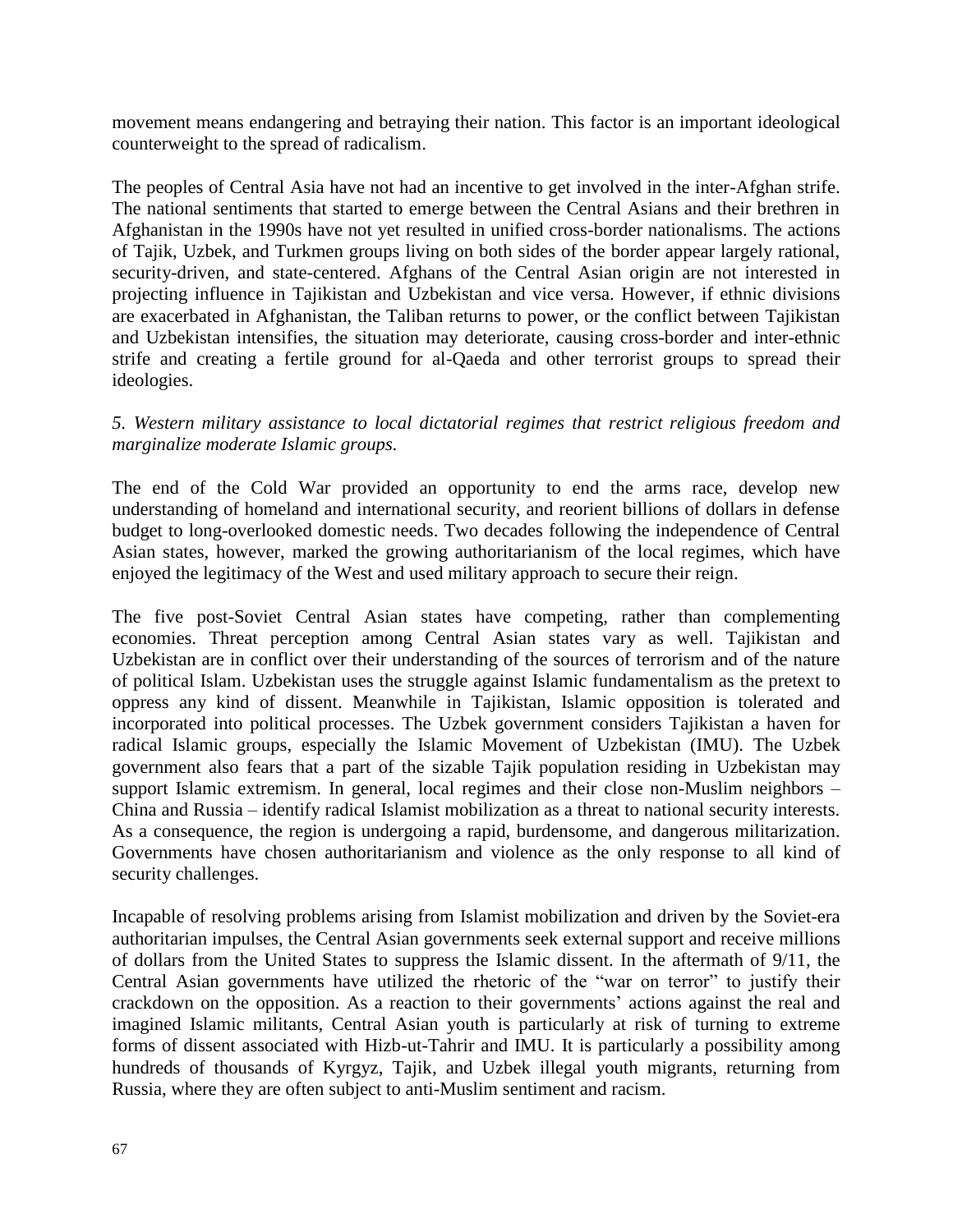movement means endangering and betraying their nation. This factor is an important ideological counterweight to the spread of radicalism.

The peoples of Central Asia have not had an incentive to get involved in the inter-Afghan strife. The national sentiments that started to emerge between the Central Asians and their brethren in Afghanistan in the 1990s have not yet resulted in unified cross-border nationalisms. The actions of Tajik, Uzbek, and Turkmen groups living on both sides of the border appear largely rational, security-driven, and state-centered. Afghans of the Central Asian origin are not interested in projecting influence in Tajikistan and Uzbekistan and vice versa. However, if ethnic divisions are exacerbated in Afghanistan, the Taliban returns to power, or the conflict between Tajikistan and Uzbekistan intensifies, the situation may deteriorate, causing cross-border and inter-ethnic strife and creating a fertile ground for al-Qaeda and other terrorist groups to spread their ideologies.

*5. Western military assistance to local dictatorial regimes that restrict religious freedom and marginalize moderate Islamic groups.*

The end of the Cold War provided an opportunity to end the arms race, develop new understanding of homeland and international security, and reorient billions of dollars in defense budget to long-overlooked domestic needs. Two decades following the independence of Central Asian states, however, marked the growing authoritarianism of the local regimes, which have enjoyed the legitimacy of the West and used military approach to secure their reign.

The five post-Soviet Central Asian states have competing, rather than complementing economies. Threat perception among Central Asian states vary as well. Tajikistan and Uzbekistan are in conflict over their understanding of the sources of terrorism and of the nature of political Islam. Uzbekistan uses the struggle against Islamic fundamentalism as the pretext to oppress any kind of dissent. Meanwhile in Tajikistan, Islamic opposition is tolerated and incorporated into political processes. The Uzbek government considers Tajikistan a haven for radical Islamic groups, especially the Islamic Movement of Uzbekistan (IMU). The Uzbek government also fears that a part of the sizable Tajik population residing in Uzbekistan may support Islamic extremism. In general, local regimes and their close non-Muslim neighbors – China and Russia – identify radical Islamist mobilization as a threat to national security interests. As a consequence, the region is undergoing a rapid, burdensome, and dangerous militarization. Governments have chosen authoritarianism and violence as the only response to all kind of security challenges.

Incapable of resolving problems arising from Islamist mobilization and driven by the Soviet-era authoritarian impulses, the Central Asian governments seek external support and receive millions of dollars from the United States to suppress the Islamic dissent. In the aftermath of 9/11, the Central Asian governments have utilized the rhetoric of the "war on terror" to justify their crackdown on the opposition. As a reaction to their governments' actions against the real and imagined Islamic militants, Central Asian youth is particularly at risk of turning to extreme forms of dissent associated with Hizb-ut-Tahrir and IMU. It is particularly a possibility among hundreds of thousands of Kyrgyz, Tajik, and Uzbek illegal youth migrants, returning from Russia, where they are often subject to anti-Muslim sentiment and racism.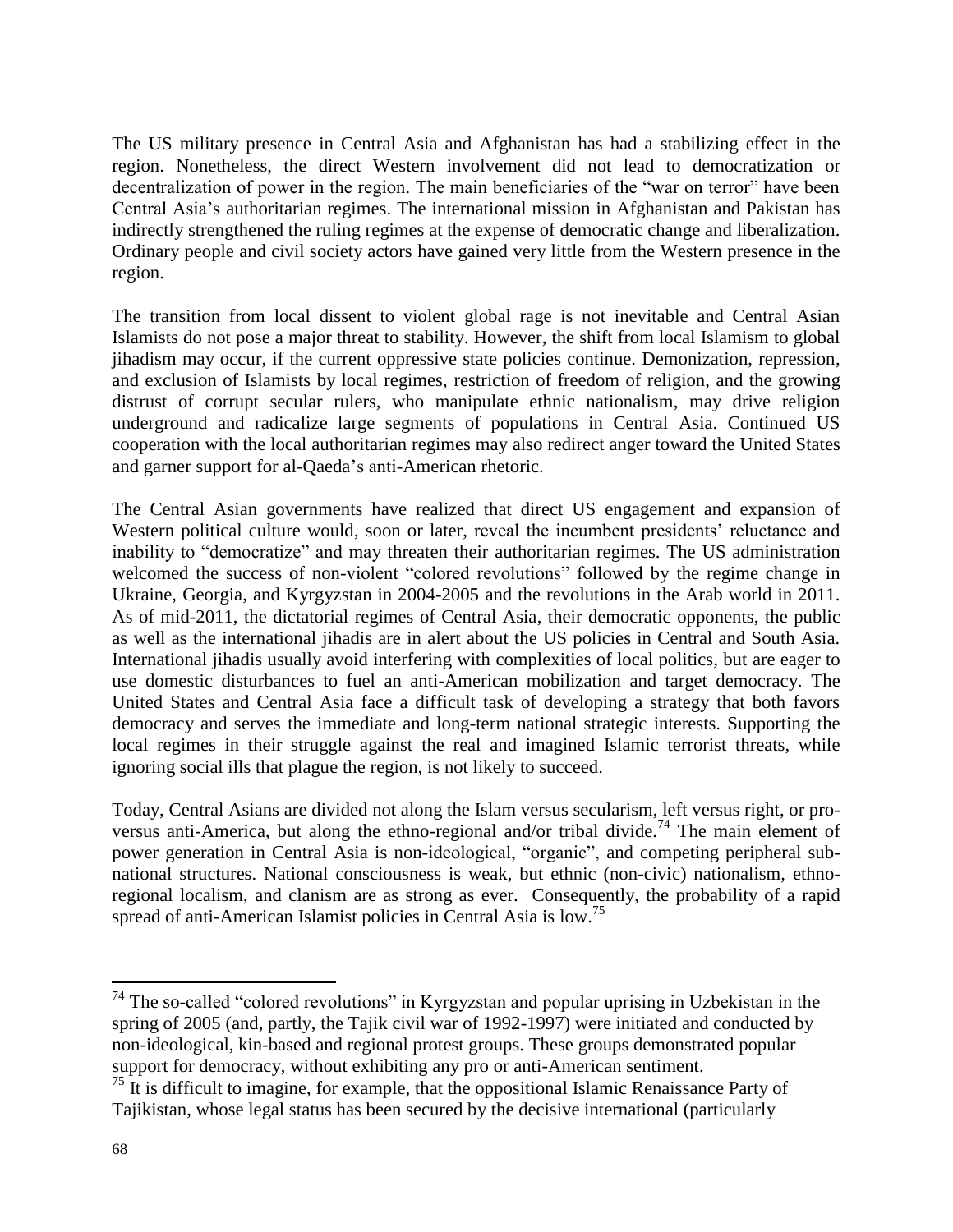The US military presence in Central Asia and Afghanistan has had a stabilizing effect in the region. Nonetheless, the direct Western involvement did not lead to democratization or decentralization of power in the region. The main beneficiaries of the "war on terror" have been Central Asia's authoritarian regimes. The international mission in Afghanistan and Pakistan has indirectly strengthened the ruling regimes at the expense of democratic change and liberalization. Ordinary people and civil society actors have gained very little from the Western presence in the region.

The transition from local dissent to violent global rage is not inevitable and Central Asian Islamists do not pose a major threat to stability. However, the shift from local Islamism to global jihadism may occur, if the current oppressive state policies continue. Demonization, repression, and exclusion of Islamists by local regimes, restriction of freedom of religion, and the growing distrust of corrupt secular rulers, who manipulate ethnic nationalism, may drive religion underground and radicalize large segments of populations in Central Asia. Continued US cooperation with the local authoritarian regimes may also redirect anger toward the United States and garner support for al-Qaeda's anti-American rhetoric.

The Central Asian governments have realized that direct US engagement and expansion of Western political culture would, soon or later, reveal the incumbent presidents' reluctance and inability to "democratize" and may threaten their authoritarian regimes. The US administration welcomed the success of non-violent "colored revolutions" followed by the regime change in Ukraine, Georgia, and Kyrgyzstan in 2004-2005 and the revolutions in the Arab world in 2011. As of mid-2011, the dictatorial regimes of Central Asia, their democratic opponents, the public as well as the international jihadis are in alert about the US policies in Central and South Asia. International jihadis usually avoid interfering with complexities of local politics, but are eager to use domestic disturbances to fuel an anti-American mobilization and target democracy. The United States and Central Asia face a difficult task of developing a strategy that both favors democracy and serves the immediate and long-term national strategic interests. Supporting the local regimes in their struggle against the real and imagined Islamic terrorist threats, while ignoring social ills that plague the region, is not likely to succeed.

Today, Central Asians are divided not along the Islam versus secularism, left versus right, or pro-versus anti-America, but along the ethno-regional and/or tribal divide.[74] The main element of power generation in Central Asia is non-ideological, "organic", and competing peripheral sub-national structures. National consciousness is weak, but ethnic (non-civic) nationalism, ethno-regional localism, and clanism are as strong as ever. Consequently, the probability of a rapid spread of anti-American Islamist policies in Central Asia is low.[75]

---

[74] The so-called "colored revolutions" in Kyrgyzstan and popular uprising in Uzbekistan in the spring of 2005 (and, partly, the Tajik civil war of 1992-1997) were initiated and conducted by non-ideological, kin-based and regional protest groups. These groups demonstrated popular support for democracy, without exhibiting any pro or anti-American sentiment.

[75] It is difficult to imagine, for example, that the oppositional Islamic Renaissance Party of Tajikistan, whose legal status has been secured by the decisive international (particularly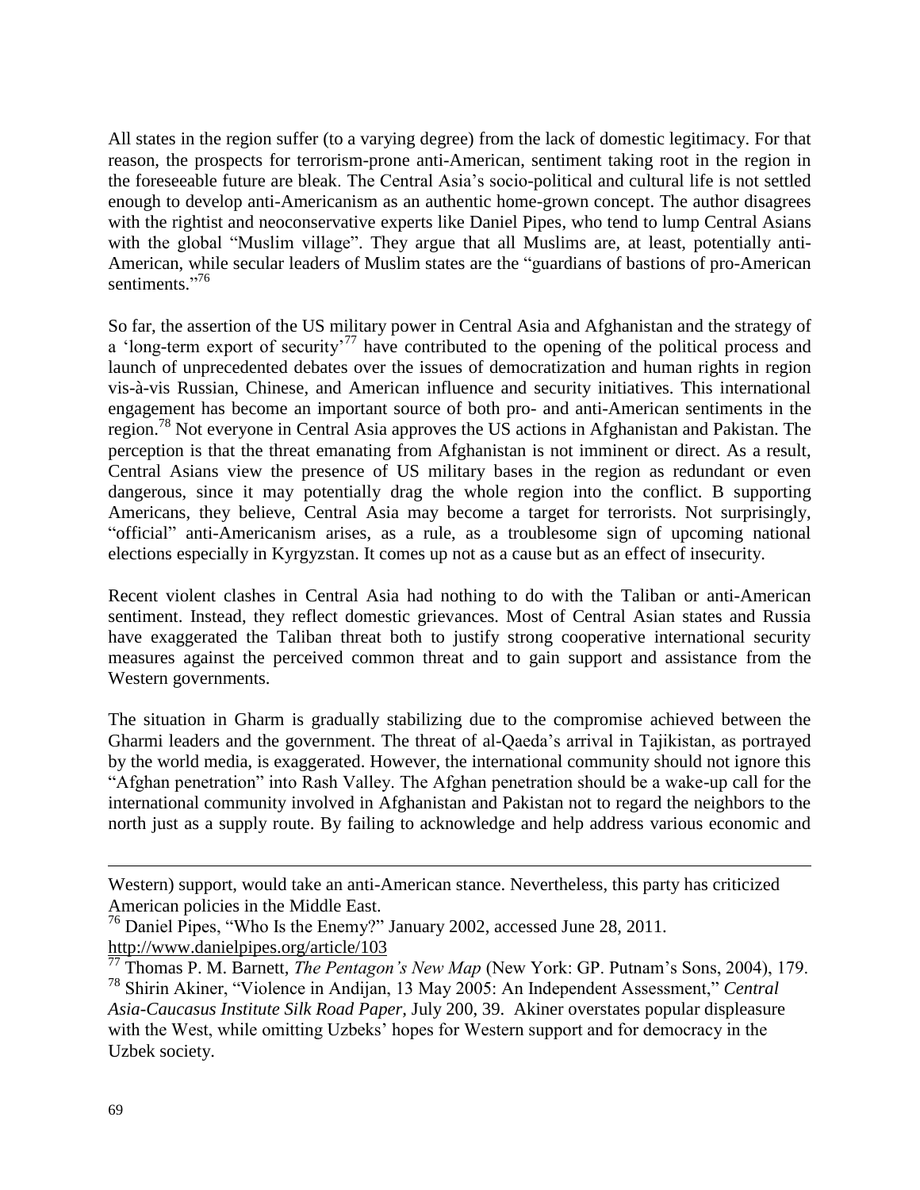All states in the region suffer (to a varying degree) from the lack of domestic legitimacy. For that reason, the prospects for terrorism-prone anti-American, sentiment taking root in the region in the foreseeable future are bleak. The Central Asia's socio-political and cultural life is not settled enough to develop anti-Americanism as an authentic home-grown concept. The author disagrees with the rightist and neoconservative experts like Daniel Pipes, who tend to lump Central Asians with the global "Muslim village". They argue that all Muslims are, at least, potentially anti-American, while secular leaders of Muslim states are the "guardians of bastions of pro-American sentiments."[76]

So far, the assertion of the US military power in Central Asia and Afghanistan and the strategy of a 'long-term export of security'[77] have contributed to the opening of the political process and launch of unprecedented debates over the issues of democratization and human rights in region vis-à-vis Russian, Chinese, and American influence and security initiatives. This international engagement has become an important source of both pro- and anti-American sentiments in the region.[78] Not everyone in Central Asia approves the US actions in Afghanistan and Pakistan. The perception is that the threat emanating from Afghanistan is not imminent or direct. As a result, Central Asians view the presence of US military bases in the region as redundant or even dangerous, since it may potentially drag the whole region into the conflict. B supporting Americans, they believe, Central Asia may become a target for terrorists. Not surprisingly, "official" anti-Americanism arises, as a rule, as a troublesome sign of upcoming national elections especially in Kyrgyzstan. It comes up not as a cause but as an effect of insecurity.

Recent violent clashes in Central Asia had nothing to do with the Taliban or anti-American sentiment. Instead, they reflect domestic grievances. Most of Central Asian states and Russia have exaggerated the Taliban threat both to justify strong cooperative international security measures against the perceived common threat and to gain support and assistance from the Western governments.

The situation in Gharm is gradually stabilizing due to the compromise achieved between the Gharmi leaders and the government. The threat of al-Qaeda's arrival in Tajikistan, as portrayed by the world media, is exaggerated. However, the international community should not ignore this "Afghan penetration" into Rash Valley. The Afghan penetration should be a wake-up call for the international community involved in Afghanistan and Pakistan not to regard the neighbors to the north just as a supply route. By failing to acknowledge and help address various economic and

---

Western) support, would take an anti-American stance. Nevertheless, this party has criticized American policies in the Middle East.

[76] Daniel Pipes, "Who Is the Enemy?" January 2002, accessed June 28, 2011. http://www.danielpipes.org/article/103

[77] Thomas P. M. Barnett, *The Pentagon's New Map* (New York: GP. Putnam's Sons, 2004), 179.

[78] Shirin Akiner, "Violence in Andijan, 13 May 2005: An Independent Assessment," *Central Asia-Caucasus Institute Silk Road Paper,* July 200, 39. Akiner overstates popular displeasure with the West, while omitting Uzbeks' hopes for Western support and for democracy in the Uzbek society.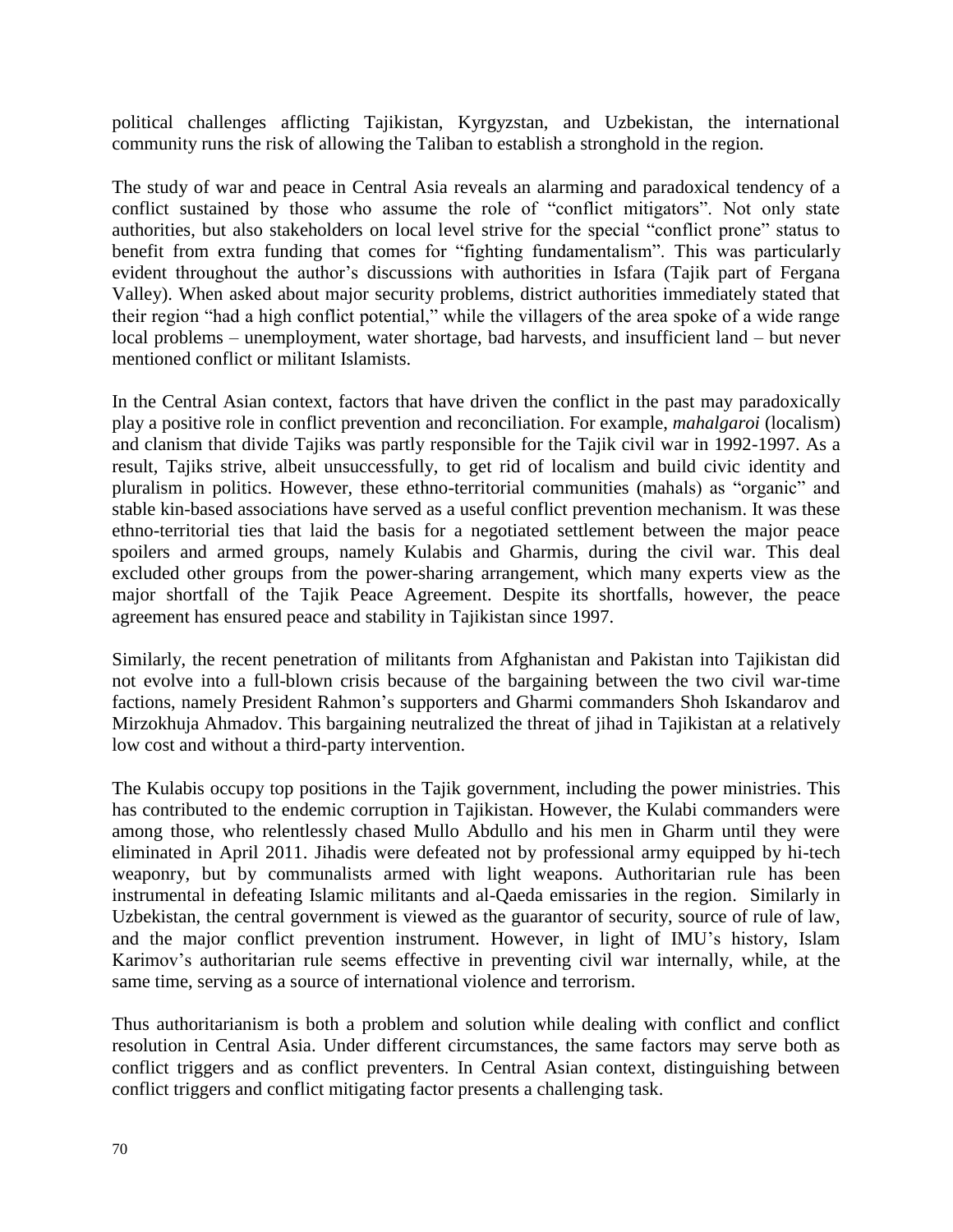political challenges afflicting Tajikistan, Kyrgyzstan, and Uzbekistan, the international community runs the risk of allowing the Taliban to establish a stronghold in the region.

The study of war and peace in Central Asia reveals an alarming and paradoxical tendency of a conflict sustained by those who assume the role of "conflict mitigators". Not only state authorities, but also stakeholders on local level strive for the special "conflict prone" status to benefit from extra funding that comes for "fighting fundamentalism". This was particularly evident throughout the author's discussions with authorities in Isfara (Tajik part of Fergana Valley). When asked about major security problems, district authorities immediately stated that their region "had a high conflict potential," while the villagers of the area spoke of a wide range local problems – unemployment, water shortage, bad harvests, and insufficient land – but never mentioned conflict or militant Islamists.

In the Central Asian context, factors that have driven the conflict in the past may paradoxically play a positive role in conflict prevention and reconciliation. For example, *mahalgaroi* (localism) and clanism that divide Tajiks was partly responsible for the Tajik civil war in 1992-1997. As a result, Tajiks strive, albeit unsuccessfully, to get rid of localism and build civic identity and pluralism in politics. However, these ethno-territorial communities (mahals) as "organic" and stable kin-based associations have served as a useful conflict prevention mechanism. It was these ethno-territorial ties that laid the basis for a negotiated settlement between the major peace spoilers and armed groups, namely Kulabis and Gharmis, during the civil war. This deal excluded other groups from the power-sharing arrangement, which many experts view as the major shortfall of the Tajik Peace Agreement. Despite its shortfalls, however, the peace agreement has ensured peace and stability in Tajikistan since 1997.

Similarly, the recent penetration of militants from Afghanistan and Pakistan into Tajikistan did not evolve into a full-blown crisis because of the bargaining between the two civil war-time factions, namely President Rahmon's supporters and Gharmi commanders Shoh Iskandarov and Mirzokhuja Ahmadov. This bargaining neutralized the threat of jihad in Tajikistan at a relatively low cost and without a third-party intervention.

The Kulabis occupy top positions in the Tajik government, including the power ministries. This has contributed to the endemic corruption in Tajikistan. However, the Kulabi commanders were among those, who relentlessly chased Mullo Abdullo and his men in Gharm until they were eliminated in April 2011. Jihadis were defeated not by professional army equipped by hi-tech weaponry, but by communalists armed with light weapons. Authoritarian rule has been instrumental in defeating Islamic militants and al-Qaeda emissaries in the region. Similarly in Uzbekistan, the central government is viewed as the guarantor of security, source of rule of law, and the major conflict prevention instrument. However, in light of IMU's history, Islam Karimov's authoritarian rule seems effective in preventing civil war internally, while, at the same time, serving as a source of international violence and terrorism.

Thus authoritarianism is both a problem and solution while dealing with conflict and conflict resolution in Central Asia. Under different circumstances, the same factors may serve both as conflict triggers and as conflict preventers. In Central Asian context, distinguishing between conflict triggers and conflict mitigating factor presents a challenging task.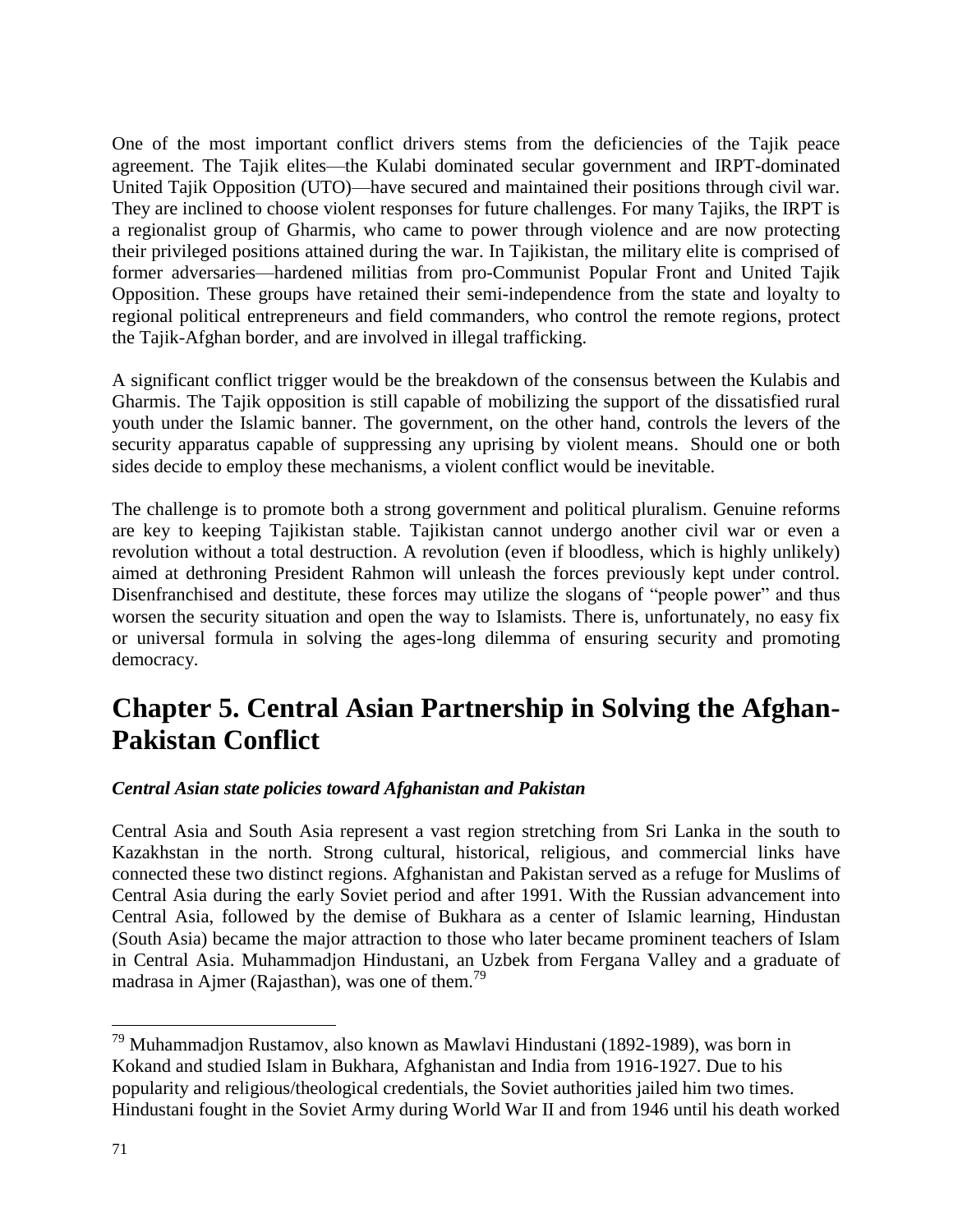One of the most important conflict drivers stems from the deficiencies of the Tajik peace agreement. The Tajik elites—the Kulabi dominated secular government and IRPT-dominated United Tajik Opposition (UTO)—have secured and maintained their positions through civil war. They are inclined to choose violent responses for future challenges. For many Tajiks, the IRPT is a regionalist group of Gharmis, who came to power through violence and are now protecting their privileged positions attained during the war. In Tajikistan, the military elite is comprised of former adversaries—hardened militias from pro-Communist Popular Front and United Tajik Opposition. These groups have retained their semi-independence from the state and loyalty to regional political entrepreneurs and field commanders, who control the remote regions, protect the Tajik-Afghan border, and are involved in illegal trafficking.

A significant conflict trigger would be the breakdown of the consensus between the Kulabis and Gharmis. The Tajik opposition is still capable of mobilizing the support of the dissatisfied rural youth under the Islamic banner. The government, on the other hand, controls the levers of the security apparatus capable of suppressing any uprising by violent means. Should one or both sides decide to employ these mechanisms, a violent conflict would be inevitable.

The challenge is to promote both a strong government and political pluralism. Genuine reforms are key to keeping Tajikistan stable. Tajikistan cannot undergo another civil war or even a revolution without a total destruction. A revolution (even if bloodless, which is highly unlikely) aimed at dethroning President Rahmon will unleash the forces previously kept under control. Disenfranchised and destitute, these forces may utilize the slogans of "people power" and thus worsen the security situation and open the way to Islamists. There is, unfortunately, no easy fix or universal formula in solving the ages-long dilemma of ensuring security and promoting democracy.

# Chapter 5. Central Asian Partnership in Solving the Afghan-Pakistan Conflict

***Central Asian state policies toward Afghanistan and Pakistan***

Central Asia and South Asia represent a vast region stretching from Sri Lanka in the south to Kazakhstan in the north. Strong cultural, historical, religious, and commercial links have connected these two distinct regions. Afghanistan and Pakistan served as a refuge for Muslims of Central Asia during the early Soviet period and after 1991. With the Russian advancement into Central Asia, followed by the demise of Bukhara as a center of Islamic learning, Hindustan (South Asia) became the major attraction to those who later became prominent teachers of Islam in Central Asia. Muhammadjon Hindustani, an Uzbek from Fergana Valley and a graduate of madrasa in Ajmer (Rajasthan), was one of them.[79]

---

[79] Muhammadjon Rustamov, also known as Mawlavi Hindustani (1892-1989), was born in Kokand and studied Islam in Bukhara, Afghanistan and India from 1916-1927. Due to his popularity and religious/theological credentials, the Soviet authorities jailed him two times. Hindustani fought in the Soviet Army during World War II and from 1946 until his death worked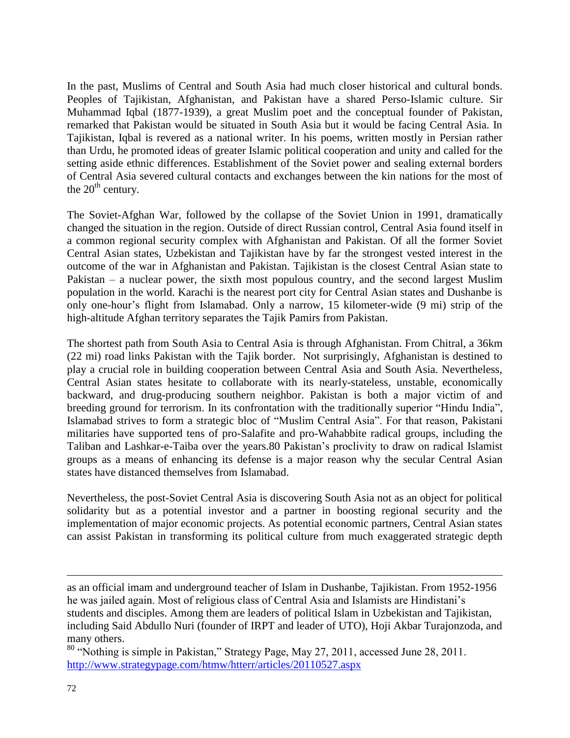In the past, Muslims of Central and South Asia had much closer historical and cultural bonds. Peoples of Tajikistan, Afghanistan, and Pakistan have a shared Perso-Islamic culture. Sir Muhammad Iqbal (1877-1939), a great Muslim poet and the conceptual founder of Pakistan, remarked that Pakistan would be situated in South Asia but it would be facing Central Asia. In Tajikistan, Iqbal is revered as a national writer. In his poems, written mostly in Persian rather than Urdu, he promoted ideas of greater Islamic political cooperation and unity and called for the setting aside ethnic differences. Establishment of the Soviet power and sealing external borders of Central Asia severed cultural contacts and exchanges between the kin nations for the most of the 20th century.

The Soviet-Afghan War, followed by the collapse of the Soviet Union in 1991, dramatically changed the situation in the region. Outside of direct Russian control, Central Asia found itself in a common regional security complex with Afghanistan and Pakistan. Of all the former Soviet Central Asian states, Uzbekistan and Tajikistan have by far the strongest vested interest in the outcome of the war in Afghanistan and Pakistan. Tajikistan is the closest Central Asian state to Pakistan – a nuclear power, the sixth most populous country, and the second largest Muslim population in the world. Karachi is the nearest port city for Central Asian states and Dushanbe is only one-hour's flight from Islamabad. Only a narrow, 15 kilometer-wide (9 mi) strip of the high-altitude Afghan territory separates the Tajik Pamirs from Pakistan.

The shortest path from South Asia to Central Asia is through Afghanistan. From Chitral, a 36km (22 mi) road links Pakistan with the Tajik border. Not surprisingly, Afghanistan is destined to play a crucial role in building cooperation between Central Asia and South Asia. Nevertheless, Central Asian states hesitate to collaborate with its nearly-stateless, unstable, economically backward, and drug-producing southern neighbor. Pakistan is both a major victim of and breeding ground for terrorism. In its confrontation with the traditionally superior "Hindu India", Islamabad strives to form a strategic bloc of "Muslim Central Asia". For that reason, Pakistani militaries have supported tens of pro-Salafite and pro-Wahabbite radical groups, including the Taliban and Lashkar-e-Taiba over the years.80 Pakistan's proclivity to draw on radical Islamist groups as a means of enhancing its defense is a major reason why the secular Central Asian states have distanced themselves from Islamabad.

Nevertheless, the post-Soviet Central Asia is discovering South Asia not as an object for political solidarity but as a potential investor and a partner in boosting regional security and the implementation of major economic projects. As potential economic partners, Central Asian states can assist Pakistan in transforming its political culture from much exaggerated strategic depth

---

as an official imam and underground teacher of Islam in Dushanbe, Tajikistan. From 1952-1956 he was jailed again. Most of religious class of Central Asia and Islamists are Hindistani's students and disciples. Among them are leaders of political Islam in Uzbekistan and Tajikistan, including Said Abdullo Nuri (founder of IRPT and leader of UTO), Hoji Akbar Turajonzoda, and many others.

[80] "Nothing is simple in Pakistan," Strategy Page, May 27, 2011, accessed June 28, 2011. http://www.strategypage.com/htmw/htterr/articles/20110527.aspx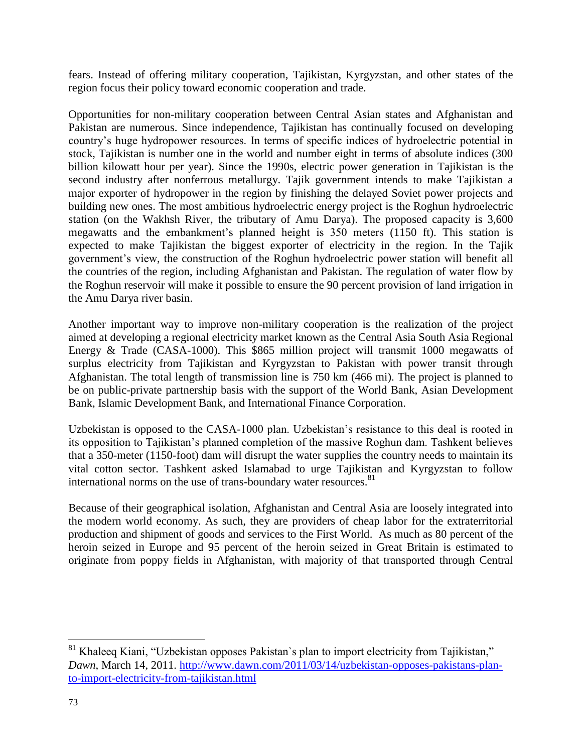fears. Instead of offering military cooperation, Tajikistan, Kyrgyzstan, and other states of the region focus their policy toward economic cooperation and trade.

Opportunities for non-military cooperation between Central Asian states and Afghanistan and Pakistan are numerous. Since independence, Tajikistan has continually focused on developing country's huge hydropower resources. In terms of specific indices of hydroelectric potential in stock, Tajikistan is number one in the world and number eight in terms of absolute indices (300 billion kilowatt hour per year). Since the 1990s, electric power generation in Tajikistan is the second industry after nonferrous metallurgy. Tajik government intends to make Tajikistan a major exporter of hydropower in the region by finishing the delayed Soviet power projects and building new ones. The most ambitious hydroelectric energy project is the Roghun hydroelectric station (on the Wakhsh River, the tributary of Amu Darya). The proposed capacity is 3,600 megawatts and the embankment's planned height is 350 meters (1150 ft). This station is expected to make Tajikistan the biggest exporter of electricity in the region. In the Tajik government's view, the construction of the Roghun hydroelectric power station will benefit all the countries of the region, including Afghanistan and Pakistan. The regulation of water flow by the Roghun reservoir will make it possible to ensure the 90 percent provision of land irrigation in the Amu Darya river basin.

Another important way to improve non-military cooperation is the realization of the project aimed at developing a regional electricity market known as the Central Asia South Asia Regional Energy & Trade (CASA-1000). This $865 million project will transmit 1000 megawatts of surplus electricity from Tajikistan and Kyrgyzstan to Pakistan with power transit through Afghanistan. The total length of transmission line is 750 km (466 mi). The project is planned to be on public-private partnership basis with the support of the World Bank, Asian Development Bank, Islamic Development Bank, and International Finance Corporation.

Uzbekistan is opposed to the CASA-1000 plan. Uzbekistan's resistance to this deal is rooted in its opposition to Tajikistan's planned completion of the massive Roghun dam. Tashkent believes that a 350-meter (1150-foot) dam will disrupt the water supplies the country needs to maintain its vital cotton sector. Tashkent asked Islamabad to urge Tajikistan and Kyrgyzstan to follow international norms on the use of trans-boundary water resources.[81]

Because of their geographical isolation, Afghanistan and Central Asia are loosely integrated into the modern world economy. As such, they are providers of cheap labor for the extraterritorial production and shipment of goods and services to the First World. As much as 80 percent of the heroin seized in Europe and 95 percent of the heroin seized in Great Britain is estimated to originate from poppy fields in Afghanistan, with majority of that transported through Central

---

[81] Khaleeq Kiani, "Uzbekistan opposes Pakistan`s plan to import electricity from Tajikistan," *Dawn*, March 14, 2011. http://www.dawn.com/2011/03/14/uzbekistan-opposes-pakistans-plan-to-import-electricity-from-tajikistan.html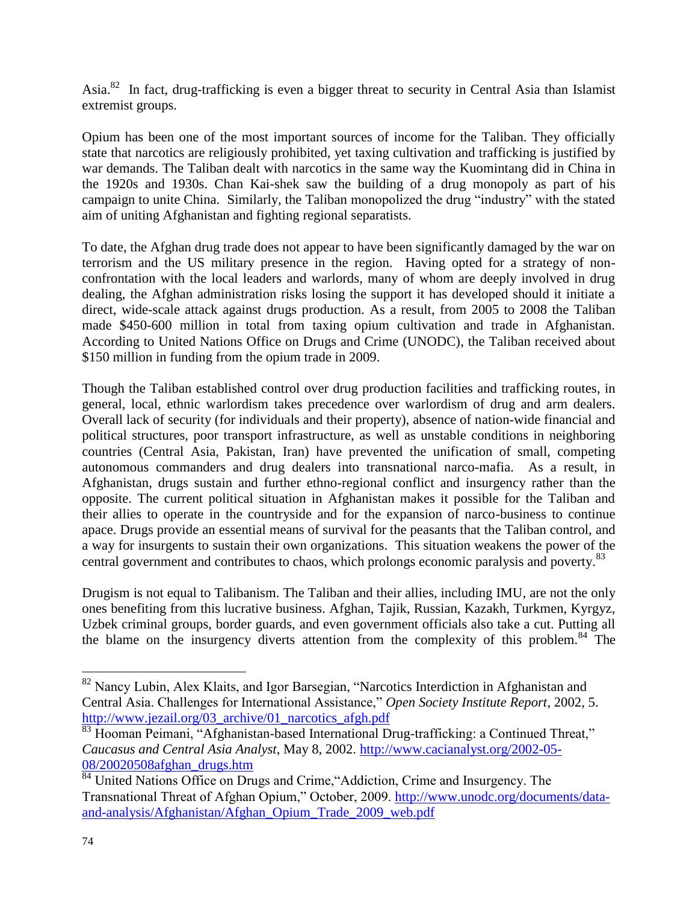Asia.[82] In fact, drug-trafficking is even a bigger threat to security in Central Asia than Islamist extremist groups.

Opium has been one of the most important sources of income for the Taliban. They officially state that narcotics are religiously prohibited, yet taxing cultivation and trafficking is justified by war demands. The Taliban dealt with narcotics in the same way the Kuomintang did in China in the 1920s and 1930s. Chan Kai-shek saw the building of a drug monopoly as part of his campaign to unite China. Similarly, the Taliban monopolized the drug "industry" with the stated aim of uniting Afghanistan and fighting regional separatists.

To date, the Afghan drug trade does not appear to have been significantly damaged by the war on terrorism and the US military presence in the region. Having opted for a strategy of non-confrontation with the local leaders and warlords, many of whom are deeply involved in drug dealing, the Afghan administration risks losing the support it has developed should it initiate a direct, wide-scale attack against drugs production. As a result, from 2005 to 2008 the Taliban made $450-600 million in total from taxing opium cultivation and trade in Afghanistan. According to United Nations Office on Drugs and Crime (UNODC), the Taliban received about $150 million in funding from the opium trade in 2009.

Though the Taliban established control over drug production facilities and trafficking routes, in general, local, ethnic warlordism takes precedence over warlordism of drug and arm dealers. Overall lack of security (for individuals and their property), absence of nation-wide financial and political structures, poor transport infrastructure, as well as unstable conditions in neighboring countries (Central Asia, Pakistan, Iran) have prevented the unification of small, competing autonomous commanders and drug dealers into transnational narco-mafia. As a result, in Afghanistan, drugs sustain and further ethno-regional conflict and insurgency rather than the opposite. The current political situation in Afghanistan makes it possible for the Taliban and their allies to operate in the countryside and for the expansion of narco-business to continue apace. Drugs provide an essential means of survival for the peasants that the Taliban control, and a way for insurgents to sustain their own organizations. This situation weakens the power of the central government and contributes to chaos, which prolongs economic paralysis and poverty.[83]

Drugism is not equal to Talibanism. The Taliban and their allies, including IMU, are not the only ones benefiting from this lucrative business. Afghan, Tajik, Russian, Kazakh, Turkmen, Kyrgyz, Uzbek criminal groups, border guards, and even government officials also take a cut. Putting all the blame on the insurgency diverts attention from the complexity of this problem.[84] The

---

[82] Nancy Lubin, Alex Klaits, and Igor Barsegian, "Narcotics Interdiction in Afghanistan and Central Asia. Challenges for International Assistance," *Open Society Institute Report*, 2002, 5. http://www.jezail.org/03_archive/01_narcotics_afgh.pdf

[83] Hooman Peimani, "Afghanistan-based International Drug-trafficking: a Continued Threat," *Caucasus and Central Asia Analyst*, May 8, 2002. http://www.cacianalyst.org/2002-05-08/20020508afghan_drugs.htm

[84] United Nations Office on Drugs and Crime,"Addiction, Crime and Insurgency. The Transnational Threat of Afghan Opium," October, 2009. http://www.unodc.org/documents/data-and-analysis/Afghanistan/Afghan_Opium_Trade_2009_web.pdf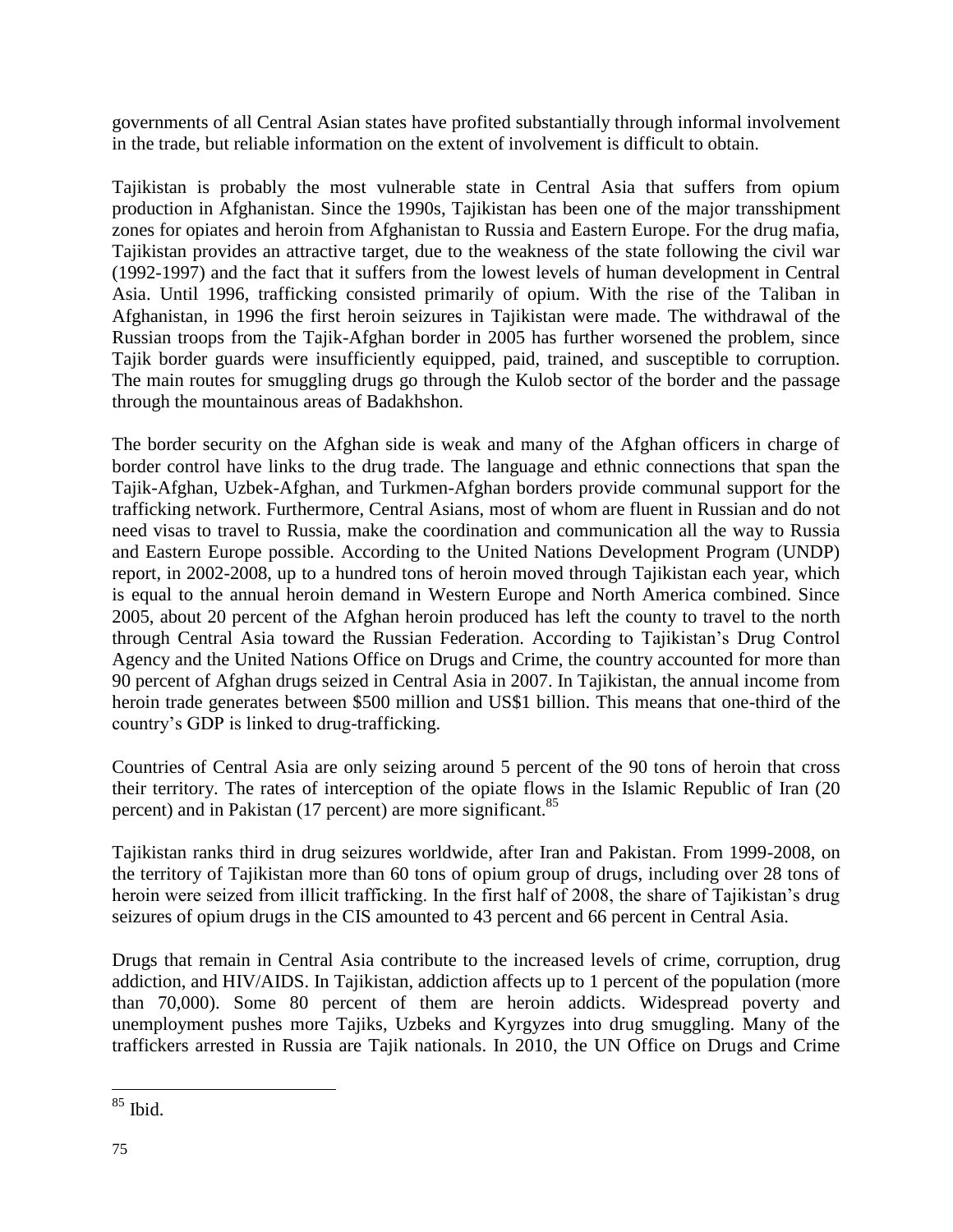governments of all Central Asian states have profited substantially through informal involvement in the trade, but reliable information on the extent of involvement is difficult to obtain.

Tajikistan is probably the most vulnerable state in Central Asia that suffers from opium production in Afghanistan. Since the 1990s, Tajikistan has been one of the major transshipment zones for opiates and heroin from Afghanistan to Russia and Eastern Europe. For the drug mafia, Tajikistan provides an attractive target, due to the weakness of the state following the civil war (1992-1997) and the fact that it suffers from the lowest levels of human development in Central Asia. Until 1996, trafficking consisted primarily of opium. With the rise of the Taliban in Afghanistan, in 1996 the first heroin seizures in Tajikistan were made. The withdrawal of the Russian troops from the Tajik-Afghan border in 2005 has further worsened the problem, since Tajik border guards were insufficiently equipped, paid, trained, and susceptible to corruption. The main routes for smuggling drugs go through the Kulob sector of the border and the passage through the mountainous areas of Badakhshon.

The border security on the Afghan side is weak and many of the Afghan officers in charge of border control have links to the drug trade. The language and ethnic connections that span the Tajik-Afghan, Uzbek-Afghan, and Turkmen-Afghan borders provide communal support for the trafficking network. Furthermore, Central Asians, most of whom are fluent in Russian and do not need visas to travel to Russia, make the coordination and communication all the way to Russia and Eastern Europe possible. According to the United Nations Development Program (UNDP) report, in 2002-2008, up to a hundred tons of heroin moved through Tajikistan each year, which is equal to the annual heroin demand in Western Europe and North America combined. Since 2005, about 20 percent of the Afghan heroin produced has left the county to travel to the north through Central Asia toward the Russian Federation. According to Tajikistan's Drug Control Agency and the United Nations Office on Drugs and Crime, the country accounted for more than 90 percent of Afghan drugs seized in Central Asia in 2007. In Tajikistan, the annual income from heroin trade generates between \$500 million and US\$1 billion. This means that one-third of the country's GDP is linked to drug-trafficking.

Countries of Central Asia are only seizing around 5 percent of the 90 tons of heroin that cross their territory. The rates of interception of the opiate flows in the Islamic Republic of Iran (20 percent) and in Pakistan (17 percent) are more significant.[85]

Tajikistan ranks third in drug seizures worldwide, after Iran and Pakistan. From 1999-2008, on the territory of Tajikistan more than 60 tons of opium group of drugs, including over 28 tons of heroin were seized from illicit trafficking. In the first half of 2008, the share of Tajikistan's drug seizures of opium drugs in the CIS amounted to 43 percent and 66 percent in Central Asia.

Drugs that remain in Central Asia contribute to the increased levels of crime, corruption, drug addiction, and HIV/AIDS. In Tajikistan, addiction affects up to 1 percent of the population (more than 70,000). Some 80 percent of them are heroin addicts. Widespread poverty and unemployment pushes more Tajiks, Uzbeks and Kyrgyzes into drug smuggling. Many of the traffickers arrested in Russia are Tajik nationals. In 2010, the UN Office on Drugs and Crime

---

[85] Ibid.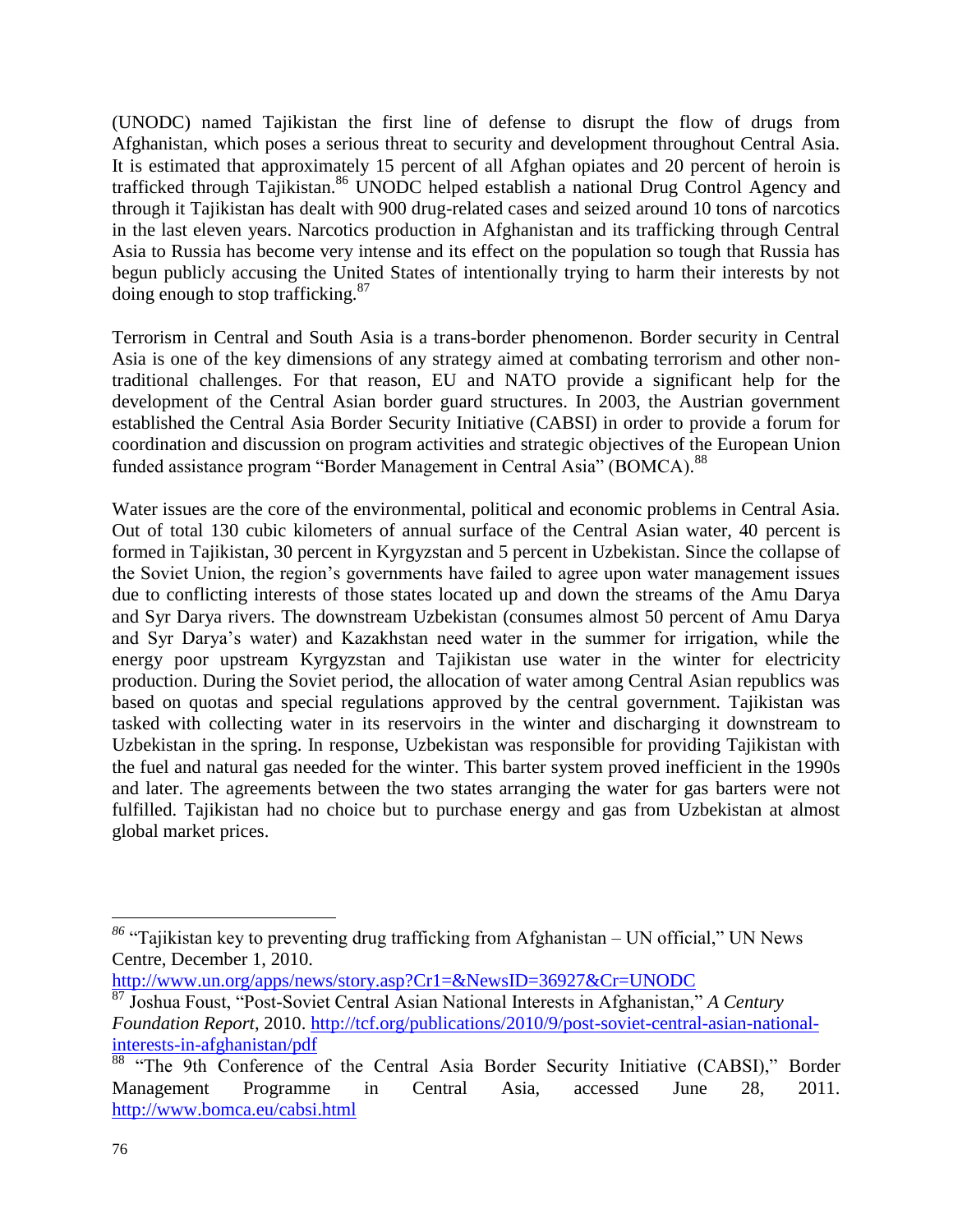(UNODC) named Tajikistan the first line of defense to disrupt the flow of drugs from Afghanistan, which poses a serious threat to security and development throughout Central Asia. It is estimated that approximately 15 percent of all Afghan opiates and 20 percent of heroin is trafficked through Tajikistan.[86] UNODC helped establish a national Drug Control Agency and through it Tajikistan has dealt with 900 drug-related cases and seized around 10 tons of narcotics in the last eleven years. Narcotics production in Afghanistan and its trafficking through Central Asia to Russia has become very intense and its effect on the population so tough that Russia has begun publicly accusing the United States of intentionally trying to harm their interests by not doing enough to stop trafficking.[87]

Terrorism in Central and South Asia is a trans-border phenomenon. Border security in Central Asia is one of the key dimensions of any strategy aimed at combating terrorism and other non-traditional challenges. For that reason, EU and NATO provide a significant help for the development of the Central Asian border guard structures. In 2003, the Austrian government established the Central Asia Border Security Initiative (CABSI) in order to provide a forum for coordination and discussion on program activities and strategic objectives of the European Union funded assistance program "Border Management in Central Asia" (BOMCA).[88]

Water issues are the core of the environmental, political and economic problems in Central Asia. Out of total 130 cubic kilometers of annual surface of the Central Asian water, 40 percent is formed in Tajikistan, 30 percent in Kyrgyzstan and 5 percent in Uzbekistan. Since the collapse of the Soviet Union, the region's governments have failed to agree upon water management issues due to conflicting interests of those states located up and down the streams of the Amu Darya and Syr Darya rivers. The downstream Uzbekistan (consumes almost 50 percent of Amu Darya and Syr Darya's water) and Kazakhstan need water in the summer for irrigation, while the energy poor upstream Kyrgyzstan and Tajikistan use water in the winter for electricity production. During the Soviet period, the allocation of water among Central Asian republics was based on quotas and special regulations approved by the central government. Tajikistan was tasked with collecting water in its reservoirs in the winter and discharging it downstream to Uzbekistan in the spring. In response, Uzbekistan was responsible for providing Tajikistan with the fuel and natural gas needed for the winter. This barter system proved inefficient in the 1990s and later. The agreements between the two states arranging the water for gas barters were not fulfilled. Tajikistan had no choice but to purchase energy and gas from Uzbekistan at almost global market prices.

---

[86] "Tajikistan key to preventing drug trafficking from Afghanistan – UN official," UN News Centre, December 1, 2010. http://www.un.org/apps/news/story.asp?Cr1=&NewsID=36927&Cr=UNODC

[87] Joshua Foust, "Post-Soviet Central Asian National Interests in Afghanistan," *A Century Foundation Report*, 2010. http://tcf.org/publications/2010/9/post-soviet-central-asian-national-interests-in-afghanistan/pdf

[88] "The 9th Conference of the Central Asia Border Security Initiative (CABSI)," Border Management Programme in Central Asia, accessed June 28, 2011. http://www.bomca.eu/cabsi.html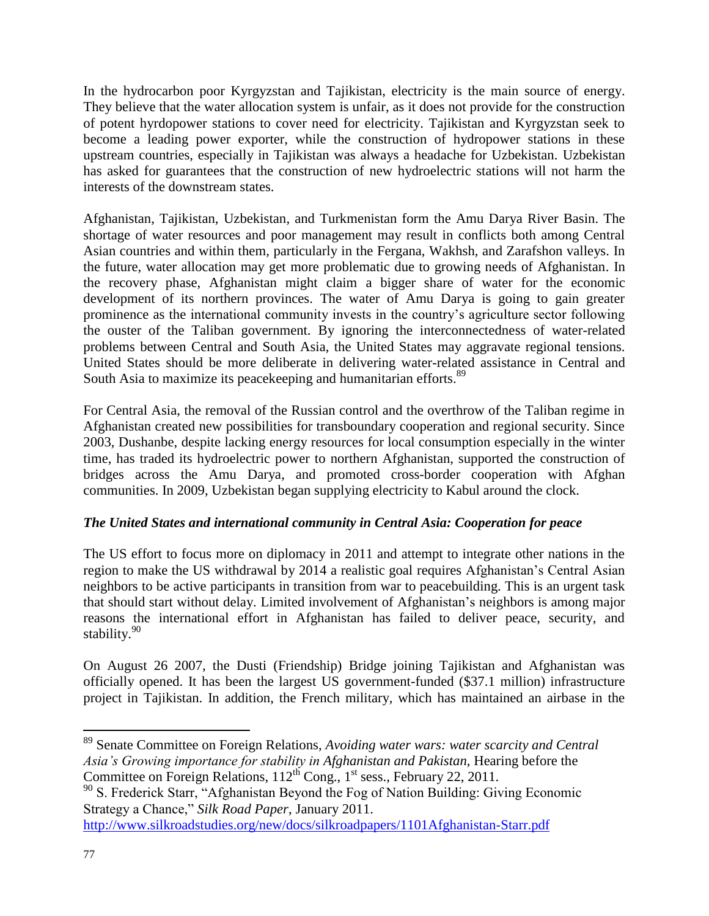In the hydrocarbon poor Kyrgyzstan and Tajikistan, electricity is the main source of energy. They believe that the water allocation system is unfair, as it does not provide for the construction of potent hyrdopower stations to cover need for electricity. Tajikistan and Kyrgyzstan seek to become a leading power exporter, while the construction of hydropower stations in these upstream countries, especially in Tajikistan was always a headache for Uzbekistan. Uzbekistan has asked for guarantees that the construction of new hydroelectric stations will not harm the interests of the downstream states.

Afghanistan, Tajikistan, Uzbekistan, and Turkmenistan form the Amu Darya River Basin. The shortage of water resources and poor management may result in conflicts both among Central Asian countries and within them, particularly in the Fergana, Wakhsh, and Zarafshon valleys. In the future, water allocation may get more problematic due to growing needs of Afghanistan. In the recovery phase, Afghanistan might claim a bigger share of water for the economic development of its northern provinces. The water of Amu Darya is going to gain greater prominence as the international community invests in the country's agriculture sector following the ouster of the Taliban government. By ignoring the interconnectedness of water-related problems between Central and South Asia, the United States may aggravate regional tensions. United States should be more deliberate in delivering water-related assistance in Central and South Asia to maximize its peacekeeping and humanitarian efforts.[89]

For Central Asia, the removal of the Russian control and the overthrow of the Taliban regime in Afghanistan created new possibilities for transboundary cooperation and regional security. Since 2003, Dushanbe, despite lacking energy resources for local consumption especially in the winter time, has traded its hydroelectric power to northern Afghanistan, supported the construction of bridges across the Amu Darya, and promoted cross-border cooperation with Afghan communities. In 2009, Uzbekistan began supplying electricity to Kabul around the clock.

### *The United States and international community in Central Asia: Cooperation for peace*

The US effort to focus more on diplomacy in 2011 and attempt to integrate other nations in the region to make the US withdrawal by 2014 a realistic goal requires Afghanistan's Central Asian neighbors to be active participants in transition from war to peacebuilding. This is an urgent task that should start without delay. Limited involvement of Afghanistan's neighbors is among major reasons the international effort in Afghanistan has failed to deliver peace, security, and stability.[90]

On August 26 2007, the Dusti (Friendship) Bridge joining Tajikistan and Afghanistan was officially opened. It has been the largest US government-funded ($37.1 million) infrastructure project in Tajikistan. In addition, the French military, which has maintained an airbase in the

---

[89] Senate Committee on Foreign Relations, *Avoiding water wars: water scarcity and Central Asia's Growing importance for stability in Afghanistan and Pakistan*, Hearing before the Committee on Foreign Relations, 112th Cong., 1st sess., February 22, 2011.

[90] S. Frederick Starr, "Afghanistan Beyond the Fog of Nation Building: Giving Economic Strategy a Chance," *Silk Road Paper*, January 2011. http://www.silkroadstudies.org/new/docs/silkroadpapers/1101Afghanistan-Starr.pdf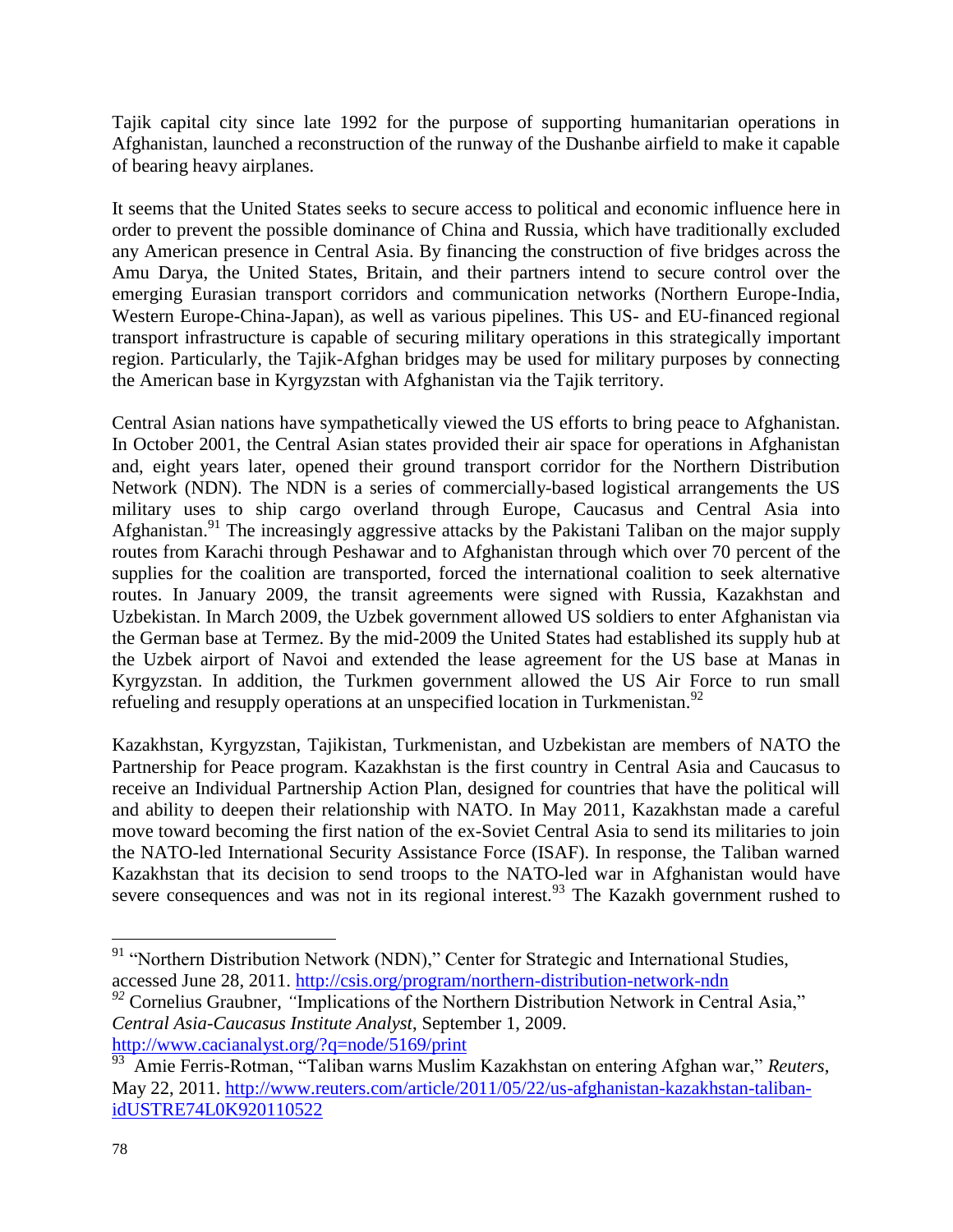Tajik capital city since late 1992 for the purpose of supporting humanitarian operations in Afghanistan, launched a reconstruction of the runway of the Dushanbe airfield to make it capable of bearing heavy airplanes.

It seems that the United States seeks to secure access to political and economic influence here in order to prevent the possible dominance of China and Russia, which have traditionally excluded any American presence in Central Asia. By financing the construction of five bridges across the Amu Darya, the United States, Britain, and their partners intend to secure control over the emerging Eurasian transport corridors and communication networks (Northern Europe-India, Western Europe-China-Japan), as well as various pipelines. This US- and EU-financed regional transport infrastructure is capable of securing military operations in this strategically important region. Particularly, the Tajik-Afghan bridges may be used for military purposes by connecting the American base in Kyrgyzstan with Afghanistan via the Tajik territory.

Central Asian nations have sympathetically viewed the US efforts to bring peace to Afghanistan. In October 2001, the Central Asian states provided their air space for operations in Afghanistan and, eight years later, opened their ground transport corridor for the Northern Distribution Network (NDN). The NDN is a series of commercially-based logistical arrangements the US military uses to ship cargo overland through Europe, Caucasus and Central Asia into Afghanistan.[91] The increasingly aggressive attacks by the Pakistani Taliban on the major supply routes from Karachi through Peshawar and to Afghanistan through which over 70 percent of the supplies for the coalition are transported, forced the international coalition to seek alternative routes. In January 2009, the transit agreements were signed with Russia, Kazakhstan and Uzbekistan. In March 2009, the Uzbek government allowed US soldiers to enter Afghanistan via the German base at Termez. By the mid-2009 the United States had established its supply hub at the Uzbek airport of Navoi and extended the lease agreement for the US base at Manas in Kyrgyzstan. In addition, the Turkmen government allowed the US Air Force to run small refueling and resupply operations at an unspecified location in Turkmenistan.[92]

Kazakhstan, Kyrgyzstan, Tajikistan, Turkmenistan, and Uzbekistan are members of NATO the Partnership for Peace program. Kazakhstan is the first country in Central Asia and Caucasus to receive an Individual Partnership Action Plan, designed for countries that have the political will and ability to deepen their relationship with NATO. In May 2011, Kazakhstan made a careful move toward becoming the first nation of the ex-Soviet Central Asia to send its militaries to join the NATO-led International Security Assistance Force (ISAF). In response, the Taliban warned Kazakhstan that its decision to send troops to the NATO-led war in Afghanistan would have severe consequences and was not in its regional interest.[93] The Kazakh government rushed to

---

[91] "Northern Distribution Network (NDN)," Center for Strategic and International Studies, accessed June 28, 2011. http://csis.org/program/northern-distribution-network-ndn

[92] Cornelius Graubner, "Implications of the Northern Distribution Network in Central Asia," *Central Asia-Caucasus Institute Analyst*, September 1, 2009. http://www.cacianalyst.org/?q=node/5169/print

[93] Amie Ferris-Rotman, "Taliban warns Muslim Kazakhstan on entering Afghan war," *Reuters*, May 22, 2011. http://www.reuters.com/article/2011/05/22/us-afghanistan-kazakhstan-taliban-idUSTRE74L0K920110522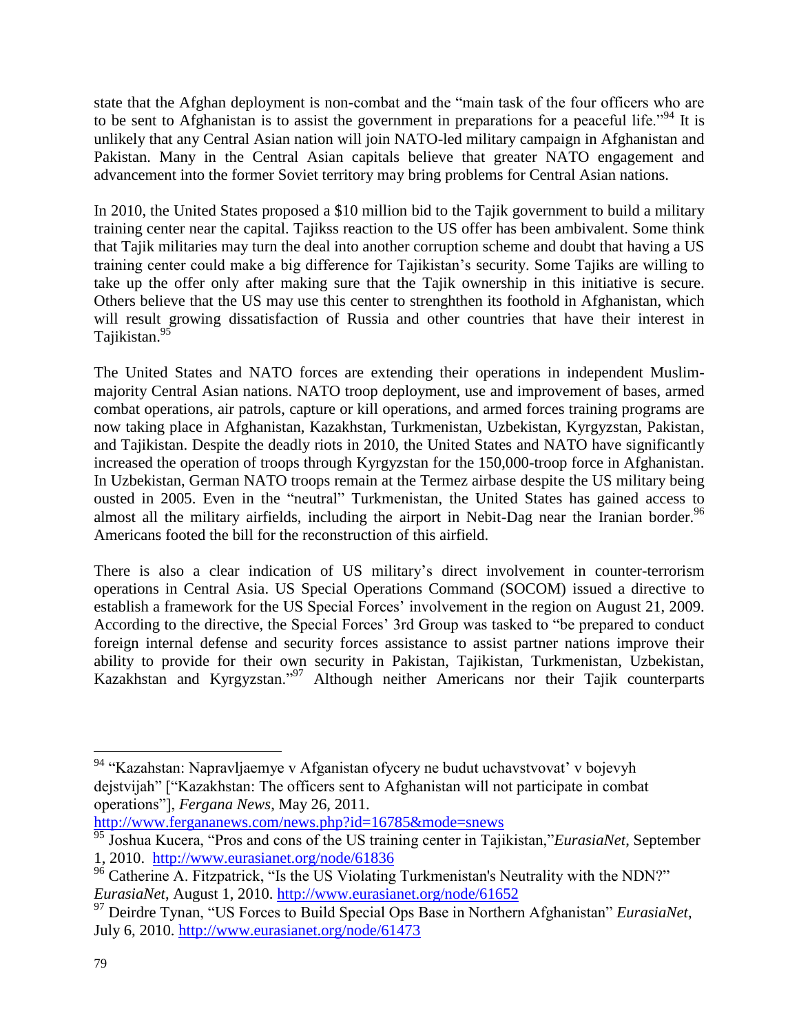state that the Afghan deployment is non-combat and the "main task of the four officers who are to be sent to Afghanistan is to assist the government in preparations for a peaceful life."[94] It is unlikely that any Central Asian nation will join NATO-led military campaign in Afghanistan and Pakistan. Many in the Central Asian capitals believe that greater NATO engagement and advancement into the former Soviet territory may bring problems for Central Asian nations.

In 2010, the United States proposed a $10 million bid to the Tajik government to build a military training center near the capital. Tajikss reaction to the US offer has been ambivalent. Some think that Tajik militaries may turn the deal into another corruption scheme and doubt that having a US training center could make a big difference for Tajikistan's security. Some Tajiks are willing to take up the offer only after making sure that the Tajik ownership in this initiative is secure. Others believe that the US may use this center to strenghthen its foothold in Afghanistan, which will result growing dissatisfaction of Russia and other countries that have their interest in Tajikistan.[95]

The United States and NATO forces are extending their operations in independent Muslim-majority Central Asian nations. NATO troop deployment, use and improvement of bases, armed combat operations, air patrols, capture or kill operations, and armed forces training programs are now taking place in Afghanistan, Kazakhstan, Turkmenistan, Uzbekistan, Kyrgyzstan, Pakistan, and Tajikistan. Despite the deadly riots in 2010, the United States and NATO have significantly increased the operation of troops through Kyrgyzstan for the 150,000-troop force in Afghanistan. In Uzbekistan, German NATO troops remain at the Termez airbase despite the US military being ousted in 2005. Even in the "neutral" Turkmenistan, the United States has gained access to almost all the military airfields, including the airport in Nebit-Dag near the Iranian border.[96] Americans footed the bill for the reconstruction of this airfield.

There is also a clear indication of US military's direct involvement in counter-terrorism operations in Central Asia. US Special Operations Command (SOCOM) issued a directive to establish a framework for the US Special Forces' involvement in the region on August 21, 2009. According to the directive, the Special Forces' 3rd Group was tasked to "be prepared to conduct foreign internal defense and security forces assistance to assist partner nations improve their ability to provide for their own security in Pakistan, Tajikistan, Turkmenistan, Uzbekistan, Kazakhstan and Kyrgyzstan."[97] Although neither Americans nor their Tajik counterparts

---

[94] "Kazahstan: Napravljaemye v Afganistan ofycery ne budut uchavstvovat' v bojevyh dejstvijah" ["Kazakhstan: The officers sent to Afghanistan will not participate in combat operations"], *Fergana News*, May 26, 2011. http://www.fergananews.com/news.php?id=16785&mode=snews

[95] Joshua Kucera, "Pros and cons of the US training center in Tajikistan,"*EurasiaNet*, September 1, 2010. http://www.eurasianet.org/node/61836

[96] Catherine A. Fitzpatrick, "Is the US Violating Turkmenistan's Neutrality with the NDN?" *EurasiaNet*, August 1, 2010. http://www.eurasianet.org/node/61652

[97] Deirdre Tynan, "US Forces to Build Special Ops Base in Northern Afghanistan" *EurasiaNet*, July 6, 2010. http://www.eurasianet.org/node/61473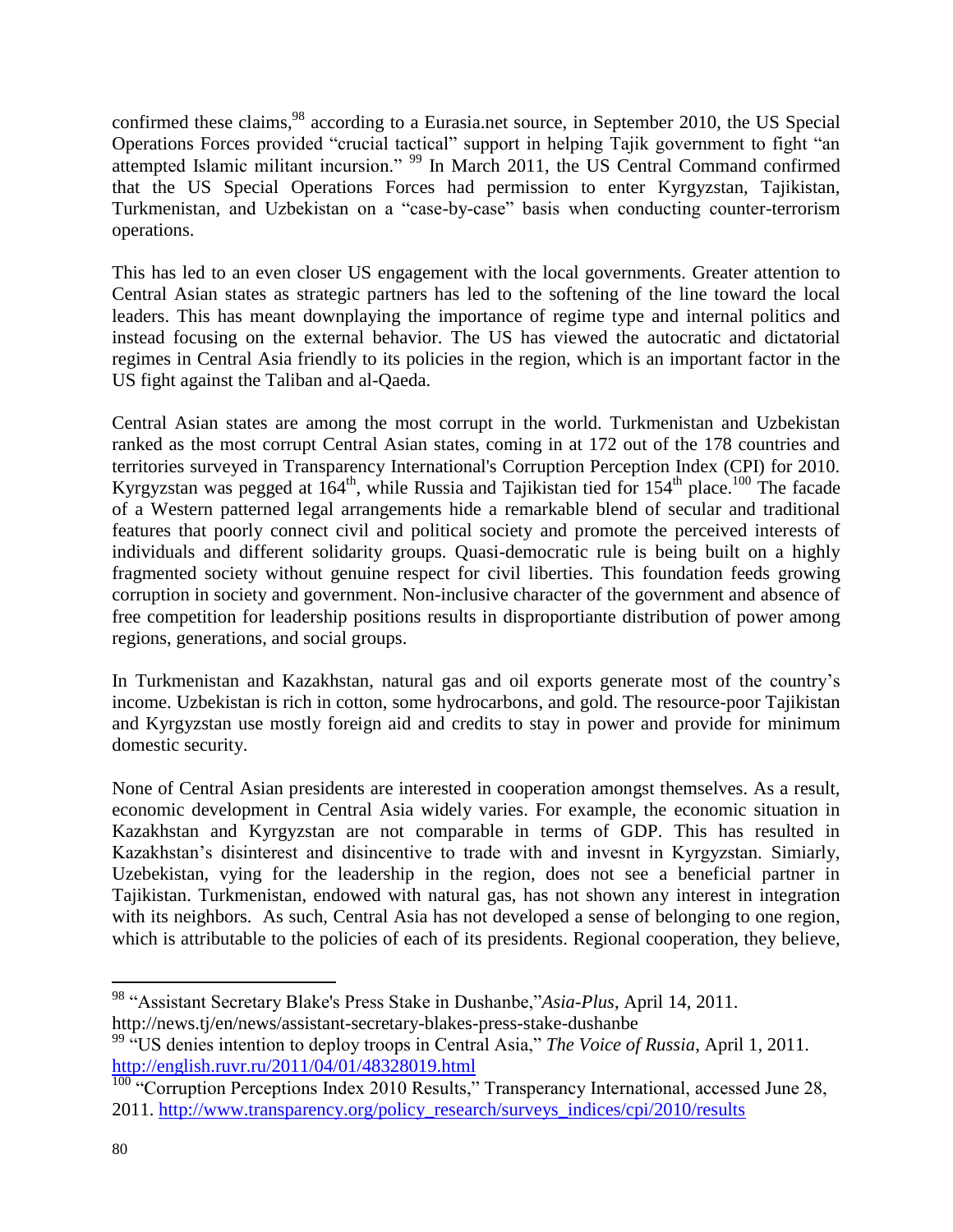confirmed these claims,[98] according to a Eurasia.net source, in September 2010, the US Special Operations Forces provided "crucial tactical" support in helping Tajik government to fight "an attempted Islamic militant incursion." [99] In March 2011, the US Central Command confirmed that the US Special Operations Forces had permission to enter Kyrgyzstan, Tajikistan, Turkmenistan, and Uzbekistan on a "case-by-case" basis when conducting counter-terrorism operations.

This has led to an even closer US engagement with the local governments. Greater attention to Central Asian states as strategic partners has led to the softening of the line toward the local leaders. This has meant downplaying the importance of regime type and internal politics and instead focusing on the external behavior. The US has viewed the autocratic and dictatorial regimes in Central Asia friendly to its policies in the region, which is an important factor in the US fight against the Taliban and al-Qaeda.

Central Asian states are among the most corrupt in the world. Turkmenistan and Uzbekistan ranked as the most corrupt Central Asian states, coming in at 172 out of the 178 countries and territories surveyed in Transparency International's Corruption Perception Index (CPI) for 2010. Kyrgyzstan was pegged at 164th, while Russia and Tajikistan tied for 154th place.[100] The facade of a Western patterned legal arrangements hide a remarkable blend of secular and traditional features that poorly connect civil and political society and promote the perceived interests of individuals and different solidarity groups. Quasi-democratic rule is being built on a highly fragmented society without genuine respect for civil liberties. This foundation feeds growing corruption in society and government. Non-inclusive character of the government and absence of free competition for leadership positions results in disproportiante distribution of power among regions, generations, and social groups.

In Turkmenistan and Kazakhstan, natural gas and oil exports generate most of the country's income. Uzbekistan is rich in cotton, some hydrocarbons, and gold. The resource-poor Tajikistan and Kyrgyzstan use mostly foreign aid and credits to stay in power and provide for minimum domestic security.

None of Central Asian presidents are interested in cooperation amongst themselves. As a result, economic development in Central Asia widely varies. For example, the economic situation in Kazakhstan and Kyrgyzstan are not comparable in terms of GDP. This has resulted in Kazakhstan's disinterest and disincentive to trade with and invesnt in Kyrgyzstan. Simiarly, Uzebekistan, vying for the leadership in the region, does not see a beneficial partner in Tajikistan. Turkmenistan, endowed with natural gas, has not shown any interest in integration with its neighbors. As such, Central Asia has not developed a sense of belonging to one region, which is attributable to the policies of each of its presidents. Regional cooperation, they believe,

---

[98] "Assistant Secretary Blake's Press Stake in Dushanbe,"*Asia-Plus*, April 14, 2011. http://news.tj/en/news/assistant-secretary-blakes-press-stake-dushanbe

[99] "US denies intention to deploy troops in Central Asia," *The Voice of Russia*, April 1, 2011. http://english.ruvr.ru/2011/04/01/48328019.html

[100] "Corruption Perceptions Index 2010 Results," Transperancy International, accessed June 28, 2011. http://www.transparency.org/policy_research/surveys_indices/cpi/2010/results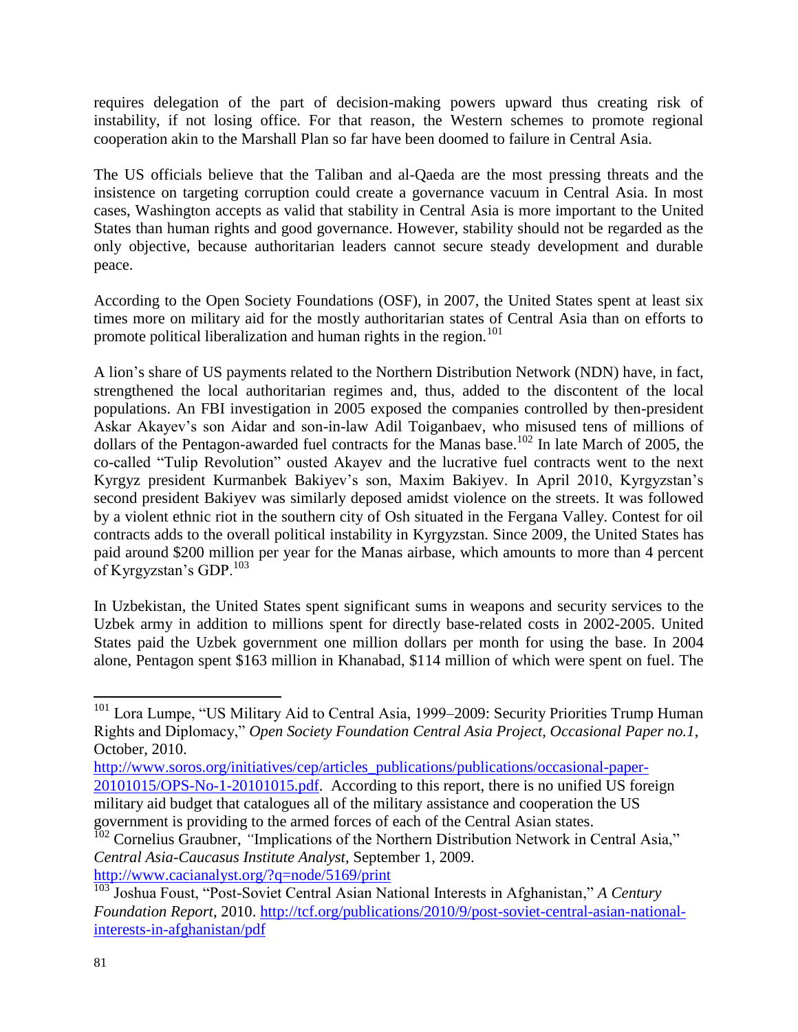requires delegation of the part of decision-making powers upward thus creating risk of instability, if not losing office. For that reason, the Western schemes to promote regional cooperation akin to the Marshall Plan so far have been doomed to failure in Central Asia.

The US officials believe that the Taliban and al-Qaeda are the most pressing threats and the insistence on targeting corruption could create a governance vacuum in Central Asia. In most cases, Washington accepts as valid that stability in Central Asia is more important to the United States than human rights and good governance. However, stability should not be regarded as the only objective, because authoritarian leaders cannot secure steady development and durable peace.

According to the Open Society Foundations (OSF), in 2007, the United States spent at least six times more on military aid for the mostly authoritarian states of Central Asia than on efforts to promote political liberalization and human rights in the region.[101]

A lion's share of US payments related to the Northern Distribution Network (NDN) have, in fact, strengthened the local authoritarian regimes and, thus, added to the discontent of the local populations. An FBI investigation in 2005 exposed the companies controlled by then-president Askar Akayev's son Aidar and son-in-law Adil Toiganbaev, who misused tens of millions of dollars of the Pentagon-awarded fuel contracts for the Manas base.[102] In late March of 2005, the co-called "Tulip Revolution" ousted Akayev and the lucrative fuel contracts went to the next Kyrgyz president Kurmanbek Bakiyev's son, Maxim Bakiyev. In April 2010, Kyrgyzstan's second president Bakiyev was similarly deposed amidst violence on the streets. It was followed by a violent ethnic riot in the southern city of Osh situated in the Fergana Valley. Contest for oil contracts adds to the overall political instability in Kyrgyzstan. Since 2009, the United States has paid around $200 million per year for the Manas airbase, which amounts to more than 4 percent of Kyrgyzstan's GDP.[103]

In Uzbekistan, the United States spent significant sums in weapons and security services to the Uzbek army in addition to millions spent for directly base-related costs in 2002-2005. United States paid the Uzbek government one million dollars per month for using the base. In 2004 alone, Pentagon spent $163 million in Khanabad, $114 million of which were spent on fuel. The

---

[101] Lora Lumpe, "US Military Aid to Central Asia, 1999–2009: Security Priorities Trump Human Rights and Diplomacy," *Open Society Foundation Central Asia Project, Occasional Paper no.1*, October, 2010. http://www.soros.org/initiatives/cep/articles_publications/publications/occasional-paper-20101015/OPS-No-1-20101015.pdf. According to this report, there is no unified US foreign military aid budget that catalogues all of the military assistance and cooperation the US government is providing to the armed forces of each of the Central Asian states.

[102] Cornelius Graubner, "Implications of the Northern Distribution Network in Central Asia," *Central Asia-Caucasus Institute Analyst*, September 1, 2009. http://www.cacianalyst.org/?q=node/5169/print

[103] Joshua Foust, "Post-Soviet Central Asian National Interests in Afghanistan," *A Century Foundation Report*, 2010. http://tcf.org/publications/2010/9/post-soviet-central-asian-national-interests-in-afghanistan/pdf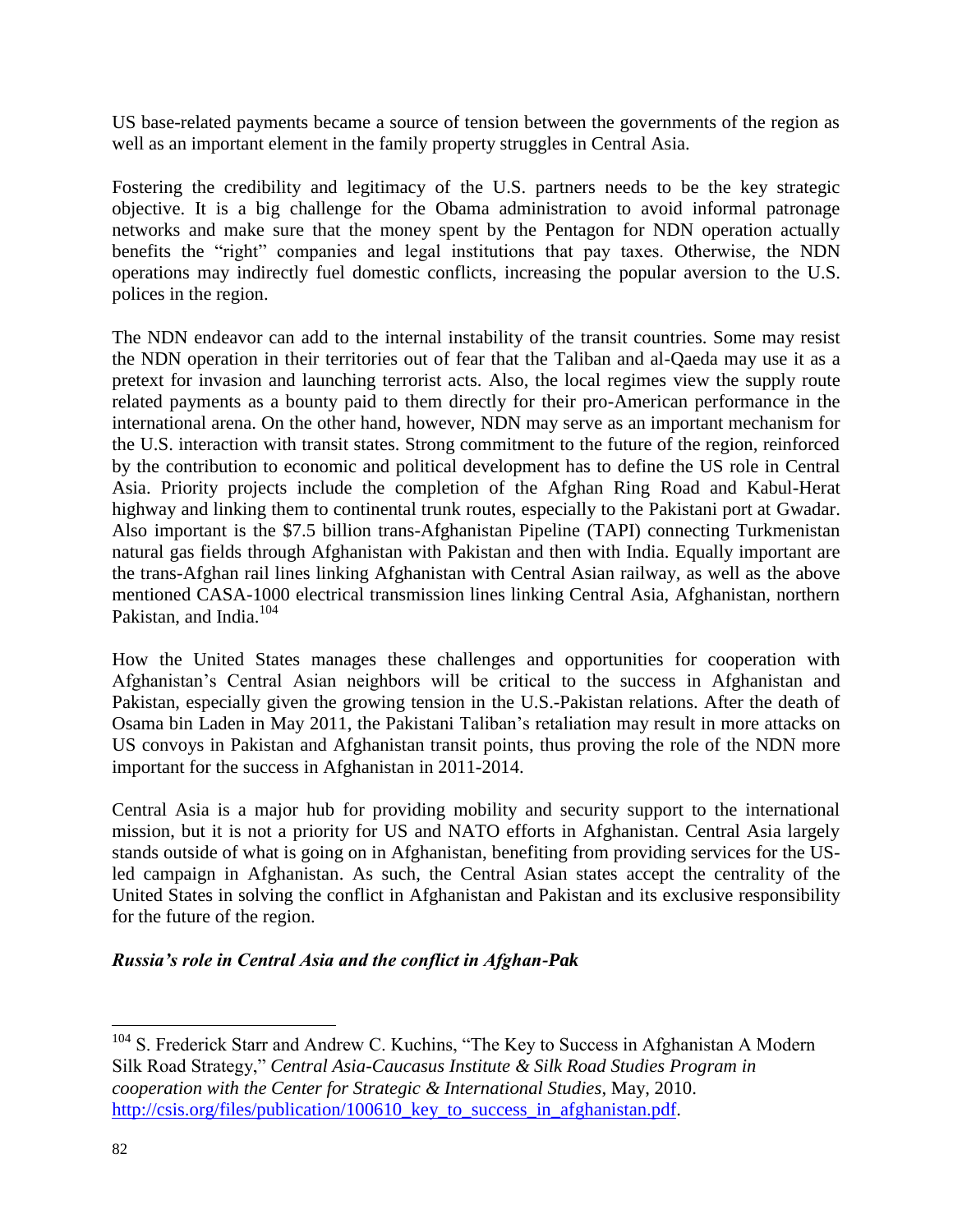US base-related payments became a source of tension between the governments of the region as well as an important element in the family property struggles in Central Asia.

Fostering the credibility and legitimacy of the U.S. partners needs to be the key strategic objective. It is a big challenge for the Obama administration to avoid informal patronage networks and make sure that the money spent by the Pentagon for NDN operation actually benefits the "right" companies and legal institutions that pay taxes. Otherwise, the NDN operations may indirectly fuel domestic conflicts, increasing the popular aversion to the U.S. polices in the region.

The NDN endeavor can add to the internal instability of the transit countries. Some may resist the NDN operation in their territories out of fear that the Taliban and al-Qaeda may use it as a pretext for invasion and launching terrorist acts. Also, the local regimes view the supply route related payments as a bounty paid to them directly for their pro-American performance in the international arena. On the other hand, however, NDN may serve as an important mechanism for the U.S. interaction with transit states. Strong commitment to the future of the region, reinforced by the contribution to economic and political development has to define the US role in Central Asia. Priority projects include the completion of the Afghan Ring Road and Kabul-Herat highway and linking them to continental trunk routes, especially to the Pakistani port at Gwadar. Also important is the $7.5 billion trans-Afghanistan Pipeline (TAPI) connecting Turkmenistan natural gas fields through Afghanistan with Pakistan and then with India. Equally important are the trans-Afghan rail lines linking Afghanistan with Central Asian railway, as well as the above mentioned CASA-1000 electrical transmission lines linking Central Asia, Afghanistan, northern Pakistan, and India.[104]

How the United States manages these challenges and opportunities for cooperation with Afghanistan's Central Asian neighbors will be critical to the success in Afghanistan and Pakistan, especially given the growing tension in the U.S.-Pakistan relations. After the death of Osama bin Laden in May 2011, the Pakistani Taliban's retaliation may result in more attacks on US convoys in Pakistan and Afghanistan transit points, thus proving the role of the NDN more important for the success in Afghanistan in 2011-2014.

Central Asia is a major hub for providing mobility and security support to the international mission, but it is not a priority for US and NATO efforts in Afghanistan. Central Asia largely stands outside of what is going on in Afghanistan, benefiting from providing services for the US-led campaign in Afghanistan. As such, the Central Asian states accept the centrality of the United States in solving the conflict in Afghanistan and Pakistan and its exclusive responsibility for the future of the region.

***Russia's role in Central Asia and the conflict in Afghan-Pak***

[104] S. Frederick Starr and Andrew C. Kuchins, "The Key to Success in Afghanistan A Modern Silk Road Strategy," *Central Asia-Caucasus Institute & Silk Road Studies Program in cooperation with the Center for Strategic & International Studies*, May, 2010. http://csis.org/files/publication/100610_key_to_success_in_afghanistan.pdf.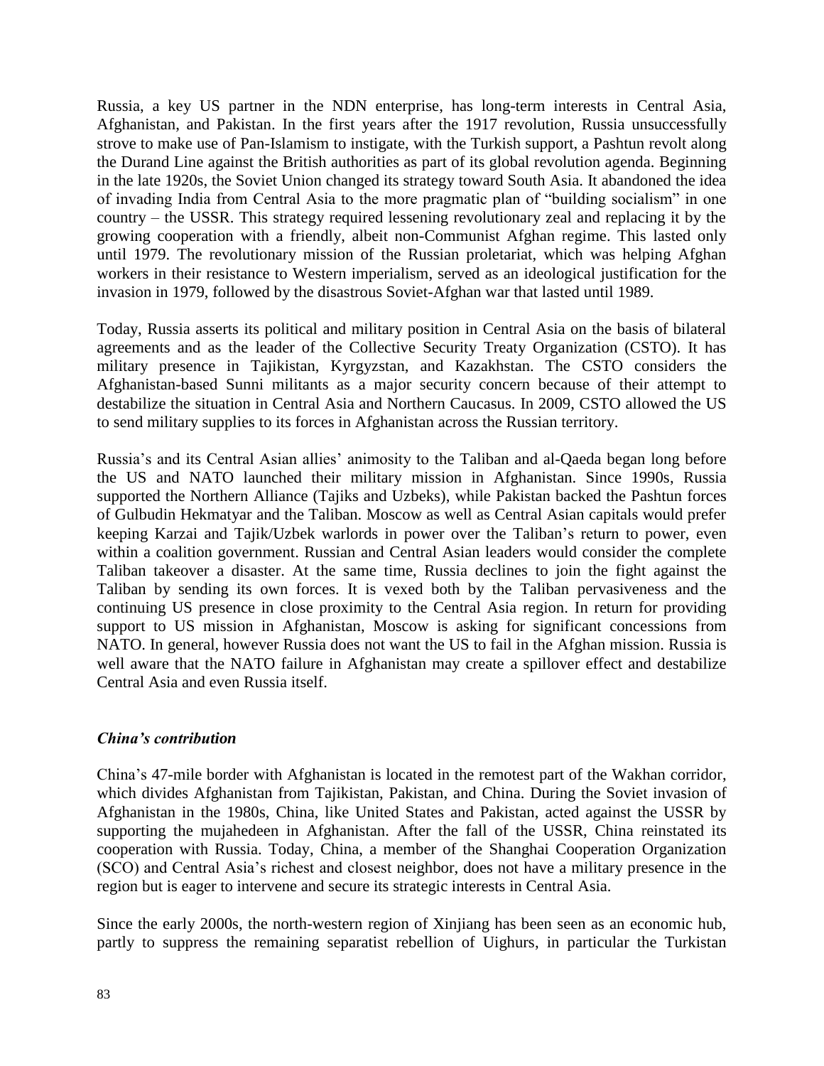Russia, a key US partner in the NDN enterprise, has long-term interests in Central Asia, Afghanistan, and Pakistan. In the first years after the 1917 revolution, Russia unsuccessfully strove to make use of Pan-Islamism to instigate, with the Turkish support, a Pashtun revolt along the Durand Line against the British authorities as part of its global revolution agenda. Beginning in the late 1920s, the Soviet Union changed its strategy toward South Asia. It abandoned the idea of invading India from Central Asia to the more pragmatic plan of "building socialism" in one country – the USSR. This strategy required lessening revolutionary zeal and replacing it by the growing cooperation with a friendly, albeit non-Communist Afghan regime. This lasted only until 1979. The revolutionary mission of the Russian proletariat, which was helping Afghan workers in their resistance to Western imperialism, served as an ideological justification for the invasion in 1979, followed by the disastrous Soviet-Afghan war that lasted until 1989.

Today, Russia asserts its political and military position in Central Asia on the basis of bilateral agreements and as the leader of the Collective Security Treaty Organization (CSTO). It has military presence in Tajikistan, Kyrgyzstan, and Kazakhstan. The CSTO considers the Afghanistan-based Sunni militants as a major security concern because of their attempt to destabilize the situation in Central Asia and Northern Caucasus. In 2009, CSTO allowed the US to send military supplies to its forces in Afghanistan across the Russian territory.

Russia's and its Central Asian allies' animosity to the Taliban and al-Qaeda began long before the US and NATO launched their military mission in Afghanistan. Since 1990s, Russia supported the Northern Alliance (Tajiks and Uzbeks), while Pakistan backed the Pashtun forces of Gulbudin Hekmatyar and the Taliban. Moscow as well as Central Asian capitals would prefer keeping Karzai and Tajik/Uzbek warlords in power over the Taliban's return to power, even within a coalition government. Russian and Central Asian leaders would consider the complete Taliban takeover a disaster. At the same time, Russia declines to join the fight against the Taliban by sending its own forces. It is vexed both by the Taliban pervasiveness and the continuing US presence in close proximity to the Central Asia region. In return for providing support to US mission in Afghanistan, Moscow is asking for significant concessions from NATO. In general, however Russia does not want the US to fail in the Afghan mission. Russia is well aware that the NATO failure in Afghanistan may create a spillover effect and destabilize Central Asia and even Russia itself.

### *China's contribution*

China's 47-mile border with Afghanistan is located in the remotest part of the Wakhan corridor, which divides Afghanistan from Tajikistan, Pakistan, and China. During the Soviet invasion of Afghanistan in the 1980s, China, like United States and Pakistan, acted against the USSR by supporting the mujahedeen in Afghanistan. After the fall of the USSR, China reinstated its cooperation with Russia. Today, China, a member of the Shanghai Cooperation Organization (SCO) and Central Asia's richest and closest neighbor, does not have a military presence in the region but is eager to intervene and secure its strategic interests in Central Asia.

Since the early 2000s, the north-western region of Xinjiang has been seen as an economic hub, partly to suppress the remaining separatist rebellion of Uighurs, in particular the Turkistan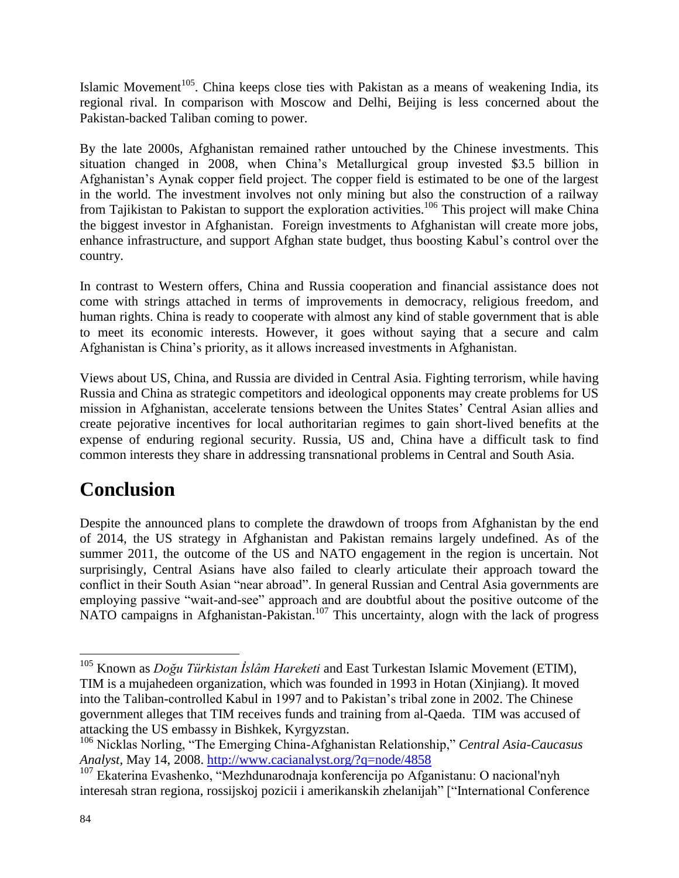Islamic Movement[105]. China keeps close ties with Pakistan as a means of weakening India, its regional rival. In comparison with Moscow and Delhi, Beijing is less concerned about the Pakistan-backed Taliban coming to power.

By the late 2000s, Afghanistan remained rather untouched by the Chinese investments. This situation changed in 2008, when China's Metallurgical group invested \$3.5 billion in Afghanistan's Aynak copper field project. The copper field is estimated to be one of the largest in the world. The investment involves not only mining but also the construction of a railway from Tajikistan to Pakistan to support the exploration activities.[106] This project will make China the biggest investor in Afghanistan. Foreign investments to Afghanistan will create more jobs, enhance infrastructure, and support Afghan state budget, thus boosting Kabul's control over the country.

In contrast to Western offers, China and Russia cooperation and financial assistance does not come with strings attached in terms of improvements in democracy, religious freedom, and human rights. China is ready to cooperate with almost any kind of stable government that is able to meet its economic interests. However, it goes without saying that a secure and calm Afghanistan is China's priority, as it allows increased investments in Afghanistan.

Views about US, China, and Russia are divided in Central Asia. Fighting terrorism, while having Russia and China as strategic competitors and ideological opponents may create problems for US mission in Afghanistan, accelerate tensions between the Unites States' Central Asian allies and create pejorative incentives for local authoritarian regimes to gain short-lived benefits at the expense of enduring regional security. Russia, US and, China have a difficult task to find common interests they share in addressing transnational problems in Central and South Asia.

# Conclusion

Despite the announced plans to complete the drawdown of troops from Afghanistan by the end of 2014, the US strategy in Afghanistan and Pakistan remains largely undefined. As of the summer 2011, the outcome of the US and NATO engagement in the region is uncertain. Not surprisingly, Central Asians have also failed to clearly articulate their approach toward the conflict in their South Asian "near abroad". In general Russian and Central Asia governments are employing passive "wait-and-see" approach and are doubtful about the positive outcome of the NATO campaigns in Afghanistan-Pakistan.[107] This uncertainty, alogn with the lack of progress

---

[105] Known as *Doğu Türkistan İslâm Hareketi* and East Turkestan Islamic Movement (ETIM), TIM is a mujahedeen organization, which was founded in 1993 in Hotan (Xinjiang). It moved into the Taliban-controlled Kabul in 1997 and to Pakistan's tribal zone in 2002. The Chinese government alleges that TIM receives funds and training from al-Qaeda. TIM was accused of attacking the US embassy in Bishkek, Kyrgyzstan.

[106] Nicklas Norling, "The Emerging China-Afghanistan Relationship," *Central Asia-Caucasus Analyst*, May 14, 2008. http://www.cacianalyst.org/?q=node/4858

[107] Ekaterina Evashenko, "Mezhdunarodnaja konferencija po Afganistanu: O nacional'nyh interesah stran regiona, rossijskoj pozicii i amerikanskih zhelanijah" ["International Conference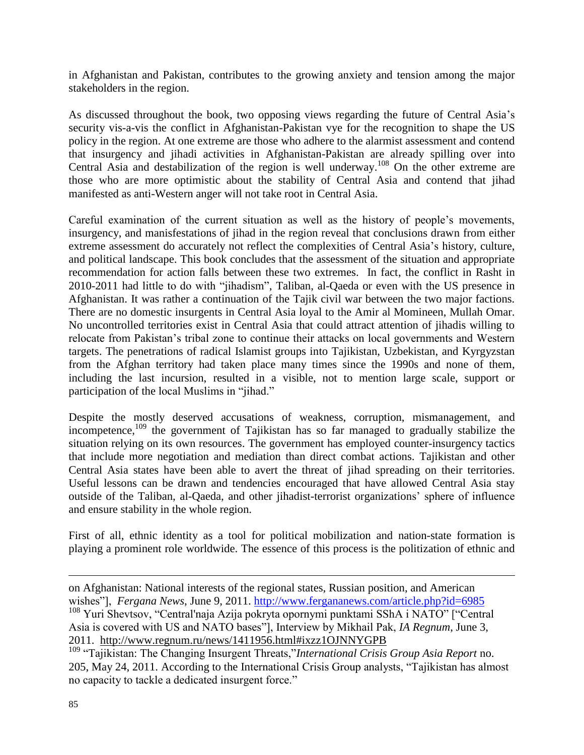in Afghanistan and Pakistan, contributes to the growing anxiety and tension among the major stakeholders in the region.

As discussed throughout the book, two opposing views regarding the future of Central Asia's security vis-a-vis the conflict in Afghanistan-Pakistan vye for the recognition to shape the US policy in the region. At one extreme are those who adhere to the alarmist assessment and contend that insurgency and jihadi activities in Afghanistan-Pakistan are already spilling over into Central Asia and destabilization of the region is well underway.[108] On the other extreme are those who are more optimistic about the stability of Central Asia and contend that jihad manifested as anti-Western anger will not take root in Central Asia.

Careful examination of the current situation as well as the history of people's movements, insurgency, and manisfestations of jihad in the region reveal that conclusions drawn from either extreme assessment do accurately not reflect the complexities of Central Asia's history, culture, and political landscape. This book concludes that the assessment of the situation and appropriate recommendation for action falls between these two extremes. In fact, the conflict in Rasht in 2010-2011 had little to do with "jihadism", Taliban, al-Qaeda or even with the US presence in Afghanistan. It was rather a continuation of the Tajik civil war between the two major factions. There are no domestic insurgents in Central Asia loyal to the Amir al Momineen, Mullah Omar. No uncontrolled territories exist in Central Asia that could attract attention of jihadis willing to relocate from Pakistan's tribal zone to continue their attacks on local governments and Western targets. The penetrations of radical Islamist groups into Tajikistan, Uzbekistan, and Kyrgyzstan from the Afghan territory had taken place many times since the 1990s and none of them, including the last incursion, resulted in a visible, not to mention large scale, support or participation of the local Muslims in "jihad."

Despite the mostly deserved accusations of weakness, corruption, mismanagement, and incompetence,[109] the government of Tajikistan has so far managed to gradually stabilize the situation relying on its own resources. The government has employed counter-insurgency tactics that include more negotiation and mediation than direct combat actions. Tajikistan and other Central Asia states have been able to avert the threat of jihad spreading on their territories. Useful lessons can be drawn and tendencies encouraged that have allowed Central Asia stay outside of the Taliban, al-Qaeda, and other jihadist-terrorist organizations' sphere of influence and ensure stability in the whole region.

First of all, ethnic identity as a tool for political mobilization and nation-state formation is playing a prominent role worldwide. The essence of this process is the politization of ethnic and

---

on Afghanistan: National interests of the regional states, Russian position, and American wishes"], *Fergana News*, June 9, 2011. http://www.fergananews.com/article.php?id=6985

[108] Yuri Shevtsov, "Central'naja Azija pokryta opornymi punktami SShA i NATO" ["Central Asia is covered with US and NATO bases"], Interview by Mikhail Pak, *IA Regnum*, June 3, 2011. http://www.regnum.ru/news/1411956.html#ixzz1OJNNYGPB

[109] "Tajikistan: The Changing Insurgent Threats," *International Crisis Group Asia Report* no. 205, May 24, 2011. According to the International Crisis Group analysts, "Tajikistan has almost no capacity to tackle a dedicated insurgent force."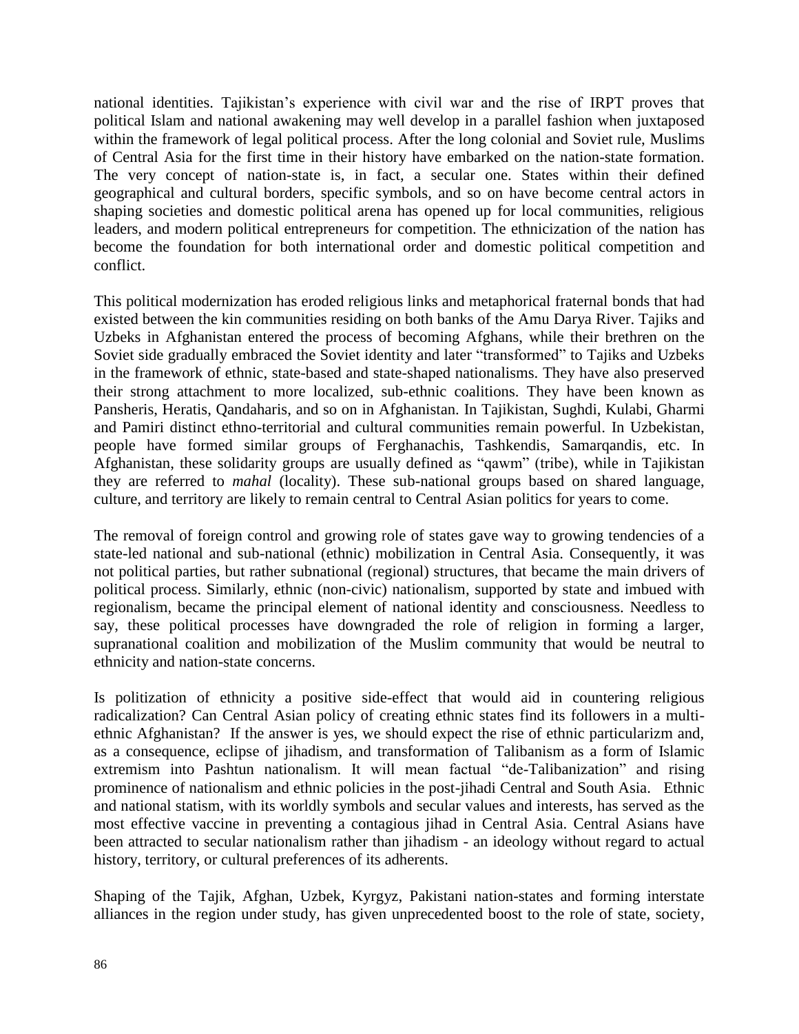national identities. Tajikistan's experience with civil war and the rise of IRPT proves that political Islam and national awakening may well develop in a parallel fashion when juxtaposed within the framework of legal political process. After the long colonial and Soviet rule, Muslims of Central Asia for the first time in their history have embarked on the nation-state formation. The very concept of nation-state is, in fact, a secular one. States within their defined geographical and cultural borders, specific symbols, and so on have become central actors in shaping societies and domestic political arena has opened up for local communities, religious leaders, and modern political entrepreneurs for competition. The ethnicization of the nation has become the foundation for both international order and domestic political competition and conflict.

This political modernization has eroded religious links and metaphorical fraternal bonds that had existed between the kin communities residing on both banks of the Amu Darya River. Tajiks and Uzbeks in Afghanistan entered the process of becoming Afghans, while their brethren on the Soviet side gradually embraced the Soviet identity and later "transformed" to Tajiks and Uzbeks in the framework of ethnic, state-based and state-shaped nationalisms. They have also preserved their strong attachment to more localized, sub-ethnic coalitions. They have been known as Pansheris, Heratis, Qandaharis, and so on in Afghanistan. In Tajikistan, Sughdi, Kulabi, Gharmi and Pamiri distinct ethno-territorial and cultural communities remain powerful. In Uzbekistan, people have formed similar groups of Ferghanachis, Tashkendis, Samarqandis, etc. In Afghanistan, these solidarity groups are usually defined as "qawm" (tribe), while in Tajikistan they are referred to *mahal* (locality). These sub-national groups based on shared language, culture, and territory are likely to remain central to Central Asian politics for years to come.

The removal of foreign control and growing role of states gave way to growing tendencies of a state-led national and sub-national (ethnic) mobilization in Central Asia. Consequently, it was not political parties, but rather subnational (regional) structures, that became the main drivers of political process. Similarly, ethnic (non-civic) nationalism, supported by state and imbued with regionalism, became the principal element of national identity and consciousness. Needless to say, these political processes have downgraded the role of religion in forming a larger, supranational coalition and mobilization of the Muslim community that would be neutral to ethnicity and nation-state concerns.

Is politization of ethnicity a positive side-effect that would aid in countering religious radicalization? Can Central Asian policy of creating ethnic states find its followers in a multi-ethnic Afghanistan? If the answer is yes, we should expect the rise of ethnic particularizm and, as a consequence, eclipse of jihadism, and transformation of Talibanism as a form of Islamic extremism into Pashtun nationalism. It will mean factual "de-Talibanization" and rising prominence of nationalism and ethnic policies in the post-jihadi Central and South Asia. Ethnic and national statism, with its worldly symbols and secular values and interests, has served as the most effective vaccine in preventing a contagious jihad in Central Asia. Central Asians have been attracted to secular nationalism rather than jihadism - an ideology without regard to actual history, territory, or cultural preferences of its adherents.

Shaping of the Tajik, Afghan, Uzbek, Kyrgyz, Pakistani nation-states and forming interstate alliances in the region under study, has given unprecedented boost to the role of state, society,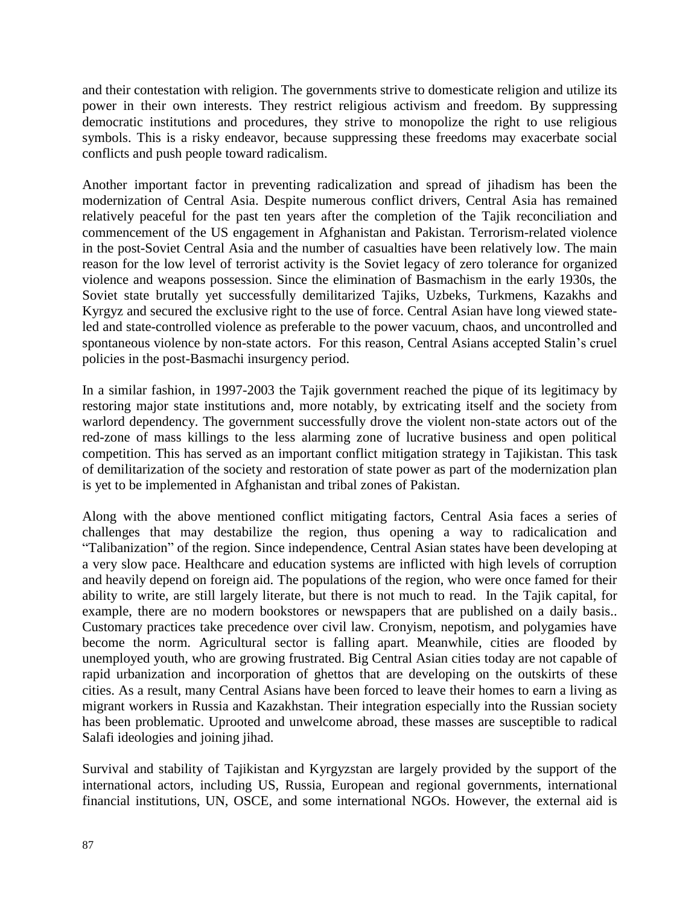and their contestation with religion. The governments strive to domesticate religion and utilize its power in their own interests. They restrict religious activism and freedom. By suppressing democratic institutions and procedures, they strive to monopolize the right to use religious symbols. This is a risky endeavor, because suppressing these freedoms may exacerbate social conflicts and push people toward radicalism.

Another important factor in preventing radicalization and spread of jihadism has been the modernization of Central Asia. Despite numerous conflict drivers, Central Asia has remained relatively peaceful for the past ten years after the completion of the Tajik reconciliation and commencement of the US engagement in Afghanistan and Pakistan. Terrorism-related violence in the post-Soviet Central Asia and the number of casualties have been relatively low. The main reason for the low level of terrorist activity is the Soviet legacy of zero tolerance for organized violence and weapons possession. Since the elimination of Basmachism in the early 1930s, the Soviet state brutally yet successfully demilitarized Tajiks, Uzbeks, Turkmens, Kazakhs and Kyrgyz and secured the exclusive right to the use of force. Central Asian have long viewed state-led and state-controlled violence as preferable to the power vacuum, chaos, and uncontrolled and spontaneous violence by non-state actors. For this reason, Central Asians accepted Stalin's cruel policies in the post-Basmachi insurgency period.

In a similar fashion, in 1997-2003 the Tajik government reached the pique of its legitimacy by restoring major state institutions and, more notably, by extricating itself and the society from warlord dependency. The government successfully drove the violent non-state actors out of the red-zone of mass killings to the less alarming zone of lucrative business and open political competition. This has served as an important conflict mitigation strategy in Tajikistan. This task of demilitarization of the society and restoration of state power as part of the modernization plan is yet to be implemented in Afghanistan and tribal zones of Pakistan.

Along with the above mentioned conflict mitigating factors, Central Asia faces a series of challenges that may destabilize the region, thus opening a way to radicalication and "Talibanization" of the region. Since independence, Central Asian states have been developing at a very slow pace. Healthcare and education systems are inflicted with high levels of corruption and heavily depend on foreign aid. The populations of the region, who were once famed for their ability to write, are still largely literate, but there is not much to read. In the Tajik capital, for example, there are no modern bookstores or newspapers that are published on a daily basis.. Customary practices take precedence over civil law. Cronyism, nepotism, and polygamies have become the norm. Agricultural sector is falling apart. Meanwhile, cities are flooded by unemployed youth, who are growing frustrated. Big Central Asian cities today are not capable of rapid urbanization and incorporation of ghettos that are developing on the outskirts of these cities. As a result, many Central Asians have been forced to leave their homes to earn a living as migrant workers in Russia and Kazakhstan. Their integration especially into the Russian society has been problematic. Uprooted and unwelcome abroad, these masses are susceptible to radical Salafi ideologies and joining jihad.

Survival and stability of Tajikistan and Kyrgyzstan are largely provided by the support of the international actors, including US, Russia, European and regional governments, international financial institutions, UN, OSCE, and some international NGOs. However, the external aid is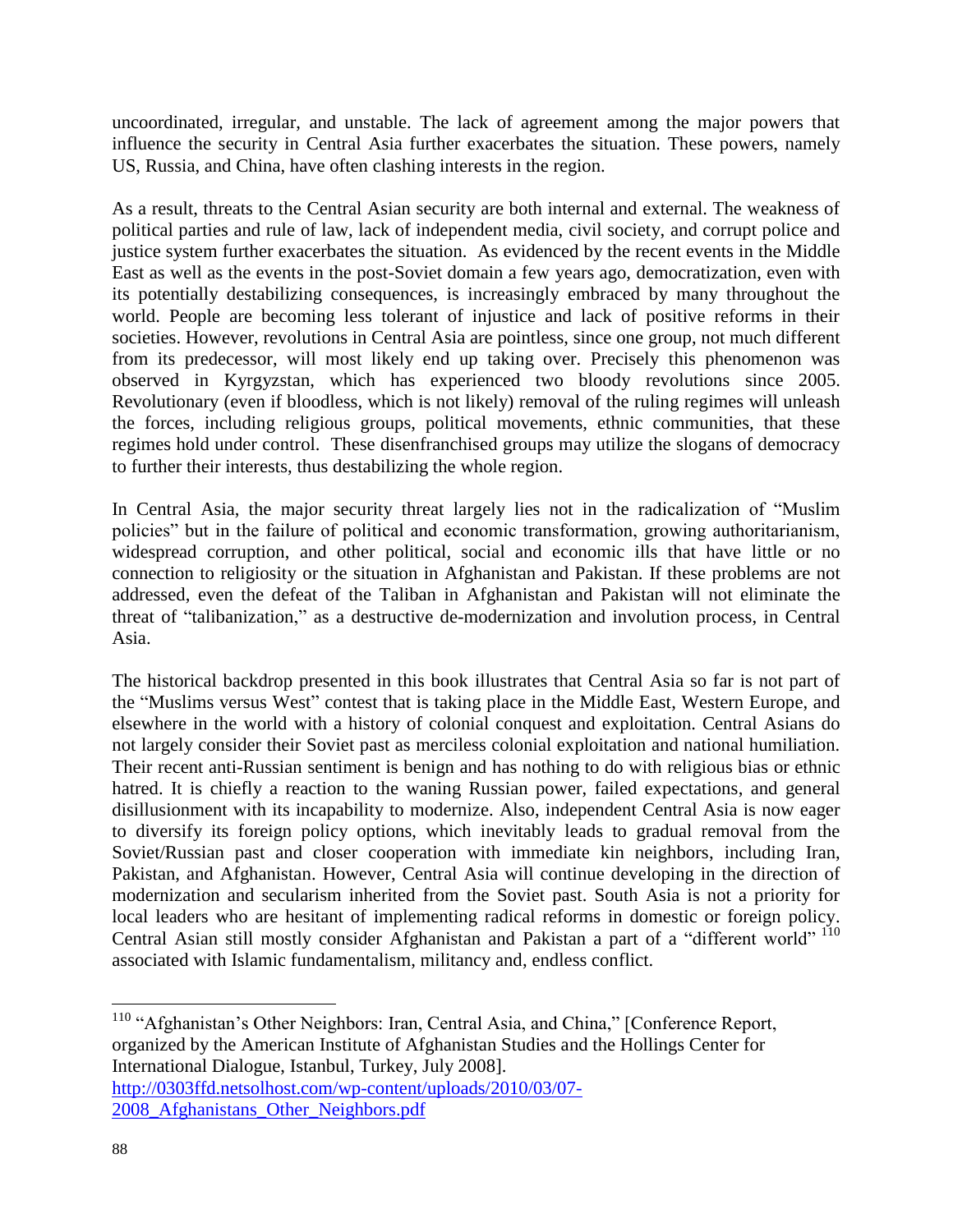uncoordinated, irregular, and unstable. The lack of agreement among the major powers that influence the security in Central Asia further exacerbates the situation. These powers, namely US, Russia, and China, have often clashing interests in the region.

As a result, threats to the Central Asian security are both internal and external. The weakness of political parties and rule of law, lack of independent media, civil society, and corrupt police and justice system further exacerbates the situation. As evidenced by the recent events in the Middle East as well as the events in the post-Soviet domain a few years ago, democratization, even with its potentially destabilizing consequences, is increasingly embraced by many throughout the world. People are becoming less tolerant of injustice and lack of positive reforms in their societies. However, revolutions in Central Asia are pointless, since one group, not much different from its predecessor, will most likely end up taking over. Precisely this phenomenon was observed in Kyrgyzstan, which has experienced two bloody revolutions since 2005. Revolutionary (even if bloodless, which is not likely) removal of the ruling regimes will unleash the forces, including religious groups, political movements, ethnic communities, that these regimes hold under control. These disenfranchised groups may utilize the slogans of democracy to further their interests, thus destabilizing the whole region.

In Central Asia, the major security threat largely lies not in the radicalization of "Muslim policies" but in the failure of political and economic transformation, growing authoritarianism, widespread corruption, and other political, social and economic ills that have little or no connection to religiosity or the situation in Afghanistan and Pakistan. If these problems are not addressed, even the defeat of the Taliban in Afghanistan and Pakistan will not eliminate the threat of "talibanization," as a destructive de-modernization and involution process, in Central Asia.

The historical backdrop presented in this book illustrates that Central Asia so far is not part of the "Muslims versus West" contest that is taking place in the Middle East, Western Europe, and elsewhere in the world with a history of colonial conquest and exploitation. Central Asians do not largely consider their Soviet past as merciless colonial exploitation and national humiliation. Their recent anti-Russian sentiment is benign and has nothing to do with religious bias or ethnic hatred. It is chiefly a reaction to the waning Russian power, failed expectations, and general disillusionment with its incapability to modernize. Also, independent Central Asia is now eager to diversify its foreign policy options, which inevitably leads to gradual removal from the Soviet/Russian past and closer cooperation with immediate kin neighbors, including Iran, Pakistan, and Afghanistan. However, Central Asia will continue developing in the direction of modernization and secularism inherited from the Soviet past. South Asia is not a priority for local leaders who are hesitant of implementing radical reforms in domestic or foreign policy. Central Asian still mostly consider Afghanistan and Pakistan a part of a "different world" [110] associated with Islamic fundamentalism, militancy and, endless conflict.

---

[110] "Afghanistan's Other Neighbors: Iran, Central Asia, and China," [Conference Report, organized by the American Institute of Afghanistan Studies and the Hollings Center for International Dialogue, Istanbul, Turkey, July 2008]. http://0303ffd.netsolhost.com/wp-content/uploads/2010/03/07-2008_Afghanistans_Other_Neighbors.pdf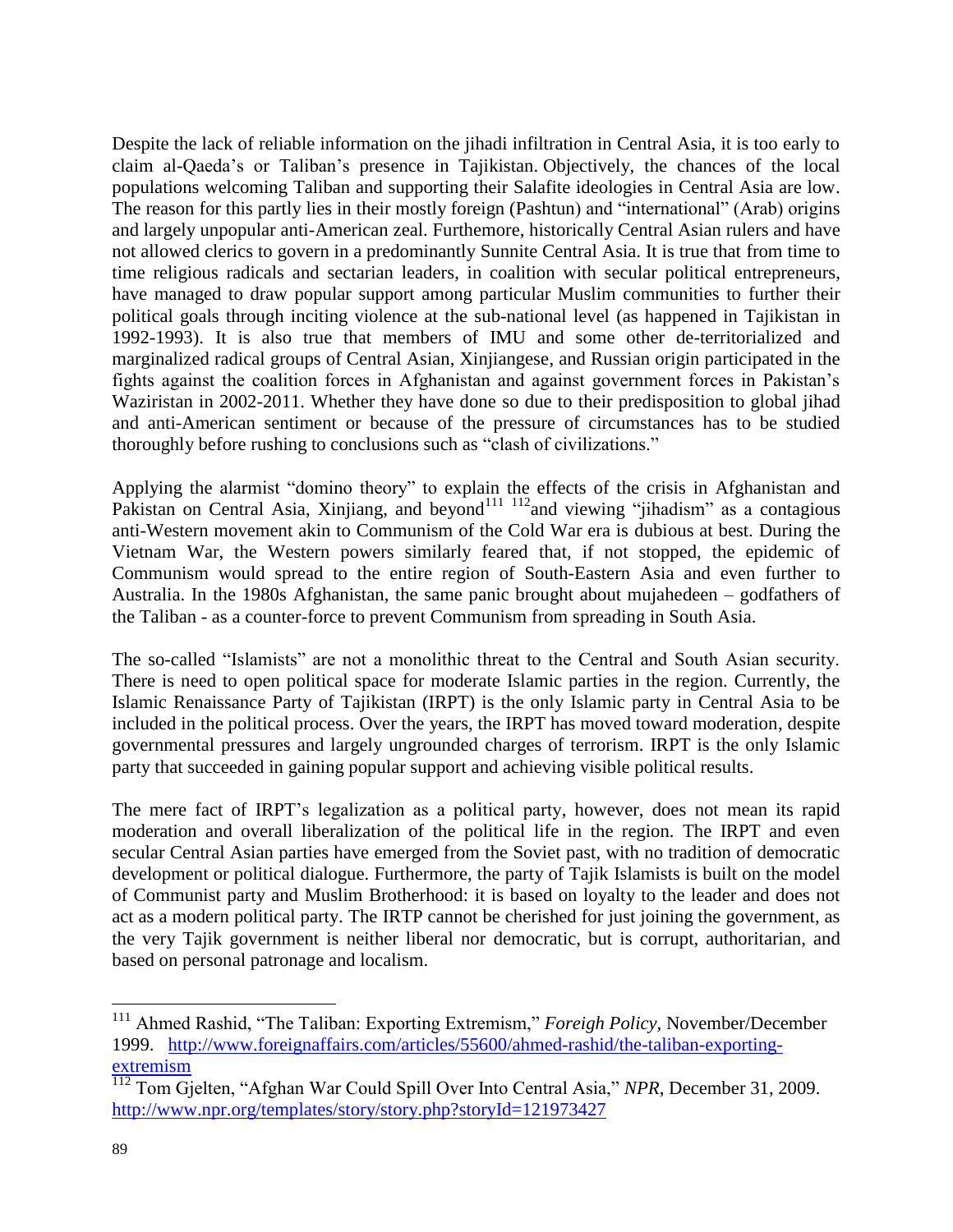Despite the lack of reliable information on the jihadi infiltration in Central Asia, it is too early to claim al-Qaeda's or Taliban's presence in Tajikistan. Objectively, the chances of the local populations welcoming Taliban and supporting their Salafite ideologies in Central Asia are low. The reason for this partly lies in their mostly foreign (Pashtun) and "international" (Arab) origins and largely unpopular anti-American zeal. Furthermore, historically Central Asian rulers and have not allowed clerics to govern in a predominantly Sunnite Central Asia. It is true that from time to time religious radicals and sectarian leaders, in coalition with secular political entrepreneurs, have managed to draw popular support among particular Muslim communities to further their political goals through inciting violence at the sub-national level (as happened in Tajikistan in 1992-1993). It is also true that members of IMU and some other de-territorialized and marginalized radical groups of Central Asian, Xinjiangese, and Russian origin participated in the fights against the coalition forces in Afghanistan and against government forces in Pakistan's Waziristan in 2002-2011. Whether they have done so due to their predisposition to global jihad and anti-American sentiment or because of the pressure of circumstances has to be studied thoroughly before rushing to conclusions such as "clash of civilizations."

Applying the alarmist "domino theory" to explain the effects of the crisis in Afghanistan and Pakistan on Central Asia, Xinjiang, and beyond[111] [112]and viewing "jihadism" as a contagious anti-Western movement akin to Communism of the Cold War era is dubious at best. During the Vietnam War, the Western powers similarly feared that, if not stopped, the epidemic of Communism would spread to the entire region of South-Eastern Asia and even further to Australia. In the 1980s Afghanistan, the same panic brought about mujahedeen – godfathers of the Taliban - as a counter-force to prevent Communism from spreading in South Asia.

The so-called "Islamists" are not a monolithic threat to the Central and South Asian security. There is need to open political space for moderate Islamic parties in the region. Currently, the Islamic Renaissance Party of Tajikistan (IRPT) is the only Islamic party in Central Asia to be included in the political process. Over the years, the IRPT has moved toward moderation, despite governmental pressures and largely ungrounded charges of terrorism. IRPT is the only Islamic party that succeeded in gaining popular support and achieving visible political results.

The mere fact of IRPT's legalization as a political party, however, does not mean its rapid moderation and overall liberalization of the political life in the region. The IRPT and even secular Central Asian parties have emerged from the Soviet past, with no tradition of democratic development or political dialogue. Furthermore, the party of Tajik Islamists is built on the model of Communist party and Muslim Brotherhood: it is based on loyalty to the leader and does not act as a modern political party. The IRTP cannot be cherished for just joining the government, as the very Tajik government is neither liberal nor democratic, but is corrupt, authoritarian, and based on personal patronage and localism.

---

[111] Ahmed Rashid, "The Taliban: Exporting Extremism," *Foreigh Policy,* November/December 1999. http://www.foreignaffairs.com/articles/55600/ahmed-rashid/the-taliban-exporting-extremism

[112] Tom Gjelten, "Afghan War Could Spill Over Into Central Asia," *NPR,* December 31, 2009. http://www.npr.org/templates/story/story.php?storyId=121973427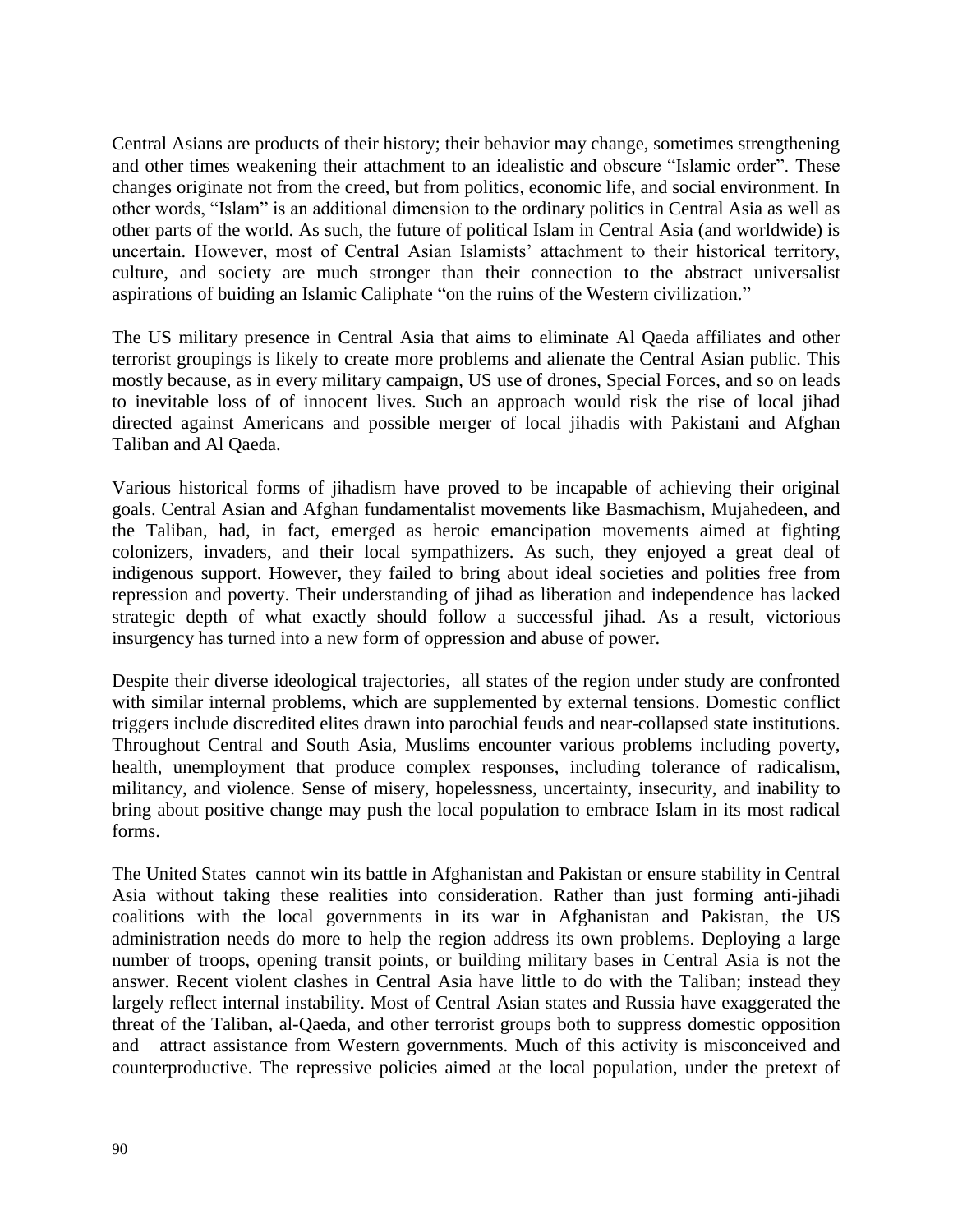Central Asians are products of their history; their behavior may change, sometimes strengthening and other times weakening their attachment to an idealistic and obscure "Islamic order". These changes originate not from the creed, but from politics, economic life, and social environment. In other words, "Islam" is an additional dimension to the ordinary politics in Central Asia as well as other parts of the world. As such, the future of political Islam in Central Asia (and worldwide) is uncertain. However, most of Central Asian Islamists' attachment to their historical territory, culture, and society are much stronger than their connection to the abstract universalist aspirations of buiding an Islamic Caliphate "on the ruins of the Western civilization."

The US military presence in Central Asia that aims to eliminate Al Qaeda affiliates and other terrorist groupings is likely to create more problems and alienate the Central Asian public. This mostly because, as in every military campaign, US use of drones, Special Forces, and so on leads to inevitable loss of of innocent lives. Such an approach would risk the rise of local jihad directed against Americans and possible merger of local jihadis with Pakistani and Afghan Taliban and Al Qaeda.

Various historical forms of jihadism have proved to be incapable of achieving their original goals. Central Asian and Afghan fundamentalist movements like Basmachism, Mujahedeen, and the Taliban, had, in fact, emerged as heroic emancipation movements aimed at fighting colonizers, invaders, and their local sympathizers. As such, they enjoyed a great deal of indigenous support. However, they failed to bring about ideal societies and polities free from repression and poverty. Their understanding of jihad as liberation and independence has lacked strategic depth of what exactly should follow a successful jihad. As a result, victorious insurgency has turned into a new form of oppression and abuse of power.

Despite their diverse ideological trajectories, all states of the region under study are confronted with similar internal problems, which are supplemented by external tensions. Domestic conflict triggers include discredited elites drawn into parochial feuds and near-collapsed state institutions. Throughout Central and South Asia, Muslims encounter various problems including poverty, health, unemployment that produce complex responses, including tolerance of radicalism, militancy, and violence. Sense of misery, hopelessness, uncertainty, insecurity, and inability to bring about positive change may push the local population to embrace Islam in its most radical forms.

The United States cannot win its battle in Afghanistan and Pakistan or ensure stability in Central Asia without taking these realities into consideration. Rather than just forming anti-jihadi coalitions with the local governments in its war in Afghanistan and Pakistan, the US administration needs do more to help the region address its own problems. Deploying a large number of troops, opening transit points, or building military bases in Central Asia is not the answer. Recent violent clashes in Central Asia have little to do with the Taliban; instead they largely reflect internal instability. Most of Central Asian states and Russia have exaggerated the threat of the Taliban, al-Qaeda, and other terrorist groups both to suppress domestic opposition and attract assistance from Western governments. Much of this activity is misconceived and counterproductive. The repressive policies aimed at the local population, under the pretext of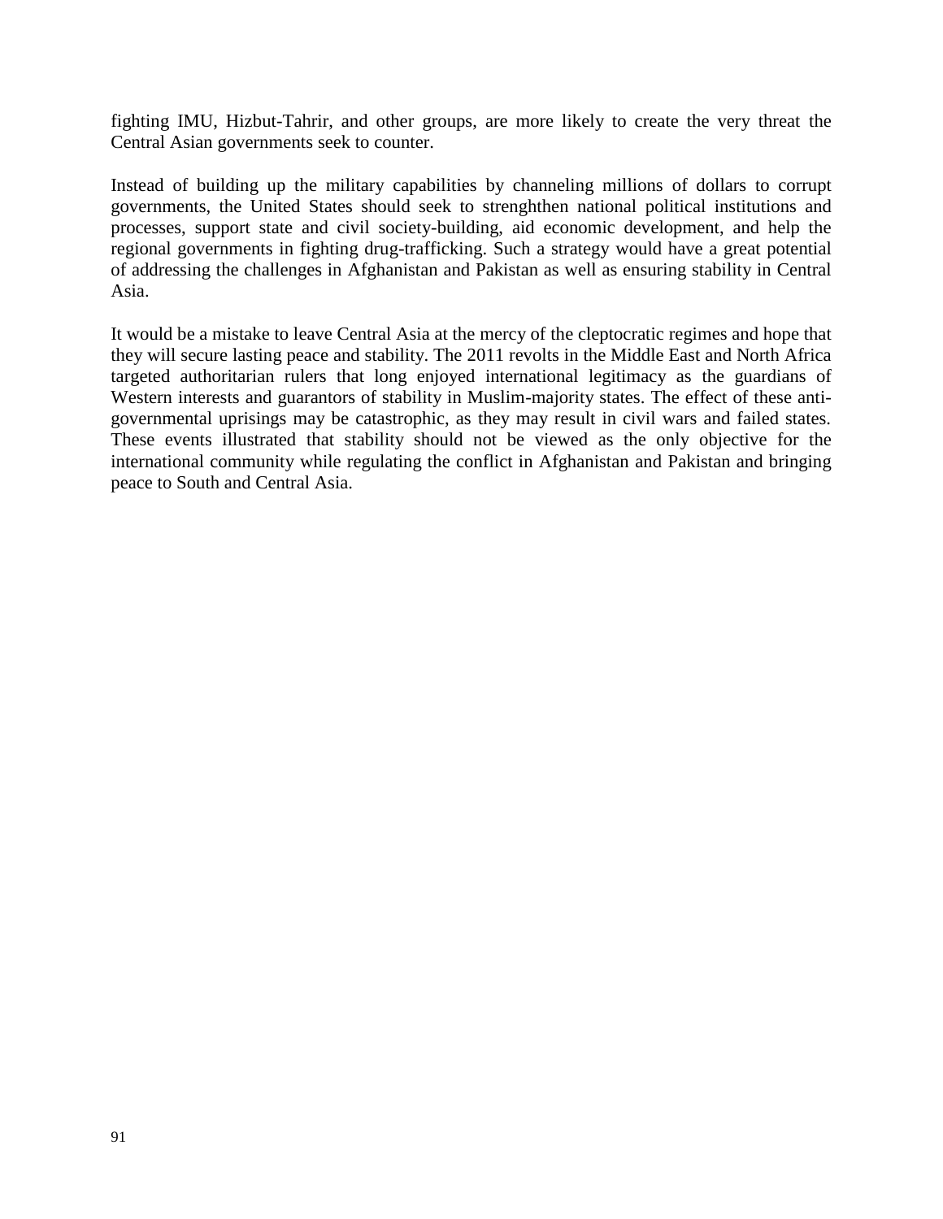fighting IMU, Hizbut-Tahrir, and other groups, are more likely to create the very threat the Central Asian governments seek to counter.

Instead of building up the military capabilities by channeling millions of dollars to corrupt governments, the United States should seek to strenghthen national political institutions and processes, support state and civil society-building, aid economic development, and help the regional governments in fighting drug-trafficking. Such a strategy would have a great potential of addressing the challenges in Afghanistan and Pakistan as well as ensuring stability in Central Asia.

It would be a mistake to leave Central Asia at the mercy of the cleptocratic regimes and hope that they will secure lasting peace and stability. The 2011 revolts in the Middle East and North Africa targeted authoritarian rulers that long enjoyed international legitimacy as the guardians of Western interests and guarantors of stability in Muslim-majority states. The effect of these anti-governmental uprisings may be catastrophic, as they may result in civil wars and failed states. These events illustrated that stability should not be viewed as the only objective for the international community while regulating the conflict in Afghanistan and Pakistan and bringing peace to South and Central Asia.